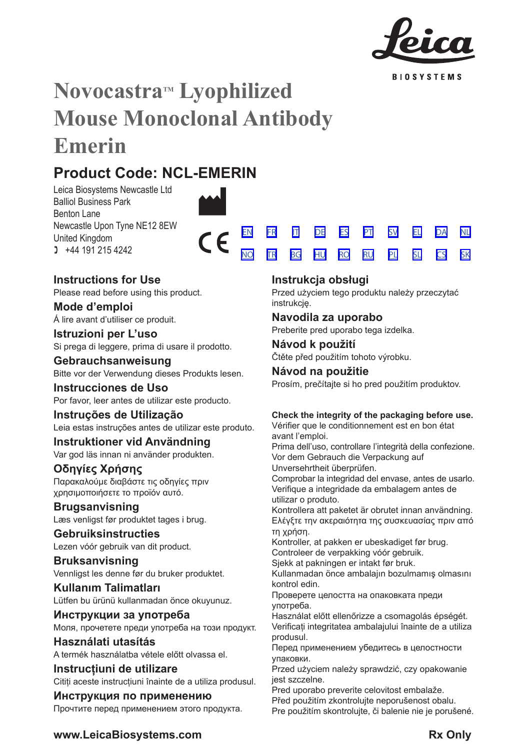# Novocastra™ Lyophilized Mouse Monoclonal Antibody Emerin

## Product Code: NCL-EMERIN

Leica Biosystems Newcastle Ltd
Balliol Business Park
Benton Lane
Newcastle Upon Tyne NE12 8EW
United Kingdom
+44 191 215 4242

EN FR IT DE ES PT SV EL DA NL
NO TR BG HU RO RU PL SL CS SK

### Instructions for Use
Please read before using this product.

### Mode d'emploi
Á lire avant d'utiliser ce produit.

### Istruzioni per L'uso
Si prega di leggere, prima di usare il prodotto.

### Gebrauchsanweisung
Bitte vor der Verwendung dieses Produkts lesen.

### Instrucciones de Uso
Por favor, leer antes de utilizar este producto.

### Instruções de Utilização
Leia estas instruções antes de utilizar este produto.

### Instruktioner vid Användning
Var god läs innan ni använder produkten.

### Οδηγίες Χρήσης
Παρακαλούμε διαβάστε τις οδηγίες πριν χρησιμοποιήσετε το προϊόν αυτό.

### Brugsanvisning
Læs venligst før produktet tages i brug.

### Gebruiksinstructies
Lezen vóór gebruik van dit product.

### Bruksanvisning
Vennligst les denne før du bruker produktet.

### Kullanım Talimatları
Lütfen bu ürünü kullanmadan önce okuyunuz.

### Инструкции за употреба
Моля, прочетете преди употреба на този продукт.

### Használati utasítás
A termék használatba vétele előtt olvassa el.

### Instrucțiuni de utilizare
Citiți aceste instrucțiuni înainte de a utiliza produsul.

### Инструкция по применению
Прочтите перед применением этого продукта.

### Instrukcja obsługi
Przed użyciem tego produktu należy przeczytać instrukcję.

### Navodila za uporabo
Preberite pred uporabo tega izdelka.

### Návod k použití
Čtěte před použitím tohoto výrobku.

### Návod na použitie
Prosím, prečítajte si ho pred použitím produktov.

**Check the integrity of the packaging before use.**
Vérifier que le conditionnement est en bon état avant l'emploi.
Prima dell'uso, controllare l'integrità della confezione.
Vor dem Gebrauch die Verpackung auf Unversehrtheit überprüfen.
Comprobar la integridad del envase, antes de usarlo.
Verifique a integridade da embalagem antes de utilizar o produto.
Kontrollera att paketet är obrutet innan användning.
Ελέγξτε την ακεραιότητα της συσκευασίας πριν από τη χρήση.
Kontroller, at pakken er ubeskadiget før brug.
Controleer de verpakking vóór gebruik.
Sjekk at pakningen er intakt før bruk.
Kullanmadan önce ambalajın bozulmamış olmasını kontrol edin.
Проверете целостта на опаковката преди употреба.
Használat előtt ellenőrizze a csomagolás épségét.
Verificați integritatea ambalajului înainte de a utiliza produsul.
Перед применением убедитесь в целостности упаковки.
Przed użyciem należy sprawdzić, czy opakowanie jest szczelne.
Pred uporabo preverite celovitost embalaže.
Před použitím zkontrolujte neporušenost obalu.
Pre použitím skontrolujte, či balenie nie je porušené.

**www.LeicaBiosystems.com**

**Rx Only**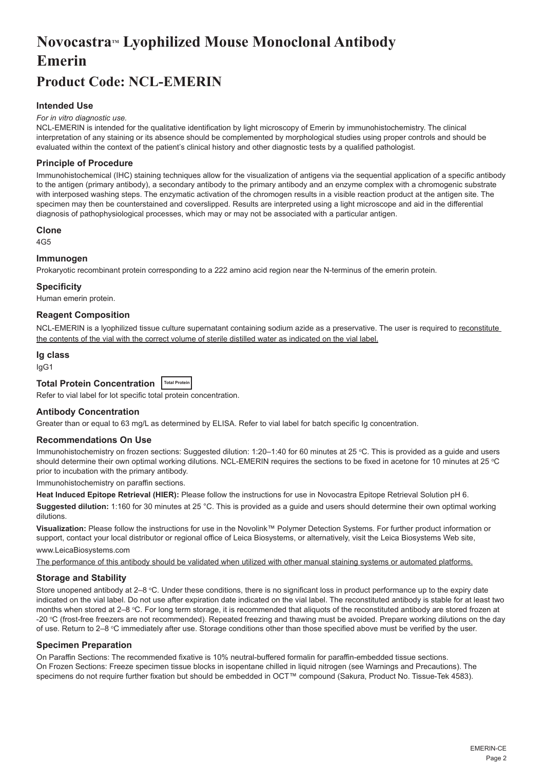# Novocastra™ Lyophilized Mouse Monoclonal Antibody Emerin

# Product Code: NCL-EMERIN

### Intended Use

*For in vitro diagnostic use.*

NCL-EMERIN is intended for the qualitative identification by light microscopy of Emerin by immunohistochemistry. The clinical interpretation of any staining or its absence should be complemented by morphological studies using proper controls and should be evaluated within the context of the patient's clinical history and other diagnostic tests by a qualified pathologist.

### Principle of Procedure

Immunohistochemical (IHC) staining techniques allow for the visualization of antigens via the sequential application of a specific antibody to the antigen (primary antibody), a secondary antibody to the primary antibody and an enzyme complex with a chromogenic substrate with interposed washing steps. The enzymatic activation of the chromogen results in a visible reaction product at the antigen site. The specimen may then be counterstained and coverslipped. Results are interpreted using a light microscope and aid in the differential diagnosis of pathophysiological processes, which may or may not be associated with a particular antigen.

### Clone

4G5

### Immunogen

Prokaryotic recombinant protein corresponding to a 222 amino acid region near the N-terminus of the emerin protein.

### Specificity

Human emerin protein.

### Reagent Composition

NCL-EMERIN is a lyophilized tissue culture supernatant containing sodium azide as a preservative. The user is required to reconstitute the contents of the vial with the correct volume of sterile distilled water as indicated on the vial label.

### Ig class

IgG1

### Total Protein Concentration Total Protein

Refer to vial label for lot specific total protein concentration.

### Antibody Concentration

Greater than or equal to 63 mg/L as determined by ELISA. Refer to vial label for batch specific Ig concentration.

### Recommendations On Use

Immunohistochemistry on frozen sections: Suggested dilution: 1:20–1:40 for 60 minutes at 25 °C. This is provided as a guide and users should determine their own optimal working dilutions. NCL-EMERIN requires the sections to be fixed in acetone for 10 minutes at 25 °C prior to incubation with the primary antibody.

Immunohistochemistry on paraffin sections.

**Heat Induced Epitope Retrieval (HIER):** Please follow the instructions for use in Novocastra Epitope Retrieval Solution pH 6.

**Suggested dilution:** 1:160 for 30 minutes at 25 °C. This is provided as a guide and users should determine their own optimal working dilutions.

**Visualization:** Please follow the instructions for use in the Novolink™ Polymer Detection Systems. For further product information or support, contact your local distributor or regional office of Leica Biosystems, or alternatively, visit the Leica Biosystems Web site, www.LeicaBiosystems.com

The performance of this antibody should be validated when utilized with other manual staining systems or automated platforms.

### Storage and Stability

Store unopened antibody at 2–8 °C. Under these conditions, there is no significant loss in product performance up to the expiry date indicated on the vial label. Do not use after expiration date indicated on the vial label. The reconstituted antibody is stable for at least two months when stored at 2–8 °C. For long term storage, it is recommended that aliquots of the reconstituted antibody are stored frozen at -20 °C (frost-free freezers are not recommended). Repeated freezing and thawing must be avoided. Prepare working dilutions on the day of use. Return to 2–8 °C immediately after use. Storage conditions other than those specified above must be verified by the user.

### Specimen Preparation

On Paraffin Sections: The recommended fixative is 10% neutral-buffered formalin for paraffin-embedded tissue sections.
On Frozen Sections: Freeze specimen tissue blocks in isopentane chilled in liquid nitrogen (see Warnings and Precautions). The specimens do not require further fixation but should be embedded in OCT™ compound (Sakura, Product No. Tissue-Tek 4583).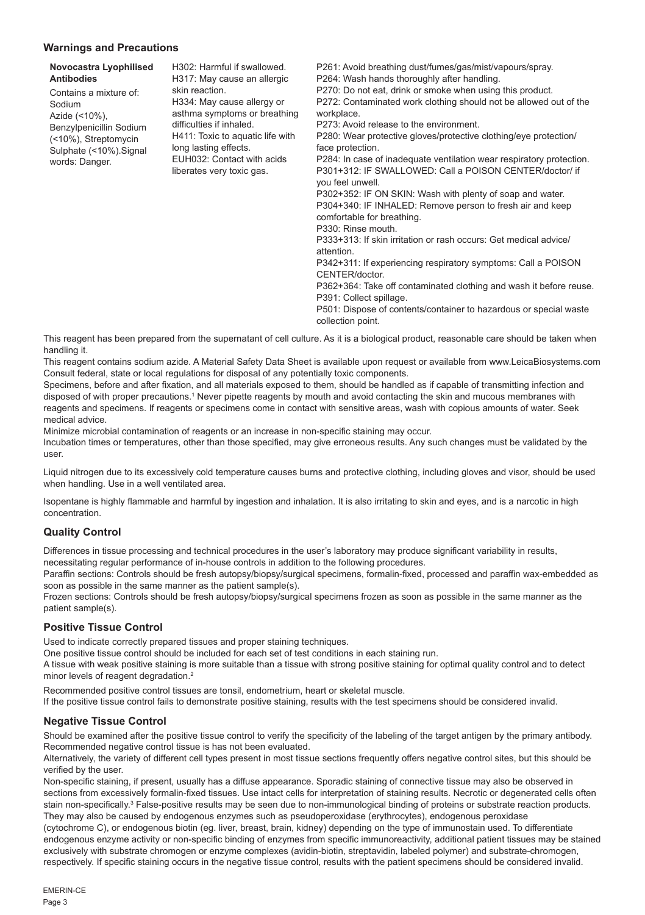## Warnings and Precautions

| | | |
|---|---|---|
| **Novocastra Lyophilised Antibodies**<br>Contains a mixture of: Sodium Azide (<10%), Benzylpenicillin Sodium (<10%), Streptomycin Sulphate (<10%).Signal words: Danger. | H302: Harmful if swallowed.<br>H317: May cause an allergic skin reaction.<br>H334: May cause allergy or asthma symptoms or breathing difficulties if inhaled.<br>H411: Toxic to aquatic life with long lasting effects.<br>EUH032: Contact with acids liberates very toxic gas. | P261: Avoid breathing dust/fumes/gas/mist/vapours/spray.<br>P264: Wash hands thoroughly after handling.<br>P270: Do not eat, drink or smoke when using this product.<br>P272: Contaminated work clothing should not be allowed out of the workplace.<br>P273: Avoid release to the environment.<br>P280: Wear protective gloves/protective clothing/eye protection/ face protection.<br>P284: In case of inadequate ventilation wear respiratory protection.<br>P301+312: IF SWALLOWED: Call a POISON CENTER/doctor/ if you feel unwell.<br>P302+352: IF ON SKIN: Wash with plenty of soap and water.<br>P304+340: IF INHALED: Remove person to fresh air and keep comfortable for breathing.<br>P330: Rinse mouth.<br>P333+313: If skin irritation or rash occurs: Get medical advice/ attention.<br>P342+311: If experiencing respiratory symptoms: Call a POISON CENTER/doctor.<br>P362+364: Take off contaminated clothing and wash it before reuse.<br>P391: Collect spillage.<br>P501: Dispose of contents/container to hazardous or special waste collection point. |

This reagent has been prepared from the supernatant of cell culture. As it is a biological product, reasonable care should be taken when handling it.

This reagent contains sodium azide. A Material Safety Data Sheet is available upon request or available from www.LeicaBiosystems.com Consult federal, state or local regulations for disposal of any potentially toxic components.

Specimens, before and after fixation, and all materials exposed to them, should be handled as if capable of transmitting infection and disposed of with proper precautions.[1] Never pipette reagents by mouth and avoid contacting the skin and mucous membranes with reagents and specimens. If reagents or specimens come in contact with sensitive areas, wash with copious amounts of water. Seek medical advice.

Minimize microbial contamination of reagents or an increase in non-specific staining may occur.

Incubation times or temperatures, other than those specified, may give erroneous results. Any such changes must be validated by the user.

Liquid nitrogen due to its excessively cold temperature causes burns and protective clothing, including gloves and visor, should be used when handling. Use in a well ventilated area.

Isopentane is highly flammable and harmful by ingestion and inhalation. It is also irritating to skin and eyes, and is a narcotic in high concentration.

## Quality Control

Differences in tissue processing and technical procedures in the user's laboratory may produce significant variability in results, necessitating regular performance of in-house controls in addition to the following procedures.

Paraffin sections: Controls should be fresh autopsy/biopsy/surgical specimens, formalin-fixed, processed and paraffin wax-embedded as soon as possible in the same manner as the patient sample(s).

Frozen sections: Controls should be fresh autopsy/biopsy/surgical specimens frozen as soon as possible in the same manner as the patient sample(s).

## Positive Tissue Control

Used to indicate correctly prepared tissues and proper staining techniques.

One positive tissue control should be included for each set of test conditions in each staining run.

A tissue with weak positive staining is more suitable than a tissue with strong positive staining for optimal quality control and to detect minor levels of reagent degradation.[2]

Recommended positive control tissues are tonsil, endometrium, heart or skeletal muscle.

If the positive tissue control fails to demonstrate positive staining, results with the test specimens should be considered invalid.

## Negative Tissue Control

Should be examined after the positive tissue control to verify the specificity of the labeling of the target antigen by the primary antibody.

Recommended negative control tissue is has not been evaluated.

Alternatively, the variety of different cell types present in most tissue sections frequently offers negative control sites, but this should be verified by the user.

Non-specific staining, if present, usually has a diffuse appearance. Sporadic staining of connective tissue may also be observed in sections from excessively formalin-fixed tissues. Use intact cells for interpretation of staining results. Necrotic or degenerated cells often stain non-specifically.[3] False-positive results may be seen due to non-immunological binding of proteins or substrate reaction products. They may also be caused by endogenous enzymes such as pseudoperoxidase (erythrocytes), endogenous peroxidase (cytochrome C), or endogenous biotin (eg. liver, breast, brain, kidney) depending on the type of immunostain used. To differentiate endogenous enzyme activity or non-specific binding of enzymes from specific immunoreactivity, additional patient tissues may be stained exclusively with substrate chromogen or enzyme complexes (avidin-biotin, streptavidin, labeled polymer) and substrate-chromogen, respectively. If specific staining occurs in the negative tissue control, results with the patient specimens should be considered invalid.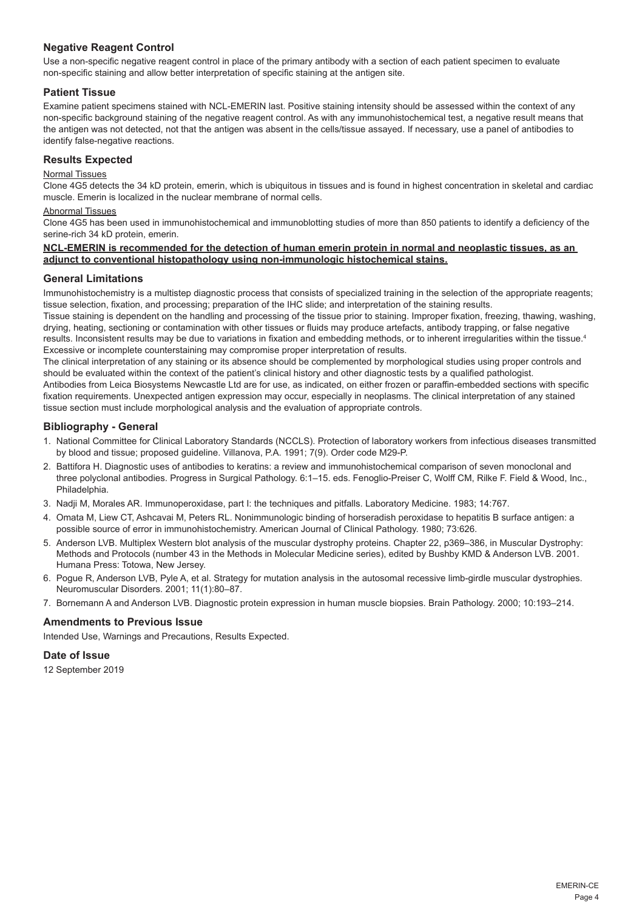## Negative Reagent Control

Use a non-specific negative reagent control in place of the primary antibody with a section of each patient specimen to evaluate non-specific staining and allow better interpretation of specific staining at the antigen site.

## Patient Tissue

Examine patient specimens stained with NCL-EMERIN last. Positive staining intensity should be assessed within the context of any non-specific background staining of the negative reagent control. As with any immunohistochemical test, a negative result means that the antigen was not detected, not that the antigen was absent in the cells/tissue assayed. If necessary, use a panel of antibodies to identify false-negative reactions.

## Results Expected

Normal Tissues

Clone 4G5 detects the 34 kD protein, emerin, which is ubiquitous in tissues and is found in highest concentration in skeletal and cardiac muscle. Emerin is localized in the nuclear membrane of normal cells.

Abnormal Tissues

Clone 4G5 has been used in immunohistochemical and immunoblotting studies of more than 850 patients to identify a deficiency of the serine-rich 34 kD protein, emerin.

**NCL-EMERIN is recommended for the detection of human emerin protein in normal and neoplastic tissues, as an adjunct to conventional histopathology using non-immunologic histochemical stains.**

## General Limitations

Immunohistochemistry is a multistep diagnostic process that consists of specialized training in the selection of the appropriate reagents; tissue selection, fixation, and processing; preparation of the IHC slide; and interpretation of the staining results.

Tissue staining is dependent on the handling and processing of the tissue prior to staining. Improper fixation, freezing, thawing, washing, drying, heating, sectioning or contamination with other tissues or fluids may produce artefacts, antibody trapping, or false negative results. Inconsistent results may be due to variations in fixation and embedding methods, or to inherent irregularities within the tissue.[4]

Excessive or incomplete counterstaining may compromise proper interpretation of results.

The clinical interpretation of any staining or its absence should be complemented by morphological studies using proper controls and should be evaluated within the context of the patient's clinical history and other diagnostic tests by a qualified pathologist.

Antibodies from Leica Biosystems Newcastle Ltd are for use, as indicated, on either frozen or paraffin-embedded sections with specific fixation requirements. Unexpected antigen expression may occur, especially in neoplasms. The clinical interpretation of any stained tissue section must include morphological analysis and the evaluation of appropriate controls.

## Bibliography - General

1. National Committee for Clinical Laboratory Standards (NCCLS). Protection of laboratory workers from infectious diseases transmitted by blood and tissue; proposed guideline. Villanova, P.A. 1991; 7(9). Order code M29-P.
2. Battifora H. Diagnostic uses of antibodies to keratins: a review and immunohistochemical comparison of seven monoclonal and three polyclonal antibodies. Progress in Surgical Pathology. 6:1–15. eds. Fenoglio-Preiser C, Wolff CM, Rilke F. Field & Wood, Inc., Philadelphia.
3. Nadji M, Morales AR. Immunoperoxidase, part I: the techniques and pitfalls. Laboratory Medicine. 1983; 14:767.
4. Omata M, Liew CT, Ashcavai M, Peters RL. Nonimmunologic binding of horseradish peroxidase to hepatitis B surface antigen: a possible source of error in immunohistochemistry. American Journal of Clinical Pathology. 1980; 73:626.
5. Anderson LVB. Multiplex Western blot analysis of the muscular dystrophy proteins. Chapter 22, p369–386, in Muscular Dystrophy: Methods and Protocols (number 43 in the Methods in Molecular Medicine series), edited by Bushby KMD & Anderson LVB. 2001. Humana Press: Totowa, New Jersey.
6. Pogue R, Anderson LVB, Pyle A, et al. Strategy for mutation analysis in the autosomal recessive limb-girdle muscular dystrophies. Neuromuscular Disorders. 2001; 11(1):80–87.
7. Bornemann A and Anderson LVB. Diagnostic protein expression in human muscle biopsies. Brain Pathology. 2000; 10:193–214.

## Amendments to Previous Issue

Intended Use, Warnings and Precautions, Results Expected.

## Date of Issue

12 September 2019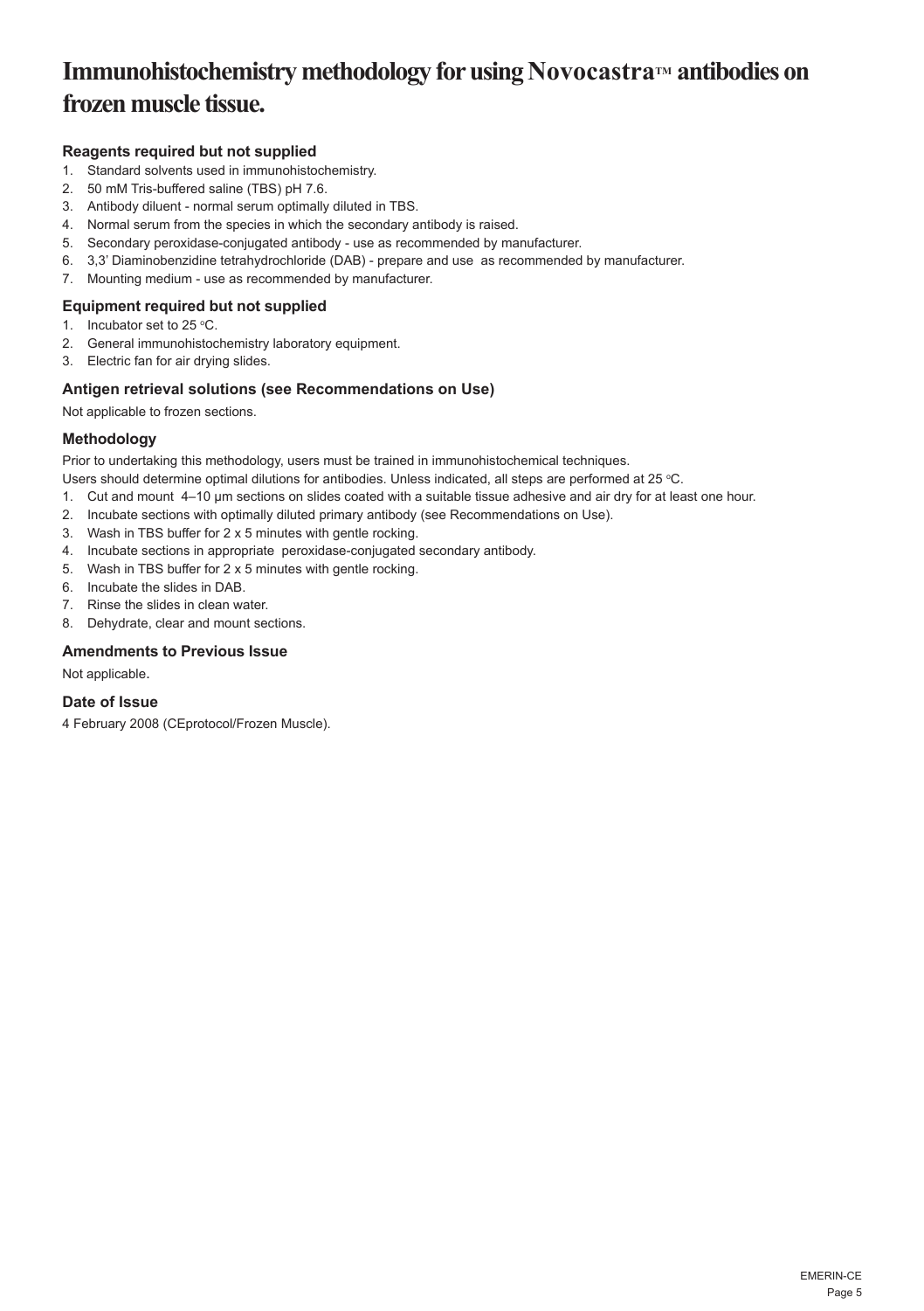# Immunohistochemistry methodology for using Novocastra™ antibodies on frozen muscle tissue.

### Reagents required but not supplied

1. Standard solvents used in immunohistochemistry.
2. 50 mM Tris-buffered saline (TBS) pH 7.6.
3. Antibody diluent - normal serum optimally diluted in TBS.
4. Normal serum from the species in which the secondary antibody is raised.
5. Secondary peroxidase-conjugated antibody - use as recommended by manufacturer.
6. 3,3' Diaminobenzidine tetrahydrochloride (DAB) - prepare and use as recommended by manufacturer.
7. Mounting medium - use as recommended by manufacturer.

### Equipment required but not supplied

1. Incubator set to 25 °C.
2. General immunohistochemistry laboratory equipment.
3. Electric fan for air drying slides.

### Antigen retrieval solutions (see Recommendations on Use)

Not applicable to frozen sections.

### Methodology

Prior to undertaking this methodology, users must be trained in immunohistochemical techniques.

Users should determine optimal dilutions for antibodies. Unless indicated, all steps are performed at 25 °C.

1. Cut and mount 4–10 µm sections on slides coated with a suitable tissue adhesive and air dry for at least one hour.
2. Incubate sections with optimally diluted primary antibody (see Recommendations on Use).
3. Wash in TBS buffer for 2 x 5 minutes with gentle rocking.
4. Incubate sections in appropriate peroxidase-conjugated secondary antibody.
5. Wash in TBS buffer for 2 x 5 minutes with gentle rocking.
6. Incubate the slides in DAB.
7. Rinse the slides in clean water.
8. Dehydrate, clear and mount sections.

### Amendments to Previous Issue

Not applicable.

### Date of Issue

4 February 2008 (CEprotocol/Frozen Muscle).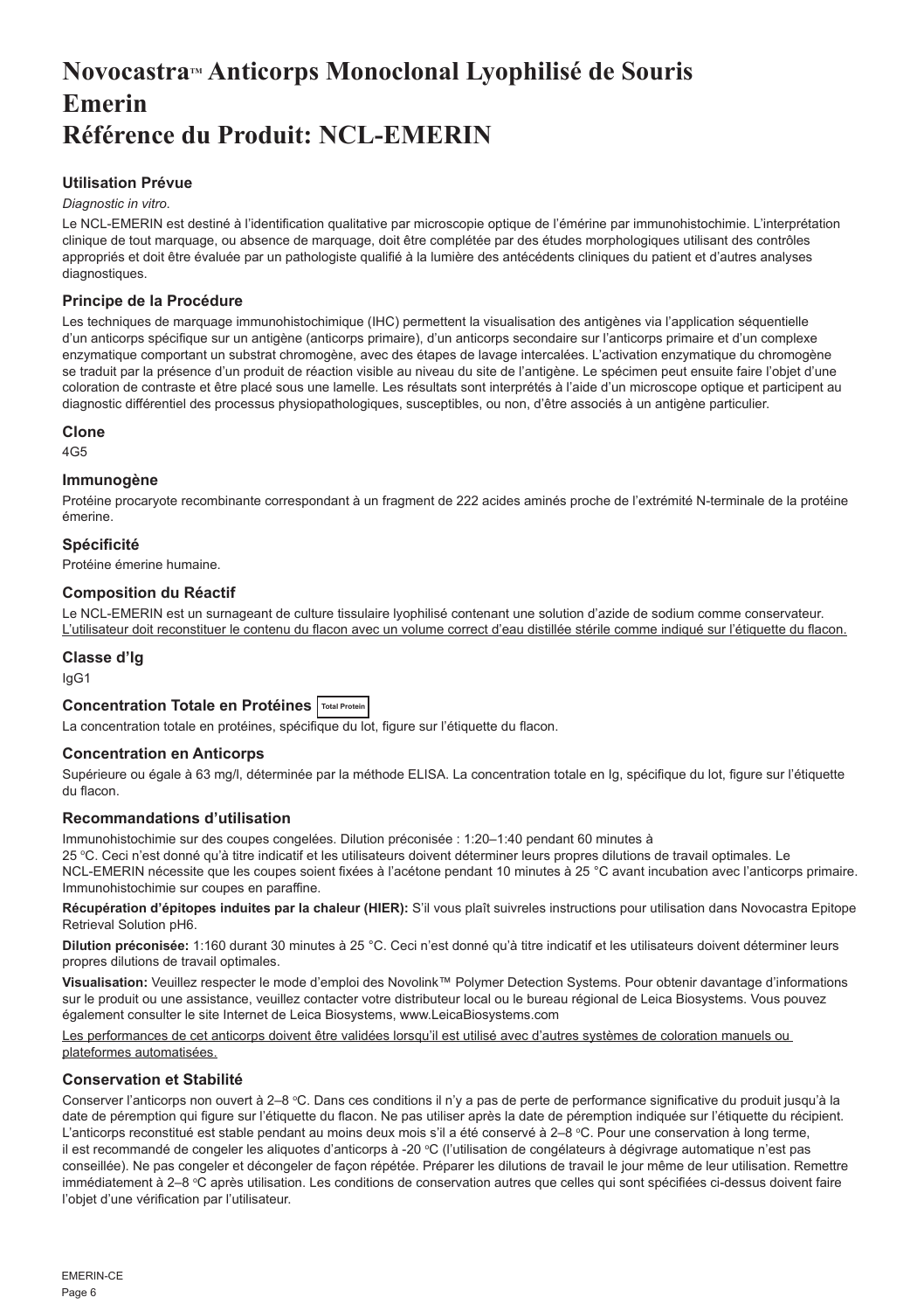# Novocastra™ Anticorps Monoclonal Lyophilisé de Souris Emerin Référence du Produit: NCL-EMERIN

## Utilisation Prévue

*Diagnostic in vitro*.

Le NCL-EMERIN est destiné à l'identification qualitative par microscopie optique de l'émérine par immunohistochimie. L'interprétation clinique de tout marquage, ou absence de marquage, doit être complétée par des études morphologiques utilisant des contrôles appropriés et doit être évaluée par un pathologiste qualifié à la lumière des antécédents cliniques du patient et d'autres analyses diagnostiques.

## Principe de la Procédure

Les techniques de marquage immunohistochimique (IHC) permettent la visualisation des antigènes via l'application séquentielle d'un anticorps spécifique sur un antigène (anticorps primaire), d'un anticorps secondaire sur l'anticorps primaire et d'un complexe enzymatique comportant un substrat chromogène, avec des étapes de lavage intercalées. L'activation enzymatique du chromogène se traduit par la présence d'un produit de réaction visible au niveau du site de l'antigène. Le spécimen peut ensuite faire l'objet d'une coloration de contraste et être placé sous une lamelle. Les résultats sont interprétés à l'aide d'un microscope optique et participent au diagnostic différentiel des processus physiopathologiques, susceptibles, ou non, d'être associés à un antigène particulier.

## Clone

4G5

## Immunogène

Protéine procaryote recombinante correspondant à un fragment de 222 acides aminés proche de l'extrémité N-terminale de la protéine émerine.

## Spécificité

Protéine émerine humaine.

## Composition du Réactif

Le NCL-EMERIN est un surnageant de culture tissulaire lyophilisé contenant une solution d'azide de sodium comme conservateur. L'utilisateur doit reconstituer le contenu du flacon avec un volume correct d'eau distillée stérile comme indiqué sur l'étiquette du flacon.

## Classe d'Ig

IgG1

## Concentration Totale en Protéines Total Protein

La concentration totale en protéines, spécifique du lot, figure sur l'étiquette du flacon.

## Concentration en Anticorps

Supérieure ou égale à 63 mg/l, déterminée par la méthode ELISA. La concentration totale en Ig, spécifique du lot, figure sur l'étiquette du flacon.

## Recommandations d'utilisation

Immunohistochimie sur des coupes congelées. Dilution préconisée : 1:20–1:40 pendant 60 minutes à 25 °C. Ceci n'est donné qu'à titre indicatif et les utilisateurs doivent déterminer leurs propres dilutions de travail optimales. Le NCL-EMERIN nécessite que les coupes soient fixées à l'acétone pendant 10 minutes à 25 °C avant incubation avec l'anticorps primaire. Immunohistochimie sur coupes en paraffine.

**Récupération d'épitopes induites par la chaleur (HIER):** S'il vous plaît suivreles instructions pour utilisation dans Novocastra Epitope Retrieval Solution pH6.

**Dilution préconisée:** 1:160 durant 30 minutes à 25 °C. Ceci n'est donné qu'à titre indicatif et les utilisateurs doivent déterminer leurs propres dilutions de travail optimales.

**Visualisation:** Veuillez respecter le mode d'emploi des Novolink™ Polymer Detection Systems. Pour obtenir davantage d'informations sur le produit ou une assistance, veuillez contacter votre distributeur local ou le bureau régional de Leica Biosystems. Vous pouvez également consulter le site Internet de Leica Biosystems, www.LeicaBiosystems.com

Les performances de cet anticorps doivent être validées lorsqu'il est utilisé avec d'autres systèmes de coloration manuels ou plateformes automatisées.

## Conservation et Stabilité

Conserver l'anticorps non ouvert à 2–8 °C. Dans ces conditions il n'y a pas de perte de performance significative du produit jusqu'à la date de péremption qui figure sur l'étiquette du flacon. Ne pas utiliser après la date de péremption indiquée sur l'étiquette du récipient. L'anticorps reconstitué est stable pendant au moins deux mois s'il a été conservé à 2–8 °C. Pour une conservation à long terme, il est recommandé de congeler les aliquotes d'anticorps à -20 °C (l'utilisation de congélateurs à dégivrage automatique n'est pas conseillée). Ne pas congeler et décongeler de façon répétée. Préparer les dilutions de travail le jour même de leur utilisation. Remettre immédiatement à 2–8 °C après utilisation. Les conditions de conservation autres que celles qui sont spécifiées ci-dessus doivent faire l'objet d'une vérification par l'utilisateur.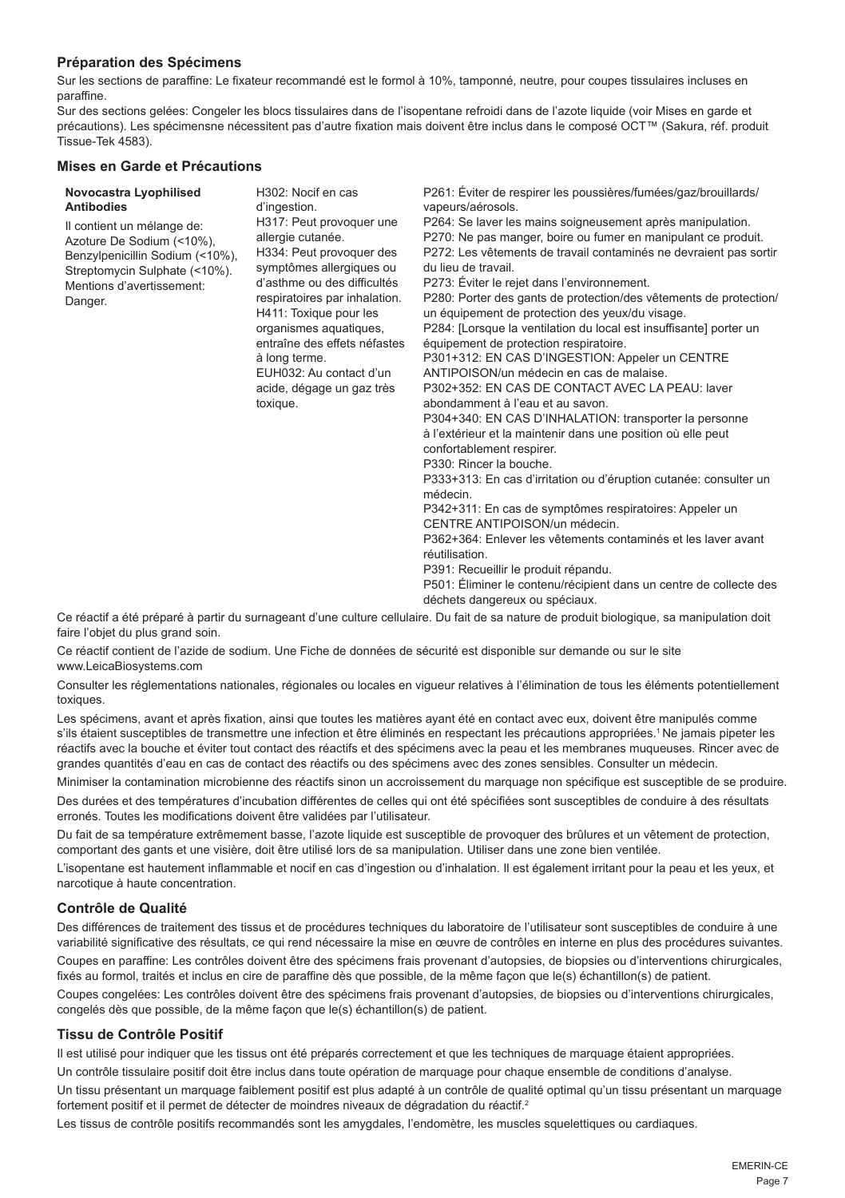### Préparation des Spécimens

Sur les sections de paraffine: Le fixateur recommandé est le formol à 10%, tamponné, neutre, pour coupes tissulaires incluses en paraffine.

Sur des sections gelées: Congeler les blocs tissulaires dans de l'isopentane refroidi dans de l'azote liquide (voir Mises en garde et précautions). Les spécimensne nécessitent pas d'autre fixation mais doivent être inclus dans le composé OCT™ (Sakura, réf. produit Tissue-Tek 4583).

### Mises en Garde et Précautions

| | | |
|---|---|---|
| **Novocastra Lyophilised Antibodies**<br>Il contient un mélange de: Azoture De Sodium (<10%), Benzylpenicillin Sodium (<10%), Streptomycin Sulphate (<10%). Mentions d'avertissement: Danger. | H302: Nocif en cas d'ingestion.<br>H317: Peut provoquer une allergie cutanée.<br>H334: Peut provoquer des symptômes allergiques ou d'asthme ou des difficultés respiratoires par inhalation.<br>H411: Toxique pour les organismes aquatiques, entraîne des effets néfastes à long terme.<br>EUH032: Au contact d'un acide, dégage un gaz très toxique. | P261: Éviter de respirer les poussières/fumées/gaz/brouillards/vapeurs/aérosols.<br>P264: Se laver les mains soigneusement après manipulation.<br>P270: Ne pas manger, boire ou fumer en manipulant ce produit.<br>P272: Les vêtements de travail contaminés ne devraient pas sortir du lieu de travail.<br>P273: Éviter le rejet dans l'environnement.<br>P280: Porter des gants de protection/des vêtements de protection/un équipement de protection des yeux/du visage.<br>P284: [Lorsque la ventilation du local est insuffisante] porter un équipement de protection respiratoire.<br>P301+312: EN CAS D'INGESTION: Appeler un CENTRE ANTIPOISON/un médecin en cas de malaise.<br>P302+352: EN CAS DE CONTACT AVEC LA PEAU: laver abondamment à l'eau et au savon.<br>P304+340: EN CAS D'INHALATION: transporter la personne à l'extérieur et la maintenir dans une position où elle peut confortablement respirer.<br>P330: Rincer la bouche.<br>P333+313: En cas d'irritation ou d'éruption cutanée: consulter un médecin.<br>P342+311: En cas de symptômes respiratoires: Appeler un CENTRE ANTIPOISON/un médecin.<br>P362+364: Enlever les vêtements contaminés et les laver avant réutilisation.<br>P391: Recueillir le produit répandu.<br>P501: Éliminer le contenu/récipient dans un centre de collecte des déchets dangereux ou spéciaux. |

Ce réactif a été préparé à partir du surnageant d'une culture cellulaire. Du fait de sa nature de produit biologique, sa manipulation doit faire l'objet du plus grand soin.

Ce réactif contient de l'azide de sodium. Une Fiche de données de sécurité est disponible sur demande ou sur le site www.LeicaBiosystems.com

Consulter les réglementations nationales, régionales ou locales en vigueur relatives à l'élimination de tous les éléments potentiellement toxiques.

Les spécimens, avant et après fixation, ainsi que toutes les matières ayant été en contact avec eux, doivent être manipulés comme s'ils étaient susceptibles de transmettre une infection et être éliminés en respectant les précautions appropriées.[1] Ne jamais pipeter les réactifs avec la bouche et éviter tout contact des réactifs et des spécimens avec la peau et les membranes muqueuses. Rincer avec de grandes quantités d'eau en cas de contact des réactifs ou des spécimens avec des zones sensibles. Consulter un médecin.

Minimiser la contamination microbienne des réactifs sinon un accroissement du marquage non spécifique est susceptible de se produire.

Des durées et des températures d'incubation différentes de celles qui ont été spécifiées sont susceptibles de conduire à des résultats erronés. Toutes les modifications doivent être validées par l'utilisateur.

Du fait de sa température extrêmement basse, l'azote liquide est susceptible de provoquer des brûlures et un vêtement de protection, comportant des gants et une visière, doit être utilisé lors de sa manipulation. Utiliser dans une zone bien ventilée.

L'isopentane est hautement inflammable et nocif en cas d'ingestion ou d'inhalation. Il est également irritant pour la peau et les yeux, et narcotique à haute concentration.

### Contrôle de Qualité

Des différences de traitement des tissus et de procédures techniques du laboratoire de l'utilisateur sont susceptibles de conduire à une variabilité significative des résultats, ce qui rend nécessaire la mise en œuvre de contrôles en interne en plus des procédures suivantes.

Coupes en paraffine: Les contrôles doivent être des spécimens frais provenant d'autopsies, de biopsies ou d'interventions chirurgicales, fixés au formol, traités et inclus en cire de paraffine dès que possible, de la même façon que le(s) échantillon(s) de patient.

Coupes congelées: Les contrôles doivent être des spécimens frais provenant d'autopsies, de biopsies ou d'interventions chirurgicales, congelés dès que possible, de la même façon que le(s) échantillon(s) de patient.

### Tissu de Contrôle Positif

Il est utilisé pour indiquer que les tissus ont été préparés correctement et que les techniques de marquage étaient appropriées.

Un contrôle tissulaire positif doit être inclus dans toute opération de marquage pour chaque ensemble de conditions d'analyse.

Un tissu présentant un marquage faiblement positif est plus adapté à un contrôle de qualité optimal qu'un tissu présentant un marquage fortement positif et il permet de détecter de moindres niveaux de dégradation du réactif.[2]

Les tissus de contrôle positifs recommandés sont les amygdales, l'endomètre, les muscles squelettiques ou cardiaques.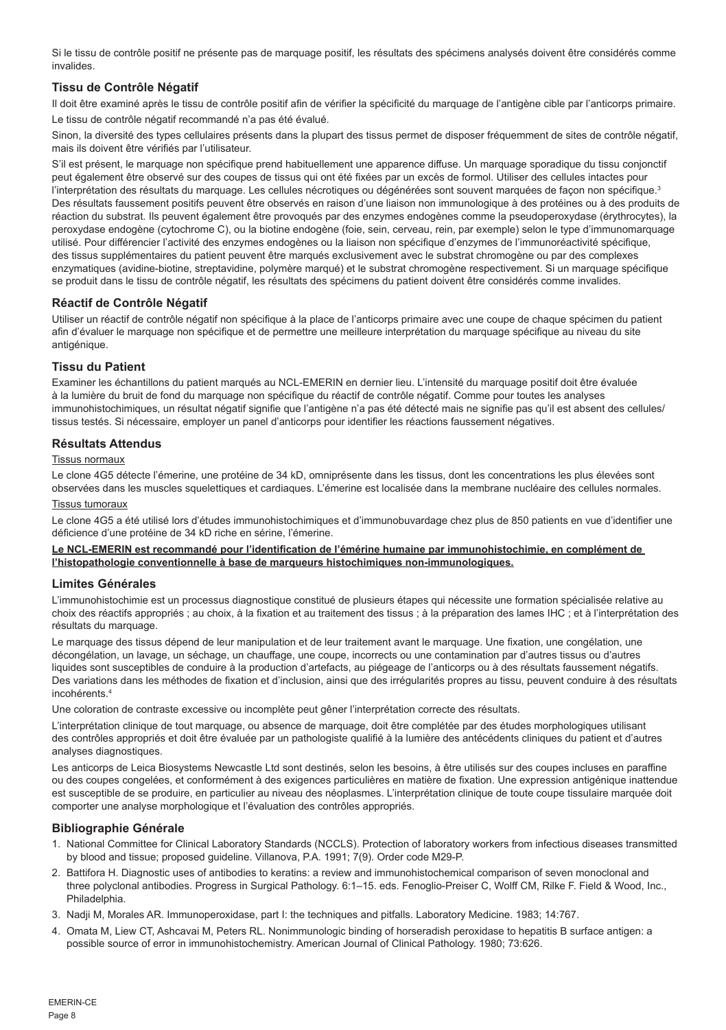Si le tissu de contrôle positif ne présente pas de marquage positif, les résultats des spécimens analysés doivent être considérés comme invalides.

## Tissu de Contrôle Négatif

Il doit être examiné après le tissu de contrôle positif afin de vérifier la spécificité du marquage de l'antigène cible par l'anticorps primaire.

Le tissu de contrôle négatif recommandé n'a pas été évalué.

Sinon, la diversité des types cellulaires présents dans la plupart des tissus permet de disposer fréquemment de sites de contrôle négatif, mais ils doivent être vérifiés par l'utilisateur.

S'il est présent, le marquage non spécifique prend habituellement une apparence diffuse. Un marquage sporadique du tissu conjonctif peut également être observé sur des coupes de tissus qui ont été fixées par un excès de formol. Utiliser des cellules intactes pour l'interprétation des résultats du marquage. Les cellules nécrotiques ou dégénérées sont souvent marquées de façon non spécifique.[3] Des résultats faussement positifs peuvent être observés en raison d'une liaison non immunologique à des protéines ou à des produits de réaction du substrat. Ils peuvent également être provoqués par des enzymes endogènes comme la pseudoperoxydase (érythrocytes), la peroxydase endogène (cytochrome C), ou la biotine endogène (foie, sein, cerveau, rein, par exemple) selon le type d'immunomarquage utilisé. Pour différencier l'activité des enzymes endogènes ou la liaison non spécifique d'enzymes de l'immunoréactivité spécifique, des tissus supplémentaires du patient peuvent être marqués exclusivement avec le substrat chromogène ou par des complexes enzymatiques (avidine-biotine, streptavidine, polymère marqué) et le substrat chromogène respectivement. Si un marquage spécifique se produit dans le tissu de contrôle négatif, les résultats des spécimens du patient doivent être considérés comme invalides.

## Réactif de Contrôle Négatif

Utiliser un réactif de contrôle négatif non spécifique à la place de l'anticorps primaire avec une coupe de chaque spécimen du patient afin d'évaluer le marquage non spécifique et de permettre une meilleure interprétation du marquage spécifique au niveau du site antigénique.

## Tissu du Patient

Examiner les échantillons du patient marqués au NCL-EMERIN en dernier lieu. L'intensité du marquage positif doit être évaluée à la lumière du bruit de fond du marquage non spécifique du réactif de contrôle négatif. Comme pour toutes les analyses immunohistochimiques, un résultat négatif signifie que l'antigène n'a pas été détecté mais ne signifie pas qu'il est absent des cellules/tissus testés. Si nécessaire, employer un panel d'anticorps pour identifier les réactions faussement négatives.

## Résultats Attendus

Tissus normaux

Le clone 4G5 détecte l'émerine, une protéine de 34 kD, omniprésente dans les tissus, dont les concentrations les plus élevées sont observées dans les muscles squelettiques et cardiaques. L'émerine est localisée dans la membrane nucléaire des cellules normales.

Tissus tumoraux

Le clone 4G5 a été utilisé lors d'études immunohistochimiques et d'immunobuvardage chez plus de 850 patients en vue d'identifier une déficience d'une protéine de 34 kD riche en sérine, l'émerine.

**Le NCL-EMERIN est recommandé pour l'identification de l'émérine humaine par immunohistochimie, en complément de l'histopathologie conventionnelle à base de marqueurs histochimiques non-immunologiques.**

## Limites Générales

L'immunohistochimie est un processus diagnostique constitué de plusieurs étapes qui nécessite une formation spécialisée relative au choix des réactifs appropriés ; au choix, à la fixation et au traitement des tissus ; à la préparation des lames IHC ; et à l'interprétation des résultats du marquage.

Le marquage des tissus dépend de leur manipulation et de leur traitement avant le marquage. Une fixation, une congélation, une décongélation, un lavage, un séchage, un chauffage, une coupe, incorrects ou une contamination par d'autres tissus ou d'autres liquides sont susceptibles de conduire à la production d'artefacts, au piégeage de l'anticorps ou à des résultats faussement négatifs. Des variations dans les méthodes de fixation et d'inclusion, ainsi que des irrégularités propres au tissu, peuvent conduire à des résultats incohérents.[4]

Une coloration de contraste excessive ou incomplète peut gêner l'interprétation correcte des résultats.

L'interprétation clinique de tout marquage, ou absence de marquage, doit être complétée par des études morphologiques utilisant des contrôles appropriés et doit être évaluée par un pathologiste qualifié à la lumière des antécédents cliniques du patient et d'autres analyses diagnostiques.

Les anticorps de Leica Biosystems Newcastle Ltd sont destinés, selon les besoins, à être utilisés sur des coupes incluses en paraffine ou des coupes congelées, et conformément à des exigences particulières en matière de fixation. Une expression antigénique inattendue est susceptible de se produire, en particulier au niveau des néoplasmes. L'interprétation clinique de toute coupe tissulaire marquée doit comporter une analyse morphologique et l'évaluation des contrôles appropriés.

## Bibliographie Générale

1. National Committee for Clinical Laboratory Standards (NCCLS). Protection of laboratory workers from infectious diseases transmitted by blood and tissue; proposed guideline. Villanova, P.A. 1991; 7(9). Order code M29-P.
2. Battifora H. Diagnostic uses of antibodies to keratins: a review and immunohistochemical comparison of seven monoclonal and three polyclonal antibodies. Progress in Surgical Pathology. 6:1–15. eds. Fenoglio-Preiser C, Wolff CM, Rilke F. Field & Wood, Inc., Philadelphia.
3. Nadji M, Morales AR. Immunoperoxidase, part I: the techniques and pitfalls. Laboratory Medicine. 1983; 14:767.
4. Omata M, Liew CT, Ashcavai M, Peters RL. Nonimmunologic binding of horseradish peroxidase to hepatitis B surface antigen: a possible source of error in immunohistochemistry. American Journal of Clinical Pathology. 1980; 73:626.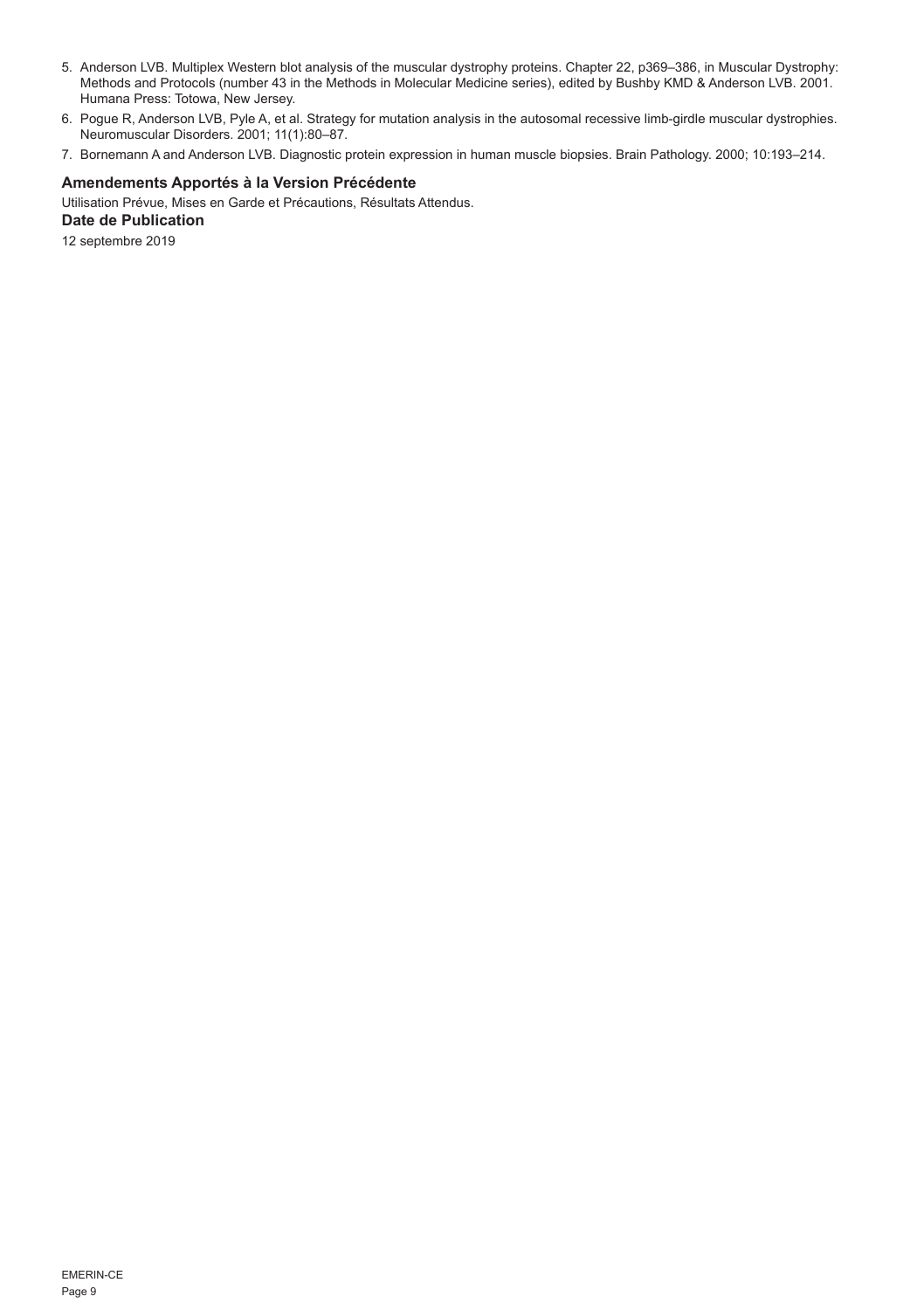5. Anderson LVB. Multiplex Western blot analysis of the muscular dystrophy proteins. Chapter 22, p369–386, in Muscular Dystrophy: Methods and Protocols (number 43 in the Methods in Molecular Medicine series), edited by Bushby KMD & Anderson LVB. 2001. Humana Press: Totowa, New Jersey.
6. Pogue R, Anderson LVB, Pyle A, et al. Strategy for mutation analysis in the autosomal recessive limb-girdle muscular dystrophies. Neuromuscular Disorders. 2001; 11(1):80–87.
7. Bornemann A and Anderson LVB. Diagnostic protein expression in human muscle biopsies. Brain Pathology. 2000; 10:193–214.

### Amendements Apportés à la Version Précédente

Utilisation Prévue, Mises en Garde et Précautions, Résultats Attendus.

### Date de Publication

12 septembre 2019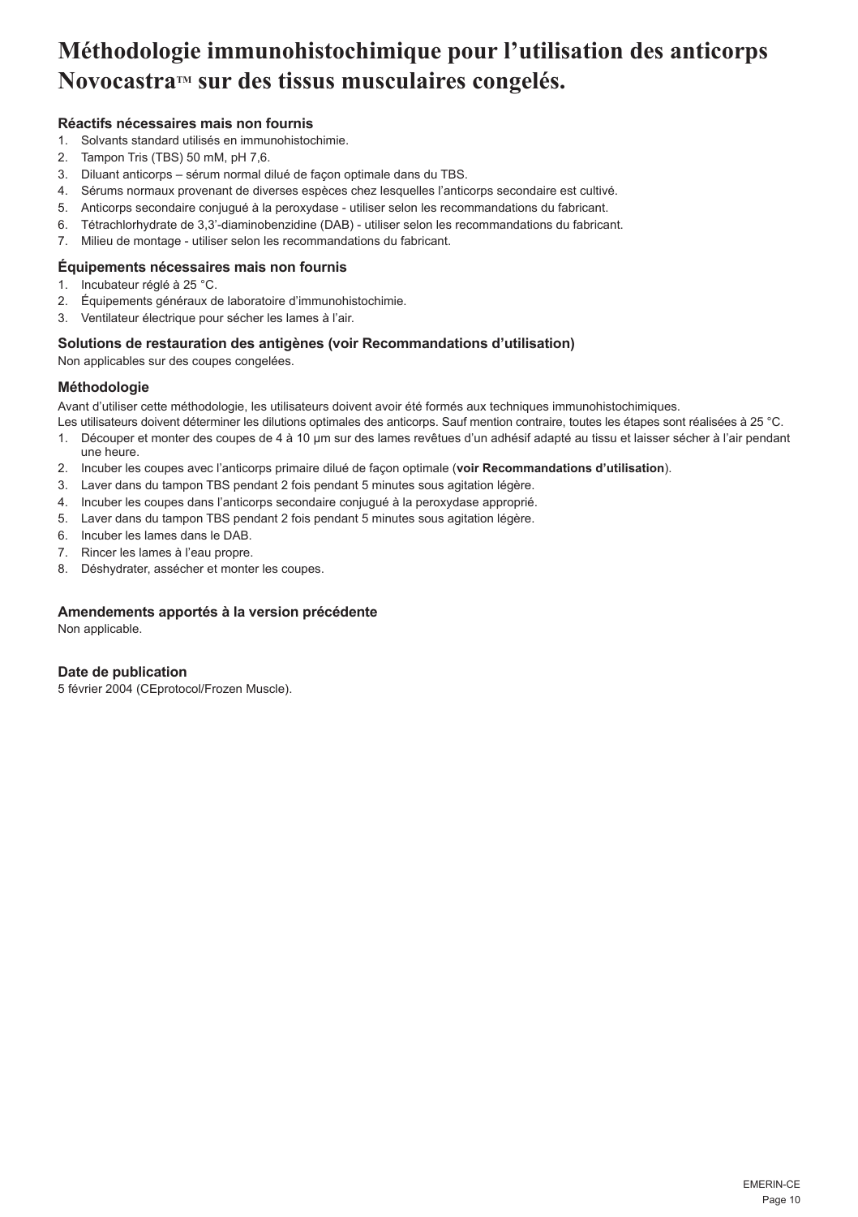# Méthodologie immunohistochimique pour l'utilisation des anticorps Novocastra™ sur des tissus musculaires congelés.

### Réactifs nécessaires mais non fournis

1. Solvants standard utilisés en immunohistochimie.
2. Tampon Tris (TBS) 50 mM, pH 7,6.
3. Diluant anticorps – sérum normal dilué de façon optimale dans du TBS.
4. Sérums normaux provenant de diverses espèces chez lesquelles l'anticorps secondaire est cultivé.
5. Anticorps secondaire conjugué à la peroxydase - utiliser selon les recommandations du fabricant.
6. Tétrachlorhydrate de 3,3'-diaminobenzidine (DAB) - utiliser selon les recommandations du fabricant.
7. Milieu de montage - utiliser selon les recommandations du fabricant.

### Équipements nécessaires mais non fournis

1. Incubateur réglé à 25 °C.
2. Équipements généraux de laboratoire d'immunohistochimie.
3. Ventilateur électrique pour sécher les lames à l'air.

### Solutions de restauration des antigènes (voir Recommandations d'utilisation)

Non applicables sur des coupes congelées.

### Méthodologie

Avant d'utiliser cette méthodologie, les utilisateurs doivent avoir été formés aux techniques immunohistochimiques.
Les utilisateurs doivent déterminer les dilutions optimales des anticorps. Sauf mention contraire, toutes les étapes sont réalisées à 25 °C.

1. Découper et monter des coupes de 4 à 10 µm sur des lames revêtues d'un adhésif adapté au tissu et laisser sécher à l'air pendant une heure.
2. Incuber les coupes avec l'anticorps primaire dilué de façon optimale (**voir Recommandations d'utilisation**).
3. Laver dans du tampon TBS pendant 2 fois pendant 5 minutes sous agitation légère.
4. Incuber les coupes dans l'anticorps secondaire conjugué à la peroxydase approprié.
5. Laver dans du tampon TBS pendant 2 fois pendant 5 minutes sous agitation légère.
6. Incuber les lames dans le DAB.
7. Rincer les lames à l'eau propre.
8. Déshydrater, assécher et monter les coupes.

### Amendements apportés à la version précédente

Non applicable.

### Date de publication

5 février 2004 (CEprotocol/Frozen Muscle).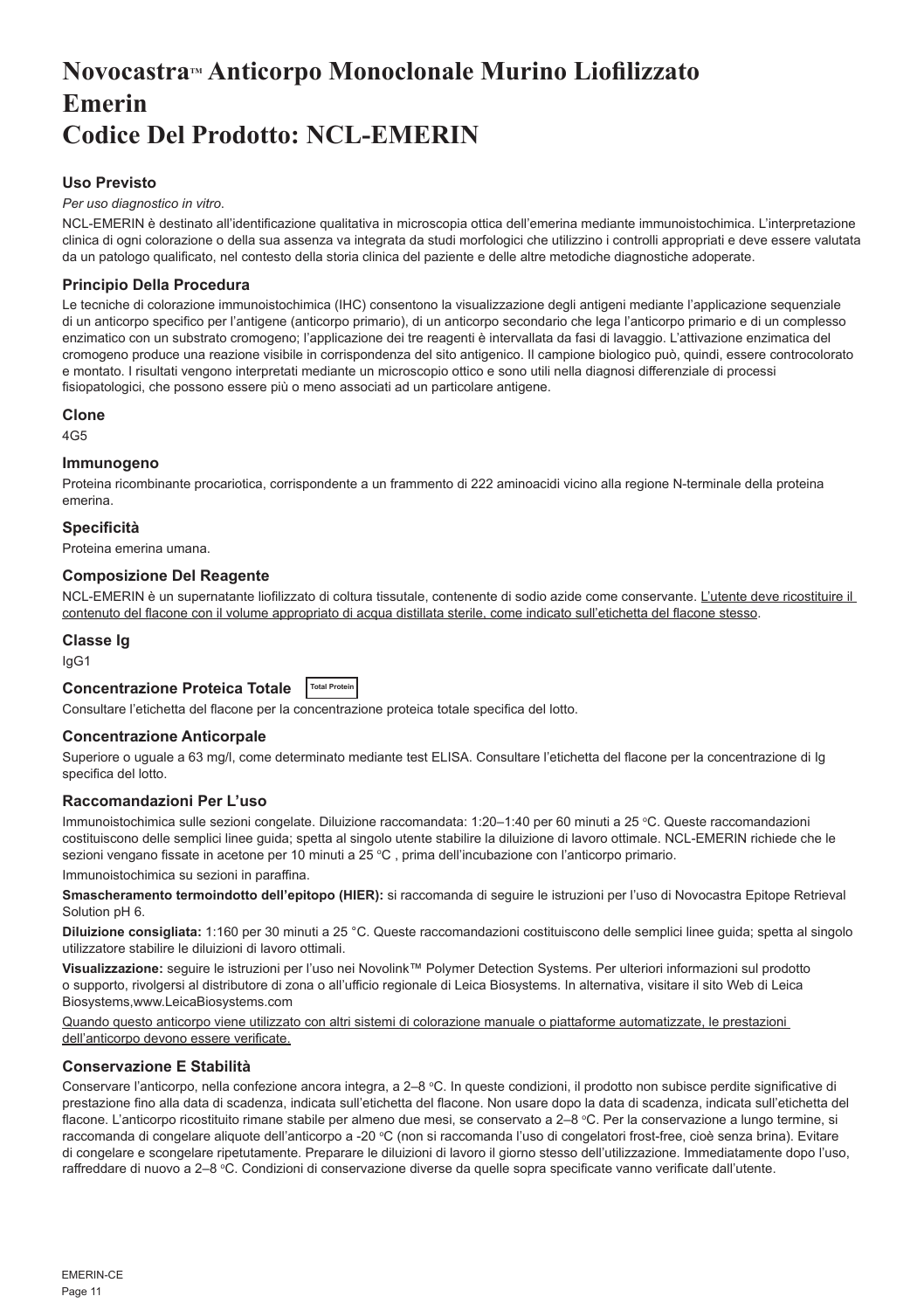# Novocastra™ Anticorpo Monoclonale Murino Liofilizzato
# Emerin
# Codice Del Prodotto: NCL-EMERIN

### Uso Previsto

*Per uso diagnostico in vitro.*

NCL-EMERIN è destinato all'identificazione qualitativa in microscopia ottica dell'emerina mediante immunoistochimica. L'interpretazione clinica di ogni colorazione o della sua assenza va integrata da studi morfologici che utilizzino i controlli appropriati e deve essere valutata da un patologo qualificato, nel contesto della storia clinica del paziente e delle altre metodiche diagnostiche adoperate.

### Principio Della Procedura

Le tecniche di colorazione immunoistochimica (IHC) consentono la visualizzazione degli antigeni mediante l'applicazione sequenziale di un anticorpo specifico per l'antigene (anticorpo primario), di un anticorpo secondario che lega l'anticorpo primario e di un complesso enzimatico con un substrato cromogeno; l'applicazione dei tre reagenti è intervallata da fasi di lavaggio. L'attivazione enzimatica del cromogeno produce una reazione visibile in corrispondenza del sito antigenico. Il campione biologico può, quindi, essere controcolorato e montato. I risultati vengono interpretati mediante un microscopio ottico e sono utili nella diagnosi differenziale di processi fisiopatologici, che possono essere più o meno associati ad un particolare antigene.

### Clone

4G5

### Immunogeno

Proteina ricombinante procariotica, corrispondente a un frammento di 222 aminoacidi vicino alla regione N-terminale della proteina emerina.

### Specificità

Proteina emerina umana.

### Composizione Del Reagente

NCL-EMERIN è un supernatante liofilizzato di coltura tissutale, contenente di sodio azide come conservante. L'utente deve ricostituire il contenuto del flacone con il volume appropriato di acqua distillata sterile, come indicato sull'etichetta del flacone stesso.

### Classe Ig

IgG1

### Concentrazione Proteica Totale Total Protein

Consultare l'etichetta del flacone per la concentrazione proteica totale specifica del lotto.

### Concentrazione Anticorpale

Superiore o uguale a 63 mg/l, come determinato mediante test ELISA. Consultare l'etichetta del flacone per la concentrazione di Ig specifica del lotto.

### Raccomandazioni Per L'uso

Immunoistochimica sulle sezioni congelate. Diluizione raccomandata: 1:20–1:40 per 60 minuti a 25 °C. Queste raccomandazioni costituiscono delle semplici linee guida; spetta al singolo utente stabilire la diluizione di lavoro ottimale. NCL-EMERIN richiede che le sezioni vengano fissate in acetone per 10 minuti a 25 °C , prima dell'incubazione con l'anticorpo primario.

Immunoistochimica su sezioni in paraffina.

**Smascheramento termoindotto dell'epitopo (HIER):** si raccomanda di seguire le istruzioni per l'uso di Novocastra Epitope Retrieval Solution pH 6.

**Diluizione consigliata:** 1:160 per 30 minuti a 25 °C. Queste raccomandazioni costituiscono delle semplici linee guida; spetta al singolo utilizzatore stabilire le diluizioni di lavoro ottimali.

**Visualizzazione:** seguire le istruzioni per l'uso nei Novolink™ Polymer Detection Systems. Per ulteriori informazioni sul prodotto o supporto, rivolgersi al distributore di zona o all'ufficio regionale di Leica Biosystems. In alternativa, visitare il sito Web di Leica Biosystems,www.LeicaBiosystems.com

Quando questo anticorpo viene utilizzato con altri sistemi di colorazione manuale o piattaforme automatizzate, le prestazioni dell'anticorpo devono essere verificate.

### Conservazione E Stabilità

Conservare l'anticorpo, nella confezione ancora integra, a 2–8 °C. In queste condizioni, il prodotto non subisce perdite significative di prestazione fino alla data di scadenza, indicata sull'etichetta del flacone. Non usare dopo la data di scadenza, indicata sull'etichetta del flacone. L'anticorpo ricostituito rimane stabile per almeno due mesi, se conservato a 2–8 °C. Per la conservazione a lungo termine, si raccomanda di congelare aliquote dell'anticorpo a -20 °C (non si raccomanda l'uso di congelatori frost-free, cioè senza brina). Evitare di congelare e scongelare ripetutamente. Preparare le diluizioni di lavoro il giorno stesso dell'utilizzazione. Immediatamente dopo l'uso, raffreddare di nuovo a 2–8 °C. Condizioni di conservazione diverse da quelle sopra specificate vanno verificate dall'utente.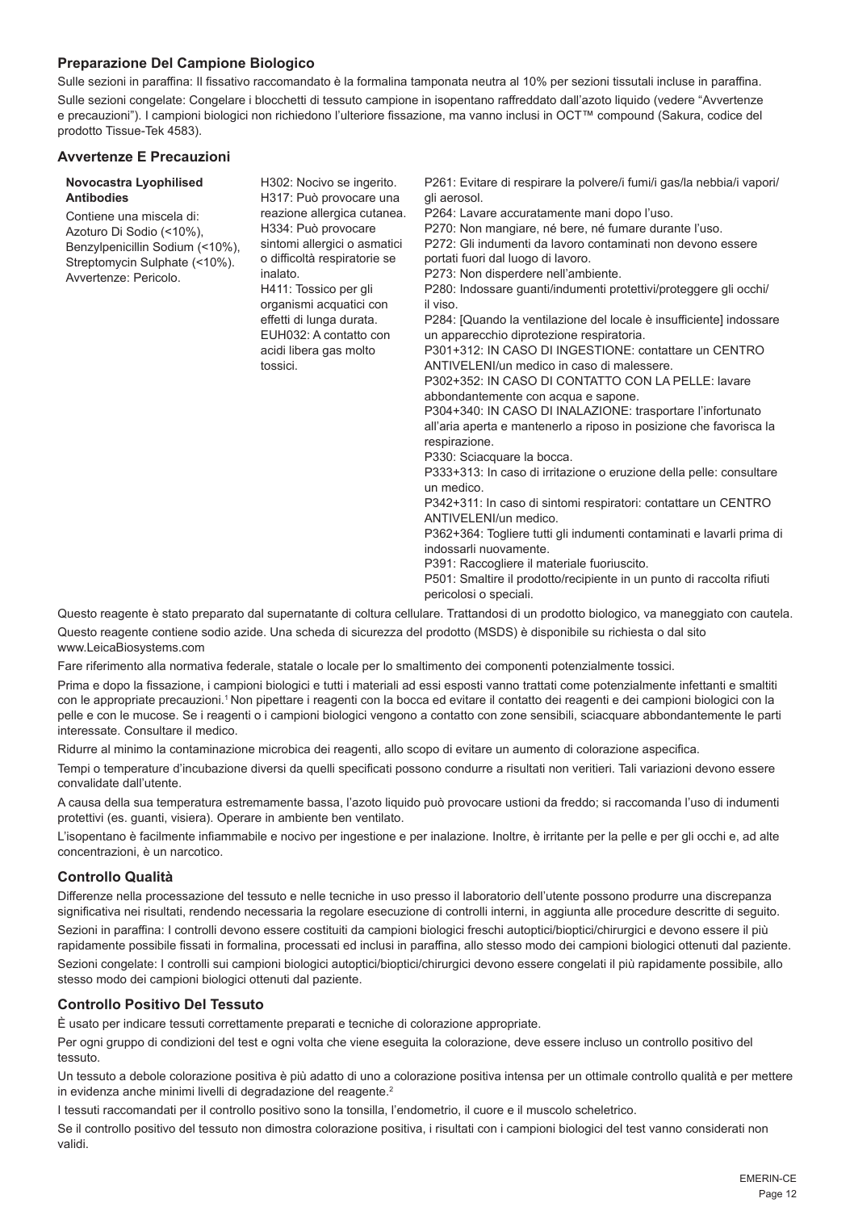## Preparazione Del Campione Biologico

Sulle sezioni in paraffina: Il fissativo raccomandato è la formalina tamponata neutra al 10% per sezioni tissutali incluse in paraffina.

Sulle sezioni congelate: Congelare i blocchetti di tessuto campione in isopentano raffreddato dall'azoto liquido (vedere "Avvertenze e precauzioni"). I campioni biologici non richiedono l'ulteriore fissazione, ma vanno inclusi in OCT™ compound (Sakura, codice del prodotto Tissue-Tek 4583).

## Avvertenze E Precauzioni

| | | |
|---|---|---|
| **Novocastra Lyophilised Antibodies**<br>Contiene una miscela di: Azoturo Di Sodio (<10%), Benzylpenicillin Sodium (<10%), Streptomycin Sulphate (<10%).<br>Avvertenze: Pericolo. | H302: Nocivo se ingerito.<br>H317: Può provocare una reazione allergica cutanea.<br>H334: Può provocare sintomi allergici o asmatici o difficoltà respiratorie se inalato.<br>H411: Tossico per gli organismi acquatici con effetti di lunga durata.<br>EUH032: A contatto con acidi libera gas molto tossici. | P261: Evitare di respirare la polvere/i fumi/i gas/la nebbia/i vapori/gli aerosol.<br>P264: Lavare accuratamente mani dopo l'uso.<br>P270: Non mangiare, né bere, né fumare durante l'uso.<br>P272: Gli indumenti da lavoro contaminati non devono essere portati fuori dal luogo di lavoro.<br>P273: Non disperdere nell'ambiente.<br>P280: Indossare guanti/indumenti protettivi/proteggere gli occhi/il viso.<br>P284: [Quando la ventilazione del locale è insufficiente] indossare un apparecchio diprotezione respiratoria.<br>P301+312: IN CASO DI INGESTIONE: contattare un CENTRO ANTIVELENI/un medico in caso di malessere.<br>P302+352: IN CASO DI CONTATTO CON LA PELLE: lavare abbondantemente con acqua e sapone.<br>P304+340: IN CASO DI INALAZIONE: trasportare l'infortunato all'aria aperta e mantenerlo a riposo in posizione che favorisca la respirazione.<br>P330: Sciacquare la bocca.<br>P333+313: In caso di irritazione o eruzione della pelle: consultare un medico.<br>P342+311: In caso di sintomi respiratori: contattare un CENTRO ANTIVELENI/un medico.<br>P362+364: Togliere tutti gli indumenti contaminati e lavarli prima di indossarli nuovamente.<br>P391: Raccogliere il materiale fuoriuscito.<br>P501: Smaltire il prodotto/recipiente in un punto di raccolta rifiuti pericolosi o speciali. |

Questo reagente è stato preparato dal supernatante di coltura cellulare. Trattandosi di un prodotto biologico, va maneggiato con cautela.

Questo reagente contiene sodio azide. Una scheda di sicurezza del prodotto (MSDS) è disponibile su richiesta o dal sito www.LeicaBiosystems.com

Fare riferimento alla normativa federale, statale o locale per lo smaltimento dei componenti potenzialmente tossici.

Prima e dopo la fissazione, i campioni biologici e tutti i materiali ad essi esposti vanno trattati come potenzialmente infettanti e smaltiti con le appropriate precauzioni.[1] Non pipettare i reagenti con la bocca ed evitare il contatto dei reagenti e dei campioni biologici con la pelle e con le mucose. Se i reagenti o i campioni biologici vengono a contatto con zone sensibili, sciacquare abbondantemente le parti interessate. Consultare il medico.

Ridurre al minimo la contaminazione microbica dei reagenti, allo scopo di evitare un aumento di colorazione aspecifica.

Tempi o temperature d'incubazione diversi da quelli specificati possono condurre a risultati non veritieri. Tali variazioni devono essere convalidate dall'utente.

A causa della sua temperatura estremamente bassa, l'azoto liquido può provocare ustioni da freddo; si raccomanda l'uso di indumenti protettivi (es. guanti, visiera). Operare in ambiente ben ventilato.

L'isopentano è facilmente infiammabile e nocivo per ingestione e per inalazione. Inoltre, è irritante per la pelle e per gli occhi e, ad alte concentrazioni, è un narcotico.

## Controllo Qualità

Differenze nella processazione del tessuto e nelle tecniche in uso presso il laboratorio dell'utente possono produrre una discrepanza significativa nei risultati, rendendo necessaria la regolare esecuzione di controlli interni, in aggiunta alle procedure descritte di seguito.

Sezioni in paraffina: I controlli devono essere costituiti da campioni biologici freschi autoptici/bioptici/chirurgici e devono essere il più rapidamente possibile fissati in formalina, processati ed inclusi in paraffina, allo stesso modo dei campioni biologici ottenuti dal paziente.

Sezioni congelate: I controlli sui campioni biologici autoptici/bioptici/chirurgici devono essere congelati il più rapidamente possibile, allo stesso modo dei campioni biologici ottenuti dal paziente.

## Controllo Positivo Del Tessuto

È usato per indicare tessuti correttamente preparati e tecniche di colorazione appropriate.

Per ogni gruppo di condizioni del test e ogni volta che viene eseguita la colorazione, deve essere incluso un controllo positivo del tessuto.

Un tessuto a debole colorazione positiva è più adatto di uno a colorazione positiva intensa per un ottimale controllo qualità e per mettere in evidenza anche minimi livelli di degradazione del reagente.[2]

I tessuti raccomandati per il controllo positivo sono la tonsilla, l'endometrio, il cuore e il muscolo scheletrico.

Se il controllo positivo del tessuto non dimostra colorazione positiva, i risultati con i campioni biologici del test vanno considerati non validi.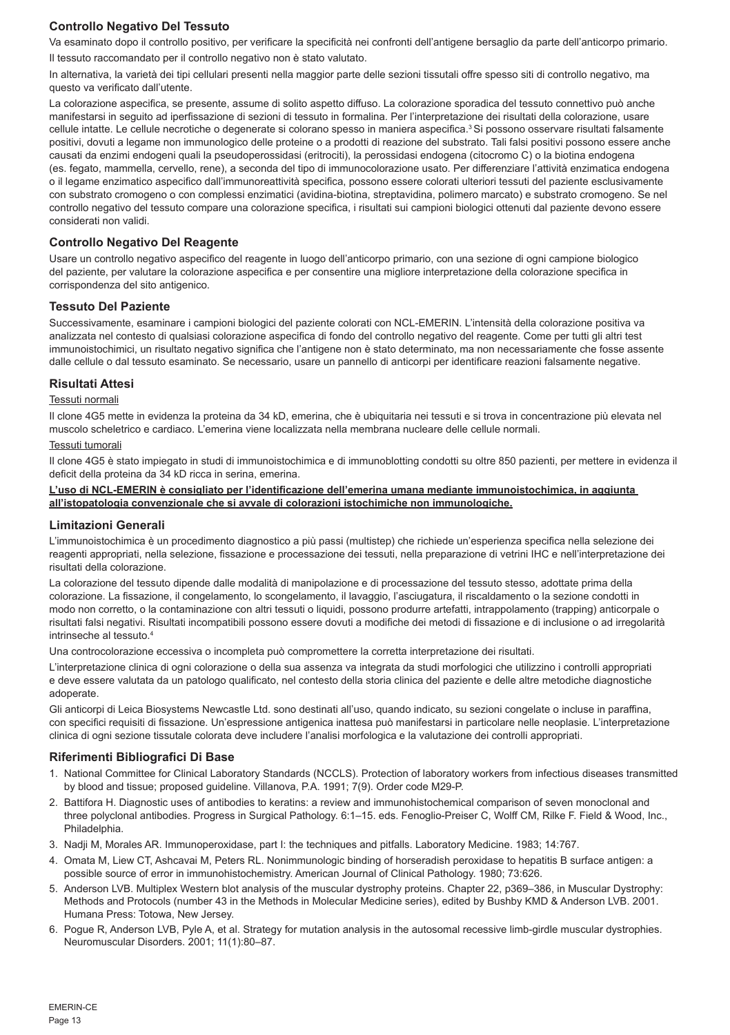### Controllo Negativo Del Tessuto

Va esaminato dopo il controllo positivo, per verificare la specificità nei confronti dell'antigene bersaglio da parte dell'anticorpo primario.

Il tessuto raccomandato per il controllo negativo non è stato valutato.

In alternativa, la varietà dei tipi cellulari presenti nella maggior parte delle sezioni tissutali offre spesso siti di controllo negativo, ma questo va verificato dall'utente.

La colorazione aspecifica, se presente, assume di solito aspetto diffuso. La colorazione sporadica del tessuto connettivo può anche manifestarsi in seguito ad iperfissazione di sezioni di tessuto in formalina. Per l'interpretazione dei risultati della colorazione, usare cellule intatte. Le cellule necrotiche o degenerate si colorano spesso in maniera aspecifica.[3] Si possono osservare risultati falsamente positivi, dovuti a legame non immunologico delle proteine o a prodotti di reazione del substrato. Tali falsi positivi possono essere anche causati da enzimi endogeni quali la pseudoperossidasi (eritrociti), la perossidasi endogena (citocromo C) o la biotina endogena (es. fegato, mammella, cervello, rene), a seconda del tipo di immunocolorazione usato. Per differenziare l'attività enzimatica endogena o il legame enzimatico aspecifico dall'immunoreattività specifica, possono essere colorati ulteriori tessuti del paziente esclusivamente con substrato cromogeno o con complessi enzimatici (avidina-biotina, streptavidina, polimero marcato) e substrato cromogeno. Se nel controllo negativo del tessuto compare una colorazione specifica, i risultati sui campioni biologici ottenuti dal paziente devono essere considerati non validi.

### Controllo Negativo Del Reagente

Usare un controllo negativo aspecifico del reagente in luogo dell'anticorpo primario, con una sezione di ogni campione biologico del paziente, per valutare la colorazione aspecifica e per consentire una migliore interpretazione della colorazione specifica in corrispondenza del sito antigenico.

### Tessuto Del Paziente

Successivamente, esaminare i campioni biologici del paziente colorati con NCL-EMERIN. L'intensità della colorazione positiva va analizzata nel contesto di qualsiasi colorazione aspecifica di fondo del controllo negativo del reagente. Come per tutti gli altri test immunoistochimici, un risultato negativo significa che l'antigene non è stato determinato, ma non necessariamente che fosse assente dalle cellule o dal tessuto esaminato. Se necessario, usare un pannello di anticorpi per identificare reazioni falsamente negative.

### Risultati Attesi

Tessuti normali

Il clone 4G5 mette in evidenza la proteina da 34 kD, emerina, che è ubiquitaria nei tessuti e si trova in concentrazione più elevata nel muscolo scheletrico e cardiaco. L'emerina viene localizzata nella membrana nucleare delle cellule normali.

Tessuti tumorali

Il clone 4G5 è stato impiegato in studi di immunoistochimica e di immunoblotting condotti su oltre 850 pazienti, per mettere in evidenza il deficit della proteina da 34 kD ricca in serina, emerina.

**L'uso di NCL-EMERIN è consigliato per l'identificazione dell'emerina umana mediante immunoistochimica, in aggiunta all'istopatologia convenzionale che si avvale di colorazioni istochimiche non immunologiche.**

### Limitazioni Generali

L'immunoistochimica è un procedimento diagnostico a più passi (multistep) che richiede un'esperienza specifica nella selezione dei reagenti appropriati, nella selezione, fissazione e processazione dei tessuti, nella preparazione di vetrini IHC e nell'interpretazione dei risultati della colorazione.

La colorazione del tessuto dipende dalle modalità di manipolazione e di processazione del tessuto stesso, adottate prima della colorazione. La fissazione, il congelamento, lo scongelamento, il lavaggio, l'asciugatura, il riscaldamento o la sezione condotti in modo non corretto, o la contaminazione con altri tessuti o liquidi, possono produrre artefatti, intrappolamento (trapping) anticorpale o risultati falsi negativi. Risultati incompatibili possono essere dovuti a modifiche dei metodi di fissazione e di inclusione o ad irregolarità intrinseche al tessuto.[4]

Una controcolorazione eccessiva o incompleta può compromettere la corretta interpretazione dei risultati.

L'interpretazione clinica di ogni colorazione o della sua assenza va integrata da studi morfologici che utilizzino i controlli appropriati e deve essere valutata da un patologo qualificato, nel contesto della storia clinica del paziente e delle altre metodiche diagnostiche adoperate.

Gli anticorpi di Leica Biosystems Newcastle Ltd. sono destinati all'uso, quando indicato, su sezioni congelate o incluse in paraffina, con specifici requisiti di fissazione. Un'espressione antigenica inattesa può manifestarsi in particolare nelle neoplasie. L'interpretazione clinica di ogni sezione tissutale colorata deve includere l'analisi morfologica e la valutazione dei controlli appropriati.

### Riferimenti Bibliografici Di Base

1. National Committee for Clinical Laboratory Standards (NCCLS). Protection of laboratory workers from infectious diseases transmitted by blood and tissue; proposed guideline. Villanova, P.A. 1991; 7(9). Order code M29-P.
2. Battifora H. Diagnostic uses of antibodies to keratins: a review and immunohistochemical comparison of seven monoclonal and three polyclonal antibodies. Progress in Surgical Pathology. 6:1–15. eds. Fenoglio-Preiser C, Wolff CM, Rilke F. Field & Wood, Inc., Philadelphia.
3. Nadji M, Morales AR. Immunoperoxidase, part I: the techniques and pitfalls. Laboratory Medicine. 1983; 14:767.
4. Omata M, Liew CT, Ashcavai M, Peters RL. Nonimmunologic binding of horseradish peroxidase to hepatitis B surface antigen: a possible source of error in immunohistochemistry. American Journal of Clinical Pathology. 1980; 73:626.
5. Anderson LVB. Multiplex Western blot analysis of the muscular dystrophy proteins. Chapter 22, p369–386, in Muscular Dystrophy: Methods and Protocols (number 43 in the Methods in Molecular Medicine series), edited by Bushby KMD & Anderson LVB. 2001. Humana Press: Totowa, New Jersey.
6. Pogue R, Anderson LVB, Pyle A, et al. Strategy for mutation analysis in the autosomal recessive limb-girdle muscular dystrophies. Neuromuscular Disorders. 2001; 11(1):80–87.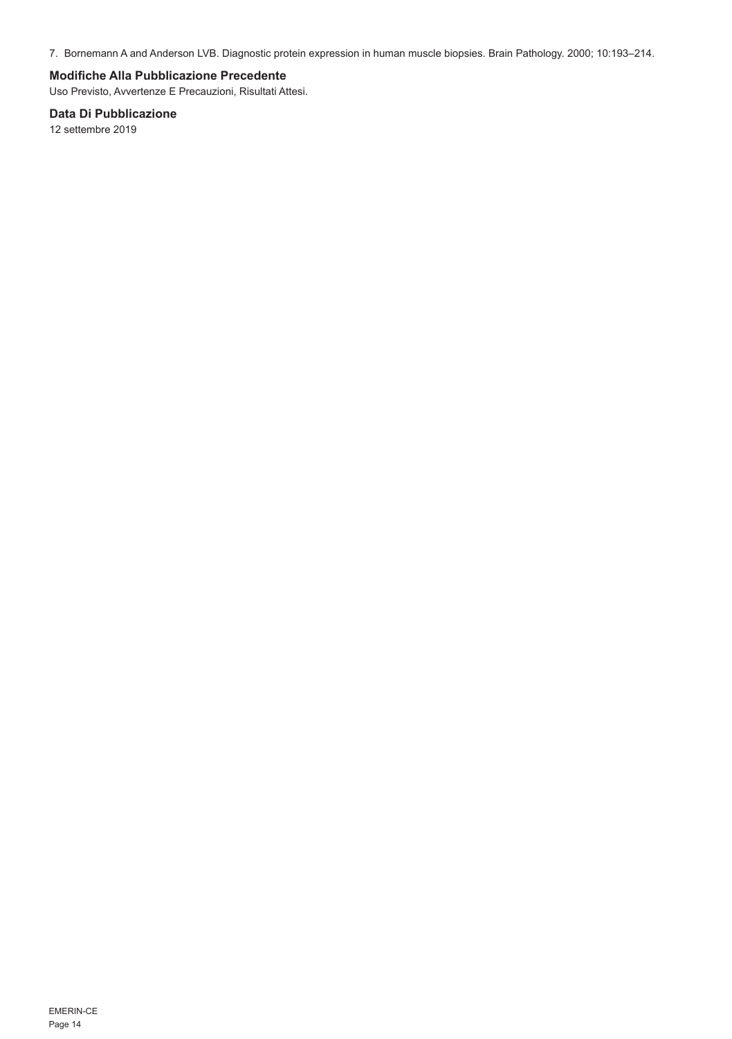7. Bornemann A and Anderson LVB. Diagnostic protein expression in human muscle biopsies. Brain Pathology. 2000; 10:193–214.

### Modifiche Alla Pubblicazione Precedente

Uso Previsto, Avvertenze E Precauzioni, Risultati Attesi.

### Data Di Pubblicazione

12 settembre 2019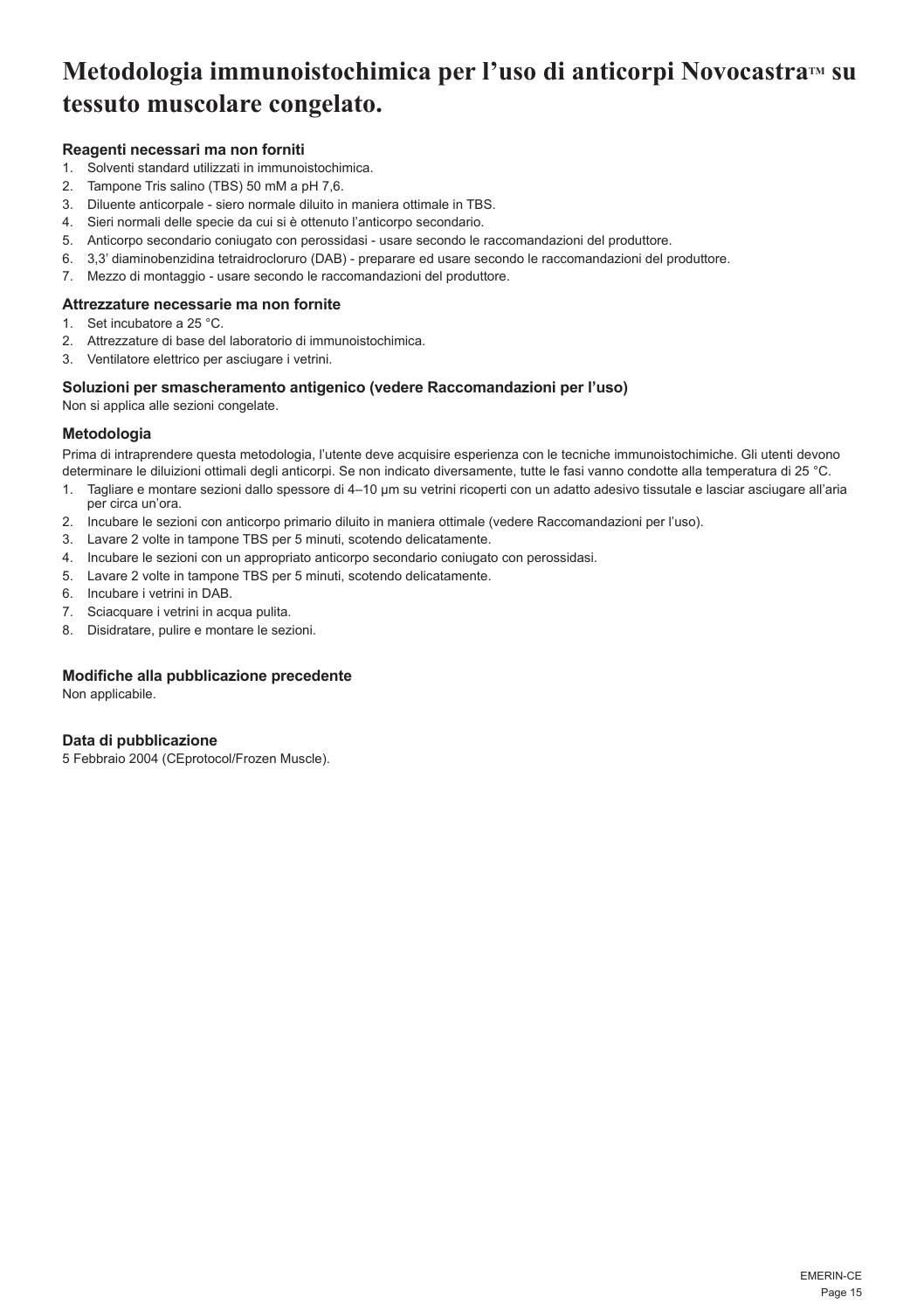# Metodologia immunoistochimica per l'uso di anticorpi Novocastra™ su tessuto muscolare congelato.

### Reagenti necessari ma non forniti

1. Solventi standard utilizzati in immunoistochimica.
2. Tampone Tris salino (TBS) 50 mM a pH 7,6.
3. Diluente anticorpale - siero normale diluito in maniera ottimale in TBS.
4. Sieri normali delle specie da cui si è ottenuto l'anticorpo secondario.
5. Anticorpo secondario coniugato con perossidasi - usare secondo le raccomandazioni del produttore.
6. 3,3' diaminobenzidina tetraidrocloruro (DAB) - preparare ed usare secondo le raccomandazioni del produttore.
7. Mezzo di montaggio - usare secondo le raccomandazioni del produttore.

### Attrezzature necessarie ma non fornite

1. Set incubatore a 25 °C.
2. Attrezzature di base del laboratorio di immunoistochimica.
3. Ventilatore elettrico per asciugare i vetrini.

### Soluzioni per smascheramento antigenico (vedere Raccomandazioni per l'uso)

Non si applica alle sezioni congelate.

### Metodologia

Prima di intraprendere questa metodologia, l'utente deve acquisire esperienza con le tecniche immunoistochimiche. Gli utenti devono determinare le diluizioni ottimali degli anticorpi. Se non indicato diversamente, tutte le fasi vanno condotte alla temperatura di 25 °C.

1. Tagliare e montare sezioni dallo spessore di 4–10 µm su vetrini ricoperti con un adatto adesivo tissutale e lasciar asciugare all'aria per circa un'ora.
2. Incubare le sezioni con anticorpo primario diluito in maniera ottimale (vedere Raccomandazioni per l'uso).
3. Lavare 2 volte in tampone TBS per 5 minuti, scotendo delicatamente.
4. Incubare le sezioni con un appropriato anticorpo secondario coniugato con perossidasi.
5. Lavare 2 volte in tampone TBS per 5 minuti, scotendo delicatamente.
6. Incubare i vetrini in DAB.
7. Sciacquare i vetrini in acqua pulita.
8. Disidratare, pulire e montare le sezioni.

### Modifiche alla pubblicazione precedente

Non applicabile.

### Data di pubblicazione

5 Febbraio 2004 (CEprotocol/Frozen Muscle).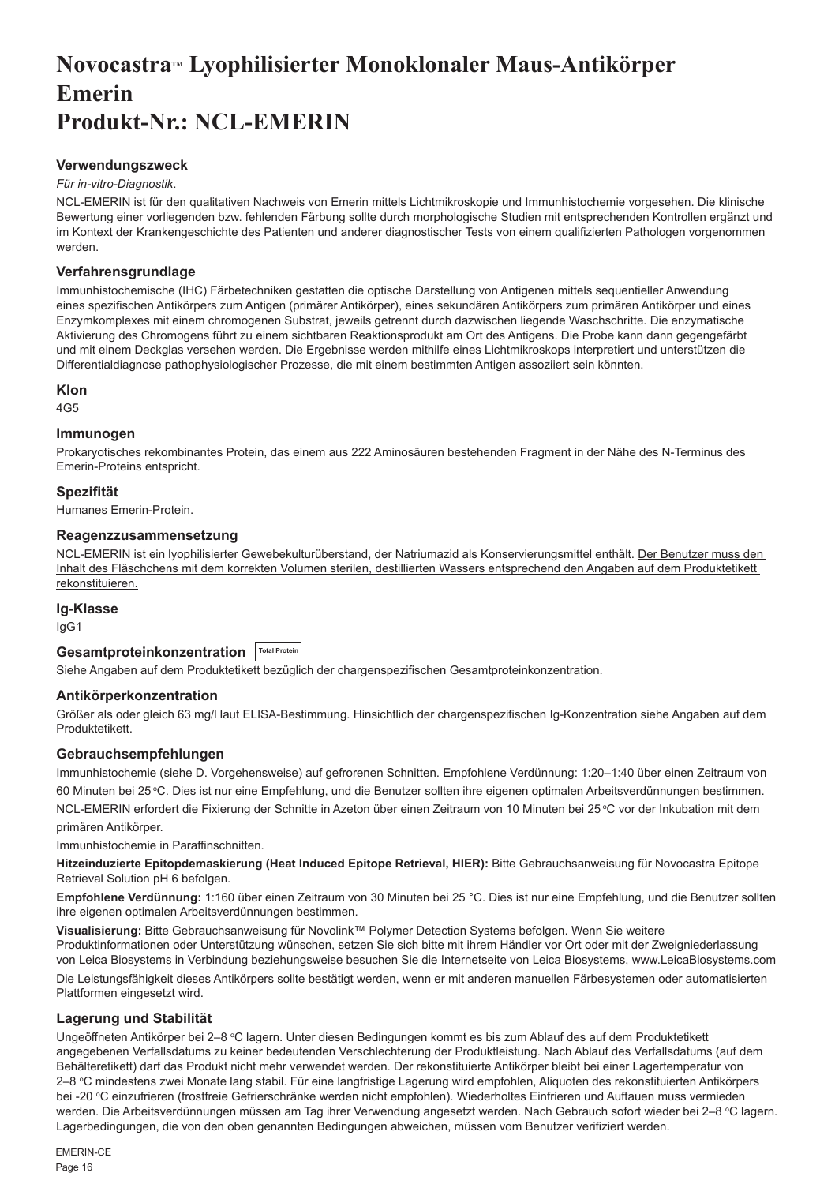# Novocastra™ Lyophilisierter Monoklonaler Maus-Antikörper Emerin
# Produkt-Nr.: NCL-EMERIN

### Verwendungszweck

*Für in-vitro-Diagnostik*.

NCL-EMERIN ist für den qualitativen Nachweis von Emerin mittels Lichtmikroskopie und Immunhistochemie vorgesehen. Die klinische Bewertung einer vorliegenden bzw. fehlenden Färbung sollte durch morphologische Studien mit entsprechenden Kontrollen ergänzt und im Kontext der Krankengeschichte des Patienten und anderer diagnostischer Tests von einem qualifizierten Pathologen vorgenommen werden.

### Verfahrensgrundlage

Immunhistochemische (IHC) Färbetechniken gestatten die optische Darstellung von Antigenen mittels sequentieller Anwendung eines spezifischen Antikörpers zum Antigen (primärer Antikörper), eines sekundären Antikörpers zum primären Antikörper und eines Enzymkomplexes mit einem chromogenen Substrat, jeweils getrennt durch dazwischen liegende Waschschritte. Die enzymatische Aktivierung des Chromogens führt zu einem sichtbaren Reaktionsprodukt am Ort des Antigens. Die Probe kann dann gegengefärbt und mit einem Deckglas versehen werden. Die Ergebnisse werden mithilfe eines Lichtmikroskops interpretiert und unterstützen die Differentialdiagnose pathophysiologischer Prozesse, die mit einem bestimmten Antigen assoziiert sein könnten.

### Klon

4G5

### Immunogen

Prokaryotisches rekombinantes Protein, das einem aus 222 Aminosäuren bestehenden Fragment in der Nähe des N-Terminus des Emerin-Proteins entspricht.

### Spezifität

Humanes Emerin-Protein.

### Reagenzzusammensetzung

NCL-EMERIN ist ein lyophilisierter Gewebekulturüberstand, der Natriumazid als Konservierungsmittel enthält. Der Benutzer muss den Inhalt des Fläschchens mit dem korrekten Volumen sterilen, destillierten Wassers entsprechend den Angaben auf dem Produktetikett rekonstituieren.

### Ig-Klasse

IgG1

### Gesamtproteinkonzentration Total Protein

Siehe Angaben auf dem Produktetikett bezüglich der chargenspezifischen Gesamtproteinkonzentration.

### Antikörperkonzentration

Größer als oder gleich 63 mg/l laut ELISA-Bestimmung. Hinsichtlich der chargenspezifischen Ig-Konzentration siehe Angaben auf dem Produktetikett.

### Gebrauchsempfehlungen

Immunhistochemie (siehe D. Vorgehensweise) auf gefrorenen Schnitten. Empfohlene Verdünnung: 1:20–1:40 über einen Zeitraum von 60 Minuten bei 25 °C. Dies ist nur eine Empfehlung, und die Benutzer sollten ihre eigenen optimalen Arbeitsverdünnungen bestimmen.

NCL-EMERIN erfordert die Fixierung der Schnitte in Azeton über einen Zeitraum von 10 Minuten bei 25 °C vor der Inkubation mit dem primären Antikörper.

Immunhistochemie in Paraffinschnitten.

**Hitzeinduzierte Epitopdemaskierung (Heat Induced Epitope Retrieval, HIER):** Bitte Gebrauchsanweisung für Novocastra Epitope Retrieval Solution pH 6 befolgen.

**Empfohlene Verdünnung:** 1:160 über einen Zeitraum von 30 Minuten bei 25 °C. Dies ist nur eine Empfehlung, und die Benutzer sollten ihre eigenen optimalen Arbeitsverdünnungen bestimmen.

**Visualisierung:** Bitte Gebrauchsanweisung für Novolink™ Polymer Detection Systems befolgen. Wenn Sie weitere Produktinformationen oder Unterstützung wünschen, setzen Sie sich bitte mit ihrem Händler vor Ort oder mit der Zweigniederlassung von Leica Biosystems in Verbindung beziehungsweise besuchen Sie die Internetseite von Leica Biosystems, www.LeicaBiosystems.com

Die Leistungsfähigkeit dieses Antikörpers sollte bestätigt werden, wenn er mit anderen manuellen Färbesystemen oder automatisierten Plattformen eingesetzt wird.

### Lagerung und Stabilität

Ungeöffneten Antikörper bei 2–8 °C lagern. Unter diesen Bedingungen kommt es bis zum Ablauf des auf dem Produktetikett angegebenen Verfallsdatums zu keiner bedeutenden Verschlechterung der Produktleistung. Nach Ablauf des Verfallsdatums (auf dem Behälteretikett) darf das Produkt nicht mehr verwendet werden. Der rekonstituierte Antikörper bleibt bei einer Lagertemperatur von 2–8 °C mindestens zwei Monate lang stabil. Für eine langfristige Lagerung wird empfohlen, Aliquoten des rekonstituierten Antikörpers bei -20 °C einzufrieren (frostfreie Gefrierschränke werden nicht empfohlen). Wiederholtes Einfrieren und Auftauen muss vermieden werden. Die Arbeitsverdünnungen müssen am Tag ihrer Verwendung angesetzt werden. Nach Gebrauch sofort wieder bei 2–8 °C lagern. Lagerbedingungen, die von den oben genannten Bedingungen abweichen, müssen vom Benutzer verifiziert werden.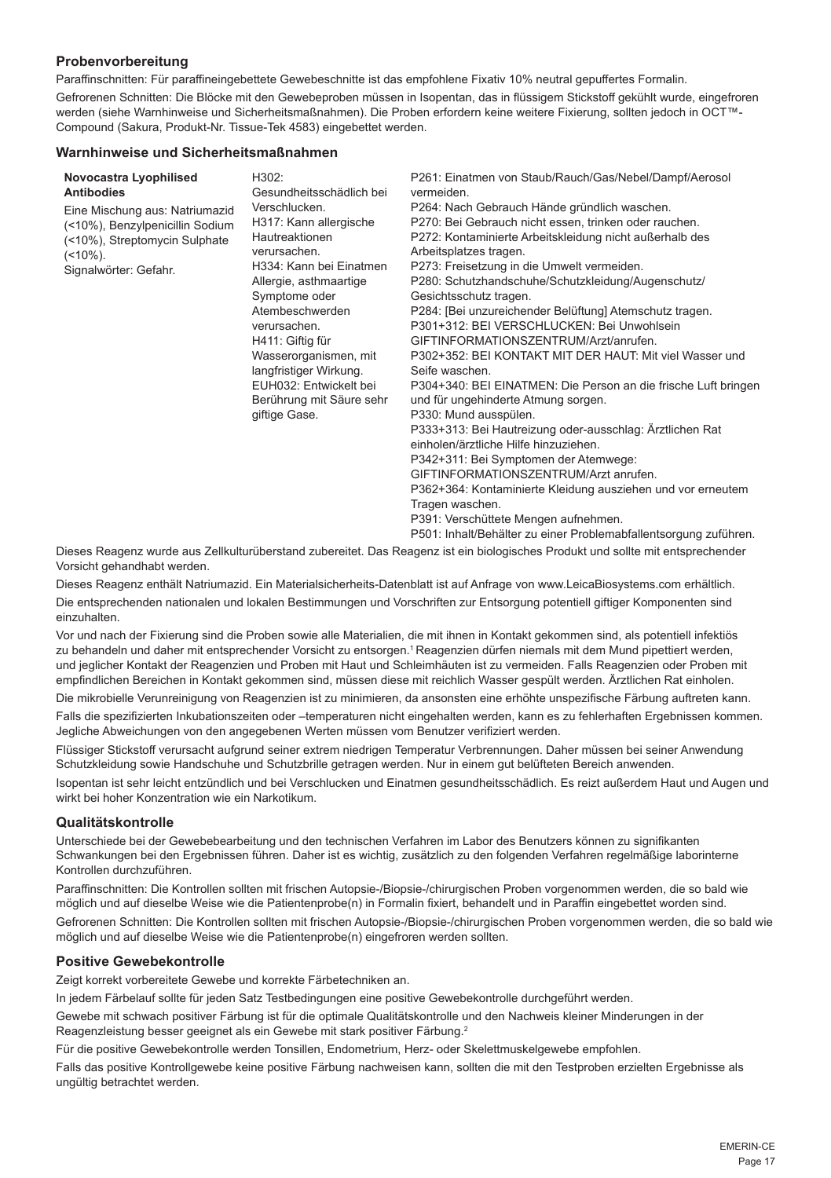## Probenvorbereitung

Paraffinschnitten: Für paraffineingebettete Gewebeschnitte ist das empfohlene Fixativ 10% neutral gepuffertes Formalin.

Gefrorenen Schnitten: Die Blöcke mit den Gewebeproben müssen in Isopentan, das in flüssigem Stickstoff gekühlt wurde, eingefroren werden (siehe Warnhinweise und Sicherheitsmaßnahmen). Die Proben erfordern keine weitere Fixierung, sollten jedoch in OCT™-Compound (Sakura, Produkt-Nr. Tissue-Tek 4583) eingebettet werden.

## Warnhinweise und Sicherheitsmaßnahmen

| | | |
|---|---|---|
| **Novocastra Lyophilised Antibodies**<br>Eine Mischung aus: Natriumazid (<10%), Benzylpenicillin Sodium (<10%), Streptomycin Sulphate (<10%).<br>Signalwörter: Gefahr. | H302: Gesundheitsschädlich bei Verschlucken.<br>H317: Kann allergische Hautreaktionen verursachen.<br>H334: Kann bei Einatmen Allergie, asthmaartige Symptome oder Atembeschwerden verursachen.<br>H411: Giftig für Wasserorganismen, mit langfristiger Wirkung.<br>EUH032: Entwickelt bei Berührung mit Säure sehr giftige Gase. | P261: Einatmen von Staub/Rauch/Gas/Nebel/Dampf/Aerosol vermeiden.<br>P264: Nach Gebrauch Hände gründlich waschen.<br>P270: Bei Gebrauch nicht essen, trinken oder rauchen.<br>P272: Kontaminierte Arbeitskleidung nicht außerhalb des Arbeitsplatzes tragen.<br>P273: Freisetzung in die Umwelt vermeiden.<br>P280: Schutzhandschuhe/Schutzkleidung/Augenschutz/ Gesichtsschutz tragen.<br>P284: [Bei unzureichender Belüftung] Atemschutz tragen.<br>P301+312: BEI VERSCHLUCKEN: Bei Unwohlsein GIFTINFORMATIONSZENTRUM/Arzt/anrufen.<br>P302+352: BEI KONTAKT MIT DER HAUT: Mit viel Wasser und Seife waschen.<br>P304+340: BEI EINATMEN: Die Person an die frische Luft bringen und für ungehinderte Atmung sorgen.<br>P330: Mund ausspülen.<br>P333+313: Bei Hautreizung oder-ausschlag: Ärztlichen Rat einholen/ärztliche Hilfe hinzuziehen.<br>P342+311: Bei Symptomen der Atemwege: GIFTINFORMATIONSZENTRUM/Arzt anrufen.<br>P362+364: Kontaminierte Kleidung ausziehen und vor erneutem Tragen waschen.<br>P391: Verschüttete Mengen aufnehmen.<br>P501: Inhalt/Behälter zu einer Problemabfallentsorgung zuführen. |

Dieses Reagenz wurde aus Zellkulturüberstand zubereitet. Das Reagenz ist ein biologisches Produkt und sollte mit entsprechender Vorsicht gehandhabt werden.

Dieses Reagenz enthält Natriumazid. Ein Materialsicherheits-Datenblatt ist auf Anfrage von www.LeicaBiosystems.com erhältlich.

Die entsprechenden nationalen und lokalen Bestimmungen und Vorschriften zur Entsorgung potentiell giftiger Komponenten sind einzuhalten.

Vor und nach der Fixierung sind die Proben sowie alle Materialien, die mit ihnen in Kontakt gekommen sind, als potentiell infektiös zu behandeln und daher mit entsprechender Vorsicht zu entsorgen.[1] Reagenzien dürfen niemals mit dem Mund pipettiert werden, und jeglicher Kontakt der Reagenzien und Proben mit Haut und Schleimhäuten ist zu vermeiden. Falls Reagenzien oder Proben mit empfindlichen Bereichen in Kontakt gekommen sind, müssen diese mit reichlich Wasser gespült werden. Ärztlichen Rat einholen.

Die mikrobielle Verunreinigung von Reagenzien ist zu minimieren, da ansonsten eine erhöhte unspezifische Färbung auftreten kann.

Falls die spezifizierten Inkubationszeiten oder –temperaturen nicht eingehalten werden, kann es zu fehlerhaften Ergebnissen kommen. Jegliche Abweichungen von den angegebenen Werten müssen vom Benutzer verifiziert werden.

Flüssiger Stickstoff verursacht aufgrund seiner extrem niedrigen Temperatur Verbrennungen. Daher müssen bei seiner Anwendung Schutzkleidung sowie Handschuhe und Schutzbrille getragen werden. Nur in einem gut belüfteten Bereich anwenden.

Isopentan ist sehr leicht entzündlich und bei Verschlucken und Einatmen gesundheitsschädlich. Es reizt außerdem Haut und Augen und wirkt bei hoher Konzentration wie ein Narkotikum.

## Qualitätskontrolle

Unterschiede bei der Gewebebearbeitung und den technischen Verfahren im Labor des Benutzers können zu signifikanten Schwankungen bei den Ergebnissen führen. Daher ist es wichtig, zusätzlich zu den folgenden Verfahren regelmäßige laborinterne Kontrollen durchzuführen.

Paraffinschnitten: Die Kontrollen sollten mit frischen Autopsie-/Biopsie-/chirurgischen Proben vorgenommen werden, die so bald wie möglich und auf dieselbe Weise wie die Patientenprobe(n) in Formalin fixiert, behandelt und in Paraffin eingebettet worden sind.

Gefrorenen Schnitten: Die Kontrollen sollten mit frischen Autopsie-/Biopsie-/chirurgischen Proben vorgenommen werden, die so bald wie möglich und auf dieselbe Weise wie die Patientenprobe(n) eingefroren werden sollten.

## Positive Gewebekontrolle

Zeigt korrekt vorbereitete Gewebe und korrekte Färbetechniken an.

In jedem Färbelauf sollte für jeden Satz Testbedingungen eine positive Gewebekontrolle durchgeführt werden.

Gewebe mit schwach positiver Färbung ist für die optimale Qualitätskontrolle und den Nachweis kleiner Minderungen in der Reagenzleistung besser geeignet als ein Gewebe mit stark positiver Färbung.[2]

Für die positive Gewebekontrolle werden Tonsillen, Endometrium, Herz- oder Skelettmuskelgewebe empfohlen.

Falls das positive Kontrollgewebe keine positive Färbung nachweisen kann, sollten die mit den Testproben erzielten Ergebnisse als ungültig betrachtet werden.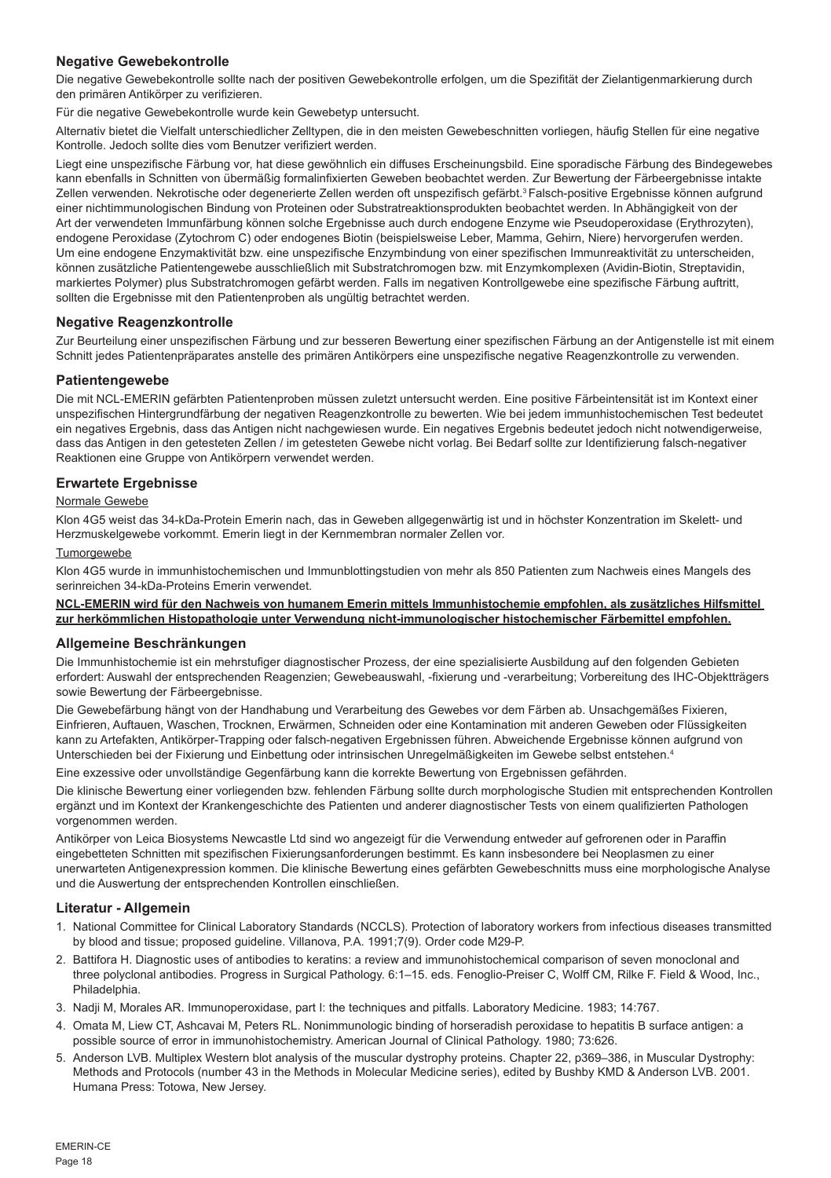### Negative Gewebekontrolle

Die negative Gewebekontrolle sollte nach der positiven Gewebekontrolle erfolgen, um die Spezifität der Zielantigenmarkierung durch den primären Antikörper zu verifizieren.

Für die negative Gewebekontrolle wurde kein Gewebetyp untersucht.

Alternativ bietet die Vielfalt unterschiedlicher Zelltypen, die in den meisten Gewebeschnitten vorliegen, häufig Stellen für eine negative Kontrolle. Jedoch sollte dies vom Benutzer verifiziert werden.

Liegt eine unspezifische Färbung vor, hat diese gewöhnlich ein diffuses Erscheinungsbild. Eine sporadische Färbung des Bindegewebes kann ebenfalls in Schnitten von übermäßig formalinfixierten Geweben beobachtet werden. Zur Bewertung der Färbeergebnisse intakte Zellen verwenden. Nekrotische oder degenerierte Zellen werden oft unspezifisch gefärbt.[3] Falsch-positive Ergebnisse können aufgrund einer nichtimmunologischen Bindung von Proteinen oder Substratreaktionsprodukten beobachtet werden. In Abhängigkeit von der Art der verwendeten Immunfärbung können solche Ergebnisse auch durch endogene Enzyme wie Pseudoperoxidase (Erythrozyten), endogene Peroxidase (Zytochrom C) oder endogenes Biotin (beispielsweise Leber, Mamma, Gehirn, Niere) hervorgerufen werden. Um eine endogene Enzymaktivität bzw. eine unspezifische Enzymbindung von einer spezifischen Immunreaktivität zu unterscheiden, können zusätzliche Patientengewebe ausschließlich mit Substratchromogen bzw. mit Enzymkomplexen (Avidin-Biotin, Streptavidin, markiertes Polymer) plus Substratchromogen gefärbt werden. Falls im negativen Kontrollgewebe eine spezifische Färbung auftritt, sollten die Ergebnisse mit den Patientenproben als ungültig betrachtet werden.

### Negative Reagenzkontrolle

Zur Beurteilung einer unspezifischen Färbung und zur besseren Bewertung einer spezifischen Färbung an der Antigenstelle ist mit einem Schnitt jedes Patientenpräparates anstelle des primären Antikörpers eine unspezifische negative Reagenzkontrolle zu verwenden.

### Patientengewebe

Die mit NCL-EMERIN gefärbten Patientenproben müssen zuletzt untersucht werden. Eine positive Färbeintensität ist im Kontext einer unspezifischen Hintergrundfärbung der negativen Reagenzkontrolle zu bewerten. Wie bei jedem immunhistochemischen Test bedeutet ein negatives Ergebnis, dass das Antigen nicht nachgewiesen wurde. Ein negatives Ergebnis bedeutet jedoch nicht notwendigerweise, dass das Antigen in den getesteten Zellen / im getesteten Gewebe nicht vorlag. Bei Bedarf sollte zur Identifizierung falsch-negativer Reaktionen eine Gruppe von Antikörpern verwendet werden.

### Erwartete Ergebnisse

Normale Gewebe

Klon 4G5 weist das 34-kDa-Protein Emerin nach, das in Geweben allgegenwärtig ist und in höchster Konzentration im Skelett- und Herzmuskelgewebe vorkommt. Emerin liegt in der Kernmembran normaler Zellen vor.

Tumorgewebe

Klon 4G5 wurde in immunhistochemischen und Immunblottingstudien von mehr als 850 Patienten zum Nachweis eines Mangels des serinreichen 34-kDa-Proteins Emerin verwendet.

**NCL-EMERIN wird für den Nachweis von humanem Emerin mittels Immunhistochemie empfohlen, als zusätzliches Hilfsmittel zur herkömmlichen Histopathologie unter Verwendung nicht-immunologischer histochemischer Färbemittel empfohlen.**

### Allgemeine Beschränkungen

Die Immunhistochemie ist ein mehrstufiger diagnostischer Prozess, der eine spezialisierte Ausbildung auf den folgenden Gebieten erfordert: Auswahl der entsprechenden Reagenzien; Gewebeauswahl, -fixierung und -verarbeitung; Vorbereitung des IHC-Objektträgers sowie Bewertung der Färbeergebnisse.

Die Gewebefärbung hängt von der Handhabung und Verarbeitung des Gewebes vor dem Färben ab. Unsachgemäßes Fixieren, Einfrieren, Auftauen, Waschen, Trocknen, Erwärmen, Schneiden oder eine Kontamination mit anderen Geweben oder Flüssigkeiten kann zu Artefakten, Antikörper-Trapping oder falsch-negativen Ergebnissen führen. Abweichende Ergebnisse können aufgrund von Unterschieden bei der Fixierung und Einbettung oder intrinsischen Unregelmäßigkeiten im Gewebe selbst entstehen.[4]

Eine exzessive oder unvollständige Gegenfärbung kann die korrekte Bewertung von Ergebnissen gefährden.

Die klinische Bewertung einer vorliegenden bzw. fehlenden Färbung sollte durch morphologische Studien mit entsprechenden Kontrollen ergänzt und im Kontext der Krankengeschichte des Patienten und anderer diagnostischer Tests von einem qualifizierten Pathologen vorgenommen werden.

Antikörper von Leica Biosystems Newcastle Ltd sind wo angezeigt für die Verwendung entweder auf gefrorenen oder in Paraffin eingebetteten Schnitten mit spezifischen Fixierungsanforderungen bestimmt. Es kann insbesondere bei Neoplasmen zu einer unerwarteten Antigenexpression kommen. Die klinische Bewertung eines gefärbten Gewebeschnitts muss eine morphologische Analyse und die Auswertung der entsprechenden Kontrollen einschließen.

### Literatur - Allgemein

1. National Committee for Clinical Laboratory Standards (NCCLS). Protection of laboratory workers from infectious diseases transmitted by blood and tissue; proposed guideline. Villanova, P.A. 1991;7(9). Order code M29-P.
2. Battifora H. Diagnostic uses of antibodies to keratins: a review and immunohistochemical comparison of seven monoclonal and three polyclonal antibodies. Progress in Surgical Pathology. 6:1–15. eds. Fenoglio-Preiser C, Wolff CM, Rilke F. Field & Wood, Inc., Philadelphia.
3. Nadji M, Morales AR. Immunoperoxidase, part I: the techniques and pitfalls. Laboratory Medicine. 1983; 14:767.
4. Omata M, Liew CT, Ashcavai M, Peters RL. Nonimmunologic binding of horseradish peroxidase to hepatitis B surface antigen: a possible source of error in immunohistochemistry. American Journal of Clinical Pathology. 1980; 73:626.
5. Anderson LVB. Multiplex Western blot analysis of the muscular dystrophy proteins. Chapter 22, p369–386, in Muscular Dystrophy: Methods and Protocols (number 43 in the Methods in Molecular Medicine series), edited by Bushby KMD & Anderson LVB. 2001. Humana Press: Totowa, New Jersey.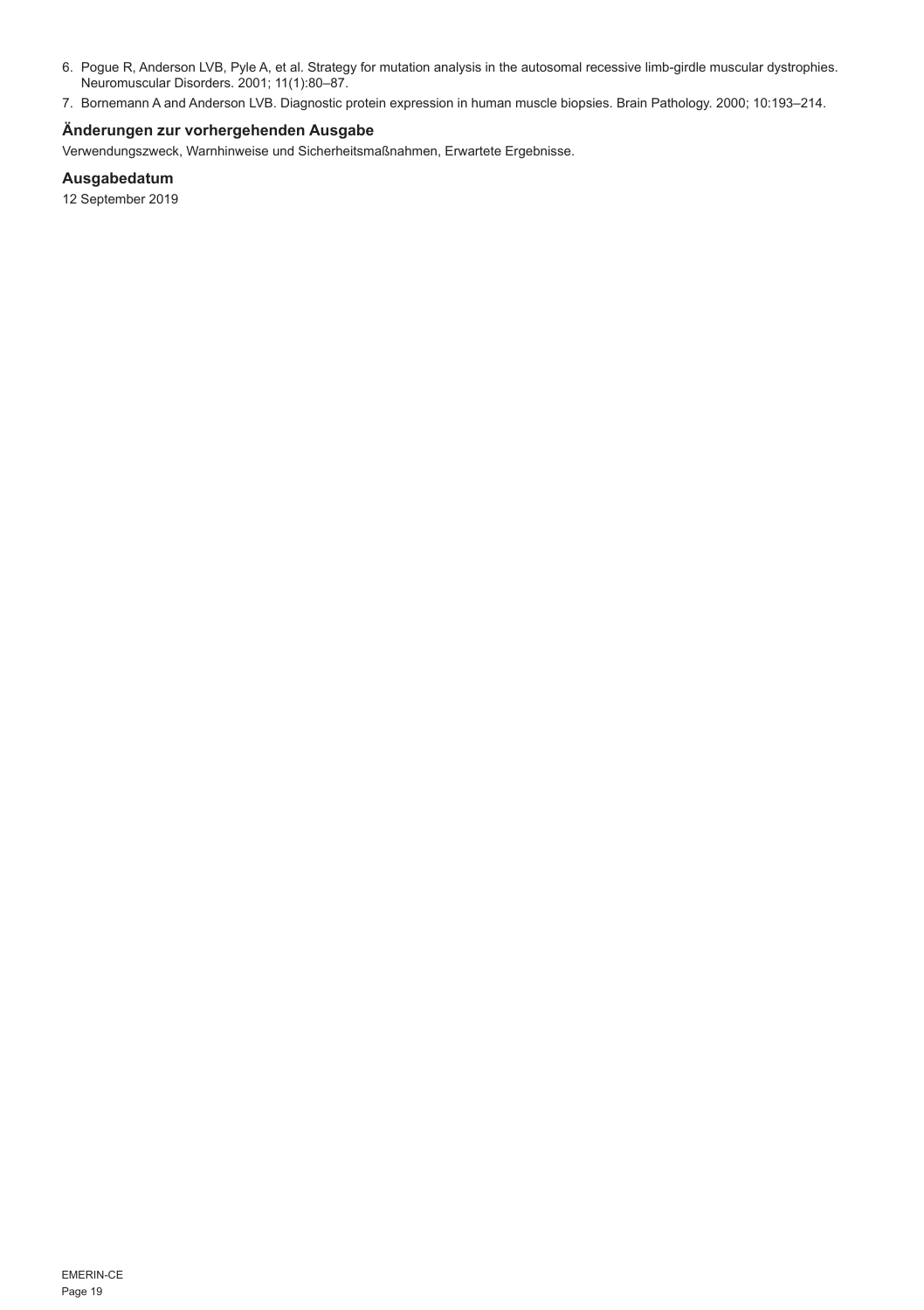6. Pogue R, Anderson LVB, Pyle A, et al. Strategy for mutation analysis in the autosomal recessive limb-girdle muscular dystrophies. Neuromuscular Disorders. 2001; 11(1):80–87.
7. Bornemann A and Anderson LVB. Diagnostic protein expression in human muscle biopsies. Brain Pathology. 2000; 10:193–214.

### Änderungen zur vorhergehenden Ausgabe

Verwendungszweck, Warnhinweise und Sicherheitsmaßnahmen, Erwartete Ergebnisse.

### Ausgabedatum

12 September 2019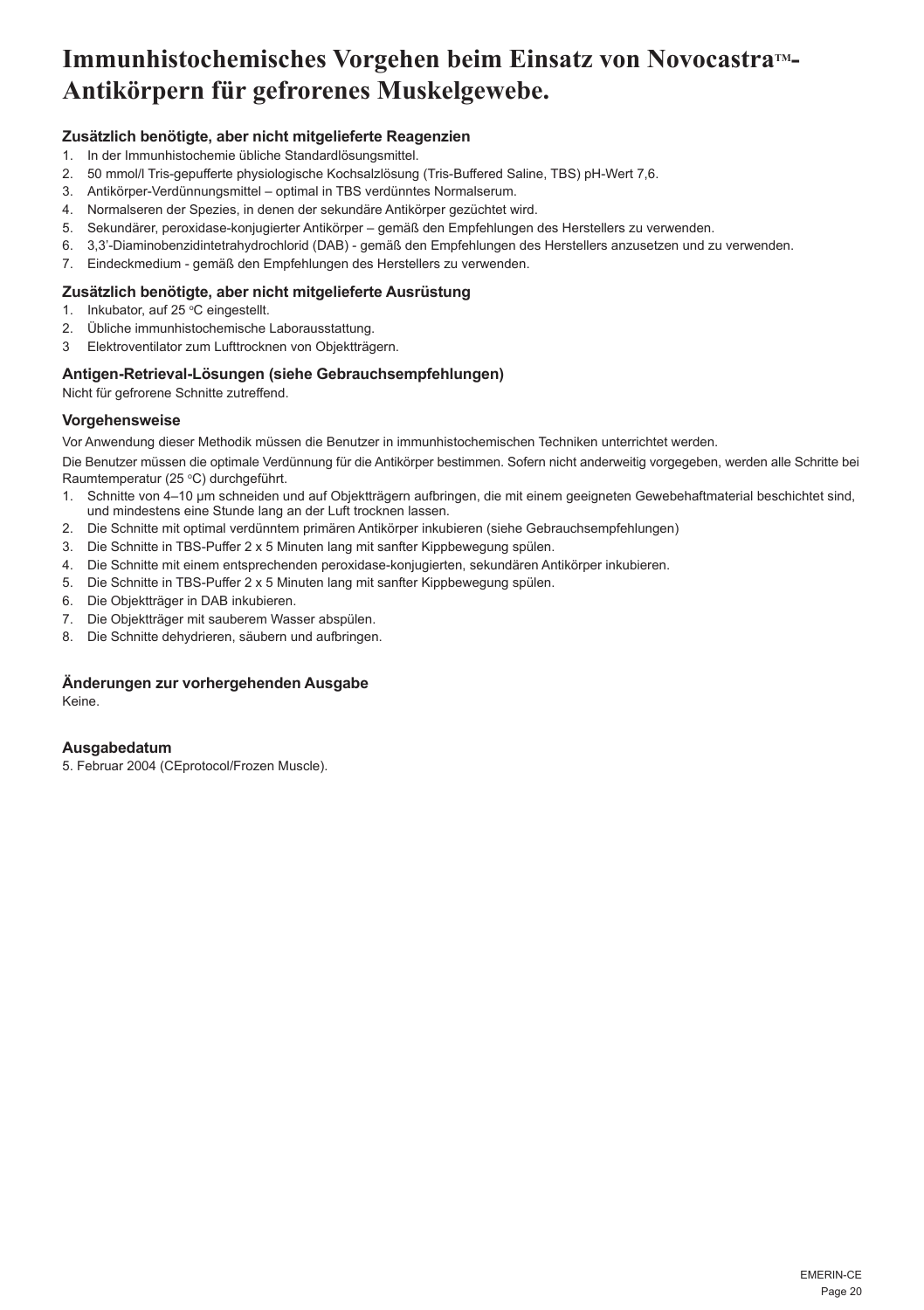# Immunhistochemisches Vorgehen beim Einsatz von Novocastra™-Antikörpern für gefrorenes Muskelgewebe.

### Zusätzlich benötigte, aber nicht mitgelieferte Reagenzien

1. In der Immunhistochemie übliche Standardlösungsmittel.
2. 50 mmol/l Tris-gepufferte physiologische Kochsalzlösung (Tris-Buffered Saline, TBS) pH-Wert 7,6.
3. Antikörper-Verdünnungsmittel – optimal in TBS verdünntes Normalserum.
4. Normalseren der Spezies, in denen der sekundäre Antikörper gezüchtet wird.
5. Sekundärer, peroxidase-konjugierter Antikörper – gemäß den Empfehlungen des Herstellers zu verwenden.
6. 3,3'-Diaminobenzidintetrahydrochlorid (DAB) - gemäß den Empfehlungen des Herstellers anzusetzen und zu verwenden.
7. Eindeckmedium - gemäß den Empfehlungen des Herstellers zu verwenden.

### Zusätzlich benötigte, aber nicht mitgelieferte Ausrüstung

1. Inkubator, auf 25 °C eingestellt.
2. Übliche immunhistochemische Laborausstattung.
3. Elektroventilator zum Lufttrocknen von Objektträgern.

### Antigen-Retrieval-Lösungen (siehe Gebrauchsempfehlungen)

Nicht für gefrorene Schnitte zutreffend.

### Vorgehensweise

Vor Anwendung dieser Methodik müssen die Benutzer in immunhistochemischen Techniken unterrichtet werden.

Die Benutzer müssen die optimale Verdünnung für die Antikörper bestimmen. Sofern nicht anderweitig vorgegeben, werden alle Schritte bei Raumtemperatur (25 °C) durchgeführt.

1. Schnitte von 4–10 µm schneiden und auf Objektträgern aufbringen, die mit einem geeigneten Gewebehaftmaterial beschichtet sind, und mindestens eine Stunde lang an der Luft trocknen lassen.
2. Die Schnitte mit optimal verdünntem primären Antikörper inkubieren (siehe Gebrauchsempfehlungen)
3. Die Schnitte in TBS-Puffer 2 x 5 Minuten lang mit sanfter Kippbewegung spülen.
4. Die Schnitte mit einem entsprechenden peroxidase-konjugierten, sekundären Antikörper inkubieren.
5. Die Schnitte in TBS-Puffer 2 x 5 Minuten lang mit sanfter Kippbewegung spülen.
6. Die Objektträger in DAB inkubieren.
7. Die Objektträger mit sauberem Wasser abspülen.
8. Die Schnitte dehydrieren, säubern und aufbringen.

### Änderungen zur vorhergehenden Ausgabe

Keine.

### Ausgabedatum

5. Februar 2004 (CEprotocol/Frozen Muscle).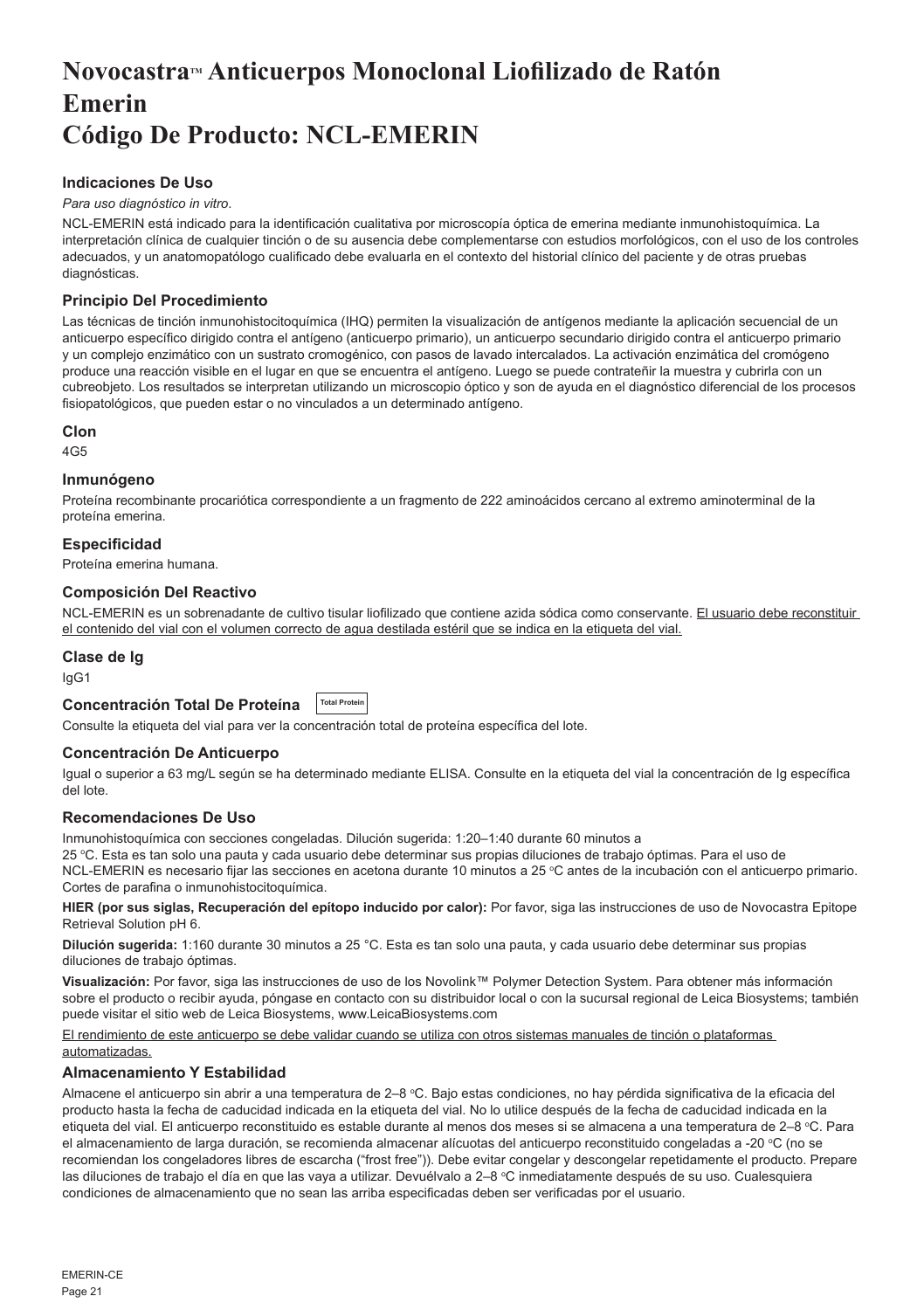# Novocastra™ Anticuerpos Monoclonal Liofilizado de Ratón Emerin Código De Producto: NCL-EMERIN

### Indicaciones De Uso

*Para uso diagnóstico in vitro*.

NCL-EMERIN está indicado para la identificación cualitativa por microscopía óptica de emerina mediante inmunohistoquímica. La interpretación clínica de cualquier tinción o de su ausencia debe complementarse con estudios morfológicos, con el uso de los controles adecuados, y un anatomopatólogo cualificado debe evaluarla en el contexto del historial clínico del paciente y de otras pruebas diagnósticas.

### Principio Del Procedimiento

Las técnicas de tinción inmunohistocitoquímica (IHQ) permiten la visualización de antígenos mediante la aplicación secuencial de un anticuerpo específico dirigido contra el antígeno (anticuerpo primario), un anticuerpo secundario dirigido contra el anticuerpo primario y un complejo enzimático con un sustrato cromogénico, con pasos de lavado intercalados. La activación enzimática del cromógeno produce una reacción visible en el lugar en que se encuentra el antígeno. Luego se puede contrateñir la muestra y cubrirla con un cubreobjeto. Los resultados se interpretan utilizando un microscopio óptico y son de ayuda en el diagnóstico diferencial de los procesos fisiopatológicos, que pueden estar o no vinculados a un determinado antígeno.

### Clon

4G5

### Inmunógeno

Proteína recombinante procariótica correspondiente a un fragmento de 222 aminoácidos cercano al extremo aminoterminal de la proteína emerina.

### Especificidad

Proteína emerina humana.

### Composición Del Reactivo

NCL-EMERIN es un sobrenadante de cultivo tisular liofilizado que contiene azida sódica como conservante. El usuario debe reconstituir el contenido del vial con el volumen correcto de agua destilada estéril que se indica en la etiqueta del vial.

### Clase de Ig

IgG1

### Concentración Total De Proteína

Total Protein

Consulte la etiqueta del vial para ver la concentración total de proteína específica del lote.

### Concentración De Anticuerpo

Igual o superior a 63 mg/L según se ha determinado mediante ELISA. Consulte en la etiqueta del vial la concentración de Ig específica del lote.

### Recomendaciones De Uso

Inmunohistoquímica con secciones congeladas. Dilución sugerida: 1:20–1:40 durante 60 minutos a 25 °C. Esta es tan solo una pauta y cada usuario debe determinar sus propias diluciones de trabajo óptimas. Para el uso de NCL-EMERIN es necesario fijar las secciones en acetona durante 10 minutos a 25 °C antes de la incubación con el anticuerpo primario. Cortes de parafina o inmunohistocitoquímica.

**HIER (por sus siglas, Recuperación del epítopo inducido por calor):** Por favor, siga las instrucciones de uso de Novocastra Epitope Retrieval Solution pH 6.

**Dilución sugerida:** 1:160 durante 30 minutos a 25 °C. Esta es tan solo una pauta, y cada usuario debe determinar sus propias diluciones de trabajo óptimas.

**Visualización:** Por favor, siga las instrucciones de uso de los Novolink™ Polymer Detection System. Para obtener más información sobre el producto o recibir ayuda, póngase en contacto con su distribuidor local o con la sucursal regional de Leica Biosystems; también puede visitar el sitio web de Leica Biosystems, www.LeicaBiosystems.com

El rendimiento de este anticuerpo se debe validar cuando se utiliza con otros sistemas manuales de tinción o plataformas automatizadas.

### Almacenamiento Y Estabilidad

Almacene el anticuerpo sin abrir a una temperatura de 2–8 °C. Bajo estas condiciones, no hay pérdida significativa de la eficacia del producto hasta la fecha de caducidad indicada en la etiqueta del vial. No lo utilice después de la fecha de caducidad indicada en la etiqueta del vial. El anticuerpo reconstituido es estable durante al menos dos meses si se almacena a una temperatura de 2–8 °C. Para el almacenamiento de larga duración, se recomienda almacenar alícuotas del anticuerpo reconstituido congeladas a -20 °C (no se recomiendan los congeladores libres de escarcha ("frost free")). Debe evitar congelar y descongelar repetidamente el producto. Prepare las diluciones de trabajo el día en que las vaya a utilizar. Devuélvalo a 2–8 °C inmediatamente después de su uso. Cualesquiera condiciones de almacenamiento que no sean las arriba especificadas deben ser verificadas por el usuario.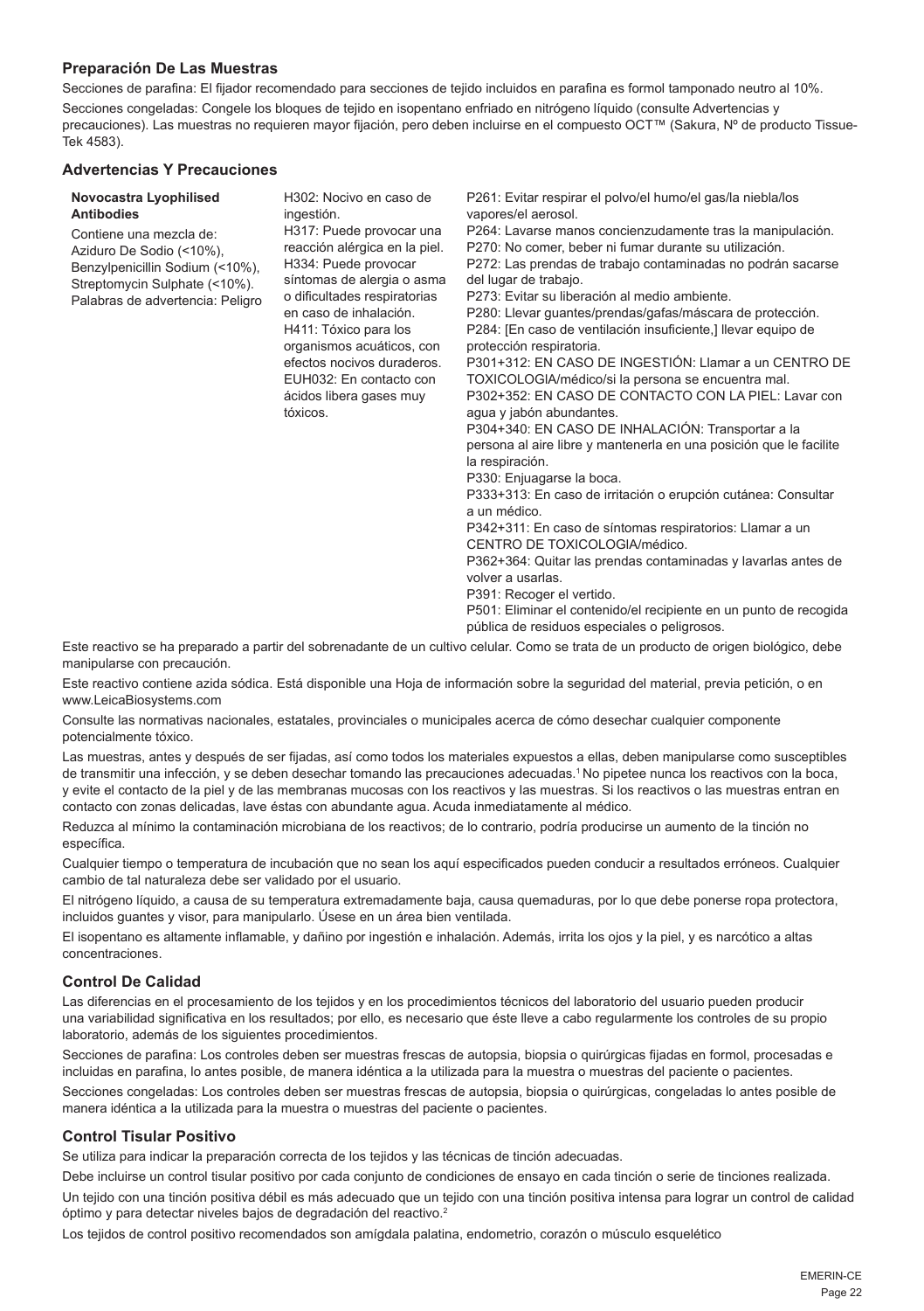## Preparación De Las Muestras

Secciones de parafina: El fijador recomendado para secciones de tejido incluidos en parafina es formol tamponado neutro al 10%.

Secciones congeladas: Congele los bloques de tejido en isopentano enfriado en nitrógeno líquido (consulte Advertencias y precauciones). Las muestras no requieren mayor fijación, pero deben incluirse en el compuesto OCT™ (Sakura, Nº de producto Tissue-Tek 4583).

## Advertencias Y Precauciones

| | | |
|---|---|---|
| **Novocastra Lyophilised Antibodies**<br>Contiene una mezcla de: Aziduro De Sodio (<10%), Benzylpenicillin Sodium (<10%), Streptomycin Sulphate (<10%).<br>Palabras de advertencia: Peligro | H302: Nocivo en caso de ingestión.<br>H317: Puede provocar una reacción alérgica en la piel.<br>H334: Puede provocar síntomas de alergia o asma o dificultades respiratorias en caso de inhalación.<br>H411: Tóxico para los organismos acuáticos, con efectos nocivos duraderos.<br>EUH032: En contacto con ácidos libera gases muy tóxicos. | P261: Evitar respirar el polvo/el humo/el gas/la niebla/los vapores/el aerosol.<br>P264: Lavarse manos concienzudamente tras la manipulación.<br>P270: No comer, beber ni fumar durante su utilización.<br>P272: Las prendas de trabajo contaminadas no podrán sacarse del lugar de trabajo.<br>P273: Evitar su liberación al medio ambiente.<br>P280: Llevar guantes/prendas/gafas/máscara de protección.<br>P284: [En caso de ventilación insuficiente,] llevar equipo de protección respiratoria.<br>P301+312: EN CASO DE INGESTIÓN: Llamar a un CENTRO DE TOXICOLOGIA/médico/si la persona se encuentra mal.<br>P302+352: EN CASO DE CONTACTO CON LA PIEL: Lavar con agua y jabón abundantes.<br>P304+340: EN CASO DE INHALACIÓN: Transportar a la persona al aire libre y mantenerla en una posición que le facilite la respiración.<br>P330: Enjuagarse la boca.<br>P333+313: En caso de irritación o erupción cutánea: Consultar a un médico.<br>P342+311: En caso de síntomas respiratorios: Llamar a un CENTRO DE TOXICOLOGIA/médico.<br>P362+364: Quitar las prendas contaminadas y lavarlas antes de volver a usarlas.<br>P391: Recoger el vertido.<br>P501: Eliminar el contenido/el recipiente en un punto de recogida pública de residuos especiales o peligrosos. |

Este reactivo se ha preparado a partir del sobrenadante de un cultivo celular. Como se trata de un producto de origen biológico, debe manipularse con precaución.

Este reactivo contiene azida sódica. Está disponible una Hoja de información sobre la seguridad del material, previa petición, o en www.LeicaBiosystems.com

Consulte las normativas nacionales, estatales, provinciales o municipales acerca de cómo desechar cualquier componente potencialmente tóxico.

Las muestras, antes y después de ser fijadas, así como todos los materiales expuestos a ellas, deben manipularse como susceptibles de transmitir una infección, y se deben desechar tomando las precauciones adecuadas.[1] No pipetee nunca los reactivos con la boca, y evite el contacto de la piel y de las membranas mucosas con los reactivos y las muestras. Si los reactivos o las muestras entran en contacto con zonas delicadas, lave éstas con abundante agua. Acuda inmediatamente al médico.

Reduzca al mínimo la contaminación microbiana de los reactivos; de lo contrario, podría producirse un aumento de la tinción no específica.

Cualquier tiempo o temperatura de incubación que no sean los aquí especificados pueden conducir a resultados erróneos. Cualquier cambio de tal naturaleza debe ser validado por el usuario.

El nitrógeno líquido, a causa de su temperatura extremadamente baja, causa quemaduras, por lo que debe ponerse ropa protectora, incluidos guantes y visor, para manipularlo. Úsese en un área bien ventilada.

El isopentano es altamente inflamable, y dañino por ingestión e inhalación. Además, irrita los ojos y la piel, y es narcótico a altas concentraciones.

## Control De Calidad

Las diferencias en el procesamiento de los tejidos y en los procedimientos técnicos del laboratorio del usuario pueden producir una variabilidad significativa en los resultados; por ello, es necesario que éste lleve a cabo regularmente los controles de su propio laboratorio, además de los siguientes procedimientos.

Secciones de parafina: Los controles deben ser muestras frescas de autopsia, biopsia o quirúrgicas fijadas en formol, procesadas e incluidas en parafina, lo antes posible, de manera idéntica a la utilizada para la muestra o muestras del paciente o pacientes.

Secciones congeladas: Los controles deben ser muestras frescas de autopsia, biopsia o quirúrgicas, congeladas lo antes posible de manera idéntica a la utilizada para la muestra o muestras del paciente o pacientes.

## Control Tisular Positivo

Se utiliza para indicar la preparación correcta de los tejidos y las técnicas de tinción adecuadas.

Debe incluirse un control tisular positivo por cada conjunto de condiciones de ensayo en cada tinción o serie de tinciones realizada.

Un tejido con una tinción positiva débil es más adecuado que un tejido con una tinción positiva intensa para lograr un control de calidad óptimo y para detectar niveles bajos de degradación del reactivo.[2]

Los tejidos de control positivo recomendados son amígdala palatina, endometrio, corazón o músculo esquelético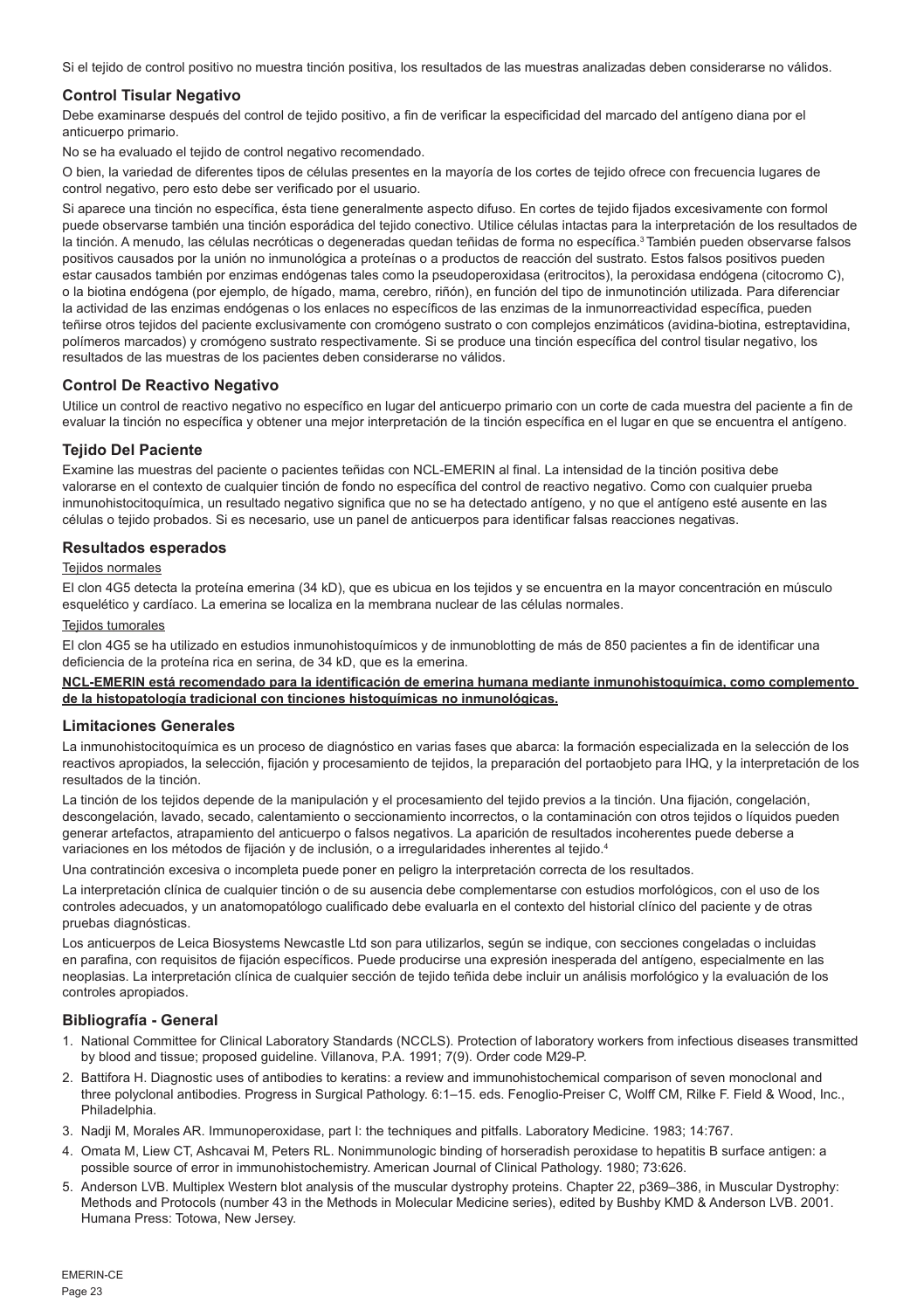Si el tejido de control positivo no muestra tinción positiva, los resultados de las muestras analizadas deben considerarse no válidos.

### Control Tisular Negativo

Debe examinarse después del control de tejido positivo, a fin de verificar la especificidad del marcado del antígeno diana por el anticuerpo primario.

No se ha evaluado el tejido de control negativo recomendado.

O bien, la variedad de diferentes tipos de células presentes en la mayoría de los cortes de tejido ofrece con frecuencia lugares de control negativo, pero esto debe ser verificado por el usuario.

Si aparece una tinción no específica, ésta tiene generalmente aspecto difuso. En cortes de tejido fijados excesivamente con formol puede observarse también una tinción esporádica del tejido conectivo. Utilice células intactas para la interpretación de los resultados de la tinción. A menudo, las células necróticas o degeneradas quedan teñidas de forma no específica.[3] También pueden observarse falsos positivos causados por la unión no inmunológica a proteínas o a productos de reacción del sustrato. Estos falsos positivos pueden estar causados también por enzimas endógenas tales como la pseudoperoxidasa (eritrocitos), la peroxidasa endógena (citocromo C), o la biotina endógena (por ejemplo, de hígado, mama, cerebro, riñón), en función del tipo de inmunotinción utilizada. Para diferenciar la actividad de las enzimas endógenas o los enlaces no específicos de las enzimas de la inmunorreactividad específica, pueden teñirse otros tejidos del paciente exclusivamente con cromógeno sustrato o con complejos enzimáticos (avidina-biotina, estreptavidina, polímeros marcados) y cromógeno sustrato respectivamente. Si se produce una tinción específica del control tisular negativo, los resultados de las muestras de los pacientes deben considerarse no válidos.

### Control De Reactivo Negativo

Utilice un control de reactivo negativo no específico en lugar del anticuerpo primario con un corte de cada muestra del paciente a fin de evaluar la tinción no específica y obtener una mejor interpretación de la tinción específica en el lugar en que se encuentra el antígeno.

### Tejido Del Paciente

Examine las muestras del paciente o pacientes teñidas con NCL-EMERIN al final. La intensidad de la tinción positiva debe valorarse en el contexto de cualquier tinción de fondo no específica del control de reactivo negativo. Como con cualquier prueba inmunohistocitoquímica, un resultado negativo significa que no se ha detectado antígeno, y no que el antígeno esté ausente en las células o tejido probados. Si es necesario, use un panel de anticuerpos para identificar falsas reacciones negativas.

## Resultados esperados

Tejidos normales

El clon 4G5 detecta la proteína emerina (34 kD), que es ubicua en los tejidos y se encuentra en la mayor concentración en músculo esquelético y cardíaco. La emerina se localiza en la membrana nuclear de las células normales.

Tejidos tumorales

El clon 4G5 se ha utilizado en estudios inmunohistoquímicos y de inmunoblotting de más de 850 pacientes a fin de identificar una deficiencia de la proteína rica en serina, de 34 kD, que es la emerina.

**NCL-EMERIN está recomendado para la identificación de emerina humana mediante inmunohistoquímica, como complemento de la histopatología tradicional con tinciones histoquímicas no inmunológicas.**

## Limitaciones Generales

La inmunohistocitoquímica es un proceso de diagnóstico en varias fases que abarca: la formación especializada en la selección de los reactivos apropiados, la selección, fijación y procesamiento de tejidos, la preparación del portaobjeto para IHQ, y la interpretación de los resultados de la tinción.

La tinción de los tejidos depende de la manipulación y el procesamiento del tejido previos a la tinción. Una fijación, congelación, descongelación, lavado, secado, calentamiento o seccionamiento incorrectos, o la contaminación con otros tejidos o líquidos pueden generar artefactos, atrapamiento del anticuerpo o falsos negativos. La aparición de resultados incoherentes puede deberse a variaciones en los métodos de fijación y de inclusión, o a irregularidades inherentes al tejido.[4]

Una contratinción excesiva o incompleta puede poner en peligro la interpretación correcta de los resultados.

La interpretación clínica de cualquier tinción o de su ausencia debe complementarse con estudios morfológicos, con el uso de los controles adecuados, y un anatomopatólogo cualificado debe evaluarla en el contexto del historial clínico del paciente y de otras pruebas diagnósticas.

Los anticuerpos de Leica Biosystems Newcastle Ltd son para utilizarlos, según se indique, con secciones congeladas o incluidas en parafina, con requisitos de fijación específicos. Puede producirse una expresión inesperada del antígeno, especialmente en las neoplasias. La interpretación clínica de cualquier sección de tejido teñida debe incluir un análisis morfológico y la evaluación de los controles apropiados.

## Bibliografía - General

1. National Committee for Clinical Laboratory Standards (NCCLS). Protection of laboratory workers from infectious diseases transmitted by blood and tissue; proposed guideline. Villanova, P.A. 1991; 7(9). Order code M29-P.
2. Battifora H. Diagnostic uses of antibodies to keratins: a review and immunohistochemical comparison of seven monoclonal and three polyclonal antibodies. Progress in Surgical Pathology. 6:1–15. eds. Fenoglio-Preiser C, Wolff CM, Rilke F. Field & Wood, Inc., Philadelphia.
3. Nadji M, Morales AR. Immunoperoxidase, part I: the techniques and pitfalls. Laboratory Medicine. 1983; 14:767.
4. Omata M, Liew CT, Ashcavai M, Peters RL. Nonimmunologic binding of horseradish peroxidase to hepatitis B surface antigen: a possible source of error in immunohistochemistry. American Journal of Clinical Pathology. 1980; 73:626.
5. Anderson LVB. Multiplex Western blot analysis of the muscular dystrophy proteins. Chapter 22, p369–386, in Muscular Dystrophy: Methods and Protocols (number 43 in the Methods in Molecular Medicine series), edited by Bushby KMD & Anderson LVB. 2001. Humana Press: Totowa, New Jersey.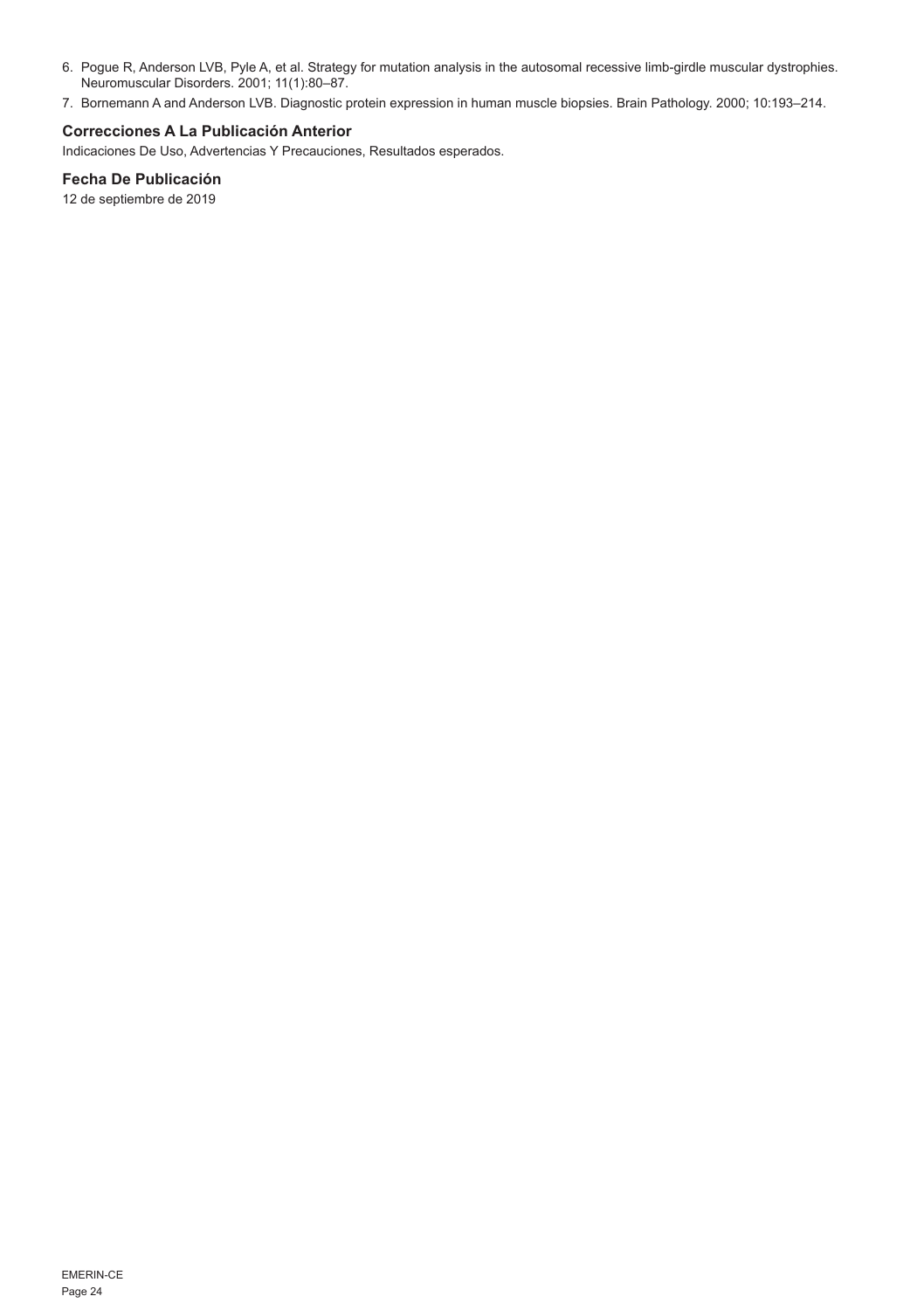6. Pogue R, Anderson LVB, Pyle A, et al. Strategy for mutation analysis in the autosomal recessive limb-girdle muscular dystrophies. Neuromuscular Disorders. 2001; 11(1):80–87.
7. Bornemann A and Anderson LVB. Diagnostic protein expression in human muscle biopsies. Brain Pathology. 2000; 10:193–214.

### Correcciones A La Publicación Anterior

Indicaciones De Uso, Advertencias Y Precauciones, Resultados esperados.

### Fecha De Publicación

12 de septiembre de 2019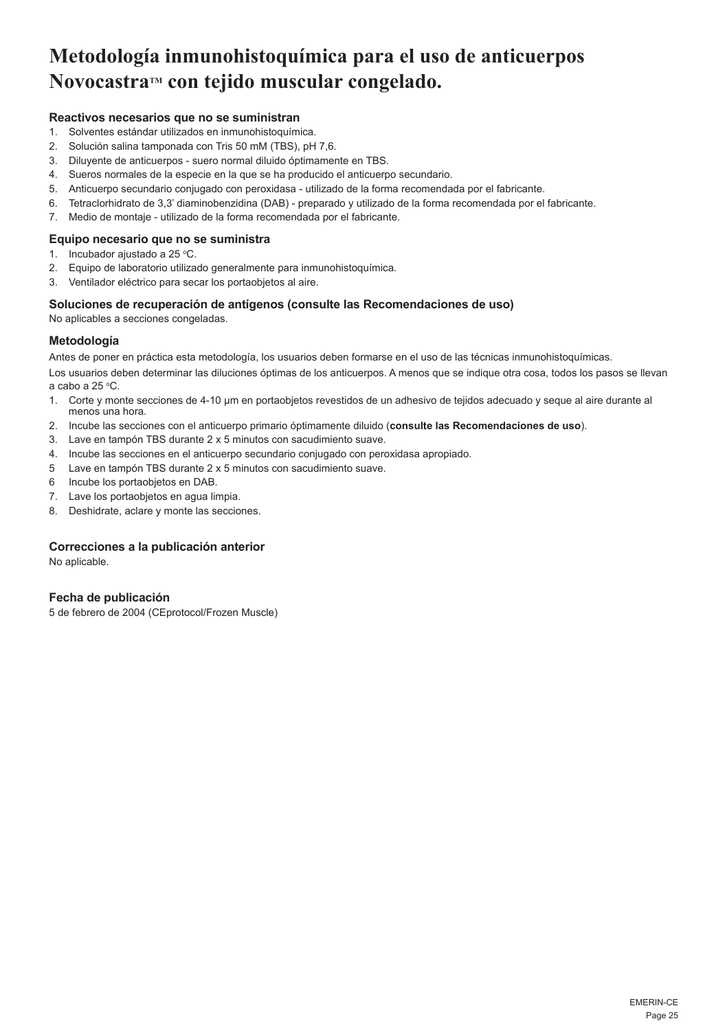# Metodología inmunohistoquímica para el uso de anticuerpos Novocastra™ con tejido muscular congelado.

### Reactivos necesarios que no se suministran

1. Solventes estándar utilizados en inmunohistoquímica.
2. Solución salina tamponada con Tris 50 mM (TBS), pH 7,6.
3. Diluyente de anticuerpos - suero normal diluido óptimamente en TBS.
4. Sueros normales de la especie en la que se ha producido el anticuerpo secundario.
5. Anticuerpo secundario conjugado con peroxidasa - utilizado de la forma recomendada por el fabricante.
6. Tetraclorhidrato de 3,3' diaminobenzidina (DAB) - preparado y utilizado de la forma recomendada por el fabricante.
7. Medio de montaje - utilizado de la forma recomendada por el fabricante.

### Equipo necesario que no se suministra

1. Incubador ajustado a 25 °C.
2. Equipo de laboratorio utilizado generalmente para inmunohistoquímica.
3. Ventilador eléctrico para secar los portaobjetos al aire.

### Soluciones de recuperación de antígenos (consulte las Recomendaciones de uso)

No aplicables a secciones congeladas.

### Metodología

Antes de poner en práctica esta metodología, los usuarios deben formarse en el uso de las técnicas inmunohistoquímicas.

Los usuarios deben determinar las diluciones óptimas de los anticuerpos. A menos que se indique otra cosa, todos los pasos se llevan a cabo a 25 °C.

1. Corte y monte secciones de 4-10 µm en portaobjetos revestidos de un adhesivo de tejidos adecuado y seque al aire durante al menos una hora.
2. Incube las secciones con el anticuerpo primario óptimamente diluido (**consulte las Recomendaciones de uso**).
3. Lave en tampón TBS durante 2 x 5 minutos con sacudimiento suave.
4. Incube las secciones en el anticuerpo secundario conjugado con peroxidasa apropiado.
5. Lave en tampón TBS durante 2 x 5 minutos con sacudimiento suave.
6. Incube los portaobjetos en DAB.
7. Lave los portaobjetos en agua limpia.
8. Deshidrate, aclare y monte las secciones.

### Correcciones a la publicación anterior

No aplicable.

### Fecha de publicación

5 de febrero de 2004 (CEprotocol/Frozen Muscle)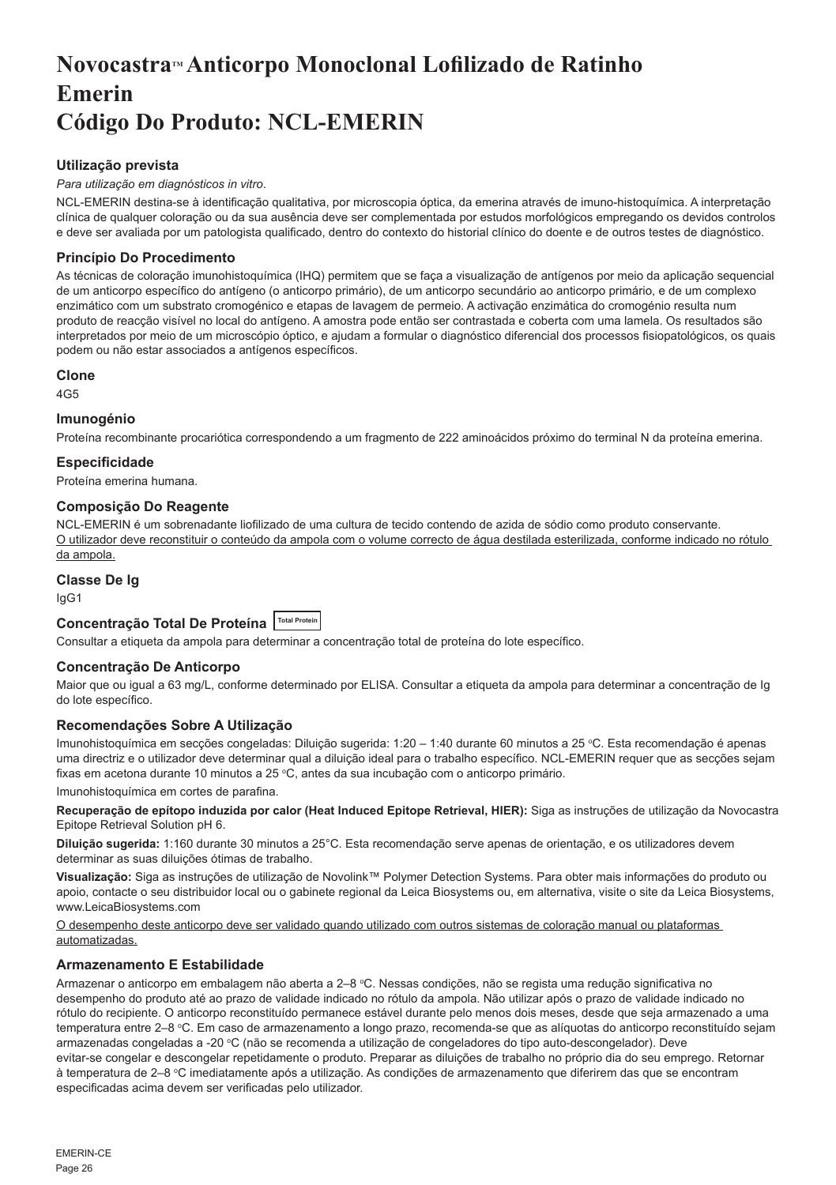# Novocastra™ Anticorpo Monoclonal Lofilizado de Ratinho Emerin
# Código Do Produto: NCL-EMERIN

### Utilização prevista

*Para utilização em diagnósticos in vitro*.

NCL-EMERIN destina-se à identificação qualitativa, por microscopia óptica, da emerina através de imuno-histoquímica. A interpretação clínica de qualquer coloração ou da sua ausência deve ser complementada por estudos morfológicos empregando os devidos controlos e deve ser avaliada por um patologista qualificado, dentro do contexto do historial clínico do doente e de outros testes de diagnóstico.

### Princípio Do Procedimento

As técnicas de coloração imunohistoquímica (IHQ) permitem que se faça a visualização de antígenos por meio da aplicação sequencial de um anticorpo específico do antígeno (o anticorpo primário), de um anticorpo secundário ao anticorpo primário, e de um complexo enzimático com um substrato cromogénico e etapas de lavagem de permeio. A activação enzimática do cromogénio resulta num produto de reacção visível no local do antígeno. A amostra pode então ser contrastada e coberta com uma lamela. Os resultados são interpretados por meio de um microscópio óptico, e ajudam a formular o diagnóstico diferencial dos processos fisiopatológicos, os quais podem ou não estar associados a antígenos específicos.

### Clone

4G5

### Imunogénio

Proteína recombinante procariótica correspondendo a um fragmento de 222 aminoácidos próximo do terminal N da proteína emerina.

### Especificidade

Proteína emerina humana.

### Composição Do Reagente

NCL-EMERIN é um sobrenadante liofilizado de uma cultura de tecido contendo de azida de sódio como produto conservante.
O utilizador deve reconstituir o conteúdo da ampola com o volume correcto de água destilada esterilizada, conforme indicado no rótulo da ampola.

### Classe De Ig

IgG1

### Concentração Total De Proteína Total Protein

Consultar a etiqueta da ampola para determinar a concentração total de proteína do lote específico.

### Concentração De Anticorpo

Maior que ou igual a 63 mg/L, conforme determinado por ELISA. Consultar a etiqueta da ampola para determinar a concentração de Ig do lote específico.

### Recomendações Sobre A Utilização

Imunohistoquímica em secções congeladas: Diluição sugerida: 1:20 – 1:40 durante 60 minutos a 25 °C. Esta recomendação é apenas uma directriz e o utilizador deve determinar qual a diluição ideal para o trabalho específico. NCL-EMERIN requer que as secções sejam fixas em acetona durante 10 minutos a 25 °C, antes da sua incubação com o anticorpo primário.

Imunohistoquímica em cortes de parafina.

**Recuperação de epítopo induzida por calor (Heat Induced Epitope Retrieval, HIER):** Siga as instruções de utilização da Novocastra Epitope Retrieval Solution pH 6.

**Diluição sugerida:** 1:160 durante 30 minutos a 25°C. Esta recomendação serve apenas de orientação, e os utilizadores devem determinar as suas diluições ótimas de trabalho.

**Visualização:** Siga as instruções de utilização de Novolink™ Polymer Detection Systems. Para obter mais informações do produto ou apoio, contacte o seu distribuidor local ou o gabinete regional da Leica Biosystems ou, em alternativa, visite o site da Leica Biosystems, www.LeicaBiosystems.com

O desempenho deste anticorpo deve ser validado quando utilizado com outros sistemas de coloração manual ou plataformas automatizadas.

### Armazenamento E Estabilidade

Armazenar o anticorpo em embalagem não aberta a 2–8 °C. Nessas condições, não se regista uma redução significativa no desempenho do produto até ao prazo de validade indicado no rótulo da ampola. Não utilizar após o prazo de validade indicado no rótulo do recipiente. O anticorpo reconstituído permanece estável durante pelo menos dois meses, desde que seja armazenado a uma temperatura entre 2–8 °C. Em caso de armazenamento a longo prazo, recomenda-se que as alíquotas do anticorpo reconstituído sejam armazenadas congeladas a -20 °C (não se recomenda a utilização de congeladores do tipo auto-descongelador). Deve evitar-se congelar e descongelar repetidamente o produto. Preparar as diluições de trabalho no próprio dia do seu emprego. Retornar à temperatura de 2–8 °C imediatamente após a utilização. As condições de armazenamento que diferirem das que se encontram especificadas acima devem ser verificadas pelo utilizador.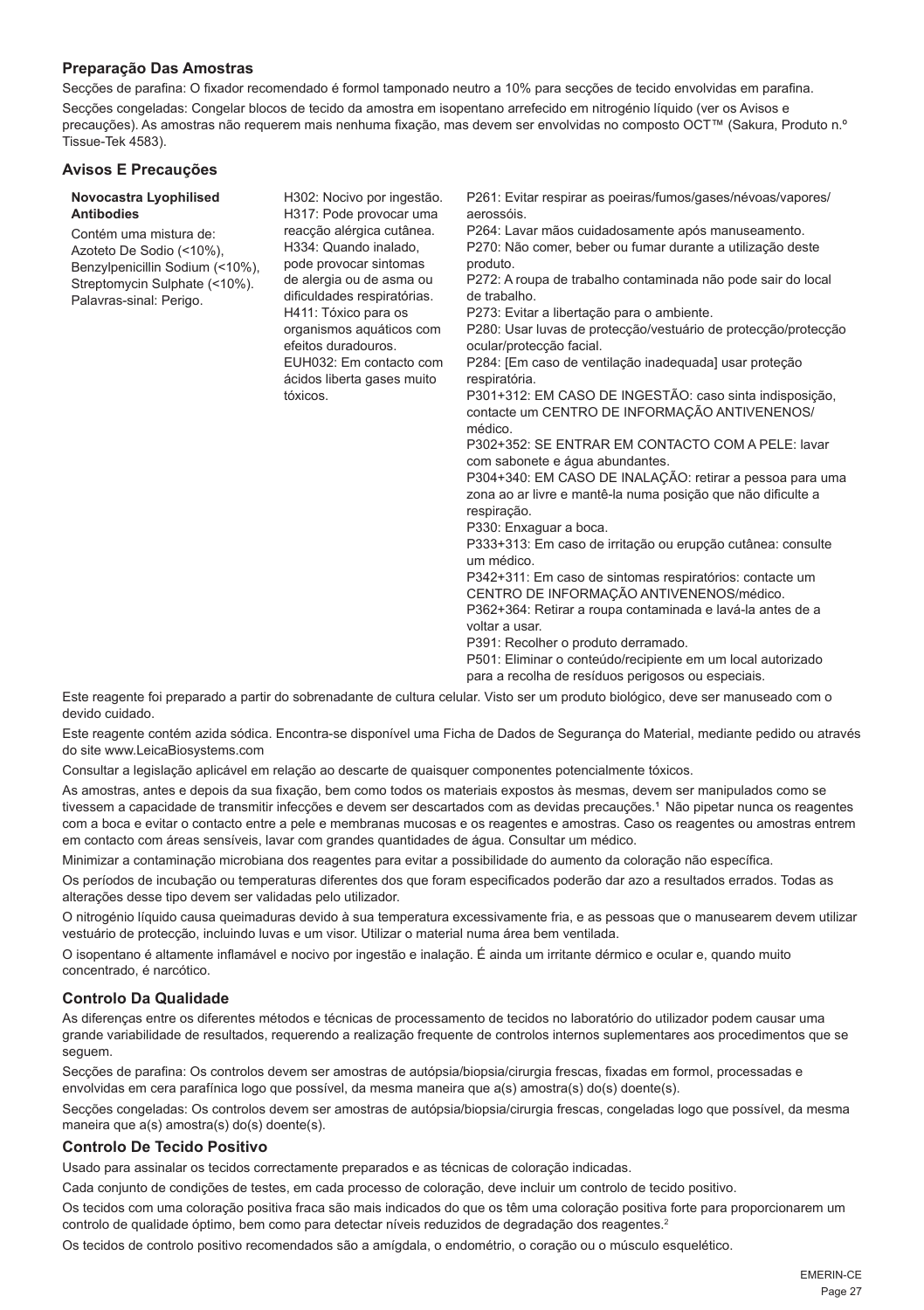### Preparação Das Amostras

Secções de parafina: O fixador recomendado é formol tamponado neutro a 10% para secções de tecido envolvidas em parafina.

Secções congeladas: Congelar blocos de tecido da amostra em isopentano arrefecido em nitrogénio líquido (ver os Avisos e precauções). As amostras não requerem mais nenhuma fixação, mas devem ser envolvidas no composto OCT™ (Sakura, Produto n.º Tissue-Tek 4583).

### Avisos E Precauções

| | | |
|---|---|---|
| **Novocastra Lyophilised Antibodies**<br><br>Contém uma mistura de: Azoteto De Sodio (<10%), Benzylpenicillin Sodium (<10%), Streptomycin Sulphate (<10%).<br>Palavras-sinal: Perigo. | H302: Nocivo por ingestão.<br>H317: Pode provocar uma reacção alérgica cutânea.<br>H334: Quando inalado, pode provocar sintomas de alergia ou de asma ou dificuldades respiratórias.<br>H411: Tóxico para os organismos aquáticos com efeitos duradouros.<br>EUH032: Em contacto com ácidos liberta gases muito tóxicos. | P261: Evitar respirar as poeiras/fumos/gases/névoas/vapores/aerossóis.<br>P264: Lavar mãos cuidadosamente após manuseamento.<br>P270: Não comer, beber ou fumar durante a utilização deste produto.<br>P272: A roupa de trabalho contaminada não pode sair do local de trabalho.<br>P273: Evitar a libertação para o ambiente.<br>P280: Usar luvas de protecção/vestuário de protecção/protecção ocular/protecção facial.<br>P284: [Em caso de ventilação inadequada] usar proteção respiratória.<br>P301+312: EM CASO DE INGESTÃO: caso sinta indisposição, contacte um CENTRO DE INFORMAÇÃO ANTIVENENOS/médico.<br>P302+352: SE ENTRAR EM CONTACTO COM A PELE: lavar com sabonete e água abundantes.<br>P304+340: EM CASO DE INALAÇÃO: retirar a pessoa para uma zona ao ar livre e mantê-la numa posição que não dificulte a respiração.<br>P330: Enxaguar a boca.<br>P333+313: Em caso de irritação ou erupção cutânea: consulte um médico.<br>P342+311: Em caso de sintomas respiratórios: contacte um CENTRO DE INFORMAÇÃO ANTIVENENOS/médico.<br>P362+364: Retirar a roupa contaminada e lavá-la antes de a voltar a usar.<br>P391: Recolher o produto derramado.<br>P501: Eliminar o conteúdo/recipiente em um local autorizado para a recolha de resíduos perigosos ou especiais. |

Este reagente foi preparado a partir do sobrenadante de cultura celular. Visto ser um produto biológico, deve ser manuseado com o devido cuidado.

Este reagente contém azida sódica. Encontra-se disponível uma Ficha de Dados de Segurança do Material, mediante pedido ou através do site www.LeicaBiosystems.com

Consultar a legislação aplicável em relação ao descarte de quaisquer componentes potencialmente tóxicos.

As amostras, antes e depois da sua fixação, bem como todos os materiais expostos às mesmas, devem ser manipulados como se tivessem a capacidade de transmitir infecções e devem ser descartados com as devidas precauções.[1] Não pipetar nunca os reagentes com a boca e evitar o contacto entre a pele e membranas mucosas e os reagentes e amostras. Caso os reagentes ou amostras entrem em contacto com áreas sensíveis, lavar com grandes quantidades de água. Consultar um médico.

Minimizar a contaminação microbiana dos reagentes para evitar a possibilidade do aumento da coloração não específica.

Os períodos de incubação ou temperaturas diferentes dos que foram especificados poderão dar azo a resultados errados. Todas as alterações desse tipo devem ser validadas pelo utilizador.

O nitrogénio líquido causa queimaduras devido à sua temperatura excessivamente fria, e as pessoas que o manusearem devem utilizar vestuário de protecção, incluindo luvas e um visor. Utilizar o material numa área bem ventilada.

O isopentano é altamente inflamável e nocivo por ingestão e inalação. É ainda um irritante dérmico e ocular e, quando muito concentrado, é narcótico.

### Controlo Da Qualidade

As diferenças entre os diferentes métodos e técnicas de processamento de tecidos no laboratório do utilizador podem causar uma grande variabilidade de resultados, requerendo a realização frequente de controlos internos suplementares aos procedimentos que se seguem.

Secções de parafina: Os controlos devem ser amostras de autópsia/biopsia/cirurgia frescas, fixadas em formol, processadas e envolvidas em cera parafínica logo que possível, da mesma maneira que a(s) amostra(s) do(s) doente(s).

Secções congeladas: Os controlos devem ser amostras de autópsia/biopsia/cirurgia frescas, congeladas logo que possível, da mesma maneira que a(s) amostra(s) do(s) doente(s).

### Controlo De Tecido Positivo

Usado para assinalar os tecidos correctamente preparados e as técnicas de coloração indicadas.

Cada conjunto de condições de testes, em cada processo de coloração, deve incluir um controlo de tecido positivo.

Os tecidos com uma coloração positiva fraca são mais indicados do que os têm uma coloração positiva forte para proporcionarem um controlo de qualidade óptimo, bem como para detectar níveis reduzidos de degradação dos reagentes.[2]

Os tecidos de controlo positivo recomendados são a amígdala, o endométrio, o coração ou o músculo esquelético.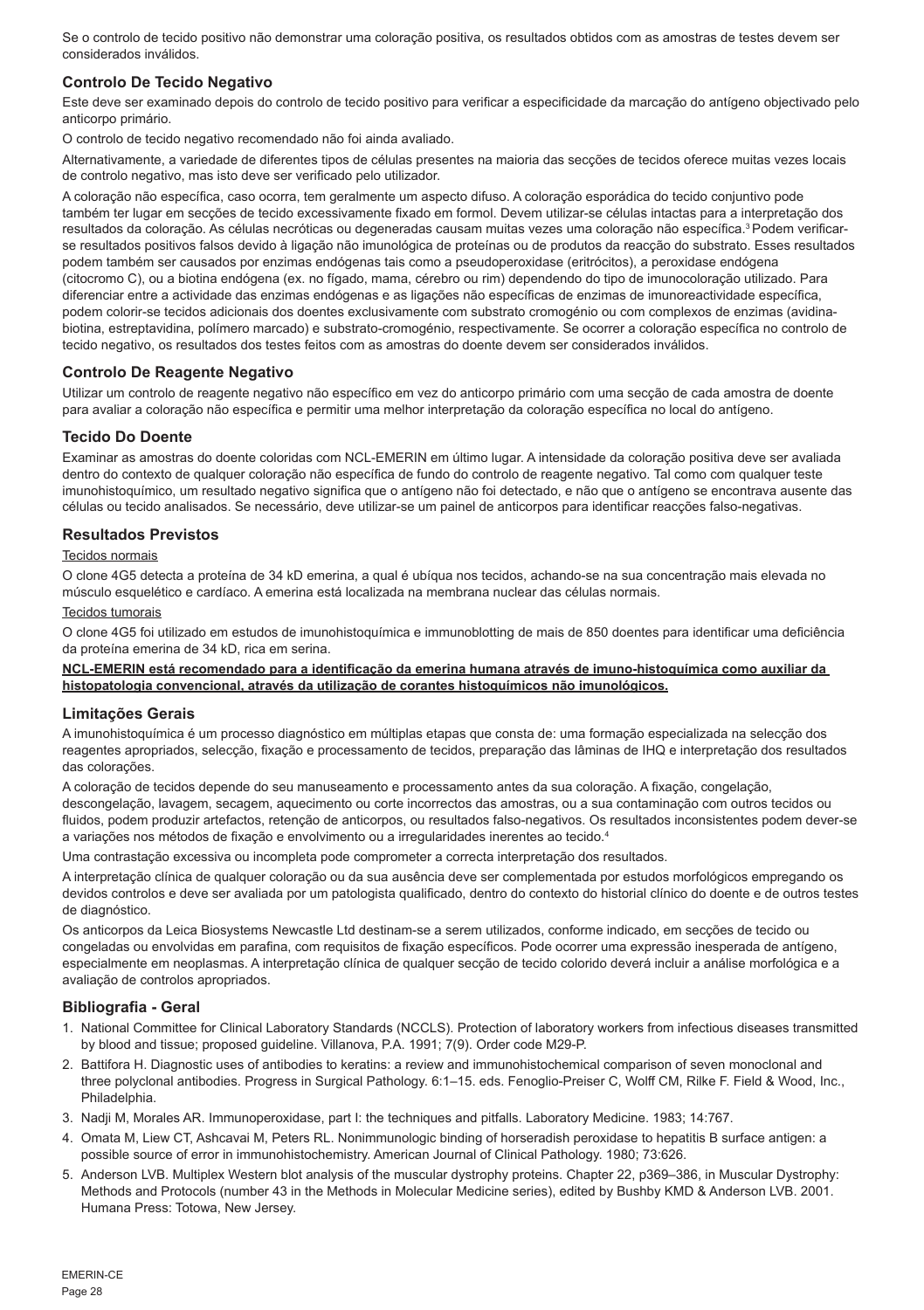Se o controlo de tecido positivo não demonstrar uma coloração positiva, os resultados obtidos com as amostras de testes devem ser considerados inválidos.

### Controlo De Tecido Negativo

Este deve ser examinado depois do controlo de tecido positivo para verificar a especificidade da marcação do antígeno objectivado pelo anticorpo primário.

O controlo de tecido negativo recomendado não foi ainda avaliado.

Alternativamente, a variedade de diferentes tipos de células presentes na maioria das secções de tecidos oferece muitas vezes locais de controlo negativo, mas isto deve ser verificado pelo utilizador.

A coloração não específica, caso ocorra, tem geralmente um aspecto difuso. A coloração esporádica do tecido conjuntivo pode também ter lugar em secções de tecido excessivamente fixado em formol. Devem utilizar-se células intactas para a interpretação dos resultados da coloração. As células necróticas ou degeneradas causam muitas vezes uma coloração não específica.[3] Podem verificar-se resultados positivos falsos devido à ligação não imunológica de proteínas ou de produtos da reacção do substrato. Esses resultados podem também ser causados por enzimas endógenas tais como a pseudoperoxidase (eritrócitos), a peroxidase endógena (citocromo C), ou a biotina endógena (ex. no fígado, mama, cérebro ou rim) dependendo do tipo de imunocoloração utilizado. Para diferenciar entre a actividade das enzimas endógenas e as ligações não específicas de enzimas de imunoreactividade específica, podem colorir-se tecidos adicionais dos doentes exclusivamente com substrato cromogénio ou com complexos de enzimas (avidina-biotina, estreptavidina, polímero marcado) e substrato-cromogénio, respectivamente. Se ocorrer a coloração específica no controlo de tecido negativo, os resultados dos testes feitos com as amostras do doente devem ser considerados inválidos.

### Controlo De Reagente Negativo

Utilizar um controlo de reagente negativo não específico em vez do anticorpo primário com uma secção de cada amostra de doente para avaliar a coloração não específica e permitir uma melhor interpretação da coloração específica no local do antígeno.

### Tecido Do Doente

Examinar as amostras do doente coloridas com NCL-EMERIN em último lugar. A intensidade da coloração positiva deve ser avaliada dentro do contexto de qualquer coloração não específica de fundo do controlo de reagente negativo. Tal como com qualquer teste imunohistoquímico, um resultado negativo significa que o antígeno não foi detectado, e não que o antígeno se encontrava ausente das células ou tecido analisados. Se necessário, deve utilizar-se um painel de anticorpos para identificar reacções falso-negativas.

## Resultados Previstos

Tecidos normais

O clone 4G5 detecta a proteína de 34 kD emerina, a qual é ubíqua nos tecidos, achando-se na sua concentração mais elevada no músculo esquelético e cardíaco. A emerina está localizada na membrana nuclear das células normais.

Tecidos tumorais

O clone 4G5 foi utilizado em estudos de imunohistoquímica e immunoblotting de mais de 850 doentes para identificar uma deficiência da proteína emerina de 34 kD, rica em serina.

**NCL-EMERIN está recomendado para a identificação da emerina humana através de imuno-histoquímica como auxiliar da histopatologia convencional, através da utilização de corantes histoquímicos não imunológicos.**

## Limitações Gerais

A imunohistoquímica é um processo diagnóstico em múltiplas etapas que consta de: uma formação especializada na selecção dos reagentes apropriados, selecção, fixação e processamento de tecidos, preparação das lâminas de IHQ e interpretação dos resultados das colorações.

A coloração de tecidos depende do seu manuseamento e processamento antes da sua coloração. A fixação, congelação, descongelação, lavagem, secagem, aquecimento ou corte incorrectos das amostras, ou a sua contaminação com outros tecidos ou fluidos, podem produzir artefactos, retenção de anticorpos, ou resultados falso-negativos. Os resultados inconsistentes podem dever-se a variações nos métodos de fixação e envolvimento ou a irregularidades inerentes ao tecido.[4]

Uma contrastação excessiva ou incompleta pode comprometer a correcta interpretação dos resultados.

A interpretação clínica de qualquer coloração ou da sua ausência deve ser complementada por estudos morfológicos empregando os devidos controlos e deve ser avaliada por um patologista qualificado, dentro do contexto do historial clínico do doente e de outros testes de diagnóstico.

Os anticorpos da Leica Biosystems Newcastle Ltd destinam-se a serem utilizados, conforme indicado, em secções de tecido ou congeladas ou envolvidas em parafina, com requisitos de fixação específicos. Pode ocorrer uma expressão inesperada de antígeno, especialmente em neoplasmas. A interpretação clínica de qualquer secção de tecido colorido deverá incluir a análise morfológica e a avaliação de controlos apropriados.

## Bibliografia - Geral

1. National Committee for Clinical Laboratory Standards (NCCLS). Protection of laboratory workers from infectious diseases transmitted by blood and tissue; proposed guideline. Villanova, P.A. 1991; 7(9). Order code M29-P.
2. Battifora H. Diagnostic uses of antibodies to keratins: a review and immunohistochemical comparison of seven monoclonal and three polyclonal antibodies. Progress in Surgical Pathology. 6:1–15. eds. Fenoglio-Preiser C, Wolff CM, Rilke F. Field & Wood, Inc., Philadelphia.
3. Nadji M, Morales AR. Immunoperoxidase, part I: the techniques and pitfalls. Laboratory Medicine. 1983; 14:767.
4. Omata M, Liew CT, Ashcavai M, Peters RL. Nonimmunologic binding of horseradish peroxidase to hepatitis B surface antigen: a possible source of error in immunohistochemistry. American Journal of Clinical Pathology. 1980; 73:626.
5. Anderson LVB. Multiplex Western blot analysis of the muscular dystrophy proteins. Chapter 22, p369–386, in Muscular Dystrophy: Methods and Protocols (number 43 in the Methods in Molecular Medicine series), edited by Bushby KMD & Anderson LVB. 2001. Humana Press: Totowa, New Jersey.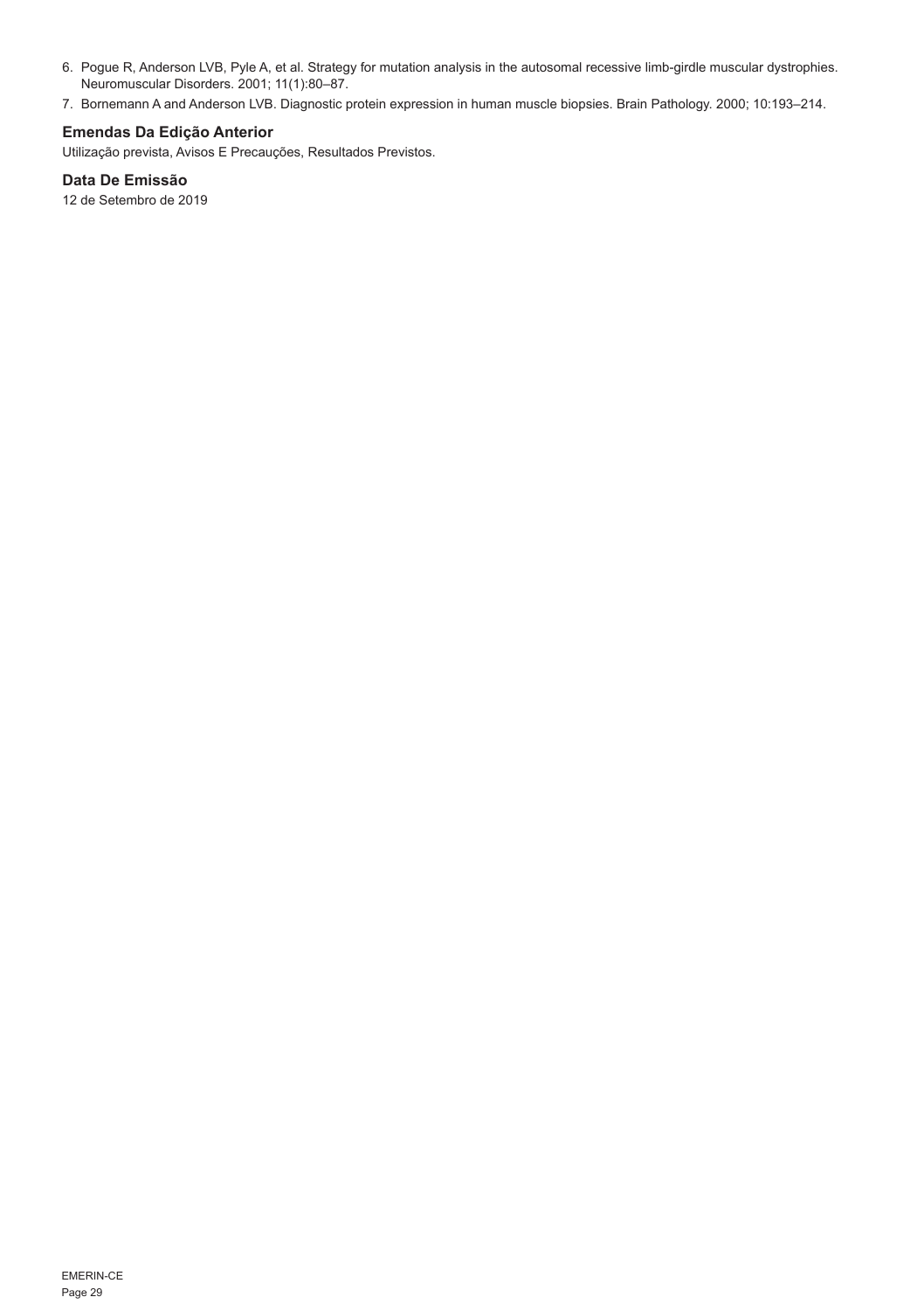6. Pogue R, Anderson LVB, Pyle A, et al. Strategy for mutation analysis in the autosomal recessive limb-girdle muscular dystrophies. Neuromuscular Disorders. 2001; 11(1):80–87.
7. Bornemann A and Anderson LVB. Diagnostic protein expression in human muscle biopsies. Brain Pathology. 2000; 10:193–214.

### Emendas Da Edição Anterior

Utilização prevista, Avisos E Precauções, Resultados Previstos.

### Data De Emissão

12 de Setembro de 2019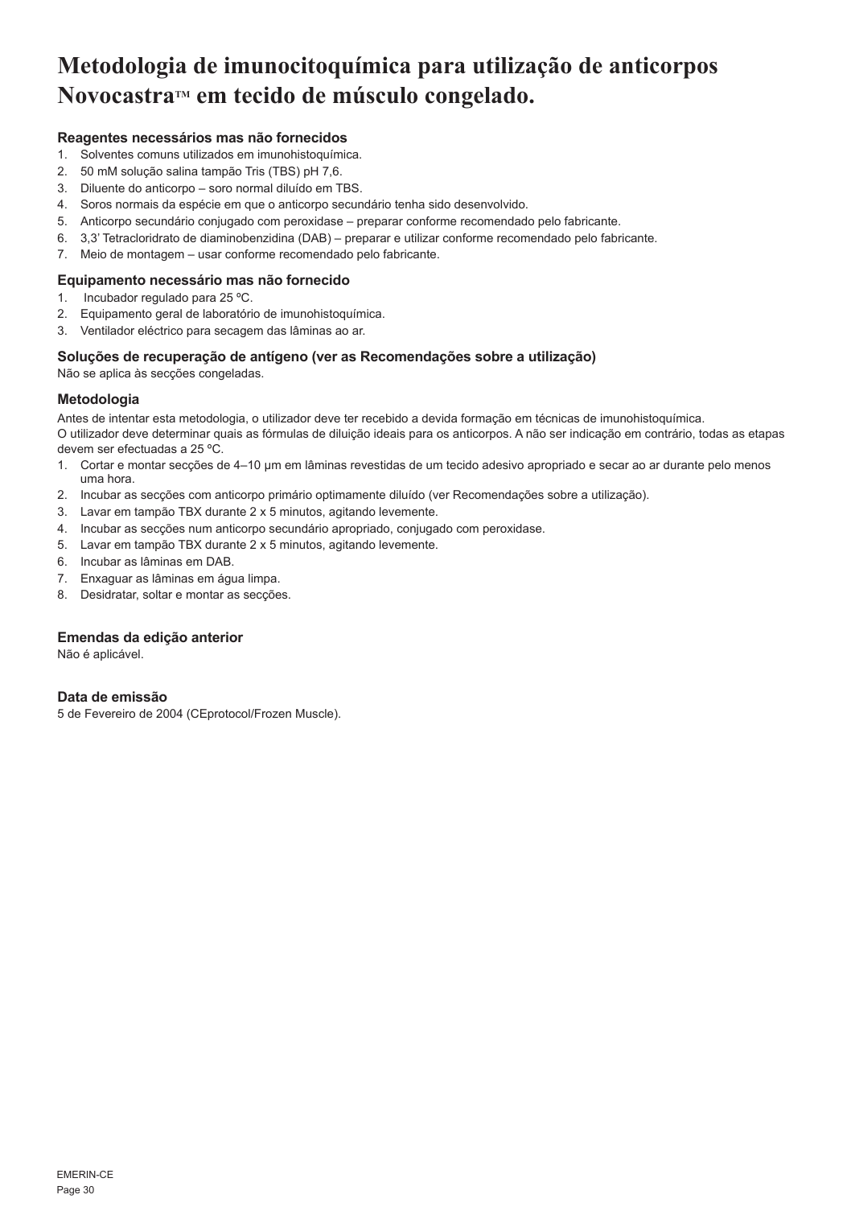# Metodologia de imunocitoquímica para utilização de anticorpos Novocastra™ em tecido de músculo congelado.

### Reagentes necessários mas não fornecidos

1. Solventes comuns utilizados em imunohistoquímica.
2. 50 mM solução salina tampão Tris (TBS) pH 7,6.
3. Diluente do anticorpo – soro normal diluído em TBS.
4. Soros normais da espécie em que o anticorpo secundário tenha sido desenvolvido.
5. Anticorpo secundário conjugado com peroxidase – preparar conforme recomendado pelo fabricante.
6. 3,3' Tetracloridrato de diaminobenzidina (DAB) – preparar e utilizar conforme recomendado pelo fabricante.
7. Meio de montagem – usar conforme recomendado pelo fabricante.

### Equipamento necessário mas não fornecido

1. Incubador regulado para 25 ºC.
2. Equipamento geral de laboratório de imunohistoquímica.
3. Ventilador eléctrico para secagem das lâminas ao ar.

### Soluções de recuperação de antígeno (ver as Recomendações sobre a utilização)

Não se aplica às secções congeladas.

### Metodologia

Antes de intentar esta metodologia, o utilizador deve ter recebido a devida formação em técnicas de imunohistoquímica.
O utilizador deve determinar quais as fórmulas de diluição ideais para os anticorpos. A não ser indicação em contrário, todas as etapas devem ser efectuadas a 25 ºC.

1. Cortar e montar secções de 4–10 µm em lâminas revestidas de um tecido adesivo apropriado e secar ao ar durante pelo menos uma hora.
2. Incubar as secções com anticorpo primário optimamente diluído (ver Recomendações sobre a utilização).
3. Lavar em tampão TBX durante 2 x 5 minutos, agitando levemente.
4. Incubar as secções num anticorpo secundário apropriado, conjugado com peroxidase.
5. Lavar em tampão TBX durante 2 x 5 minutos, agitando levemente.
6. Incubar as lâminas em DAB.
7. Enxaguar as lâminas em água limpa.
8. Desidratar, soltar e montar as secções.

### Emendas da edição anterior

Não é aplicável.

### Data de emissão

5 de Fevereiro de 2004 (CEprotocol/Frozen Muscle).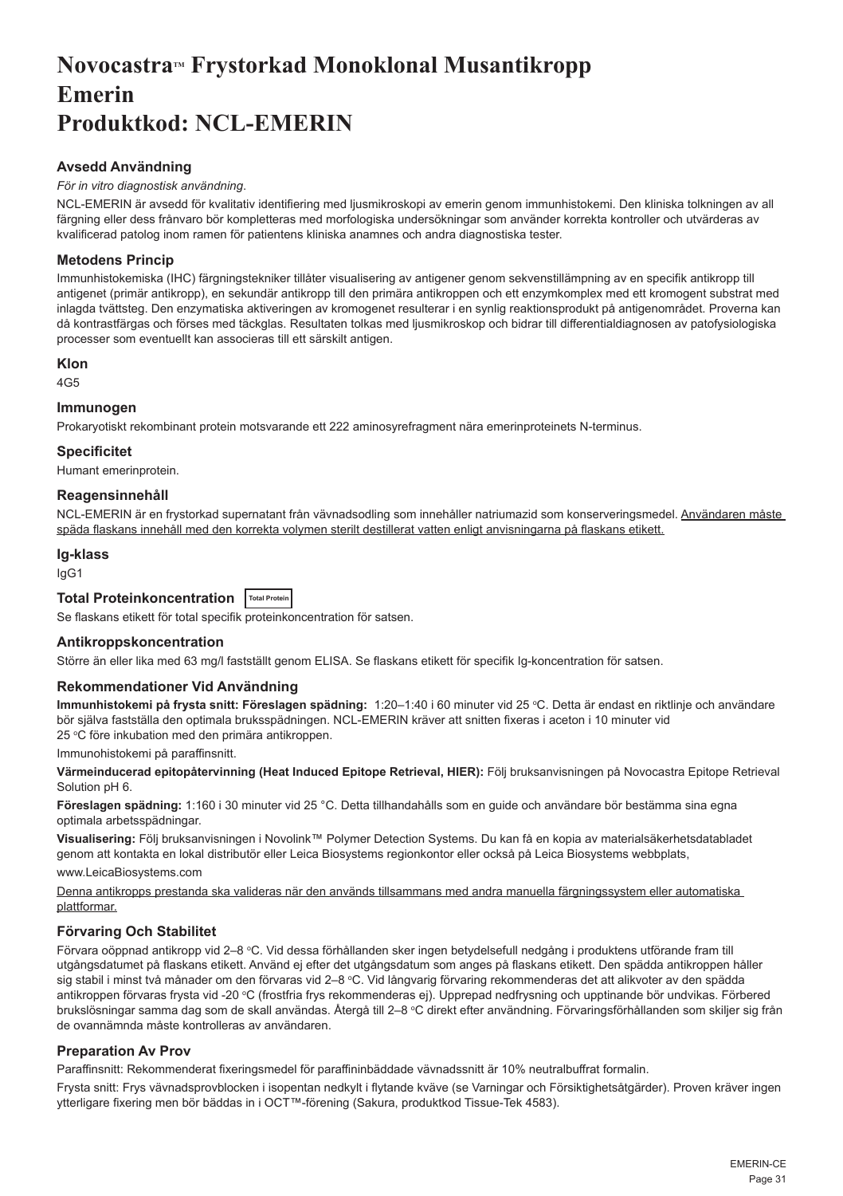# Novocastra™ Frystorkad Monoklonal Musantikropp Emerin Produktkod: NCL-EMERIN

### Avsedd Användning

*För in vitro diagnostisk användning.*

NCL-EMERIN är avsedd för kvalitativ identifiering med ljusmikroskopi av emerin genom immunhistokemi. Den kliniska tolkningen av all färgning eller dess frånvaro bör kompletteras med morfologiska undersökningar som använder korrekta kontroller och utvärderas av kvalificerad patolog inom ramen för patientens kliniska anamnes och andra diagnostiska tester.

### Metodens Princip

Immunhistokemiska (IHC) färgningstekniker tillåter visualisering av antigener genom sekvenstillämpning av en specifik antikropp till antigenet (primär antikropp), en sekundär antikropp till den primära antikroppen och ett enzymkomplex med ett kromogent substrat med inlagda tvättsteg. Den enzymatiska aktiveringen av kromogenet resulterar i en synlig reaktionsprodukt på antigenområdet. Proverna kan då kontrastfärgas och förses med täckglas. Resultaten tolkas med ljusmikroskop och bidrar till differentialdiagnosen av patofysiologiska processer som eventuellt kan associeras till ett särskilt antigen.

### Klon

4G5

### Immunogen

Prokaryotiskt rekombinant protein motsvarande ett 222 aminosyrefragment nära emerinproteinets N-terminus.

### Specificitet

Humant emerinprotein.

### Reagensinnehåll

NCL-EMERIN är en frystorkad supernatant från vävnadsodling som innehåller natriumazid som konserveringsmedel. Användaren måste späda flaskans innehåll med den korrekta volymen sterilt destillerat vatten enligt anvisningarna på flaskans etikett.

### Ig-klass

IgG1

### Total Proteinkoncentration Total Protein

Se flaskans etikett för total specifik proteinkoncentration för satsen.

### Antikroppskoncentration

Större än eller lika med 63 mg/l fastställt genom ELISA. Se flaskans etikett för specifik Ig-koncentration för satsen.

### Rekommendationer Vid Användning

**Immunhistokemi på frysta snitt: Föreslagen spädning:** 1:20–1:40 i 60 minuter vid 25 °C. Detta är endast en riktlinje och användare bör själva fastställa den optimala bruksspädningen. NCL-EMERIN kräver att snitten fixeras i aceton i 10 minuter vid 25 °C före inkubation med den primära antikroppen.

Immunohistokemi på paraffinsnitt.

**Värmeinducerad epitopåtervinning (Heat Induced Epitope Retrieval, HIER):** Följ bruksanvisningen på Novocastra Epitope Retrieval Solution pH 6.

**Föreslagen spädning:** 1:160 i 30 minuter vid 25 °C. Detta tillhandahålls som en guide och användare bör bestämma sina egna optimala arbetsspädningar.

**Visualisering:** Följ bruksanvisningen i Novolink™ Polymer Detection Systems. Du kan få en kopia av materialsäkerhetsdatabladet genom att kontakta en lokal distributör eller Leica Biosystems regionkontor eller också på Leica Biosystems webbplats, www.LeicaBiosystems.com

Denna antikropps prestanda ska valideras när den används tillsammans med andra manuella färgningssystem eller automatiska plattformar.

### Förvaring Och Stabilitet

Förvara oöppnad antikropp vid 2–8 °C. Vid dessa förhållanden sker ingen betydelsefull nedgång i produktens utförande fram till utgångsdatumet på flaskans etikett. Använd ej efter det utgångsdatum som anges på flaskans etikett. Den spädda antikroppen håller sig stabil i minst två månader om den förvaras vid 2–8 °C. Vid långvarig förvaring rekommenderas det att alikvoter av den spädda antikroppen förvaras frysta vid -20 °C (frostfria frys rekommenderas ej). Upprepad nedfrysning och upptinande bör undvikas. Förbered brukslösningar samma dag som de skall användas. Återgå till 2–8 °C direkt efter användning. Förvaringsförhållanden som skiljer sig från de ovannämnda måste kontrolleras av användaren.

### Preparation Av Prov

Paraffinsnitt: Rekommenderat fixeringsmedel för paraffininbäddade vävnadssnitt är 10% neutralbuffrat formalin.

Frysta snitt: Frys vävnadsprovblocken i isopentan nedkylt i flytande kväve (se Varningar och Försiktighetsåtgärder). Proven kräver ingen ytterligare fixering men bör bäddas in i OCT™-förening (Sakura, produktkod Tissue-Tek 4583).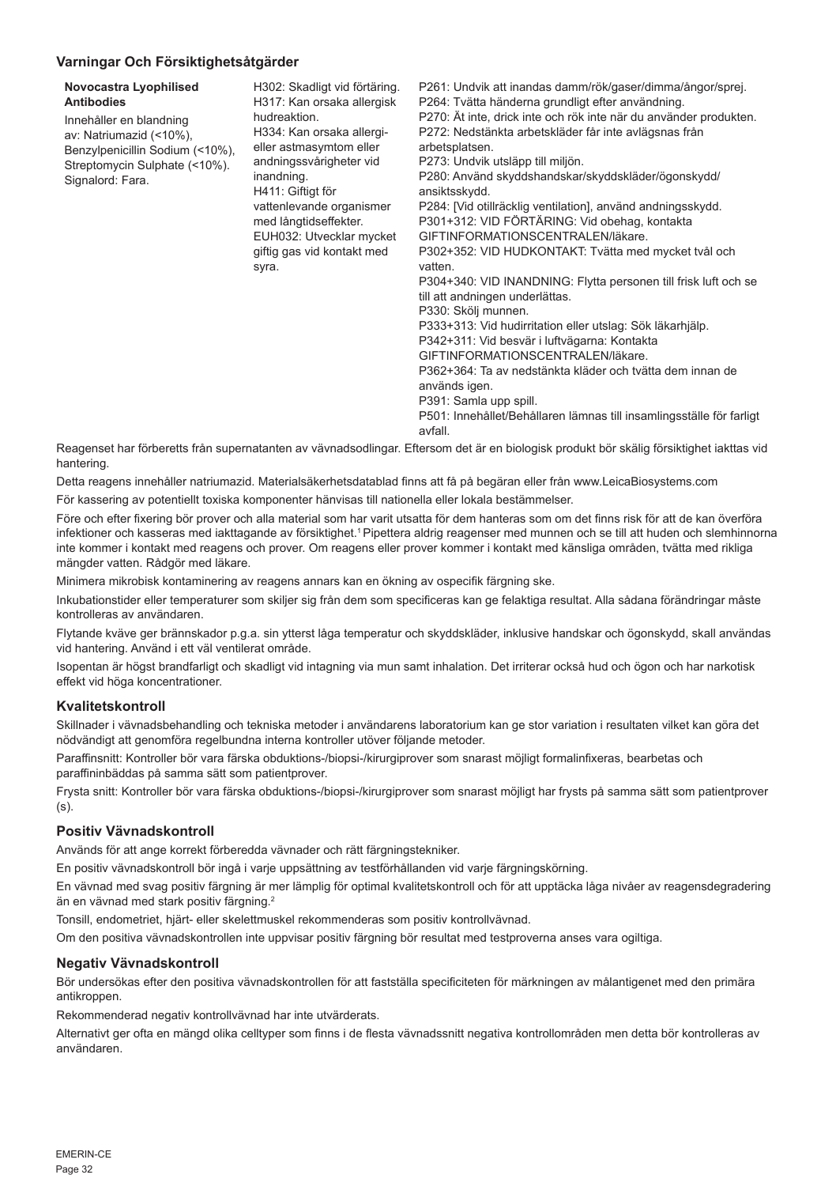## Varningar Och Försiktighetsåtgärder

| | | |
|---|---|---|
| **Novocastra Lyophilised Antibodies**<br>Innehåller en blandning av: Natriumazid (<10%), Benzylpenicillin Sodium (<10%), Streptomycin Sulphate (<10%).<br>Signalord: Fara. | H302: Skadligt vid förtäring.<br>H317: Kan orsaka allergisk hudreaktion.<br>H334: Kan orsaka allergi- eller astmasymtom eller andningssvårigheter vid inandning.<br>H411: Giftigt för vattenlevande organismer med långtidseffekter.<br>EUH032: Utvecklar mycket giftig gas vid kontakt med syra. | P261: Undvik att inandas damm/rök/gaser/dimma/ångor/sprej.<br>P264: Tvätta händerna grundligt efter användning.<br>P270: Ät inte, drick inte och rök inte när du använder produkten.<br>P272: Nedstänkta arbetskläder får inte avlägsnas från arbetsplatsen.<br>P273: Undvik utsläpp till miljön.<br>P280: Använd skyddshandskar/skyddskläder/ögonskydd/ansiktsskydd.<br>P284: [Vid otillräcklig ventilation], använd andningsskydd.<br>P301+312: VID FÖRTÄRING: Vid obehag, kontakta GIFTINFORMATIONSCENTRALEN/läkare.<br>P302+352: VID HUDKONTAKT: Tvätta med mycket tvål och vatten.<br>P304+340: VID INANDNING: Flytta personen till frisk luft och se till att andningen underlättas.<br>P330: Skölj munnen.<br>P333+313: Vid hudirritation eller utslag: Sök läkarhjälp.<br>P342+311: Vid besvär i luftvägarna: Kontakta GIFTINFORMATIONSCENTRALEN/läkare.<br>P362+364: Ta av nedstänkta kläder och tvätta dem innan de används igen.<br>P391: Samla upp spill.<br>P501: Innehållet/Behållaren lämnas till insamlingsställe för farligt avfall. |

Reagenset har förberetts från supernatanten av vävnadsodlingar. Eftersom det är en biologisk produkt bör skälig försiktighet iakttas vid hantering.

Detta reagens innehåller natriumazid. Materialsäkerhetsdatablad finns att få på begäran eller från www.LeicaBiosystems.com

För kassering av potentiellt toxiska komponenter hänvisas till nationella eller lokala bestämmelser.

Före och efter fixering bör prover och alla material som har varit utsatta för dem hanteras som om det finns risk för att de kan överföra infektioner och kasseras med iakttagande av försiktighet.[1] Pipettera aldrig reagenser med munnen och se till att huden och slemhinnorna inte kommer i kontakt med reagens och prover. Om reagens eller prover kommer i kontakt med känsliga områden, tvätta med rikliga mängder vatten. Rådgör med läkare.

Minimera mikrobisk kontaminering av reagens annars kan en ökning av ospecifik färgning ske.

Inkubationstider eller temperaturer som skiljer sig från dem som specificeras kan ge felaktiga resultat. Alla sådana förändringar måste kontrolleras av användaren.

Flytande kväve ger brännskador p.g.a. sin ytterst låga temperatur och skyddskläder, inklusive handskar och ögonskydd, skall användas vid hantering. Använd i ett väl ventilerat område.

Isopentan är högst brandfarligt och skadligt vid intagning via mun samt inhalation. Det irriterar också hud och ögon och har narkotisk effekt vid höga koncentrationer.

### Kvalitetskontroll

Skillnader i vävnadsbehandling och tekniska metoder i användarens laboratorium kan ge stor variation i resultaten vilket kan göra det nödvändigt att genomföra regelbundna interna kontroller utöver följande metoder.

Paraffinsnitt: Kontroller bör vara färska obduktions-/biopsi-/kirurgiprover som snarast möjligt formalinfixeras, bearbetas och paraffininbäddas på samma sätt som patientprover.

Frysta snitt: Kontroller bör vara färska obduktions-/biopsi-/kirurgiprover som snarast möjligt har frysts på samma sätt som patientprover (s).

### Positiv Vävnadskontroll

Används för att ange korrekt förberedda vävnader och rätt färgningstekniker.

En positiv vävnadskontroll bör ingå i varje uppsättning av testförhållanden vid varje färgningskörning.

En vävnad med svag positiv färgning är mer lämplig för optimal kvalitetskontroll och för att upptäcka låga nivåer av reagensdegradering än en vävnad med stark positiv färgning.[2]

Tonsill, endometriet, hjärt- eller skelettmuskel rekommenderas som positiv kontrollvävnad.

Om den positiva vävnadskontrollen inte uppvisar positiv färgning bör resultat med testproverna anses vara ogiltiga.

### Negativ Vävnadskontroll

Bör undersökas efter den positiva vävnadskontrollen för att fastställa specificiteten för märkningen av målantigenet med den primära antikroppen.

Rekommenderad negativ kontrollvävnad har inte utvärderats.

Alternativt ger ofta en mängd olika celltyper som finns i de flesta vävnadssnitt negativa kontrollområden men detta bör kontrolleras av användaren.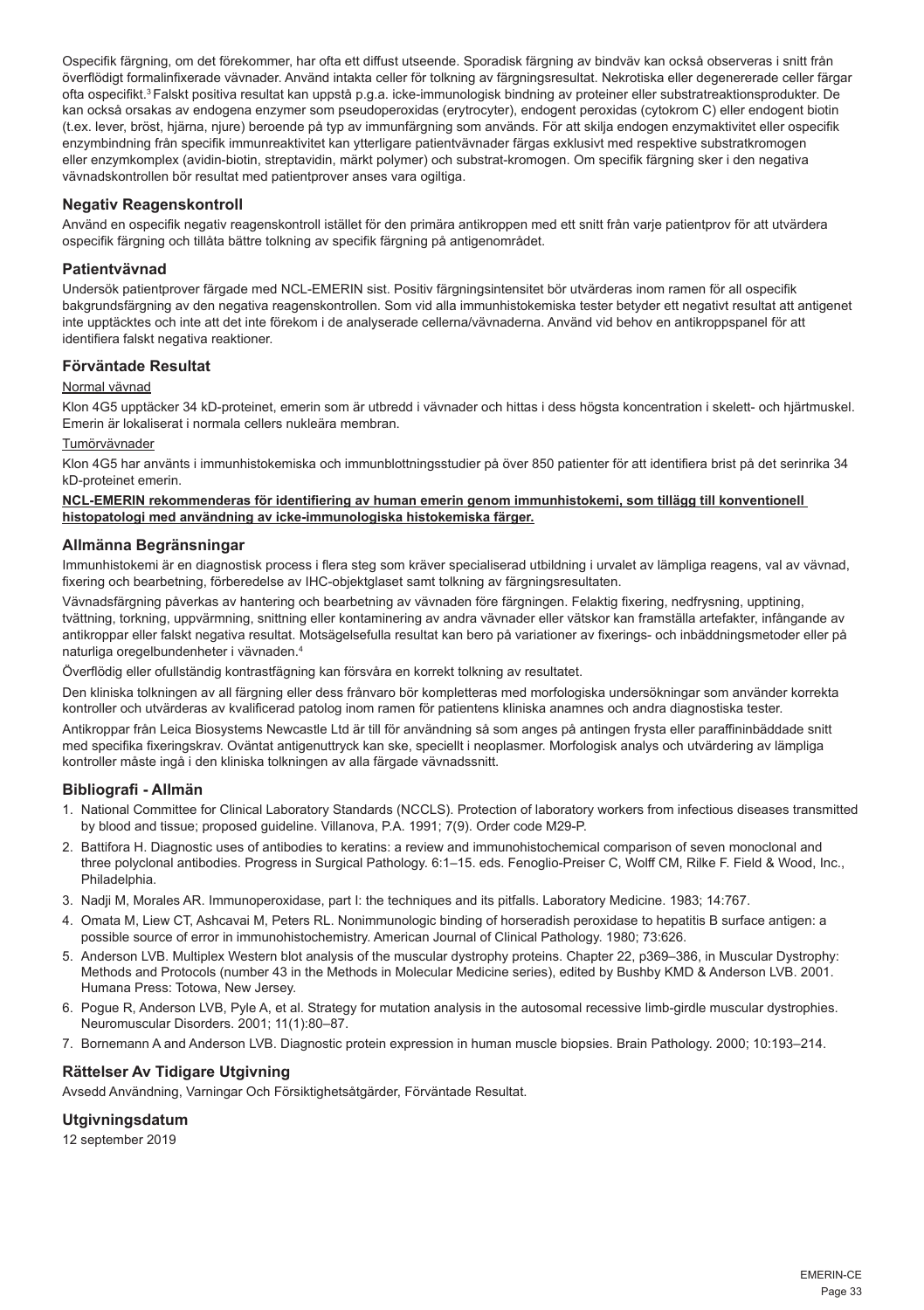Ospecifik färgning, om det förekommer, har ofta ett diffust utseende. Sporadisk färgning av bindväv kan också observeras i snitt från överflödigt formalinfixerade vävnader. Använd intakta celler för tolkning av färgningsresultat. Nekrotiska eller degenererade celler färgar ofta ospecifikt.[3] Falskt positiva resultat kan uppstå p.g.a. icke-immunologisk bindning av proteiner eller substratreaktionsprodukter. De kan också orsakas av endogena enzymer som pseudoperoxidas (erytrocyter), endogent peroxidas (cytokrom C) eller endogent biotin (t.ex. lever, bröst, hjärna, njure) beroende på typ av immunfärgning som används. För att skilja endogen enzymaktivitet eller ospecifik enzymbindning från specifik immunreaktivitet kan ytterligare patientvävnader färgas exklusivt med respektive substratkromogen eller enzymkomplex (avidin-biotin, streptavidin, märkt polymer) och substrat-kromogen. Om specifik färgning sker i den negativa vävnadskontrollen bör resultat med patientprover anses vara ogiltiga.

## Negativ Reagenskontroll

Använd en ospecifik negativ reagenskontroll istället för den primära antikroppen med ett snitt från varje patientprov för att utvärdera ospecifik färgning och tillåta bättre tolkning av specifik färgning på antigenområdet.

## Patientvävnad

Undersök patientprover färgade med NCL-EMERIN sist. Positiv färgningsintensitet bör utvärderas inom ramen för all ospecifik bakgrundsfärgning av den negativa reagenskontrollen. Som vid alla immunhistokemiska tester betyder ett negativt resultat att antigenet inte upptäcktes och inte att det inte förekom i de analyserade cellerna/vävnaderna. Använd vid behov en antikroppspanel för att identifiera falskt negativa reaktioner.

## Förväntade Resultat

Normal vävnad

Klon 4G5 upptäcker 34 kD-proteinet, emerin som är utbredd i vävnader och hittas i dess högsta koncentration i skelett- och hjärtmuskel. Emerin är lokaliserat i normala cellers nukleära membran.

Tumörvävnader

Klon 4G5 har använts i immunhistokemiska och immunblottningsstudier på över 850 patienter för att identifiera brist på det serinrika 34 kD-proteinet emerin.

**NCL-EMERIN rekommenderas för identifiering av human emerin genom immunhistokemi, som tillägg till konventionell histopatologi med användning av icke-immunologiska histokemiska färger.**

## Allmänna Begränsningar

Immunhistokemi är en diagnostisk process i flera steg som kräver specialiserad utbildning i urvalet av lämpliga reagens, val av vävnad, fixering och bearbetning, förberedelse av IHC-objektglaset samt tolkning av färgningsresultaten.

Vävnadsfärgning påverkas av hantering och bearbetning av vävnaden före färgningen. Felaktig fixering, nedfrysning, upptining, tvättning, torkning, uppvärmning, snittning eller kontaminering av andra vävnader eller vätskor kan framställa artefakter, infångande av antikroppar eller falskt negativa resultat. Motsägelsefulla resultat kan bero på variationer av fixerings- och inbäddningsmetoder eller på naturliga oregelbundenheter i vävnaden.[4]

Överflödig eller ofullständig kontrastfägning kan försvåra en korrekt tolkning av resultatet.

Den kliniska tolkningen av all färgning eller dess frånvaro bör kompletteras med morfologiska undersökningar som använder korrekta kontroller och utvärderas av kvalificerad patolog inom ramen för patientens kliniska anamnes och andra diagnostiska tester.

Antikroppar från Leica Biosystems Newcastle Ltd är till för användning så som anges på antingen frysta eller paraffininbäddade snitt med specifika fixeringskrav. Oväntat antigenuttryck kan ske, speciellt i neoplasmer. Morfologisk analys och utvärdering av lämpliga kontroller måste ingå i den kliniska tolkningen av alla färgade vävnadssnitt.

## Bibliografi - Allmän

1. National Committee for Clinical Laboratory Standards (NCCLS). Protection of laboratory workers from infectious diseases transmitted by blood and tissue; proposed guideline. Villanova, P.A. 1991; 7(9). Order code M29-P.
2. Battifora H. Diagnostic uses of antibodies to keratins: a review and immunohistochemical comparison of seven monoclonal and three polyclonal antibodies. Progress in Surgical Pathology. 6:1–15. eds. Fenoglio-Preiser C, Wolff CM, Rilke F. Field & Wood, Inc., Philadelphia.
3. Nadji M, Morales AR. Immunoperoxidase, part I: the techniques and its pitfalls. Laboratory Medicine. 1983; 14:767.
4. Omata M, Liew CT, Ashcavai M, Peters RL. Nonimmunologic binding of horseradish peroxidase to hepatitis B surface antigen: a possible source of error in immunohistochemistry. American Journal of Clinical Pathology. 1980; 73:626.
5. Anderson LVB. Multiplex Western blot analysis of the muscular dystrophy proteins. Chapter 22, p369–386, in Muscular Dystrophy: Methods and Protocols (number 43 in the Methods in Molecular Medicine series), edited by Bushby KMD & Anderson LVB. 2001. Humana Press: Totowa, New Jersey.
6. Pogue R, Anderson LVB, Pyle A, et al. Strategy for mutation analysis in the autosomal recessive limb-girdle muscular dystrophies. Neuromuscular Disorders. 2001; 11(1):80–87.
7. Bornemann A and Anderson LVB. Diagnostic protein expression in human muscle biopsies. Brain Pathology. 2000; 10:193–214.

## Rättelser Av Tidigare Utgivning

Avsedd Användning, Varningar Och Försiktighetsåtgärder, Förväntade Resultat.

## Utgivningsdatum

12 september 2019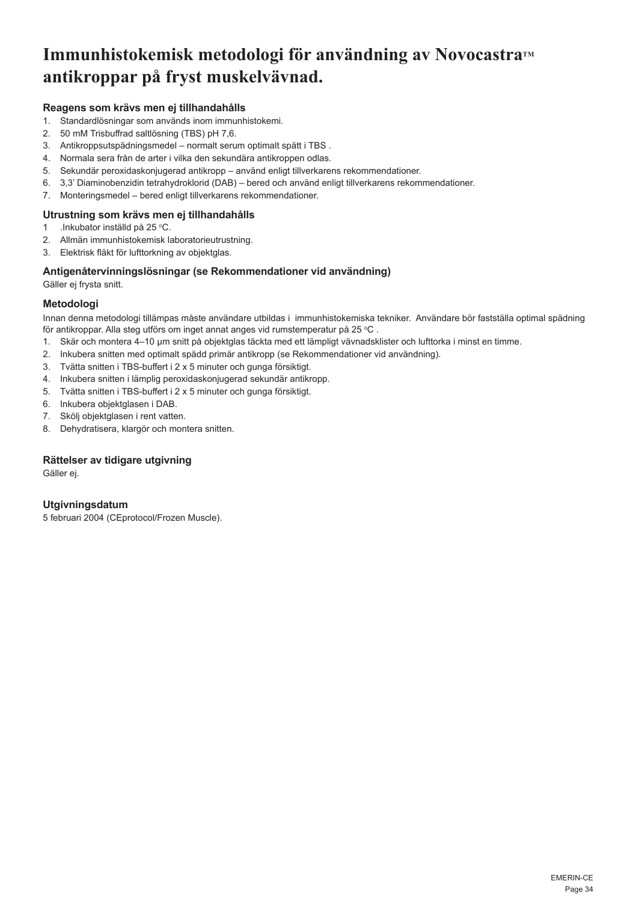# Immunhistokemisk metodologi för användning av Novocastra™ antikroppar på fryst muskelvävnad.

### Reagens som krävs men ej tillhandahålls

1. Standardlösningar som används inom immunhistokemi.
2. 50 mM Trisbuffrad saltlösning (TBS) pH 7,6.
3. Antikroppsutspädningsmedel – normalt serum optimalt spätt i TBS .
4. Normala sera från de arter i vilka den sekundära antikroppen odlas.
5. Sekundär peroxidaskonjugerad antikropp – använd enligt tillverkarens rekommendationer.
6. 3,3' Diaminobenzidin tetrahydroklorid (DAB) – bered och använd enligt tillverkarens rekommendationer.
7. Monteringsmedel – bered enligt tillverkarens rekommendationer.

### Utrustning som krävs men ej tillhandahålls

1 .Inkubator inställd på 25 °C.
2. Allmän immunhistokemisk laboratorieutrustning.
3. Elektrisk fläkt för lufttorkning av objektglas.

### Antigenåtervinningslösningar (se Rekommendationer vid användning)

Gäller ej frysta snitt.

### Metodologi

Innan denna metodologi tillämpas måste användare utbildas i immunhistokemiska tekniker. Användare bör fastställa optimal spädning för antikroppar. Alla steg utförs om inget annat anges vid rumstemperatur på 25 °C .

1. Skär och montera 4–10 µm snitt på objektglas täckta med ett lämpligt vävnadsklister och lufttorka i minst en timme.
2. Inkubera snitten med optimalt spädd primär antikropp (se Rekommendationer vid användning).
3. Tvätta snitten i TBS-buffert i 2 x 5 minuter och gunga försiktigt.
4. Inkubera snitten i lämplig peroxidaskonjugerad sekundär antikropp.
5. Tvätta snitten i TBS-buffert i 2 x 5 minuter och gunga försiktigt.
6. Inkubera objektglasen i DAB.
7. Skölj objektglasen i rent vatten.
8. Dehydratisera, klargör och montera snitten.

### Rättelser av tidigare utgivning

Gäller ej.

### Utgivningsdatum

5 februari 2004 (CEprotocol/Frozen Muscle).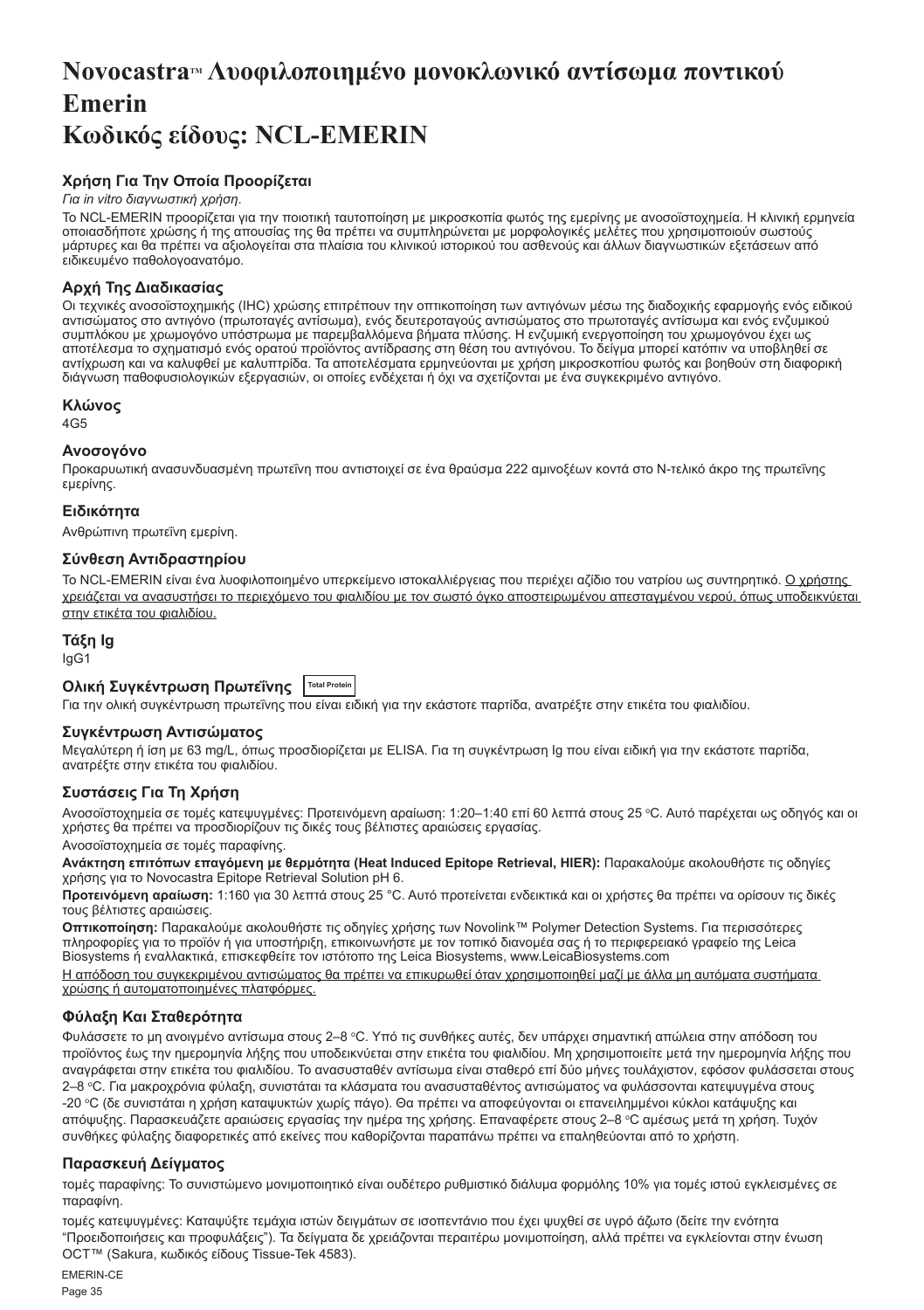# Novocastra™ Λυοφιλοποιημένο μονοκλωνικό αντίσωμα ποντικού Emerin
# Κωδικός είδους: NCL-EMERIN

### Χρήση Για Την Οποία Προορίζεται

*Για in vitro διαγνωστική χρήση*.

Το NCL-EMERIN προορίζεται για την ποιοτική ταυτοποίηση με μικροσκοπία φωτός της εμερίνης με ανοσοϊστοχημεία. Η κλινική ερμηνεία οποιασδήποτε χρώσης ή της απουσίας της θα πρέπει να συμπληρώνεται με μορφολογικές μελέτες που χρησιμοποιούν σωστούς μάρτυρες και θα πρέπει να αξιολογείται στα πλαίσια του κλινικού ιστορικού του ασθενούς και άλλων διαγνωστικών εξετάσεων από ειδικευμένο παθολογοανατόμο.

### Αρχή Της Διαδικασίας

Οι τεχνικές ανοσοϊστοχημικής (IHC) χρώσης επιτρέπουν την οπτικοποίηση των αντιγόνων μέσω της διαδοχικής εφαρμογής ενός ειδικού αντισώματος στο αντιγόνο (πρωτοταγές αντίσωμα), ενός δευτεροταγούς αντισώματος στο πρωτοταγές αντίσωμα και ενός ενζυμικού συμπλόκου με χρωμογόνο υπόστρωμα με παρεμβαλλόμενα βήματα πλύσης. Η ενζυμική ενεργοποίηση του χρωμογόνου έχει ως αποτέλεσμα το σχηματισμό ενός ορατού προϊόντος αντίδρασης στη θέση του αντιγόνου. Το δείγμα μπορεί κατόπιν να υποβληθεί σε αντίχρωση και να καλυφθεί με καλυπτρίδα. Τα αποτελέσματα ερμηνεύονται με χρήση μικροσκοπίου φωτός και βοηθούν στη διαφορική διάγνωση παθοφυσιολογικών εξεργασιών, οι οποίες ενδέχεται ή όχι να σχετίζονται με ένα συγκεκριμένο αντιγόνο.

### Κλώνος

4G5

### Ανοσογόνο

Προκαρυωτική ανασυνδυασμένη πρωτεΐνη που αντιστοιχεί σε ένα θραύσμα 222 αμινοξέων κοντά στο N-τελικό άκρο της πρωτεΐνης εμερίνης.

### Ειδικότητα

Ανθρώπινη πρωτεΐνη εμερίνη.

### Σύνθεση Αντιδραστηρίου

Το NCL-EMERIN είναι ένα λυοφιλοποιημένο υπερκείμενο ιστοκαλλιέργειας που περιέχει αζίδιο του νατρίου ως συντηρητικό. <u>Ο χρήστης χρειάζεται να ανασυστήσει το περιεχόμενο του φιαλιδίου με τον σωστό όγκο αποστειρωμένου απεσταγμένου νερού, όπως υποδεικνύεται στην ετικέτα του φιαλιδίου.</u>

### Τάξη Ig

IgG1

### Ολική Συγκέντρωση Πρωτεΐνης Total Protein

Για την ολική συγκέντρωση πρωτεΐνης που είναι ειδική για την εκάστοτε παρτίδα, ανατρέξτε στην ετικέτα του φιαλιδίου.

### Συγκέντρωση Αντισώματος

Μεγαλύτερη ή ίση με 63 mg/L, όπως προσδιορίζεται με ELISA. Για τη συγκέντρωση Ig που είναι ειδική για την εκάστοτε παρτίδα, ανατρέξτε στην ετικέτα του φιαλιδίου.

### Συστάσεις Για Τη Χρήση

Ανοσοϊστοχημεία σε τομές κατεψυγμένες: Προτεινόμενη αραίωση: 1:20–1:40 επί 60 λεπτά στους 25 °C. Αυτό παρέχεται ως οδηγός και οι χρήστες θα πρέπει να προσδιορίζουν τις δικές τους βέλτιστες αραιώσεις εργασίας.

Ανοσοϊστοχημεία σε τομές παραφίνης.

**Ανάκτηση επιτόπων επαγόμενη με θερμότητα (Heat Induced Epitope Retrieval, HIER):** Παρακαλούμε ακολουθήστε τις οδηγίες χρήσης για το Novocastra Epitope Retrieval Solution pH 6.

**Προτεινόμενη αραίωση:** 1:160 για 30 λεπτά στους 25 °C. Αυτό προτείνεται ενδεικτικά και οι χρήστες θα πρέπει να ορίσουν τις δικές τους βέλτιστες αραιώσεις.

**Οπτικοποίηση:** Παρακαλούμε ακολουθήστε τις οδηγίες χρήσης των Novolink™ Polymer Detection Systems. Για περισσότερες πληροφορίες για το προϊόν ή για υποστήριξη, επικοινωνήστε με τον τοπικό διανομέα σας ή το περιφερειακό γραφείο της Leica Biosystems ή εναλλακτικά, επισκεφθείτε τον ιστότοπο της Leica Biosystems, www.LeicaBiosystems.com

<u>Η απόδοση του συγκεκριμένου αντισώματος θα πρέπει να επικυρωθεί όταν χρησιμοποιηθεί μαζί με άλλα μη αυτόματα συστήματα χρώσης ή αυτοματοποιημένες πλατφόρμες.</u>

### Φύλαξη Και Σταθερότητα

Φυλάσσετε το μη ανοιγμένο αντίσωμα στους 2–8 °C. Υπό τις συνθήκες αυτές, δεν υπάρχει σημαντική απώλεια στην απόδοση του προϊόντος έως την ημερομηνία λήξης που υποδεικνύεται στην ετικέτα του φιαλιδίου. Μη χρησιμοποιείτε μετά την ημερομηνία λήξης που αναγράφεται στην ετικέτα του φιαλιδίου. Το ανασυσταθέν αντίσωμα είναι σταθερό επί δύο μήνες τουλάχιστον, εφόσον φυλάσσεται στους 2–8 °C. Για μακροχρόνια φύλαξη, συνιστάται τα κλάσματα του ανασυσταθέντος αντισώματος να φυλάσσονται κατεψυγμένα στους -20 °C (δε συνιστάται η χρήση καταψυκτών χωρίς πάγο). Θα πρέπει να αποφεύγονται οι επανειλημμένοι κύκλοι κατάψυξης και απόψυξης. Παρασκευάζετε αραιώσεις εργασίας την ημέρα της χρήσης. Επαναφέρετε στους 2–8 °C αμέσως μετά τη χρήση. Τυχόν συνθήκες φύλαξης διαφορετικές από εκείνες που καθορίζονται παραπάνω πρέπει να επαληθεύονται από το χρήστη.

### Παρασκευή Δείγματος

τομές παραφίνης: Το συνιστώμενο μονιμοποιητικό είναι ουδέτερο ρυθμιστικό διάλυμα φορμόλης 10% για τομές ιστού εγκλεισμένες σε παραφίνη.

τομές κατεψυγμένες: Καταψύξτε τεμάχια ιστών δειγμάτων σε ισοπεντάνιο που έχει ψυχθεί σε υγρό άζωτο (δείτε την ενότητα "Προειδοποιήσεις και προφυλάξεις"). Τα δείγματα δε χρειάζονται περαιτέρω μονιμοποίηση, αλλά πρέπει να εγκλείονται στην ένωση OCT™ (Sakura, κωδικός είδους Tissue-Tek 4583).

EMERIN-CE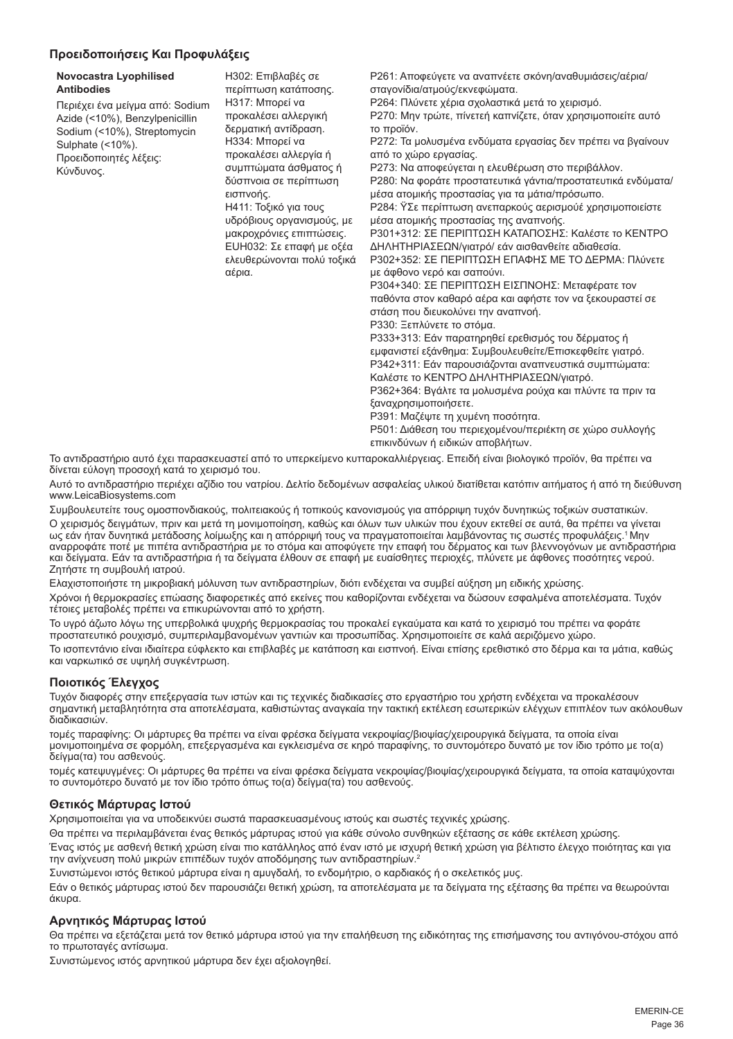## Προειδοποιήσεις Και Προφυλάξεις

| | | |
|---|---|---|
| **Novocastra Lyophilised Antibodies**<br>Περιέχει ένα μείγμα από: Sodium Azide (<10%), Benzylpenicillin Sodium (<10%), Streptomycin Sulphate (<10%).<br>Προειδοποιητές λέξεις: Κίνδυνος. | H302: Επιβλαβές σε περίπτωση κατάποσης.<br>H317: Μπορεί να προκαλέσει αλλεργική δερματική αντίδραση.<br>H334: Μπορεί να προκαλέσει αλλεργία ή συμπτώματα άσθματος ή δύσπνοια σε περίπτωση εισπνοής.<br>H411: Τοξικό για τους υδρόβιους οργανισμούς, με μακροχρόνιες επιπτώσεις.<br>EUH032: Σε επαφή με οξέα ελευθερώνονται πολύ τοξικά αέρια. | P261: Αποφεύγετε να αναπνέετε σκόνη/αναθυμιάσεις/αέρια/σταγονίδια/ατμούς/εκνεφώματα.<br>P264: Πλύνετε χέρια σχολαστικά μετά το χειρισμό.<br>P270: Μην τρώτε, πίνετε καπνίζετε, όταν χρησιμοποιείτε αυτό το προϊόν.<br>P272: Τα μολυσμένα ενδύματα εργασίας δεν πρέπει να βγαίνουν από το χώρο εργασίας.<br>P273: Να αποφεύγεται η ελευθέρωση στο περιβάλλον.<br>P280: Να φοράτε προστατευτικά γάντια/προστατευτικά ενδύματα/μέσα ατομικής προστασίας για τα μάτια/πρόσωπο.<br>P284: ŸΣε περίπτωση ανεπαρκούς αερισμούέ χρησιμοποιείστε μέσα ατομικής προστασίας της αναπνοής.<br>P301+312: ΣΕ ΠΕΡΙΠΤΩΣΗ ΚΑΤΑΠΟΣΗΣ: Καλέστε το ΚΕΝΤΡΟ ΔΗΛΗΤΗΡΙΑΣΕΩΝ/γιατρό/ εάν αισθανθείτε αδιαθεσία.<br>P302+352: ΣΕ ΠΕΡΙΠΤΩΣΗ ΕΠΑΦΗΣ ΜΕ ΤΟ ΔΕΡΜΑ: Πλύνετε με άφθονο νερό και σαπούνι.<br>P304+340: ΣΕ ΠΕΡΙΠΤΩΣΗ ΕΙΣΠΝΟΗΣ: Μεταφέρατε τον παθόντα στον καθαρό αέρα και αφήστε τον να ξεκουραστεί σε στάση που διευκολύνει την αναπνοή.<br>P330: Ξεπλύνετε το στόμα.<br>P333+313: Εάν παρατηρηθεί ερεθισμός του δέρματος ή εμφανιστεί εξάνθημα: Συμβουλευθείτε/Επισκεφθείτε γιατρό.<br>P342+311: Εάν παρουσιάζονται αναπνευστικά συμπτώματα: Καλέστε το ΚΕΝΤΡΟ ΔΗΛΗΤΗΡΙΑΣΕΩΝ/γιατρό.<br>P362+364: Βγάλτε τα μολυσμένα ρούχα και πλύντε τα πριν τα ξαναχρησιμοποιήσετε.<br>P391: Μαζέψτε τη χυμένη ποσότητα.<br>P501: Διάθεση του περιεχομένου/περιέκτη σε χώρο συλλογής επικινδύνων ή ειδικών αποβλήτων. |

Το αντιδραστήριο αυτό έχει παρασκευαστεί από το υπερκείμενο κυτταροκαλλιέργειας. Επειδή είναι βιολογικό προϊόν, θα πρέπει να δίνεται εύλογη προσοχή κατά το χειρισμό του.

Αυτό το αντιδραστήριο περιέχει αζίδιο του νατρίου. Δελτίο δεδομένων ασφαλείας υλικού διατίθεται κατόπιν αιτήματος ή από τη διεύθυνση www.LeicaBiosystems.com

Συμβουλευτείτε τους ομοσπονδιακούς, πολιτειακούς ή τοπικούς κανονισμούς για απόρριψη τυχόν δυνητικώς τοξικών συστατικών.

Ο χειρισμός δειγμάτων, πριν και μετά τη μονιμοποίηση, καθώς και όλων των υλικών που έχουν εκτεθεί σε αυτά, θα πρέπει να γίνεται ως εάν ήταν δυνητικά μετάδοσης λοίμωξης και η απόρριψή τους να πραγματοποιείται λαμβάνοντας τις σωστές προφυλάξεις.[1] Μην αναρροφάτε ποτέ με πιπέτα αντιδραστήρια με το στόμα και αποφύγετε την επαφή του δέρματος και των βλεννογόνων με αντιδραστήρια και δείγματα. Εάν τα αντιδραστήρια ή τα δείγματα έλθουν σε επαφή με ευαίσθητες περιοχές, πλύνετε με άφθονες ποσότητες νερού. Ζητήστε τη συμβουλή ιατρού.

Ελαχιστοποιήστε τη μικροβιακή μόλυνση των αντιδραστηρίων, διότι ενδέχεται να συμβεί αύξηση μη ειδικής χρώσης.

Χρόνοι ή θερμοκρασίες επώασης διαφορετικές από εκείνες που καθορίζονται ενδέχεται να δώσουν εσφαλμένα αποτελέσματα. Τυχόν τέτοιες μεταβολές πρέπει να επικυρώνονται από το χρήστη.

Το υγρό άζωτο λόγω της υπερβολικά ψυχρής θερμοκρασίας του προκαλεί εγκαύματα και κατά το χειρισμό του πρέπει να φοράτε προστατευτικό ρουχισμό, συμπεριλαμβανομένων γαντιών και προσωπίδας. Χρησιμοποιείτε σε καλά αεριζόμενο χώρο.

Το ισοπεντάνιο είναι ιδιαίτερα εύφλεκτο και επιβλαβές με κατάποση και εισπνοή. Είναι επίσης ερεθιστικό στο δέρμα και τα μάτια, καθώς και ναρκωτικό σε υψηλή συγκέντρωση.

## Ποιοτικός Έλεγχος

Τυχόν διαφορές στην επεξεργασία των ιστών και τις τεχνικές διαδικασίες στο εργαστήριο του χρήστη ενδέχεται να προκαλέσουν σημαντική μεταβλητότητα στα αποτελέσματα, καθιστώντας αναγκαία την τακτική εκτέλεση εσωτερικών ελέγχων επιπλέον των ακόλουθων διαδικασιών.

τομές παραφίνης: Οι μάρτυρες θα πρέπει να είναι φρέσκα δείγματα νεκροψίας/βιοψίας/χειρουργικά δείγματα, τα οποία είναι μονιμοποιημένα σε φορμόλη, επεξεργασμένα και εγκλεισμένα σε κηρό παραφίνης, το συντομότερο δυνατό με τον ίδιο τρόπο με το(α) δείγμα(τα) του ασθενούς.

τομές κατεψυγμένες: Οι μάρτυρες θα πρέπει να είναι φρέσκα δείγματα νεκροψίας/βιοψίας/χειρουργικά δείγματα, τα οποία καταψύχονται το συντομότερο δυνατό με τον ίδιο τρόπο όπως το(α) δείγμα(τα) του ασθενούς.

## Θετικός Μάρτυρας Ιστού

Χρησιμοποιείται για να υποδεικνύει σωστά παρασκευασμένους ιστούς και σωστές τεχνικές χρώσης.

Θα πρέπει να περιλαμβάνεται ένας θετικός μάρτυρας ιστού για κάθε σύνολο συνθηκών εξέτασης σε κάθε εκτέλεση χρώσης.

Ένας ιστός με ασθενή θετική χρώση είναι πιο κατάλληλος από έναν ιστό με ισχυρή θετική χρώση για βέλτιστο έλεγχο ποιότητας και για την ανίχνευση πολύ μικρών επιπέδων τυχόν αποδόμησης των αντιδραστηρίων.[2]

Συνιστώμενοι ιστός θετικού μάρτυρα είναι η αμυγδαλή, το ενδομήτριο, ο καρδιακός ή ο σκελετικός μυς.

Εάν ο θετικός μάρτυρας ιστού δεν παρουσιάζει θετική χρώση, τα αποτελέσματα με τα δείγματα της εξέτασης θα πρέπει να θεωρούνται άκυρα.

## Αρνητικός Μάρτυρας Ιστού

Θα πρέπει να εξετάζεται μετά τον θετικό μάρτυρα ιστού για την επαλήθευση της ειδικότητας της επισήμανσης του αντιγόνου-στόχου από το πρωτοταγές αντίσωμα.

Συνιστώμενος ιστός αρνητικού μάρτυρα δεν έχει αξιολογηθεί.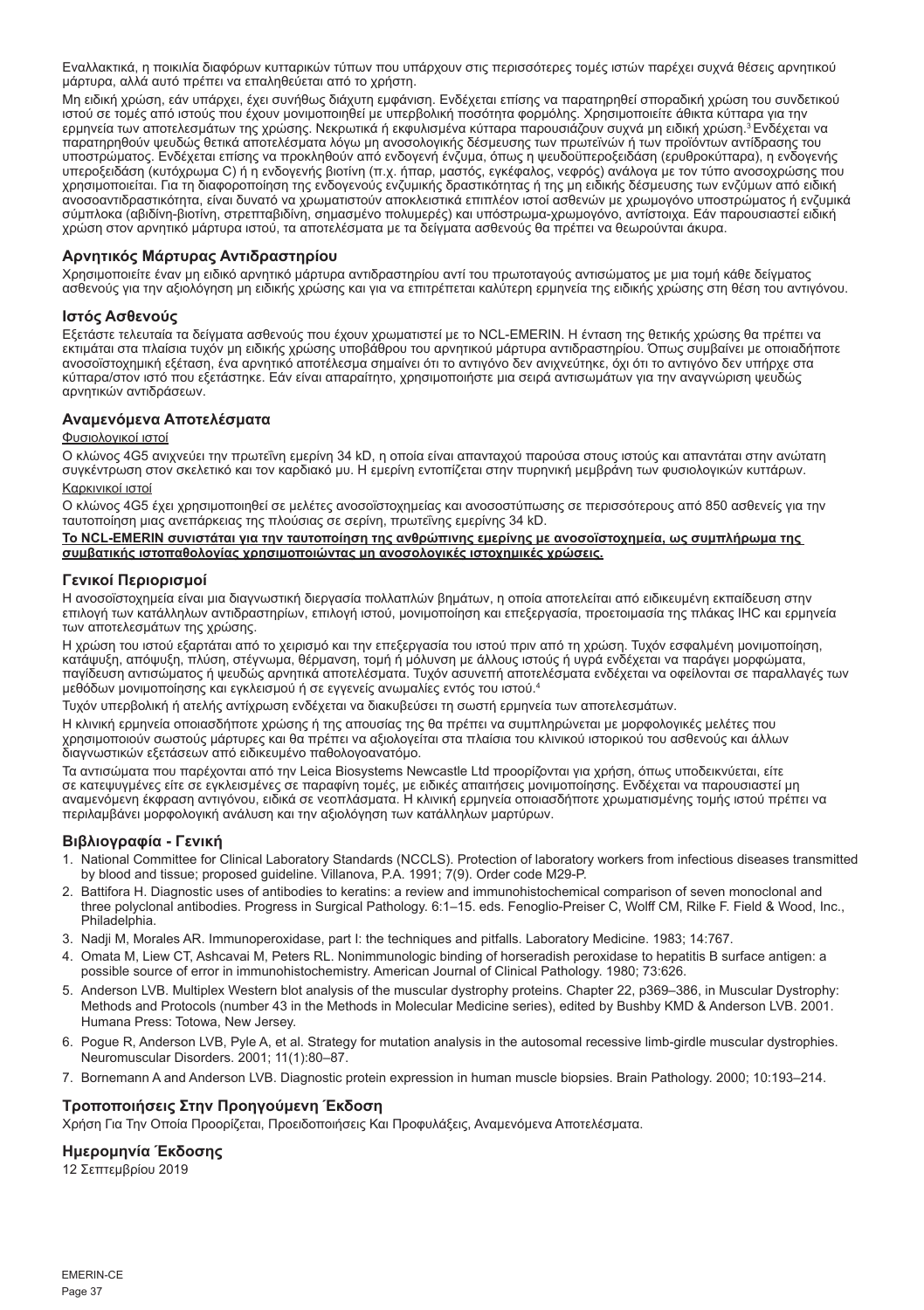Εναλλακτικά, η ποικιλία διαφόρων κυτταρικών τύπων που υπάρχουν στις περισσότερες τομές ιστών παρέχει συχνά θέσεις αρνητικού μάρτυρα, αλλά αυτό πρέπει να επαληθεύεται από το χρήστη.

Μη ειδική χρώση, εάν υπάρχει, έχει συνήθως διάχυτη εμφάνιση. Ενδέχεται επίσης να παρατηρηθεί σποραδική χρώση του συνδετικού ιστού σε τομές από ιστούς που έχουν μονιμοποιηθεί με υπερβολική ποσότητα φορμόλης. Χρησιμοποιείτε άθικτα κύτταρα για την ερμηνεία των αποτελεσμάτων της χρώσης. Νεκρωτικά ή εκφυλισμένα κύτταρα παρουσιάζουν συχνά μη ειδική χρώση.[3] Ενδέχεται να παρατηρηθούν ψευδώς θετικά αποτελέσματα λόγω μη ανοσολογικής δέσμευσης των πρωτεϊνών ή των προϊόντων αντίδρασης του υποστρώματος. Ενδέχεται επίσης να προκληθούν από ενδογενή ένζυμα, όπως η ψευδοϋπεροξειδάση (ερυθροκύτταρα), η ενδογενής υπεροξειδάση (κυτόχρωμα C) ή η ενδογενής βιοτίνη (π.χ. ήπαρ, μαστός, εγκέφαλος, νεφρός) ανάλογα με τον τύπο ανοσοχρώσης που χρησιμοποιείται. Για τη διαφοροποίηση της ενδογενούς ενζυμικής δραστικότητας ή της μη ειδικής δέσμευσης των ενζύμων από ειδική ανοσοαντιδραστικότητα, είναι δυνατό να χρωματιστούν αποκλειστικά επιπλέον ιστοί ασθενών με χρωμογόνο υποστρώματος ή ενζυμικά σύμπλοκα (αβιδίνη-βιοτίνη, στρεπταβιδίνη, σημασμένο πολυμερές) και υπόστρωμα-χρωμογόνο, αντίστοιχα. Εάν παρουσιαστεί ειδική χρώση στον αρνητικό μάρτυρα ιστού, τα αποτελέσματα με τα δείγματα ασθενούς θα πρέπει να θεωρούνται άκυρα.

## Αρνητικός Μάρτυρας Αντιδραστηρίου

Χρησιμοποιείτε έναν μη ειδικό αρνητικό μάρτυρα αντιδραστηρίου αντί του πρωτοταγούς αντισώματος με μια τομή κάθε δείγματος ασθενούς για την αξιολόγηση μη ειδικής χρώσης και για να επιτρέπεται καλύτερη ερμηνεία της ειδικής χρώσης στη θέση του αντιγόνου.

## Ιστός Ασθενούς

Εξετάστε τελευταία τα δείγματα ασθενούς που έχουν χρωματιστεί με το NCL-EMERIN. Η ένταση της θετικής χρώσης θα πρέπει να εκτιμάται στα πλαίσια τυχόν μη ειδικής χρώσης υποβάθρου του αρνητικού μάρτυρα αντιδραστηρίου. Όπως συμβαίνει με οποιαδήποτε ανοσοϊστοχημική εξέταση, ένα αρνητικό αποτέλεσμα σημαίνει ότι το αντιγόνο δεν ανιχνεύτηκε, όχι ότι το αντιγόνο δεν υπήρχε στα κύτταρα/στον ιστό που εξετάστηκε. Εάν είναι απαραίτητο, χρησιμοποιήστε μια σειρά αντισωμάτων για την αναγνώριση ψευδώς αρνητικών αντιδράσεων.

## Αναμενόμενα Αποτελέσματα

Φυσιολογικοί ιστοί

Ο κλώνος 4G5 ανιχνεύει την πρωτεΐνη εμερίνη 34 kD, η οποία είναι απανταχού παρούσα στους ιστούς και απαντάται στην ανώτατη συγκέντρωση στον σκελετικό και τον καρδιακό μυ. Η εμερίνη εντοπίζεται στην πυρηνική μεμβράνη των φυσιολογικών κυττάρων.

Καρκινικοί ιστοί

Ο κλώνος 4G5 έχει χρησιμοποιηθεί σε μελέτες ανοσοϊστοχημείας και ανοσοστύπωσης σε περισσότερους από 850 ασθενείς για την ταυτοποίηση μιας ανεπάρκειας της πλούσιας σε σερίνη, πρωτεΐνης εμερίνης 34 kD.

**Το NCL-EMERIN συνιστάται για την ταυτοποίηση της ανθρώπινης εμερίνης με ανοσοϊστοχημεία, ως συμπλήρωμα της συμβατικής ιστοπαθολογίας χρησιμοποιώντας μη ανοσολογικές ιστοχημικές χρώσεις.**

## Γενικοί Περιορισμοί

Η ανοσοϊστοχημεία είναι μια διαγνωστική διεργασία πολλαπλών βημάτων, η οποία αποτελείται από ειδικευμένη εκπαίδευση στην επιλογή των κατάλληλων αντιδραστηρίων, επιλογή ιστού, μονιμοποίηση και επεξεργασία, προετοιμασία της πλάκας IHC και ερμηνεία των αποτελεσμάτων της χρώσης.

Η χρώση του ιστού εξαρτάται από το χειρισμό και την επεξεργασία του ιστού πριν από τη χρώση. Τυχόν εσφαλμένη μονιμοποίηση, κατάψυξη, απόψυξη, πλύση, στέγνωμα, θέρμανση, τομή ή μόλυνση με άλλους ιστούς ή υγρά ενδέχεται να παράγει μορφώματα, παγίδευση αντισώματος ή ψευδώς αρνητικά αποτελέσματα. Τυχόν ασυνεπή αποτελέσματα ενδέχεται να οφείλονται σε παραλλαγές των μεθόδων μονιμοποίησης και εγκλεισμού ή σε εγγενείς ανωμαλίες εντός του ιστού.[4]

Τυχόν υπερβολική ή ατελής αντίχρωση ενδέχεται να διακυβεύσει τη σωστή ερμηνεία των αποτελεσμάτων.

Η κλινική ερμηνεία οποιασδήποτε χρώσης ή της απουσίας της θα πρέπει να συμπληρώνεται με μορφολογικές μελέτες που χρησιμοποιούν σωστούς μάρτυρες και θα πρέπει να αξιολογείται στα πλαίσια του κλινικού ιστορικού του ασθενούς και άλλων διαγνωστικών εξετάσεων από ειδικευμένο παθολογοανατόμο.

Τα αντισώματα που παρέχονται από την Leica Biosystems Newcastle Ltd προορίζονται για χρήση, όπως υποδεικνύεται, είτε σε κατεψυγμένες είτε σε εγκλεισμένες σε παραφίνη τομές, με ειδικές απαιτήσεις μονιμοποίησης. Ενδέχεται να παρουσιαστεί μη αναμενόμενη έκφραση αντιγόνου, ειδικά σε νεοπλάσματα. Η κλινική ερμηνεία οποιασδήποτε χρωματισμένης τομής ιστού πρέπει να περιλαμβάνει μορφολογική ανάλυση και την αξιολόγηση των κατάλληλων μαρτύρων.

## Βιβλιογραφία - Γενική

1. National Committee for Clinical Laboratory Standards (NCCLS). Protection of laboratory workers from infectious diseases transmitted by blood and tissue; proposed guideline. Villanova, P.A. 1991; 7(9). Order code M29-P.
2. Battifora H. Diagnostic uses of antibodies to keratins: a review and immunohistochemical comparison of seven monoclonal and three polyclonal antibodies. Progress in Surgical Pathology. 6:1–15. eds. Fenoglio-Preiser C, Wolff CM, Rilke F. Field & Wood, Inc., Philadelphia.
3. Nadji M, Morales AR. Immunoperoxidase, part I: the techniques and pitfalls. Laboratory Medicine. 1983; 14:767.
4. Omata M, Liew CT, Ashcavai M, Peters RL. Nonimmunologic binding of horseradish peroxidase to hepatitis B surface antigen: a possible source of error in immunohistochemistry. American Journal of Clinical Pathology. 1980; 73:626.
5. Anderson LVB. Multiplex Western blot analysis of the muscular dystrophy proteins. Chapter 22, p369–386, in Muscular Dystrophy: Methods and Protocols (number 43 in the Methods in Molecular Medicine series), edited by Bushby KMD & Anderson LVB. 2001. Humana Press: Totowa, New Jersey.
6. Pogue R, Anderson LVB, Pyle A, et al. Strategy for mutation analysis in the autosomal recessive limb-girdle muscular dystrophies. Neuromuscular Disorders. 2001; 11(1):80–87.
7. Bornemann A and Anderson LVB. Diagnostic protein expression in human muscle biopsies. Brain Pathology. 2000; 10:193–214.

## Τροποποιήσεις Στην Προηγούμενη Έκδοση

Χρήση Για Την Οποία Προορίζεται, Προειδοποιήσεις Και Προφυλάξεις, Αναμενόμενα Αποτελέσματα.

## Ημερομηνία Έκδοσης

12 Σεπτεμβρίου 2019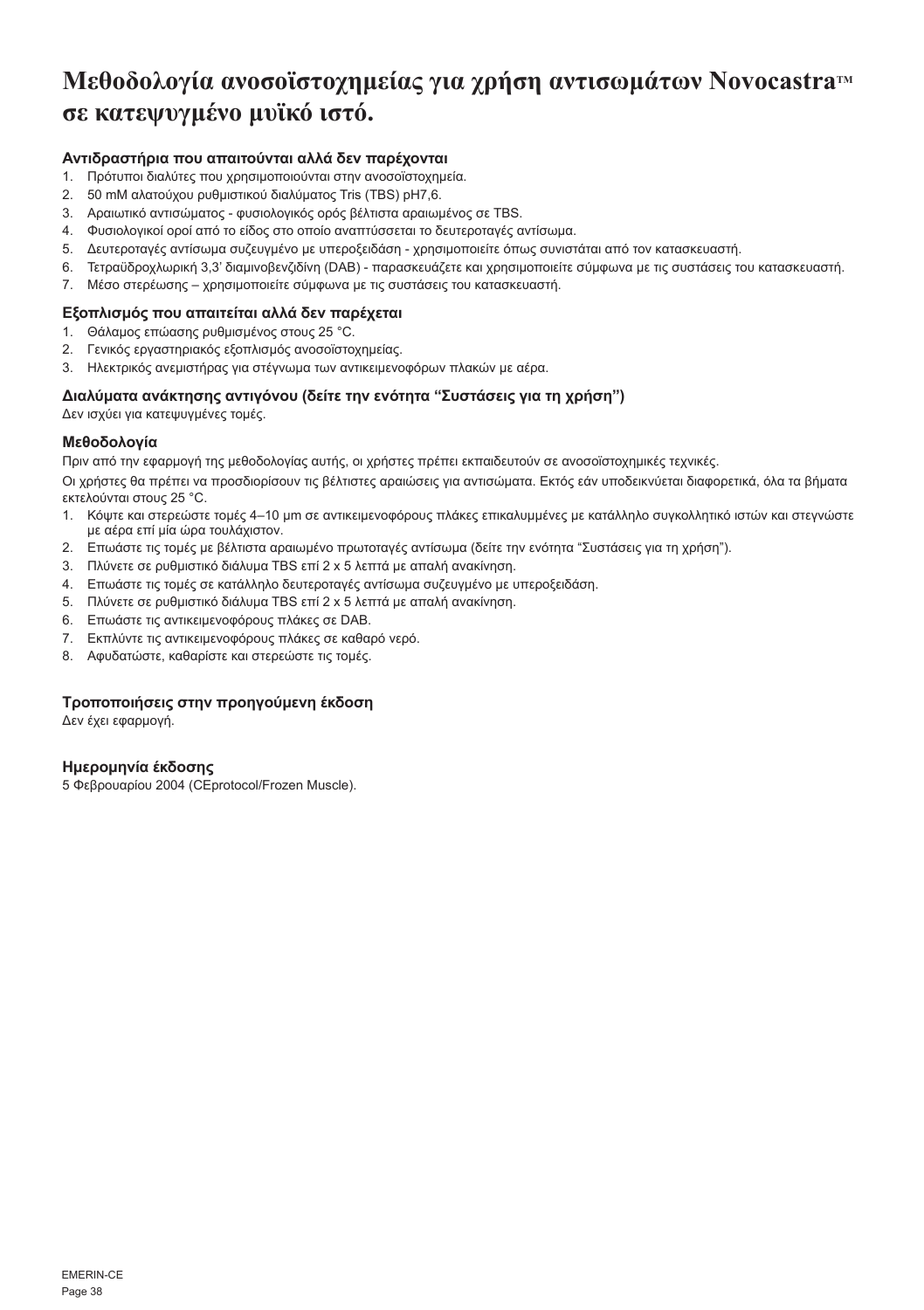# Μεθοδολογία ανοσοϊστοχημείας για χρήση αντισωμάτων Novocastra™ σε κατεψυγμένο μυϊκό ιστό.

### Αντιδραστήρια που απαιτούνται αλλά δεν παρέχονται

1. Πρότυποι διαλύτες που χρησιμοποιούνται στην ανοσοϊστοχημεία.
2. 50 mM αλατούχου ρυθμιστικού διαλύματος Tris (TBS) pH7,6.
3. Αραιωτικό αντισώματος - φυσιολογικός ορός βέλτιστα αραιωμένος σε TBS.
4. Φυσιολογικοί οροί από το είδος στο οποίο αναπτύσσεται το δευτεροταγές αντίσωμα.
5. Δευτεροταγές αντίσωμα συζευγμένο με υπεροξειδάση - χρησιμοποιείτε όπως συνιστάται από τον κατασκευαστή.
6. Τετραϋδροχλωρική 3,3' διαμινοβενζιδίνη (DAB) - παρασκευάζετε και χρησιμοποιείτε σύμφωνα με τις συστάσεις του κατασκευαστή.
7. Μέσο στερέωσης – χρησιμοποιείτε σύμφωνα με τις συστάσεις του κατασκευαστή.

### Εξοπλισμός που απαιτείται αλλά δεν παρέχεται

1. Θάλαμος επώασης ρυθμισμένος στους 25 °C.
2. Γενικός εργαστηριακός εξοπλισμός ανοσοϊστοχημείας.
3. Ηλεκτρικός ανεμιστήρας για στέγνωμα των αντικειμενοφόρων πλακών με αέρα.

### Διαλύματα ανάκτησης αντιγόνου (δείτε την ενότητα "Συστάσεις για τη χρήση")

Δεν ισχύει για κατεψυγμένες τομές.

### Μεθοδολογία

Πριν από την εφαρμογή της μεθοδολογίας αυτής, οι χρήστες πρέπει εκπαιδευτούν σε ανοσοϊστοχημικές τεχνικές.

Οι χρήστες θα πρέπει να προσδιορίσουν τις βέλτιστες αραιώσεις για αντισώματα. Εκτός εάν υποδεικνύεται διαφορετικά, όλα τα βήματα εκτελούνται στους 25 °C.

1. Κόψτε και στερεώστε τομές 4–10 μm σε αντικειμενοφόρους πλάκες επικαλυμμένες με κατάλληλο συγκολλητικό ιστών και στεγνώστε με αέρα επί μία ώρα τουλάχιστον.
2. Επωάστε τις τομές με βέλτιστα αραιωμένο πρωτοταγές αντίσωμα (δείτε την ενότητα "Συστάσεις για τη χρήση").
3. Πλύνετε σε ρυθμιστικό διάλυμα TBS επί 2 x 5 λεπτά με απαλή ανακίνηση.
4. Επωάστε τις τομές σε κατάλληλο δευτεροταγές αντίσωμα συζευγμένο με υπεροξειδάση.
5. Πλύνετε σε ρυθμιστικό διάλυμα TBS επί 2 x 5 λεπτά με απαλή ανακίνηση.
6. Επωάστε τις αντικειμενοφόρους πλάκες σε DAB.
7. Εκπλύντε τις αντικειμενοφόρους πλάκες σε καθαρό νερό.
8. Αφυδατώστε, καθαρίστε και στερεώστε τις τομές.

### Τροποποιήσεις στην προηγούμενη έκδοση

Δεν έχει εφαρμογή.

### Ημερομηνία έκδοσης

5 Φεβρουαρίου 2004 (CEprotocol/Frozen Muscle).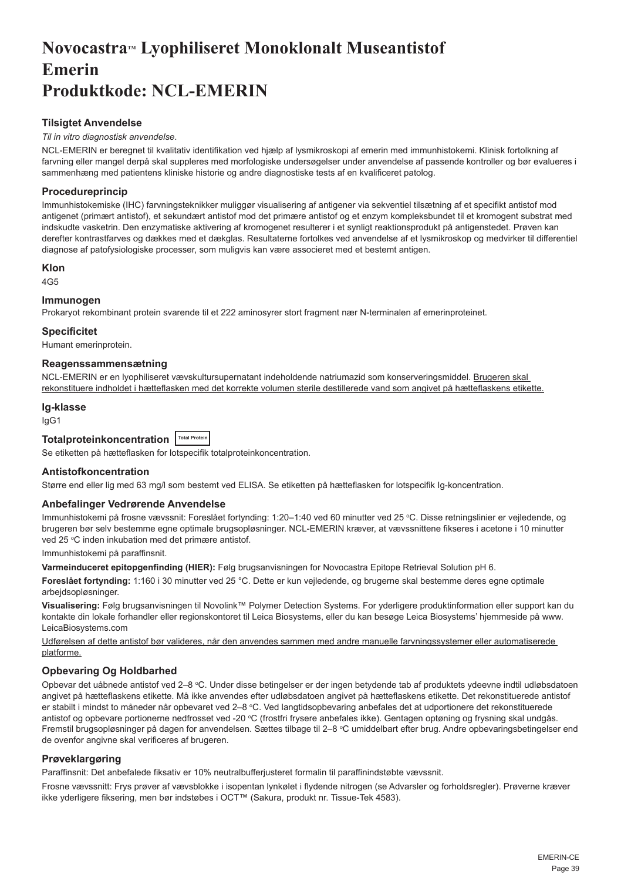# Novocastra™ Lyophiliseret Monoklonalt Museantistof Emerin Produktkode: NCL-EMERIN

## Tilsigtet Anvendelse

*Til in vitro diagnostisk anvendelse*.

NCL-EMERIN er beregnet til kvalitativ identifikation ved hjælp af lysmikroskopi af emerin med immunhistokemi. Klinisk fortolkning af farvning eller mangel derpå skal suppleres med morfologiske undersøgelser under anvendelse af passende kontroller og bør evalueres i sammenhæng med patientens kliniske historie og andre diagnostiske tests af en kvalificeret patolog.

## Procedureprincip

Immunhistokemiske (IHC) farvningsteknikker muliggør visualisering af antigener via sekventiel tilsætning af et specifikt antistof mod antigenet (primært antistof), et sekundært antistof mod det primære antistof og et enzym kompleksbundet til et kromogent substrat med indskudte vasketrin. Den enzymatiske aktivering af kromogenet resulterer i et synligt reaktionsprodukt på antigenstedet. Prøven kan derefter kontrastfarves og dækkes med et dækglas. Resultaterne fortolkes ved anvendelse af et lysmikroskop og medvirker til differentiel diagnose af patofysiologiske processer, som muligvis kan være associeret med et bestemt antigen.

## Klon

4G5

## Immunogen

Prokaryot rekombinant protein svarende til et 222 aminosyrer stort fragment nær N-terminalen af emerinproteinet.

## Specificitet

Humant emerinprotein.

## Reagenssammensætning

NCL-EMERIN er en lyophiliseret vævskultursupernatant indeholdende natriumazid som konserveringsmiddel. Brugeren skal rekonstituere indholdet i hætteflasken med det korrekte volumen sterile destillerede vand som angivet på hætteflaskens etikette.

## Ig-klasse

IgG1

## Totalproteinkoncentration Total Protein

Se etiketten på hætteflasken for lotspecifik totalproteinkoncentration.

## Antistofkoncentration

Større end eller lig med 63 mg/l som bestemt ved ELISA. Se etiketten på hætteflasken for lotspecifik Ig-koncentration.

## Anbefalinger Vedrørende Anvendelse

Immunhistokemi på frosne vævssnit: Foreslået fortynding: 1:20–1:40 ved 60 minutter ved 25 °C. Disse retningslinier er vejledende, og brugeren bør selv bestemme egne optimale brugsopløsninger. NCL-EMERIN kræver, at vævssnittene fikseres i acetone i 10 minutter ved 25 °C inden inkubation med det primære antistof.

Immunhistokemi på paraffinsnit.

**Varmeinduceret epitopgenfinding (HIER):** Følg brugsanvisningen for Novocastra Epitope Retrieval Solution pH 6.

**Foreslået fortynding:** 1:160 i 30 minutter ved 25 °C. Dette er kun vejledende, og brugerne skal bestemme deres egne optimale arbejdsopløsninger.

**Visualisering:** Følg brugsanvisningen til Novolink™ Polymer Detection Systems. For yderligere produktinformation eller support kan du kontakte din lokale forhandler eller regionskontoret til Leica Biosystems, eller du kan besøge Leica Biosystems' hjemmeside på www.LeicaBiosystems.com

Udførelsen af dette antistof bør valideres, når den anvendes sammen med andre manuelle farvningssystemer eller automatiserede platforme.

## Opbevaring Og Holdbarhed

Opbevar det uåbnede antistof ved 2–8 °C. Under disse betingelser er der ingen betydende tab af produktets ydeevne indtil udløbsdatoen angivet på hætteflaskens etikette. Må ikke anvendes efter udløbsdatoen angivet på hætteflaskens etikette. Det rekonstituerede antistof er stabilt i mindst to måneder når opbevaret ved 2–8 °C. Ved langtidsopbevaring anbefales det at udportionere det rekonstituerede antistof og opbevare portionerne nedfrosset ved -20 °C (frostfri frysere anbefales ikke). Gentagen optøning og frysning skal undgås. Fremstil brugsopløsninger på dagen for anvendelsen. Sættes tilbage til 2–8 °C umiddelbart efter brug. Andre opbevaringsbetingelser end de ovenfor angivne skal verificeres af brugeren.

## Prøveklargøring

Paraffinsnit: Det anbefalede fiksativ er 10% neutralbufferjusteret formalin til paraffinindstøbte vævssnit.

Frosne vævssnitt: Frys prøver af vævsblokke i isopentan lynkølet i flydende nitrogen (se Advarsler og forholdsregler). Prøverne kræver ikke yderligere fiksering, men bør indstøbes i OCT™ (Sakura, produkt nr. Tissue-Tek 4583).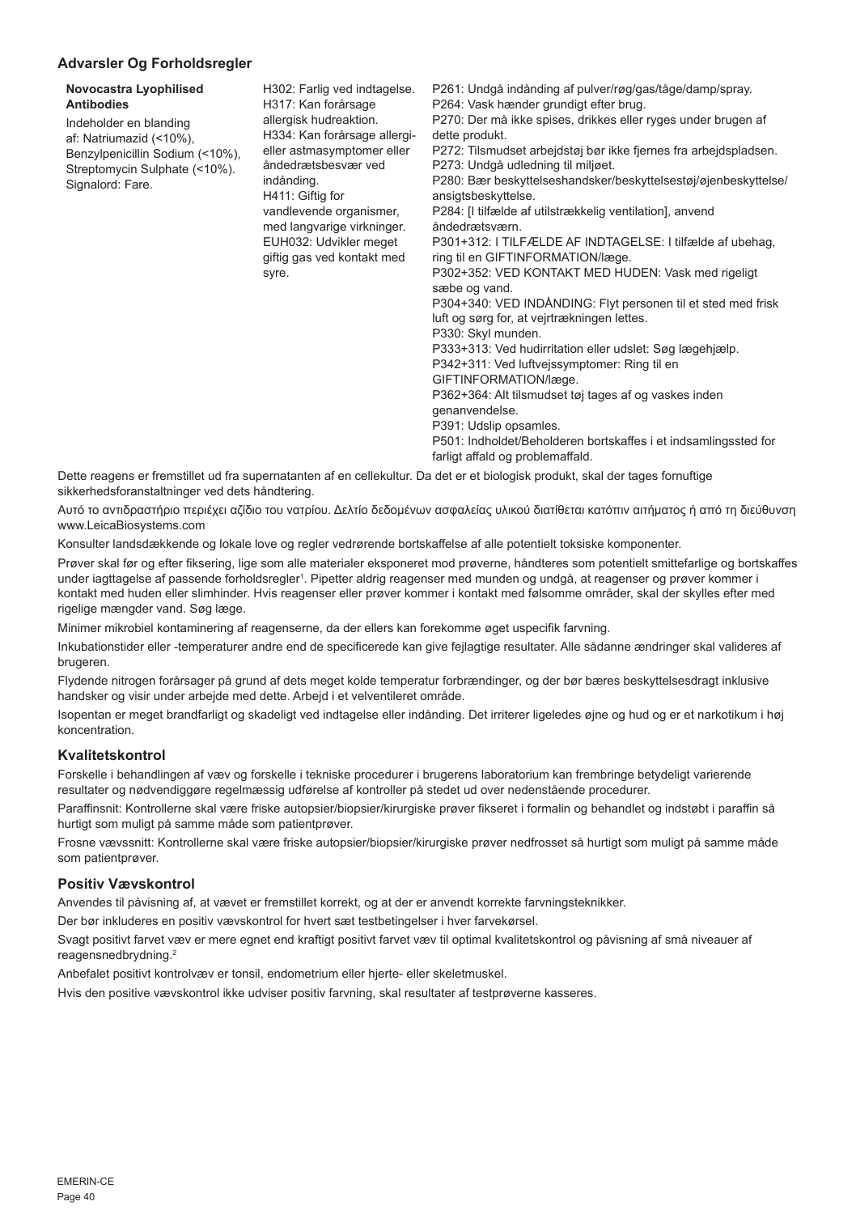## Advarsler Og Forholdsregler

| | | |
|---|---|---|
| **Novocastra Lyophilised Antibodies**<br>Indeholder en blanding af: Natriumazid (<10%), Benzylpenicillin Sodium (<10%), Streptomycin Sulphate (<10%).<br>Signalord: Fare. | H302: Farlig ved indtagelse.<br>H317: Kan forårsage allergisk hudreaktion.<br>H334: Kan forårsage allergi- eller astmasymptomer eller åndedrætsbesvær ved indånding.<br>H411: Giftig for vandlevende organismer, med langvarige virkninger.<br>EUH032: Udvikler meget giftig gas ved kontakt med syre. | P261: Undgå indånding af pulver/røg/gas/tåge/damp/spray.<br>P264: Vask hænder grundigt efter brug.<br>P270: Der må ikke spises, drikkes eller ryges under brugen af dette produkt.<br>P272: Tilsmudset arbejdstøj bør ikke fjernes fra arbejdspladsen.<br>P273: Undgå udledning til miljøet.<br>P280: Bær beskyttelseshandsker/beskyttelsestøj/øjenbeskyttelse/ansigtsbeskyttelse.<br>P284: [I tilfælde af utilstrækkelig ventilation], anvend åndedrætsværn.<br>P301+312: I TILFÆLDE AF INDTAGELSE: I tilfælde af ubehag, ring til en GIFTINFORMATION/læge.<br>P302+352: VED KONTAKT MED HUDEN: Vask med rigeligt sæbe og vand.<br>P304+340: VED INDÅNDING: Flyt personen til et sted med frisk luft og sørg for, at vejrtrækningen lettes.<br>P330: Skyl munden.<br>P333+313: Ved hudirritation eller udslet: Søg lægehjælp.<br>P342+311: Ved luftvejssymptomer: Ring til en GIFTINFORMATION/læge.<br>P362+364: Alt tilsmudset tøj tages af og vaskes inden genanvendelse.<br>P391: Udslip opsamles.<br>P501: Indholdet/Beholderen bortskaffes i et indsamlingssted for farligt affald og problemaffald. |

Dette reagens er fremstillet ud fra supernatanten af en cellekultur. Da det er et biologisk produkt, skal der tages fornuftige sikkerhedsforanstaltninger ved dets håndtering.

Αυτό το αντιδραστήριο περιέχει αζίδιο του νατρίου. Δελτίο δεδομένων ασφαλείας υλικού διατίθεται κατόπιν αιτήματος ή από τη διεύθυνση www.LeicaBiosystems.com

Konsulter landsdækkende og lokale love og regler vedrørende bortskaffelse af alle potentielt toksiske komponenter.

Prøver skal før og efter fiksering, lige som alle materialer eksponeret mod prøverne, håndteres som potentielt smittefarlige og bortskaffes under iagttagelse af passende forholdsregler[1]. Pipetter aldrig reagenser med munden og undgå, at reagenser og prøver kommer i kontakt med huden eller slimhinder. Hvis reagenser eller prøver kommer i kontakt med følsomme områder, skal der skylles efter med rigelige mængder vand. Søg læge.

Minimer mikrobiel kontaminering af reagenserne, da der ellers kan forekomme øget uspecifik farvning.

Inkubationstider eller -temperaturer andre end de specificerede kan give fejlagtige resultater. Alle sådanne ændringer skal valideres af brugeren.

Flydende nitrogen forårsager på grund af dets meget kolde temperatur forbrændinger, og der bør bæres beskyttelsesdragt inklusive handsker og visir under arbejde med dette. Arbejd i et velventileret område.

Isopentan er meget brandfarligt og skadeligt ved indtagelse eller indånding. Det irriterer ligeledes øjne og hud og er et narkotikum i høj koncentration.

## Kvalitetskontrol

Forskelle i behandlingen af væv og forskelle i tekniske procedurer i brugerens laboratorium kan frembringe betydeligt varierende resultater og nødvendiggøre regelmæssig udførelse af kontroller på stedet ud over nedenstående procedurer.

Paraffinsnit: Kontrollerne skal være friske autopsier/biopsier/kirurgiske prøver fikseret i formalin og behandlet og indstøbt i paraffin så hurtigt som muligt på samme måde som patientprøver.

Frosne vævssnitt: Kontrollerne skal være friske autopsier/biopsier/kirurgiske prøver nedfrosset så hurtigt som muligt på samme måde som patientprøver.

## Positiv Vævskontrol

Anvendes til påvisning af, at vævet er fremstillet korrekt, og at der er anvendt korrekte farvningsteknikker.

Der bør inkluderes en positiv vævskontrol for hvert sæt testbetingelser i hver farvekørsel.

Svagt positivt farvet væv er mere egnet end kraftigt positivt farvet væv til optimal kvalitetskontrol og påvisning af små niveauer af reagensnedbrydning.[2]

Anbefalet positivt kontrolvæv er tonsil, endometrium eller hjerte- eller skeletmuskel.

Hvis den positive vævskontrol ikke udviser positiv farvning, skal resultater af testprøverne kasseres.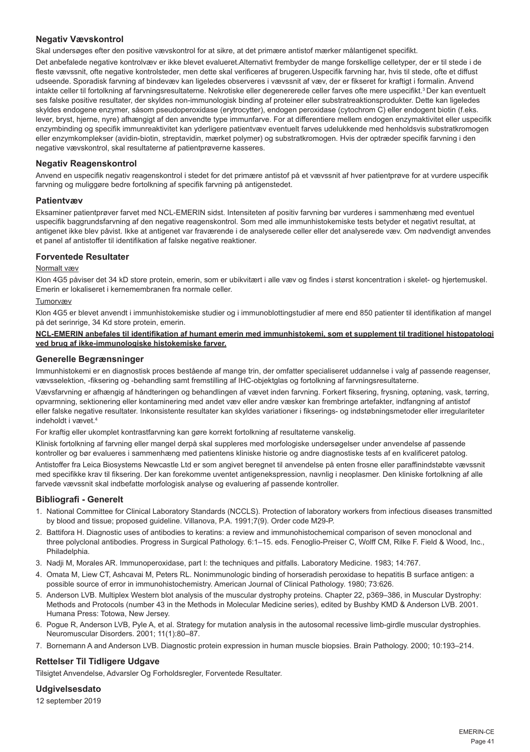## Negativ Vævskontrol

Skal undersøges efter den positive vævskontrol for at sikre, at det primære antistof mærker målantigenet specifikt.

Det anbefalede negative kontrolvæv er ikke blevet evalueret.Alternativt frembyder de mange forskellige celletyper, der er til stede i de fleste vævssnit, ofte negative kontrolsteder, men dette skal verificeres af brugeren.Uspecifik farvning har, hvis til stede, ofte et diffust udseende. Sporadisk farvning af bindevæv kan ligeledes observeres i vævssnit af væv, der er fikseret for kraftigt i formalin. Anvend intakte celler til fortolkning af farvningsresultaterne. Nekrotiske eller degenererede celler farves ofte mere uspecifikt.[3] Der kan eventuelt ses falske positive resultater, der skyldes non-immunologisk binding af proteiner eller substratreaktionsprodukter. Dette kan ligeledes skyldes endogene enzymer, såsom pseudoperoxidase (erytrocytter), endogen peroxidase (cytochrom C) eller endogent biotin (f.eks. lever, bryst, hjerne, nyre) afhængigt af den anvendte type immunfarve. For at differentiere mellem endogen enzymaktivitet eller uspecifik enzymbinding og specifik immunreaktivitet kan yderligere patientvæv eventuelt farves udelukkende med henholdsvis substratkromogen eller enzymkomplekser (avidin-biotin, streptavidin, mærket polymer) og substratkromogen. Hvis der optræder specifik farvning i den negative vævskontrol, skal resultaterne af patientprøverne kasseres.

## Negativ Reagenskontrol

Anvend en uspecifik negativ reagenskontrol i stedet for det primære antistof på et vævssnit af hver patientprøve for at vurdere uspecifik farvning og muliggøre bedre fortolkning af specifik farvning på antigenstedet.

## Patientvæv

Eksaminer patientprøver farvet med NCL-EMERIN sidst. Intensiteten af positiv farvning bør vurderes i sammenhæng med eventuel uspecifik baggrundsfarvning af den negative reagenskontrol. Som med alle immunhistokemiske tests betyder et negativt resultat, at antigenet ikke blev påvist. Ikke at antigenet var fraværende i de analyserede celler eller det analyserede væv. Om nødvendigt anvendes et panel af antistoffer til identifikation af falske negative reaktioner.

## Forventede Resultater

Normalt væv

Klon 4G5 påviser det 34 kD store protein, emerin, som er ubikvitært i alle væv og findes i størst koncentration i skelet- og hjertemuskel. Emerin er lokaliseret i kernemembranen fra normale celler.

Tumorvæv

Klon 4G5 er blevet anvendt i immunhistokemiske studier og i immunoblottingstudier af mere end 850 patienter til identifikation af mangel på det serinrige, 34 Kd store protein, emerin.

**NCL-EMERIN anbefales til identifikation af humant emerin med immunhistokemi, som et supplement til traditionel histopatologi ved brug af ikke-immunologiske histokemiske farver.**

## Generelle Begrænsninger

Immunhistokemi er en diagnostisk proces bestående af mange trin, der omfatter specialiseret uddannelse i valg af passende reagenser, vævsselektion, -fiksering og -behandling samt fremstilling af IHC-objektglas og fortolkning af farvningsresultaterne.

Vævsfarvning er afhængig af håndteringen og behandlingen af vævet inden farvning. Forkert fiksering, frysning, optøning, vask, tørring, opvarmning, sektionering eller kontaminering med andet væv eller andre væsker kan frembringe artefakter, indfangning af antistof eller falske negative resultater. Inkonsistente resultater kan skyldes variationer i fikserings- og indstøbningsmetoder eller irregulariteter indeholdt i vævet.[4]

For kraftig eller ukomplet kontrastfarvning kan gøre korrekt fortolkning af resultaterne vanskelig.

Klinisk fortolkning af farvning eller mangel derpå skal suppleres med morfologiske undersøgelser under anvendelse af passende kontroller og bør evalueres i sammenhæng med patientens kliniske historie og andre diagnostiske tests af en kvalificeret patolog.

Antistoffer fra Leica Biosystems Newcastle Ltd er som angivet beregnet til anvendelse på enten frosne eller paraffinindstøbte vævssnit med specifikke krav til fiksering. Der kan forekomme uventet antigenekspression, navnlig i neoplasmer. Den kliniske fortolkning af alle farvede vævssnit skal indbefatte morfologisk analyse og evaluering af passende kontroller.

## Bibliografi - Generelt

1. National Committee for Clinical Laboratory Standards (NCCLS). Protection of laboratory workers from infectious diseases transmitted by blood and tissue; proposed guideline. Villanova, P.A. 1991;7(9). Order code M29-P.
2. Battifora H. Diagnostic uses of antibodies to keratins: a review and immunohistochemical comparison of seven monoclonal and three polyclonal antibodies. Progress in Surgical Pathology. 6:1–15. eds. Fenoglio-Preiser C, Wolff CM, Rilke F. Field & Wood, Inc., Philadelphia.
3. Nadji M, Morales AR. Immunoperoxidase, part I: the techniques and pitfalls. Laboratory Medicine. 1983; 14:767.
4. Omata M, Liew CT, Ashcavai M, Peters RL. Nonimmunologic binding of horseradish peroxidase to hepatitis B surface antigen: a possible source of error in immunohistochemistry. American Journal of Clinical Pathology. 1980; 73:626.
5. Anderson LVB. Multiplex Western blot analysis of the muscular dystrophy proteins. Chapter 22, p369–386, in Muscular Dystrophy: Methods and Protocols (number 43 in the Methods in Molecular Medicine series), edited by Bushby KMD & Anderson LVB. 2001. Humana Press: Totowa, New Jersey.
6. Pogue R, Anderson LVB, Pyle A, et al. Strategy for mutation analysis in the autosomal recessive limb-girdle muscular dystrophies. Neuromuscular Disorders. 2001; 11(1):80–87.
7. Bornemann A and Anderson LVB. Diagnostic protein expression in human muscle biopsies. Brain Pathology. 2000; 10:193–214.

## Rettelser Til Tidligere Udgave

Tilsigtet Anvendelse, Advarsler Og Forholdsregler, Forventede Resultater.

## Udgivelsesdato

12 september 2019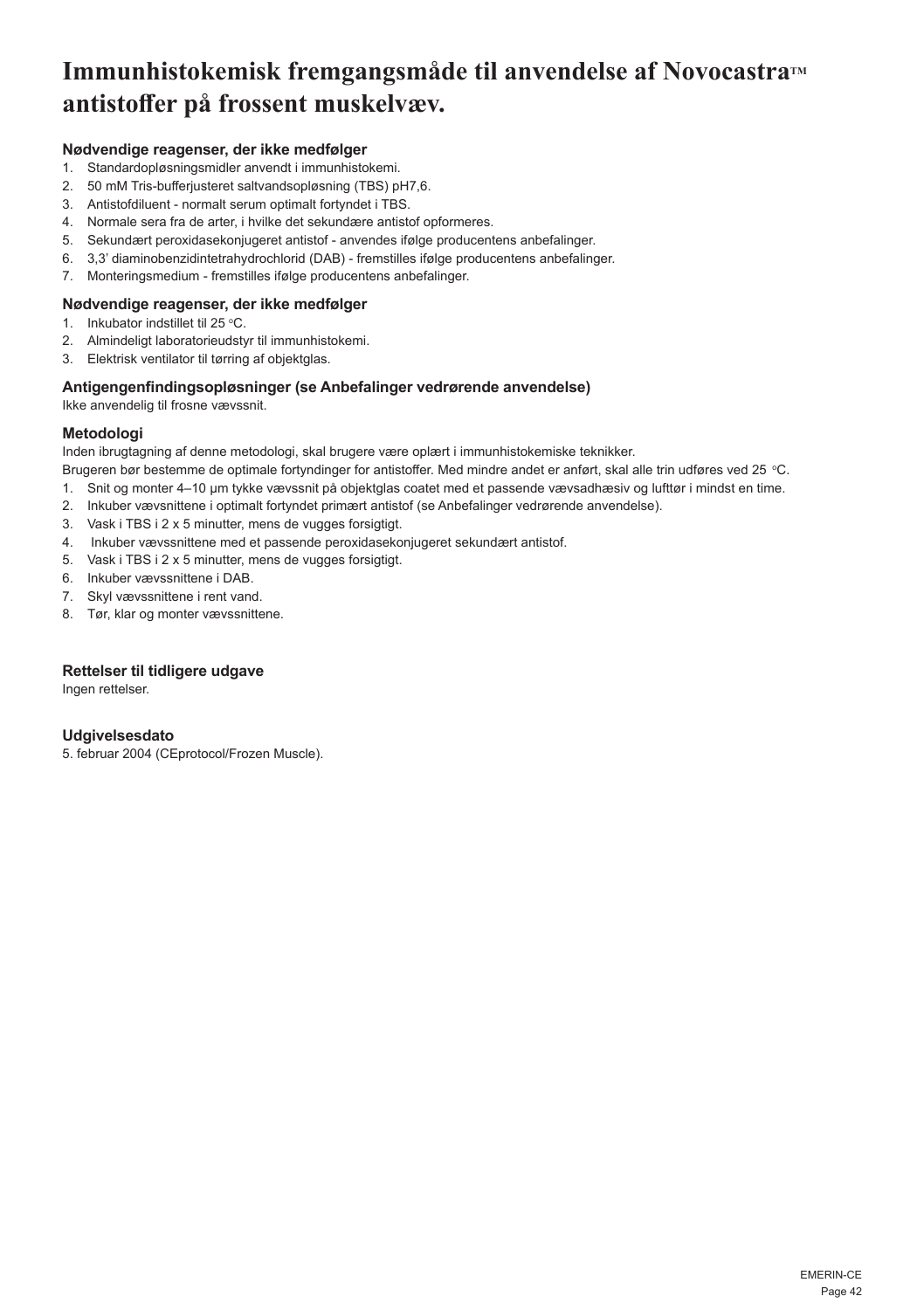# Immunhistokemisk fremgangsmåde til anvendelse af Novocastra™ antistoffer på frossent muskelvæv.

### Nødvendige reagenser, der ikke medfølger

1. Standardopløsningsmidler anvendt i immunhistokemi.
2. 50 mM Tris-bufferjusteret saltvandsopløsning (TBS) pH7,6.
3. Antistofdiluent - normalt serum optimalt fortyndet i TBS.
4. Normale sera fra de arter, i hvilke det sekundære antistof opformeres.
5. Sekundært peroxidasekonjugeret antistof - anvendes ifølge producentens anbefalinger.
6. 3,3' diaminobenzidintetrahydrochlorid (DAB) - fremstilles ifølge producentens anbefalinger.
7. Monteringsmedium - fremstilles ifølge producentens anbefalinger.

### Nødvendige reagenser, der ikke medfølger

1. Inkubator indstillet til 25 °C.
2. Almindeligt laboratorieudstyr til immunhistokemi.
3. Elektrisk ventilator til tørring af objektglas.

### Antigengenfindingsopløsninger (se Anbefalinger vedrørende anvendelse)

Ikke anvendelig til frosne vævssnit.

### Metodologi

Inden ibrugtagning af denne metodologi, skal brugere være oplært i immunhistokemiske teknikker.

Brugeren bør bestemme de optimale fortyndinger for antistoffer. Med mindre andet er anført, skal alle trin udføres ved 25 °C.

1. Snit og monter 4–10 µm tykke vævssnit på objektglas coatet med et passende vævsadhæsiv og lufttør i mindst en time.
2. Inkuber vævsnittene i optimalt fortyndet primært antistof (se Anbefalinger vedrørende anvendelse).
3. Vask i TBS i 2 x 5 minutter, mens de vugges forsigtigt.
4. Inkuber vævssnittene med et passende peroxidasekonjugeret sekundært antistof.
5. Vask i TBS i 2 x 5 minutter, mens de vugges forsigtigt.
6. Inkuber vævssnittene i DAB.
7. Skyl vævssnittene i rent vand.
8. Tør, klar og monter vævssnittene.

### Rettelser til tidligere udgave

Ingen rettelser.

### Udgivelsesdato

5. februar 2004 (CEprotocol/Frozen Muscle).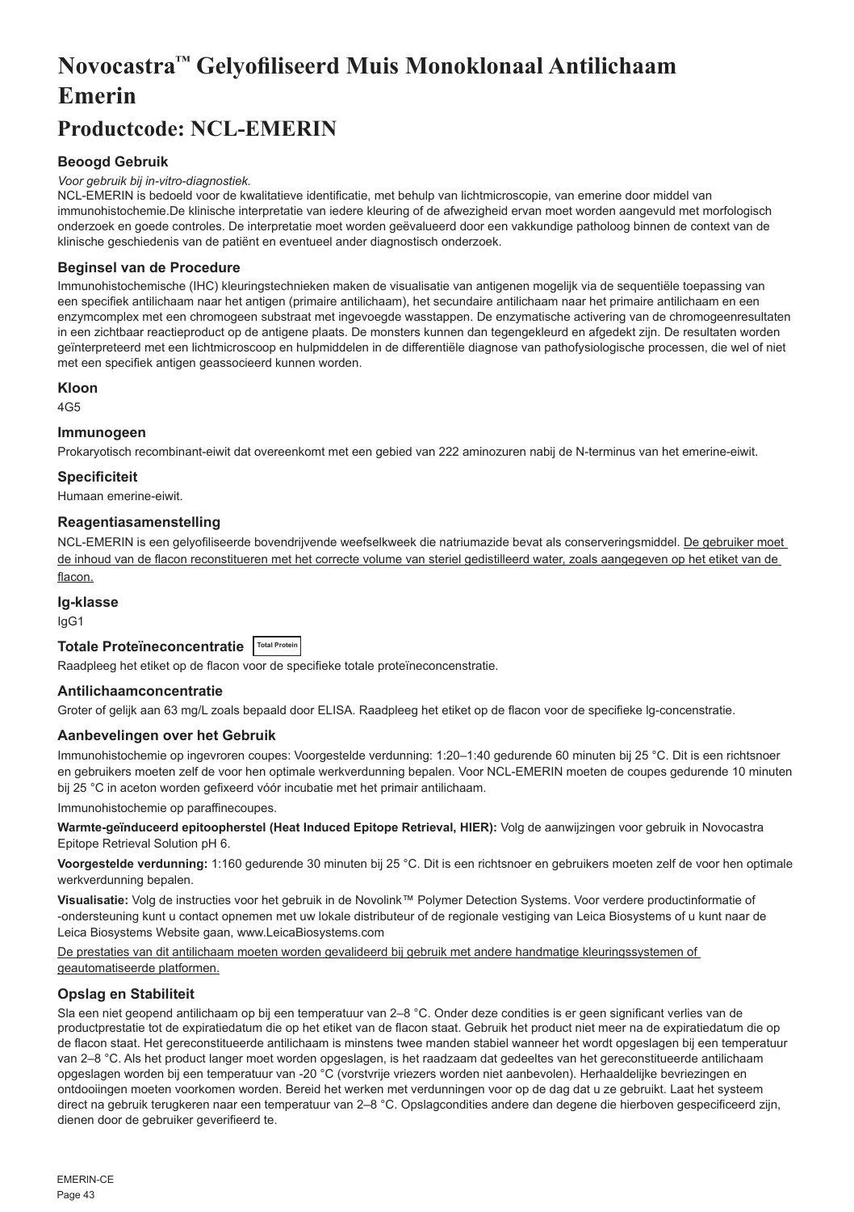# Novocastra™ Gelyofiliseerd Muis Monoklonaal Antilichaam Emerin

## Productcode: NCL-EMERIN

### Beoogd Gebruik

*Voor gebruik bij in-vitro-diagnostiek.*

NCL-EMERIN is bedoeld voor de kwalitatieve identificatie, met behulp van lichtmicroscopie, van emerine door middel van immunohistochemie.De klinische interpretatie van iedere kleuring of de afwezigheid ervan moet worden aangevuld met morfologisch onderzoek en goede controles. De interpretatie moet worden geëvalueerd door een vakkundige patholoog binnen de context van de klinische geschiedenis van de patiënt en eventueel ander diagnostisch onderzoek.

### Beginsel van de Procedure

Immunohistochemische (IHC) kleuringstechnieken maken de visualisatie van antigenen mogelijk via de sequentiële toepassing van een specifiek antilichaam naar het antigen (primaire antilichaam), het secundaire antilichaam naar het primaire antilichaam en een enzymcomplex met een chromogeen substraat met ingevoegde wasstappen. De enzymatische activering van de chromogeenresultaten in een zichtbaar reactieproduct op de antigene plaats. De monsters kunnen dan tegengekleurd en afgedekt zijn. De resultaten worden geïnterpreteerd met een lichtmicroscoop en hulpmiddelen in de differentiële diagnose van pathofysiologische processen, die wel of niet met een specifiek antigen geassocieerd kunnen worden.

### Kloon

4G5

### Immunogeen

Prokaryotisch recombinant-eiwit dat overeenkomt met een gebied van 222 aminozuren nabij de N-terminus van het emerine-eiwit.

### Specificiteit

Humaan emerine-eiwit.

### Reagentiasamenstelling

NCL-EMERIN is een gelyofiliseerde bovendrijvende weefselkweek die natriumazide bevat als conserveringsmiddel. De gebruiker moet de inhoud van de flacon reconstitueren met het correcte volume van steriel gedistilleerd water, zoals aangegeven op het etiket van de flacon.

### Ig-klasse

IgG1

### Totale Proteïneconcentratie Total Protein

Raadpleeg het etiket op de flacon voor de specifieke totale proteïneconcentratie.

### Antilichaamconcentratie

Groter of gelijk aan 63 mg/L zoals bepaald door ELISA. Raadpleeg het etiket op de flacon voor de specifieke lg-concentratie.

### Aanbevelingen over het Gebruik

Immunohistochemie op ingevroren coupes: Voorgestelde verdunning: 1:20–1:40 gedurende 60 minuten bij 25 °C. Dit is een richtsnoer en gebruikers moeten zelf de voor hen optimale werkverdunning bepalen. Voor NCL-EMERIN moeten de coupes gedurende 10 minuten bij 25 °C in aceton worden gefixeerd vóór incubatie met het primair antilichaam.

Immunohistochemie op paraffinecoupes.

**Warmte-geïnduceerd epitoopherstel (Heat Induced Epitope Retrieval, HIER):** Volg de aanwijzingen voor gebruik in Novocastra Epitope Retrieval Solution pH 6.

**Voorgestelde verdunning:** 1:160 gedurende 30 minuten bij 25 °C. Dit is een richtsnoer en gebruikers moeten zelf de voor hen optimale werkverdunning bepalen.

**Visualisatie:** Volg de instructies voor het gebruik in de Novolink™ Polymer Detection Systems. Voor verdere productinformatie of -ondersteuning kunt u contact opnemen met uw lokale distributeur of de regionale vestiging van Leica Biosystems of u kunt naar de Leica Biosystems Website gaan, www.LeicaBiosystems.com

De prestaties van dit antilichaam moeten worden gevalideerd bij gebruik met andere handmatige kleuringssystemen of geautomatiseerde platformen.

### Opslag en Stabiliteit

Sla een niet geopend antilichaam op bij een temperatuur van 2–8 °C. Onder deze condities is er geen significant verlies van de productprestatie tot de expiratiedatum die op het etiket van de flacon staat. Gebruik het product niet meer na de expiratiedatum die op de flacon staat. Het gereconstitueerde antilichaam is minstens twee manden stabiel wanneer het wordt opgeslagen bij een temperatuur van 2–8 °C. Als het product langer moet worden opgeslagen, is het raadzaam dat gedeeltes van het gereconstitueerde antilichaam opgeslagen worden bij een temperatuur van -20 °C (vorstvrije vriezers worden niet aanbevolen). Herhaaldelijke bevriezingen en ontdooiingen moeten voorkomen worden. Bereid het werken met verdunningen voor op de dag dat u ze gebruikt. Laat het systeem direct na gebruik terugkeren naar een temperatuur van 2–8 °C. Opslagcondities andere dan degene die hierboven gespecificeerd zijn, dienen door de gebruiker geverifieerd te.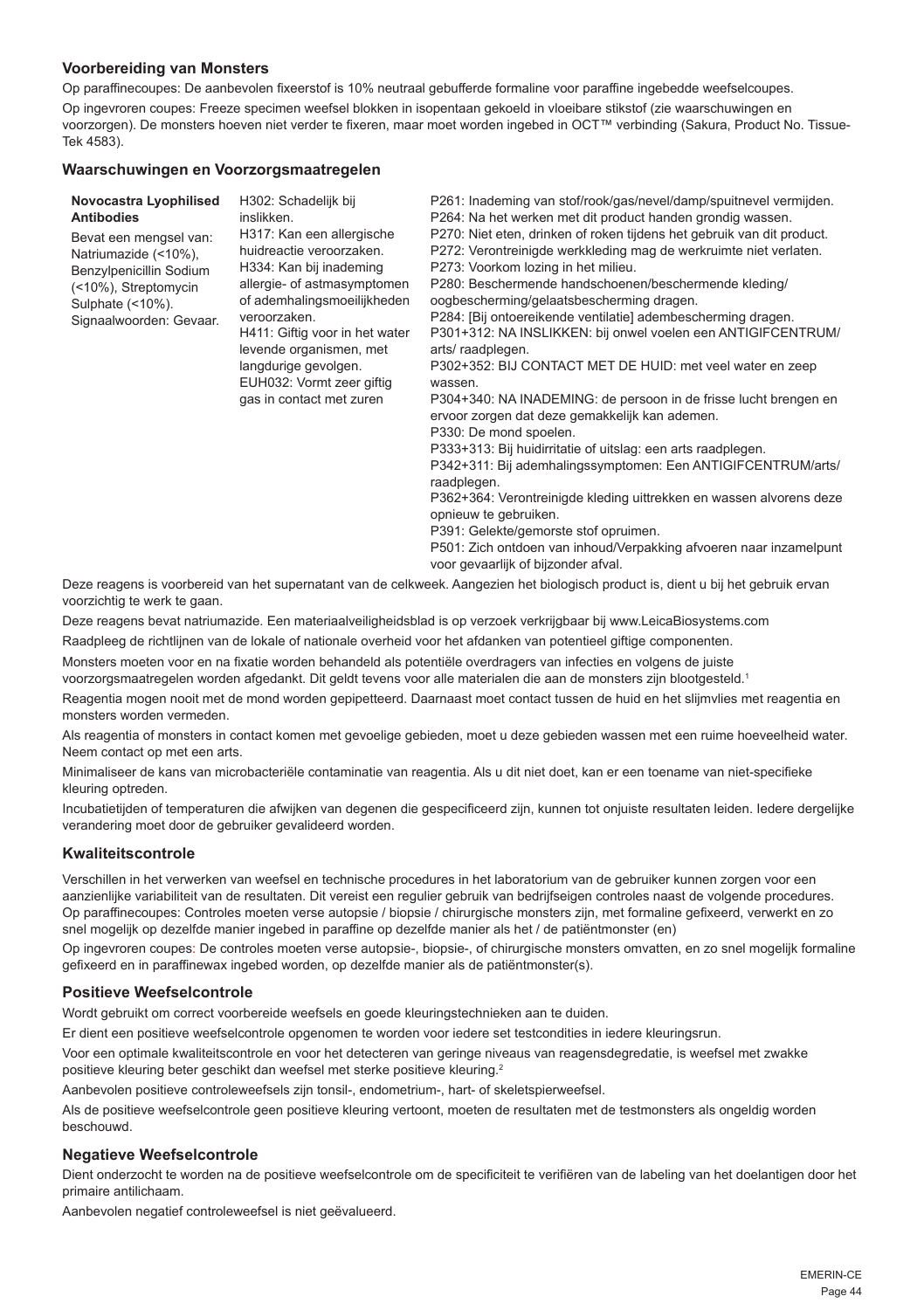### Voorbereiding van Monsters

Op paraffinecoupes: De aanbevolen fixeerstof is 10% neutraal gebufferde formaline voor paraffine ingebedde weefselcoupes.

Op ingevroren coupes: Freeze specimen weefsel blokken in isopentaan gekoeld in vloeibare stikstof (zie waarschuwingen en voorzorgen). De monsters hoeven niet verder te fixeren, maar moet worden ingebed in OCT™ verbinding (Sakura, Product No. Tissue-Tek 4583).

### Waarschuwingen en Voorzorgsmaatregelen

| | | |
|---|---|---|
| **Novocastra Lyophilised Antibodies**<br>Bevat een mengsel van: Natriumazide (<10%), Benzylpenicillin Sodium (<10%), Streptomycin Sulphate (<10%).<br>Signaalwoorden: Gevaar. | H302: Schadelijk bij inslikken.<br>H317: Kan een allergische huidreactie veroorzaken.<br>H334: Kan bij inademing allergie- of astmasymptomen of ademhalingsmoeilijkheden veroorzaken.<br>H411: Giftig voor in het water levende organismen, met langdurige gevolgen.<br>EUH032: Vormt zeer giftig gas in contact met zuren | P261: Inademing van stof/rook/gas/nevel/damp/spuitnevel vermijden.<br>P264: Na het werken met dit product handen grondig wassen.<br>P270: Niet eten, drinken of roken tijdens het gebruik van dit product.<br>P272: Verontreinigde werkkleding mag de werkruimte niet verlaten.<br>P273: Voorkom lozing in het milieu.<br>P280: Beschermende handschoenen/beschermende kleding/ oogbescherming/gelaatsbescherming dragen.<br>P284: [Bij ontoereikende ventilatie] adembescherming dragen.<br>P301+312: NA INSLIKKEN: bij onwel voelen een ANTIGIFCENTRUM/ arts/ raadplegen.<br>P302+352: BIJ CONTACT MET DE HUID: met veel water en zeep wassen.<br>P304+340: NA INADEMING: de persoon in de frisse lucht brengen en ervoor zorgen dat deze gemakkelijk kan ademen.<br>P330: De mond spoelen.<br>P333+313: Bij huidirritatie of uitslag: een arts raadplegen.<br>P342+311: Bij ademhalingssymptomen: Een ANTIGIFCENTRUM/arts/ raadplegen.<br>P362+364: Verontreinigde kleding uittrekken en wassen alvorens deze opnieuw te gebruiken.<br>P391: Gelekte/gemorste stof opruimen.<br>P501: Zich ontdoen van inhoud/Verpakking afvoeren naar inzamelpunt voor gevaarlijk of bijzonder afval. |

Deze reagens is voorbereid van het supernatant van de celkweek. Aangezien het biologisch product is, dient u bij het gebruik ervan voorzichtig te werk te gaan.

Deze reagens bevat natriumazide. Een materiaalveiligheidsblad is op verzoek verkrijgbaar bij www.LeicaBiosystems.com

Raadpleeg de richtlijnen van de lokale of nationale overheid voor het afdanken van potentieel giftige componenten.

Monsters moeten voor en na fixatie worden behandeld als potentiële overdragers van infecties en volgens de juiste voorzorgsmaatregelen worden afgedankt. Dit geldt tevens voor alle materialen die aan de monsters zijn blootgesteld.[1]

Reagentia mogen nooit met de mond worden gepipetteerd. Daarnaast moet contact tussen de huid en het slijmvlies met reagentia en monsters worden vermeden.

Als reagentia of monsters in contact komen met gevoelige gebieden, moet u deze gebieden wassen met een ruime hoeveelheid water. Neem contact op met een arts.

Minimaliseer de kans van microbacteriële contaminatie van reagentia. Als u dit niet doet, kan er een toename van niet-specifieke kleuring optreden.

Incubatietijden of temperaturen die afwijken van degenen die gespecificeerd zijn, kunnen tot onjuiste resultaten leiden. Iedere dergelijke verandering moet door de gebruiker gevalideerd worden.

### Kwaliteitscontrole

Verschillen in het verwerken van weefsel en technische procedures in het laboratorium van de gebruiker kunnen zorgen voor een aanzienlijke variabiliteit van de resultaten. Dit vereist een regulier gebruik van bedrijfseigen controles naast de volgende procedures. Op paraffinecoupes: Controles moeten verse autopsie / biopsie / chirurgische monsters zijn, met formaline gefixeerd, verwerkt en zo snel mogelijk op dezelfde manier ingebed in paraffine op dezelfde manier als het / de patiëntmonster (en)

Op ingevroren coupes: De controles moeten verse autopsie-, biopsie-, of chirurgische monsters omvatten, en zo snel mogelijk formaline gefixeerd en in paraffinewax ingebed worden, op dezelfde manier als de patiëntmonster(s).

### Positieve Weefselcontrole

Wordt gebruikt om correct voorbereide weefsels en goede kleuringstechnieken aan te duiden.

Er dient een positieve weefselcontrole opgenomen te worden voor iedere set testcondities in iedere kleuringsrun.

Voor een optimale kwaliteitscontrole en voor het detecteren van geringe niveaus van reagensdegradatie, is weefsel met zwakke positieve kleuring beter geschikt dan weefsel met sterke positieve kleuring.[2]

Aanbevolen positieve controleweefsels zijn tonsil-, endometrium-, hart- of skeletspierweefsel.

Als de positieve weefselcontrole geen positieve kleuring vertoont, moeten de resultaten met de testmonsters als ongeldig worden beschouwd.

### Negatieve Weefselcontrole

Dient onderzocht te worden na de positieve weefselcontrole om de specificiteit te verifiëren van de labeling van het doelantigen door het primaire antilichaam.

Aanbevolen negatief controleweefsel is niet geëvalueerd.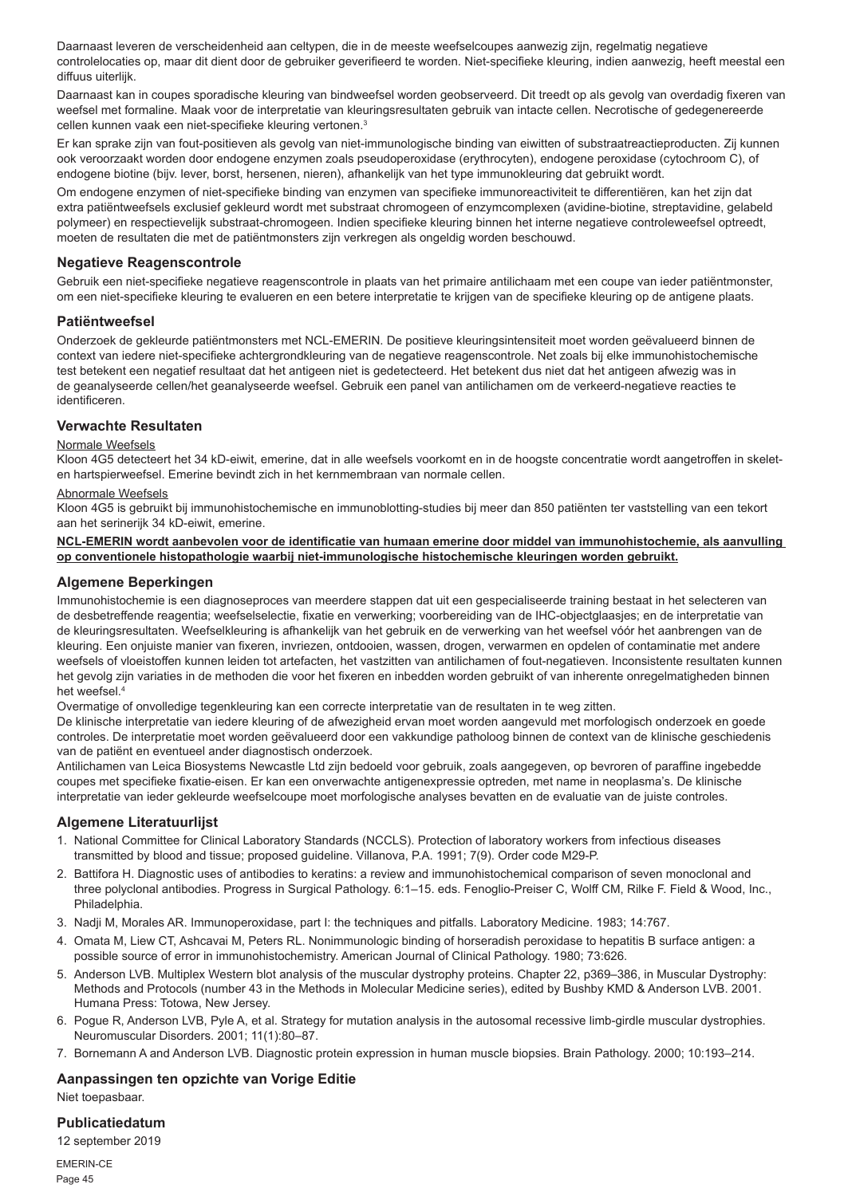Daarnaast leveren de verscheidenheid aan celtypen, die in de meeste weefselcoupes aanwezig zijn, regelmatig negatieve controlelocaties op, maar dit dient door de gebruiker geverifieerd te worden. Niet-specifieke kleuring, indien aanwezig, heeft meestal een diffuus uiterlijk.

Daarnaast kan in coupes sporadische kleuring van bindweefsel worden geobserveerd. Dit treedt op als gevolg van overdadig fixeren van weefsel met formaline. Maak voor de interpretatie van kleuringsresultaten gebruik van intacte cellen. Necrotische of gedegenereerde cellen kunnen vaak een niet-specifieke kleuring vertonen.[3]

Er kan sprake zijn van fout-positieven als gevolg van niet-immunologische binding van eiwitten of substraatreactieproducten. Zij kunnen ook veroorzaakt worden door endogene enzymen zoals pseudoperoxidase (erythrocyten), endogene peroxidase (cytochroom C), of endogene biotine (bijv. lever, borst, hersenen, nieren), afhankelijk van het type immunokleuring dat gebruikt wordt.

Om endogene enzymen of niet-specifieke binding van enzymen van specifieke immunoreactiviteit te differentiëren, kan het zijn dat extra patiëntweefsels exclusief gekleurd wordt met substraat chromogeen of enzymcomplexen (avidine-biotine, streptavidine, gelabeld polymeer) en respectievelijk substraat-chromogeen. Indien specifieke kleuring binnen het interne negatieve controleweefsel optreedt, moeten de resultaten die met de patiëntmonsters zijn verkregen als ongeldig worden beschouwd.

## Negatieve Reagenscontrole

Gebruik een niet-specifieke negatieve reagenscontrole in plaats van het primaire antilichaam met een coupe van ieder patiëntmonster, om een niet-specifieke kleuring te evalueren en een betere interpretatie te krijgen van de specifieke kleuring op de antigene plaats.

## Patiëntweefsel

Onderzoek de gekleurde patiëntmonsters met NCL-EMERIN. De positieve kleuringsintensiteit moet worden geëvalueerd binnen de context van iedere niet-specifieke achtergrondkleuring van de negatieve reagenscontrole. Net zoals bij elke immunohistochemische test betekent een negatief resultaat dat het antigeen niet is gedetecteerd. Het betekent dus niet dat het antigeen afwezig was in de geanalyseerde cellen/het geanalyseerde weefsel. Gebruik een panel van antilichamen om de verkeerd-negatieve reacties te identificeren.

## Verwachte Resultaten

Normale Weefsels

Kloon 4G5 detecteert het 34 kD-eiwit, emerine, dat in alle weefsels voorkomt en in de hoogste concentratie wordt aangetroffen in skelet- en hartspierweefsel. Emerine bevindt zich in het kernmembraan van normale cellen.

Abnormale Weefsels

Kloon 4G5 is gebruikt bij immunohistochemische en immunoblotting-studies bij meer dan 850 patiënten ter vaststelling van een tekort aan het serinerijk 34 kD-eiwit, emerine.

**NCL-EMERIN wordt aanbevolen voor de identificatie van humaan emerine door middel van immunohistochemie, als aanvulling op conventionele histopathologie waarbij niet-immunologische histochemische kleuringen worden gebruikt.**

## Algemene Beperkingen

Immunohistochemie is een diagnoseproces van meerdere stappen dat uit een gespecialiseerde training bestaat in het selecteren van de desbetreffende reagentia; weefselselectie, fixatie en verwerking; voorbereiding van de IHC-objectglaasjes; en de interpretatie van de kleuringsresultaten. Weefselkleuring is afhankelijk van het gebruik en de verwerking van het weefsel vóór het aanbrengen van de kleuring. Een onjuiste manier van fixeren, invriezen, ontdooien, wassen, drogen, verwarmen en opdelen of contaminatie met andere weefsels of vloeistoffen kunnen leiden tot artefacten, het vastzitten van antilichamen of fout-negatieven. Inconsistente resultaten kunnen het gevolg zijn van variaties in de methoden die voor het fixeren en inbedden worden gebruikt of van inherente onregelmatigheden binnen het weefsel.[4]

Overmatige of onvolledige tegenkleuring kan een correcte interpretatie van de resultaten in te weg zitten.

De klinische interpretatie van iedere kleuring of de afwezigheid ervan moet worden aangevuld met morfologisch onderzoek en goede controles. De interpretatie moet worden geëvalueerd door een vakkundige patholoog binnen de context van de klinische geschiedenis van de patiënt en eventueel ander diagnostisch onderzoek.

Antilichamen van Leica Biosystems Newcastle Ltd zijn bedoeld voor gebruik, zoals aangegeven, op bevroren of paraffine ingebedde coupes met specifieke fixatie-eisen. Er kan een onverwachte antigenexpressie optreden, met name in neoplasma's. De klinische interpretatie van ieder gekleurde weefselcoupe moet morfologische analyses bevatten en de evaluatie van de juiste controles.

## Algemene Literatuurlijst

1. National Committee for Clinical Laboratory Standards (NCCLS). Protection of laboratory workers from infectious diseases transmitted by blood and tissue; proposed guideline. Villanova, P.A. 1991; 7(9). Order code M29-P.
2. Battifora H. Diagnostic uses of antibodies to keratins: a review and immunohistochemical comparison of seven monoclonal and three polyclonal antibodies. Progress in Surgical Pathology. 6:1–15. eds. Fenoglio-Preiser C, Wolff CM, Rilke F. Field & Wood, Inc., Philadelphia.
3. Nadji M, Morales AR. Immunoperoxidase, part I: the techniques and pitfalls. Laboratory Medicine. 1983; 14:767.
4. Omata M, Liew CT, Ashcavai M, Peters RL. Nonimmunologic binding of horseradish peroxidase to hepatitis B surface antigen: a possible source of error in immunohistochemistry. American Journal of Clinical Pathology. 1980; 73:626.
5. Anderson LVB. Multiplex Western blot analysis of the muscular dystrophy proteins. Chapter 22, p369–386, in Muscular Dystrophy: Methods and Protocols (number 43 in the Methods in Molecular Medicine series), edited by Bushby KMD & Anderson LVB. 2001. Humana Press: Totowa, New Jersey.
6. Pogue R, Anderson LVB, Pyle A, et al. Strategy for mutation analysis in the autosomal recessive limb-girdle muscular dystrophies. Neuromuscular Disorders. 2001; 11(1):80–87.
7. Bornemann A and Anderson LVB. Diagnostic protein expression in human muscle biopsies. Brain Pathology. 2000; 10:193–214.

## Aanpassingen ten opzichte van Vorige Editie

Niet toepasbaar.

## Publicatiedatum

12 september 2019

EMERIN-CE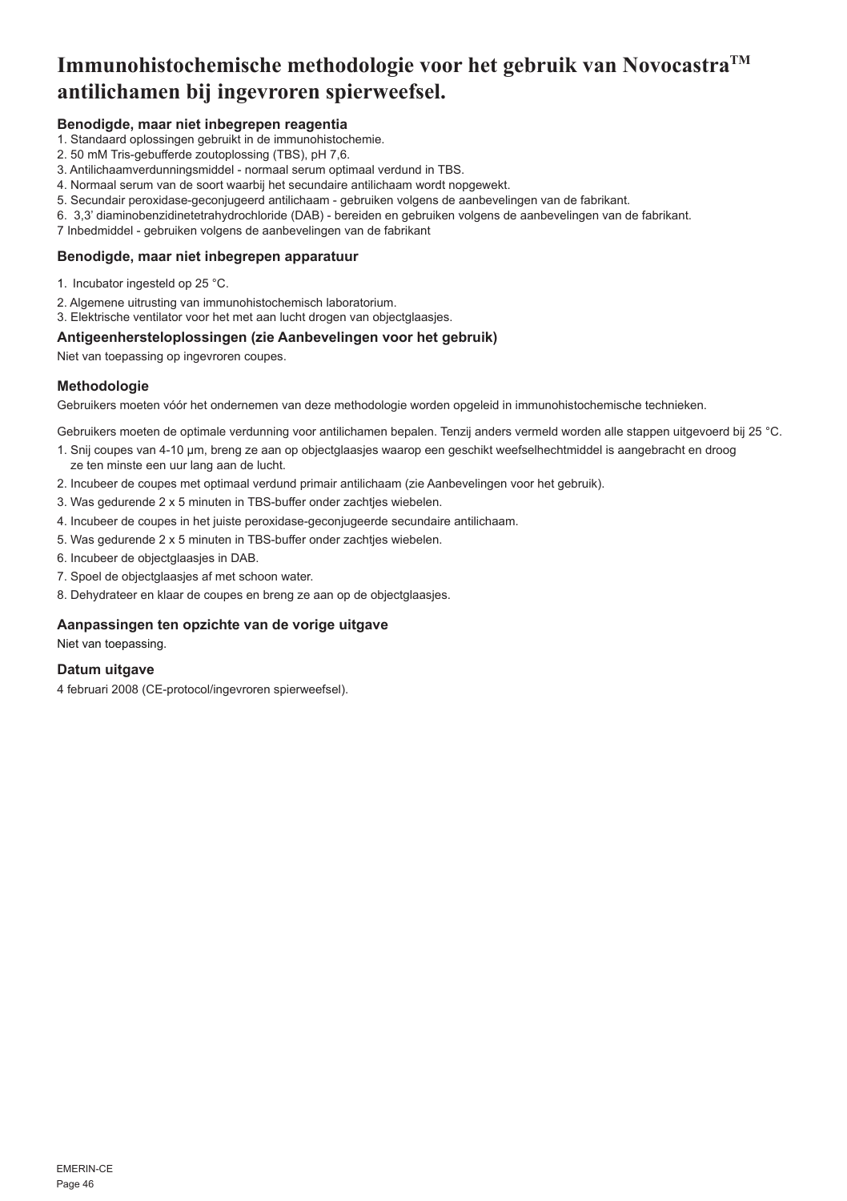# Immunohistochemische methodologie voor het gebruik van Novocastra™ antilichamen bij ingevroren spierweefsel.

### Benodigde, maar niet inbegrepen reagentia

1. Standaard oplossingen gebruikt in de immunohistochemie.
2. 50 mM Tris-gebufferde zoutoplossing (TBS), pH 7,6.
3. Antilichaamverdunningsmiddel - normaal serum optimaal verdund in TBS.
4. Normaal serum van de soort waarbij het secundaire antilichaam wordt nopgewekt.
5. Secundair peroxidase-geconjugeerd antilichaam - gebruiken volgens de aanbevelingen van de fabrikant.
6. 3,3' diaminobenzidinetetrahydrochloride (DAB) - bereiden en gebruiken volgens de aanbevelingen van de fabrikant.
7 Inbedmiddel - gebruiken volgens de aanbevelingen van de fabrikant

### Benodigde, maar niet inbegrepen apparatuur

1. Incubator ingesteld op 25 °C.
2. Algemene uitrusting van immunohistochemisch laboratorium.
3. Elektrische ventilator voor het met aan lucht drogen van objectglaasjes.

### Antigeenhersteloplossingen (zie Aanbevelingen voor het gebruik)

Niet van toepassing op ingevroren coupes.

### Methodologie

Gebruikers moeten vóór het ondernemen van deze methodologie worden opgeleid in immunohistochemische technieken.

Gebruikers moeten de optimale verdunning voor antilichamen bepalen. Tenzij anders vermeld worden alle stappen uitgevoerd bij 25 °C.

1. Snij coupes van 4-10 µm, breng ze aan op objectglaasjes waarop een geschikt weefselhechtmiddel is aangebracht en droog ze ten minste een uur lang aan de lucht.
2. Incubeer de coupes met optimaal verdund primair antilichaam (zie Aanbevelingen voor het gebruik).
3. Was gedurende 2 x 5 minuten in TBS-buffer onder zachtjes wiebelen.
4. Incubeer de coupes in het juiste peroxidase-geconjugeerde secundaire antilichaam.
5. Was gedurende 2 x 5 minuten in TBS-buffer onder zachtjes wiebelen.
6. Incubeer de objectglaasjes in DAB.
7. Spoel de objectglaasjes af met schoon water.
8. Dehydrateer en klaar de coupes en breng ze aan op de objectglaasjes.

### Aanpassingen ten opzichte van de vorige uitgave

Niet van toepassing.

### Datum uitgave

4 februari 2008 (CE-protocol/ingevroren spierweefsel).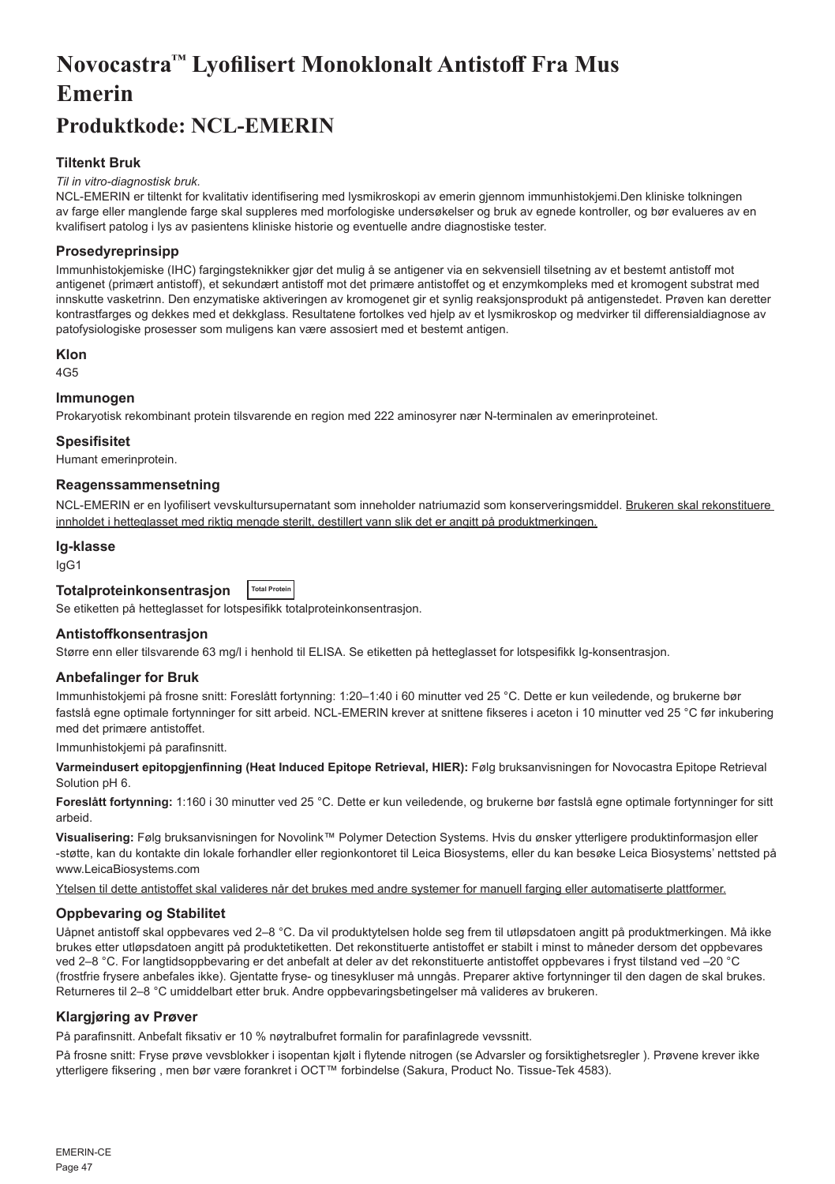# Novocastra™ Lyofilisert Monoklonalt Antistoff Fra Mus Emerin

## Produktkode: NCL-EMERIN

### Tiltenkt Bruk

*Til in vitro-diagnostisk bruk.*

NCL-EMERIN er tiltenkt for kvalitativ identifisering med lysmikroskopi av emerin gjennom immunhistokjemi.Den kliniske tolkningen av farge eller manglende farge skal suppleres med morfologiske undersøkelser og bruk av egnede kontroller, og bør evalueres av en kvalifisert patolog i lys av pasientens kliniske historie og eventuelle andre diagnostiske tester.

### Prosedyreprinsipp

Immunhistokjemiske (IHC) fargingsteknikker gjør det mulig å se antigener via en sekvensiell tilsetning av et bestemt antistoff mot antigenet (primært antistoff), et sekundært antistoff mot det primære antistoffet og et enzymkompleks med et kromogent substrat med innskutte vasketrinn. Den enzymatiske aktiveringen av kromogenet gir et synlig reaksjonsprodukt på antigenstedet. Prøven kan deretter kontrastfarges og dekkes med et dekkglass. Resultatene fortolkes ved hjelp av et lysmikroskop og medvirker til differensialdiagnose av patofysiologiske prosesser som muligens kan være assosiert med et bestemt antigen.

### Klon

4G5

### Immunogen

Prokaryotisk rekombinant protein tilsvarende en region med 222 aminosyrer nær N-terminalen av emerinproteinet.

### Spesifisitet

Humant emerinprotein.

### Reagenssammensetning

NCL-EMERIN er en lyofilisert vevskultursupernatant som inneholder natriumazid som konserveringsmiddel. Brukeren skal rekonstituere innholdet i hetteglasset med riktig mengde sterilt, destillert vann slik det er angitt på produktmerkingen.

### Ig-klasse

IgG1

### Totalproteinkonsentrasjon

Total Protein

Se etiketten på hetteglasset for lotspesifikk totalproteinkonsentrasjon.

### Antistoffkonsentrasjon

Større enn eller tilsvarende 63 mg/l i henhold til ELISA. Se etiketten på hetteglasset for lotspesifikk Ig-konsentrasjon.

### Anbefalinger for Bruk

Immunhistokjemi på frosne snitt: Foreslått fortynning: 1:20–1:40 i 60 minutter ved 25 °C. Dette er kun veiledende, og brukerne bør fastslå egne optimale fortynninger for sitt arbeid. NCL-EMERIN krever at snittene fikseres i aceton i 10 minutter ved 25 °C før inkubering med det primære antistoffet.

Immunhistokjemi på parafinsnitt.

**Varmeindusert epitopgjenfinning (Heat Induced Epitope Retrieval, HIER):** Følg bruksanvisningen for Novocastra Epitope Retrieval Solution pH 6.

**Foreslått fortynning:** 1:160 i 30 minutter ved 25 °C. Dette er kun veiledende, og brukerne bør fastslå egne optimale fortynninger for sitt arbeid.

**Visualisering:** Følg bruksanvisningen for Novolink™ Polymer Detection Systems. Hvis du ønsker ytterligere produktinformasjon eller -støtte, kan du kontakte din lokale forhandler eller regionkontoret til Leica Biosystems, eller du kan besøke Leica Biosystems' nettsted på www.LeicaBiosystems.com

Ytelsen til dette antistoffet skal valideres når det brukes med andre systemer for manuell farging eller automatiserte plattformer.

### Oppbevaring og Stabilitet

Uåpnet antistoff skal oppbevares ved 2–8 °C. Da vil produktytelsen holde seg frem til utløpsdatoen angitt på produktmerkingen. Må ikke brukes etter utløpsdatoen angitt på produktetiketten. Det rekonstituerte antistoffet er stabilt i minst to måneder dersom det oppbevares ved 2–8 °C. For langtidsoppbevaring er det anbefalt at deler av det rekonstituerte antistoffet oppbevares i fryst tilstand ved –20 °C (frostfrie frysere anbefales ikke). Gjentatte fryse- og tinesykluser må unngås. Preparer aktive fortynninger til den dagen de skal brukes. Returneres til 2–8 °C umiddelbart etter bruk. Andre oppbevaringsbetingelser må valideres av brukeren.

### Klargjøring av Prøver

På parafinsnitt. Anbefalt fiksativ er 10 % nøytralbufret formalin for parafinlagrede vevssnitt.

På frosne snitt: Fryse prøve vevsblokker i isopentan kjølt i flytende nitrogen (se Advarsler og forsiktighetsregler ). Prøvene krever ikke ytterligere fiksering , men bør være forankret i OCT™ forbindelse (Sakura, Product No. Tissue-Tek 4583).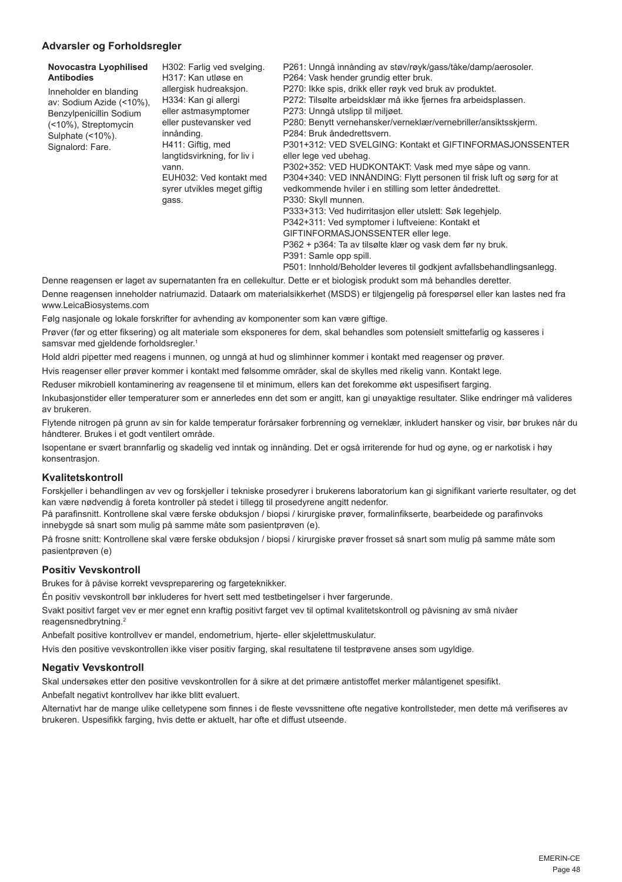## Advarsler og Forholdsregler

| | | |
|---|---|---|
| **Novocastra Lyophilised Antibodies**<br>Inneholder en blanding av: Sodium Azide (<10%), Benzylpenicillin Sodium (<10%), Streptomycin Sulphate (<10%).<br>Signalord: Fare. | H302: Farlig ved svelging.<br>H317: Kan utløse en allergisk hudreaksjon.<br>H334: Kan gi allergi eller astmasymptomer eller pustevansker ved innånding.<br>H411: Giftig, med langtidsvirkning, for liv i vann.<br>EUH032: Ved kontakt med syrer utvikles meget giftig gass. | P261: Unngå innånding av støv/røyk/gass/tåke/damp/aerosoler.<br>P264: Vask hender grundig etter bruk.<br>P270: Ikke spis, drikk eller røyk ved bruk av produktet.<br>P272: Tilsølte arbeidsklær må ikke fjernes fra arbeidsplassen.<br>P273: Unngå utslipp til miljøet.<br>P280: Benytt vernehansker/verneklær/vernebriller/ansiktsskjerm.<br>P284: Bruk åndedrettsvern.<br>P301+312: VED SVELGING: Kontakt et GIFTINFORMASJONSSENTER eller lege ved ubehag.<br>P302+352: VED HUDKONTAKT: Vask med mye såpe og vann.<br>P304+340: VED INNÅNDING: Flytt personen til frisk luft og sørg for at vedkommende hviler i en stilling som letter åndedrettet.<br>P330: Skyll munnen.<br>P333+313: Ved hudirritasjon eller utslett: Søk legehjelp.<br>P342+311: Ved symptomer i luftveiene: Kontakt et GIFTINFORMASJONSSENTER eller lege.<br>P362 + p364: Ta av tilsølte klær og vask dem før ny bruk.<br>P391: Samle opp spill.<br>P501: Innhold/Beholder leveres til godkjent avfallsbehandlingsanlegg. |

Denne reagensen er laget av supernatanten fra en cellekultur. Dette er et biologisk produkt som må behandles deretter.

Denne reagensen inneholder natriumazid. Dataark om materialsikkerhet (MSDS) er tilgjengelig på forespørsel eller kan lastes ned fra www.LeicaBiosystems.com

Følg nasjonale og lokale forskrifter for avhending av komponenter som kan være giftige.

Prøver (før og etter fiksering) og alt materiale som eksponeres for dem, skal behandles som potensielt smittefarlig og kasseres i samsvar med gjeldende forholdsregler.[1]

Hold aldri pipetter med reagens i munnen, og unngå at hud og slimhinner kommer i kontakt med reagenser og prøver.

Hvis reagenser eller prøver kommer i kontakt med følsomme områder, skal de skylles med rikelig vann. Kontakt lege.

Reduser mikrobiell kontaminering av reagensene til et minimum, ellers kan det forekomme økt uspesifisert farging.

Inkubasjonstider eller temperaturer som er annerledes enn det som er angitt, kan gi unøyaktige resultater. Slike endringer må valideres av brukeren.

Flytende nitrogen på grunn av sin for kalde temperatur forårsaker forbrenning og verneklær, inkludert hansker og visir, bør brukes når du håndterer. Brukes i et godt ventilert område.

Isopentane er svært brannfarlig og skadelig ved inntak og innånding. Det er også irriterende for hud og øyne, og er narkotisk i høy konsentrasjon.

## Kvalitetskontroll

Forskjeller i behandlingen av vev og forskjeller i tekniske prosedyrer i brukerens laboratorium kan gi signifikant varierte resultater, og det kan være nødvendig å foreta kontroller på stedet i tillegg til prosedyrene angitt nedenfor.

På parafinsnitt. Kontrollene skal være ferske obduksjon / biopsi / kirurgiske prøver, formalinfikserte, bearbeidede og parafinvoks innebygde så snart som mulig på samme måte som pasientprøven (e).

På frosne snitt: Kontrollene skal være ferske obduksjon / biopsi / kirurgiske prøver frosset så snart som mulig på samme måte som pasientprøven (e)

## Positiv Vevskontroll

Brukes for å påvise korrekt vevspreparering og fargeteknikker.

Én positiv vevskontroll bør inkluderes for hvert sett med testbetingelser i hver fargerunde.

Svakt positivt farget vev er mer egnet enn kraftig positivt farget vev til optimal kvalitetskontroll og påvisning av små nivåer reagensnedbrytning.[2]

Anbefalt positive kontrollvev er mandel, endometrium, hjerte- eller skjelettmuskulatur.

Hvis den positive vevskontrollen ikke viser positiv farging, skal resultatene til testprøvene anses som ugyldige.

## Negativ Vevskontroll

Skal undersøkes etter den positive vevskontrollen for å sikre at det primære antistoffet merker målantigenet spesifikt.

Anbefalt negativt kontrollvev har ikke blitt evaluert.

Alternativt har de mange ulike celletypene som finnes i de fleste vevssnittene ofte negative kontrollsteder, men dette må verifiseres av brukeren. Uspesifikk farging, hvis dette er aktuelt, har ofte et diffust utseende.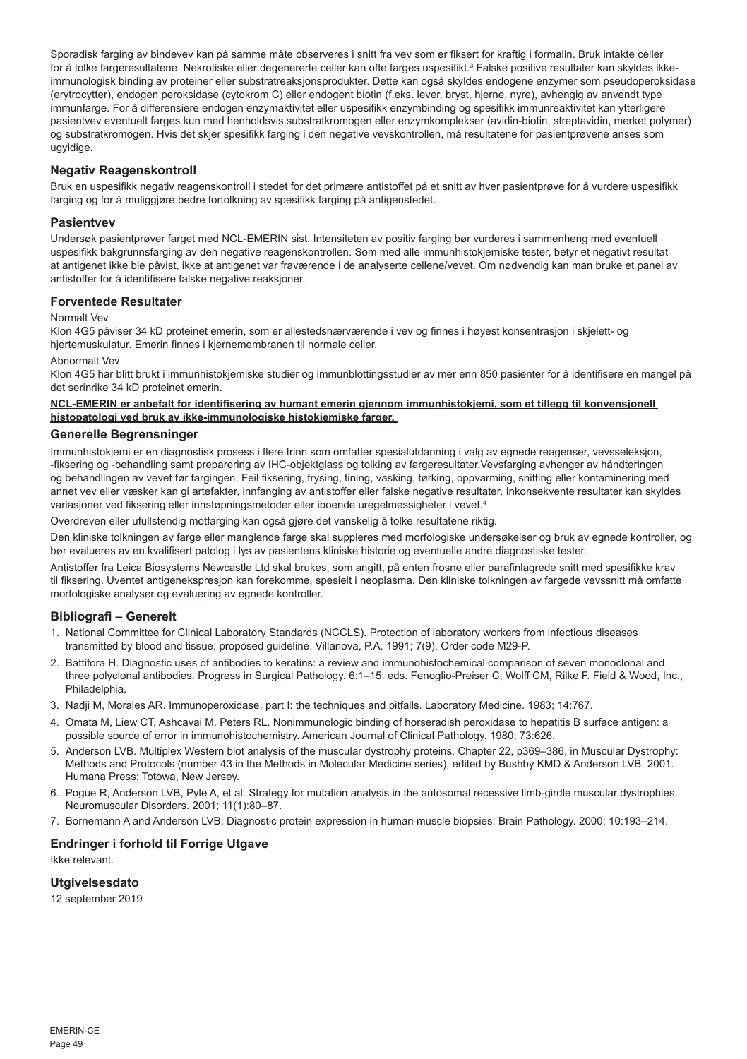Sporadisk farging av bindevev kan på samme måte observeres i snitt fra vev som er fiksert for kraftig i formalin. Bruk intakte celler for å tolke fargeresultatene. Nekrotiske eller degenererte celler kan ofte farges uspesifikt.[3] Falske positive resultater kan skyldes ikke-immunologisk binding av proteiner eller substratreaksjonsprodukter. Dette kan også skyldes endogene enzymer som pseudoperoksidase (erytrocytter), endogen peroksidase (cytokrom C) eller endogent biotin (f.eks. lever, bryst, hjerne, nyre), avhengig av anvendt type immunfarge. For å differensiere endogen enzymaktivitet eller uspesifikk enzymbinding og spesifikk immunreaktivitet kan ytterligere pasientvev eventuelt farges kun med henholdsvis substratkromogen eller enzymkomplekser (avidin-biotin, streptavidin, merket polymer) og substratkromogen. Hvis det skjer spesifikk farging i den negative vevskontrollen, må resultatene for pasientprøvene anses som ugyldige.

## Negativ Reagenskontroll

Bruk en uspesifikk negativ reagenskontroll i stedet for det primære antistoffet på et snitt av hver pasientprøve for å vurdere uspesifikk farging og for å muliggjøre bedre fortolkning av spesifikk farging på antigenstedet.

## Pasientvev

Undersøk pasientprøver farget med NCL-EMERIN sist. Intensiteten av positiv farging bør vurderes i sammenheng med eventuell uspesifikk bakgrunnsfarging av den negative reagenskontrollen. Som med alle immunhistokjemiske tester, betyr et negativt resultat at antigenet ikke ble påvist, ikke at antigenet var fraværende i de analyserte cellene/vevet. Om nødvendig kan man bruke et panel av antistoffer for å identifisere falske negative reaksjoner.

## Forventede Resultater

Normalt Vev

Klon 4G5 påviser 34 kD proteinet emerin, som er allestedsnærværende i vev og finnes i høyest konsentrasjon i skjelett- og hjertemuskulatur. Emerin finnes i kjernemembranen til normale celler.

Abnormalt Vev

Klon 4G5 har blitt brukt i immunhistokjemiske studier og immunblottingsstudier av mer enn 850 pasienter for å identifisere en mangel på det serinrike 34 kD proteinet emerin.

**NCL-EMERIN er anbefalt for identifisering av humant emerin gjennom immunhistokjemi, som et tillegg til konvensjonell histopatologi ved bruk av ikke-immunologiske histokjemiske farger.**

## Generelle Begrensninger

Immunhistokjemi er en diagnostisk prosess i flere trinn som omfatter spesialutdanning i valg av egnede reagenser, vevsseleksjon, -fiksering og -behandling samt preparering av IHC-objektglass og tolking av fargeresultater.Vevsfarging avhenger av håndteringen og behandlingen av vevet før fargingen. Feil fiksering, frysing, tining, vasking, tørking, oppvarming, snitting eller kontaminering med annet vev eller væsker kan gi artefakter, innfanging av antistoffer eller falske negative resultater. Inkonsekvente resultater kan skyldes variasjoner ved fiksering eller innstøpningsmetoder eller iboende uregelmessigheter i vevet.[4]

Overdreven eller ufullstendig motfarging kan også gjøre det vanskelig å tolke resultatene riktig.

Den kliniske tolkningen av farge eller manglende farge skal suppleres med morfologiske undersøkelser og bruk av egnede kontroller, og bør evalueres av en kvalifisert patolog i lys av pasientens kliniske historie og eventuelle andre diagnostiske tester.

Antistoffer fra Leica Biosystems Newcastle Ltd skal brukes, som angitt, på enten frosne eller parafinlagrede snitt med spesifikke krav til fiksering. Uventet antigenekspresjon kan forekomme, spesielt i neoplasma. Den kliniske tolkningen av fargede vevssnitt må omfatte morfologiske analyser og evaluering av egnede kontroller.

## Bibliografi – Generelt

1. National Committee for Clinical Laboratory Standards (NCCLS). Protection of laboratory workers from infectious diseases transmitted by blood and tissue; proposed guideline. Villanova, P.A. 1991; 7(9). Order code M29-P.
2. Battifora H. Diagnostic uses of antibodies to keratins: a review and immunohistochemical comparison of seven monoclonal and three polyclonal antibodies. Progress in Surgical Pathology. 6:1–15. eds. Fenoglio-Preiser C, Wolff CM, Rilke F. Field & Wood, Inc., Philadelphia.
3. Nadji M, Morales AR. Immunoperoxidase, part I: the techniques and pitfalls. Laboratory Medicine. 1983; 14:767.
4. Omata M, Liew CT, Ashcavai M, Peters RL. Nonimmunologic binding of horseradish peroxidase to hepatitis B surface antigen: a possible source of error in immunohistochemistry. American Journal of Clinical Pathology. 1980; 73:626.
5. Anderson LVB. Multiplex Western blot analysis of the muscular dystrophy proteins. Chapter 22, p369–386, in Muscular Dystrophy: Methods and Protocols (number 43 in the Methods in Molecular Medicine series), edited by Bushby KMD & Anderson LVB. 2001. Humana Press: Totowa, New Jersey.
6. Pogue R, Anderson LVB, Pyle A, et al. Strategy for mutation analysis in the autosomal recessive limb-girdle muscular dystrophies. Neuromuscular Disorders. 2001; 11(1):80–87.
7. Bornemann A and Anderson LVB. Diagnostic protein expression in human muscle biopsies. Brain Pathology. 2000; 10:193–214.

## Endringer i forhold til Forrige Utgave

Ikke relevant.

## Utgivelsesdato

12 september 2019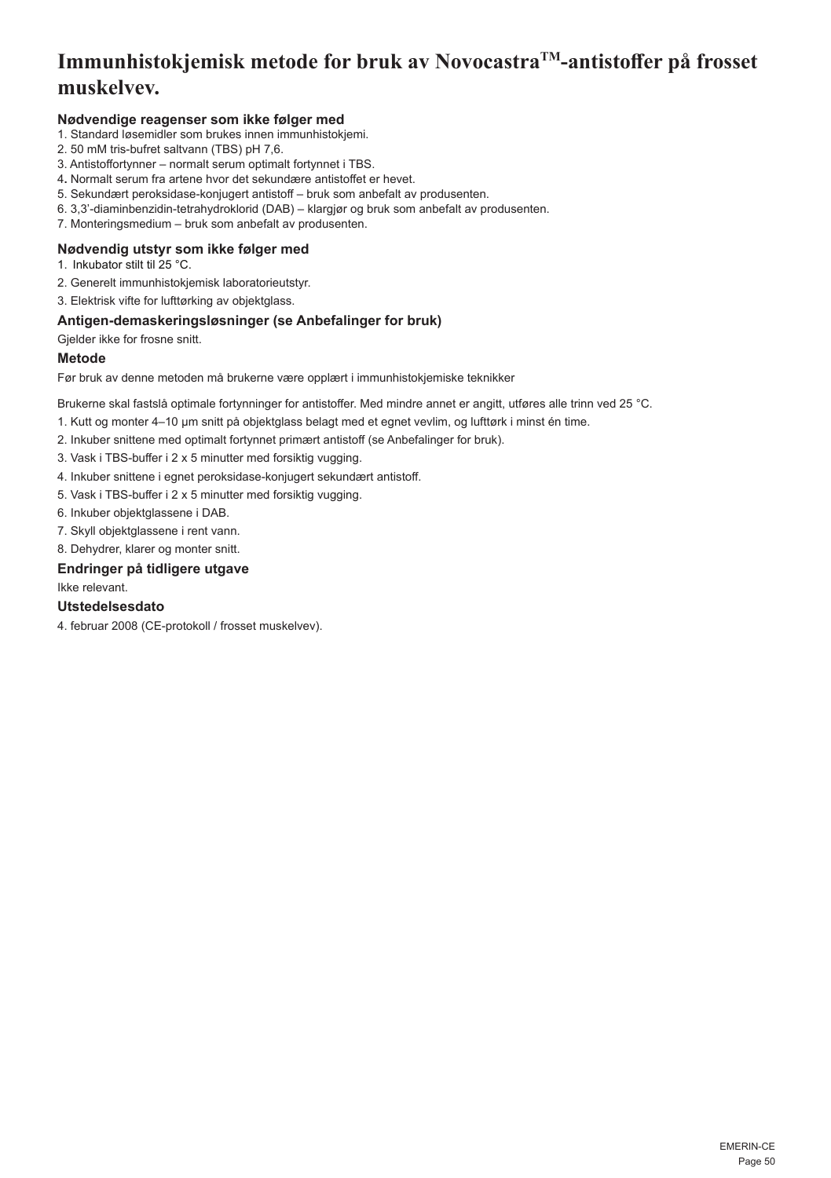# Immunhistokjemisk metode for bruk av Novocastra™-antistoffer på frosset muskelvev.

### Nødvendige reagenser som ikke følger med

1. Standard løsemidler som brukes innen immunhistokjemi.
2. 50 mM tris-bufret saltvann (TBS) pH 7,6.
3. Antistoffortynner – normalt serum optimalt fortynnet i TBS.
4. Normalt serum fra artene hvor det sekundære antistoffet er hevet.
5. Sekundært peroksidase-konjugert antistoff – bruk som anbefalt av produsenten.
6. 3,3'-diaminbenzidin-tetrahydroklorid (DAB) – klargjør og bruk som anbefalt av produsenten.
7. Monteringsmedium – bruk som anbefalt av produsenten.

### Nødvendig utstyr som ikke følger med

1. Inkubator stilt til 25 °C.
2. Generelt immunhistokjemisk laboratorieutstyr.
3. Elektrisk vifte for lufttørking av objektglass.

### Antigen-demaskeringsløsninger (se Anbefalinger for bruk)

Gjelder ikke for frosne snitt.

### Metode

Før bruk av denne metoden må brukerne være opplært i immunhistokjemiske teknikker

Brukerne skal fastslå optimale fortynninger for antistoffer. Med mindre annet er angitt, utføres alle trinn ved 25 °C.

1. Kutt og monter 4–10 µm snitt på objektglass belagt med et egnet vevlim, og lufttørk i minst én time.
2. Inkuber snittene med optimalt fortynnet primært antistoff (se Anbefalinger for bruk).
3. Vask i TBS-buffer i 2 x 5 minutter med forsiktig vugging.
4. Inkuber snittene i egnet peroksidase-konjugert sekundært antistoff.
5. Vask i TBS-buffer i 2 x 5 minutter med forsiktig vugging.
6. Inkuber objektglassene i DAB.
7. Skyll objektglassene i rent vann.
8. Dehydrer, klarer og monter snitt.

### Endringer på tidligere utgave

Ikke relevant.

### Utstedelsesdato

4. februar 2008 (CE-protokoll / frosset muskelvev).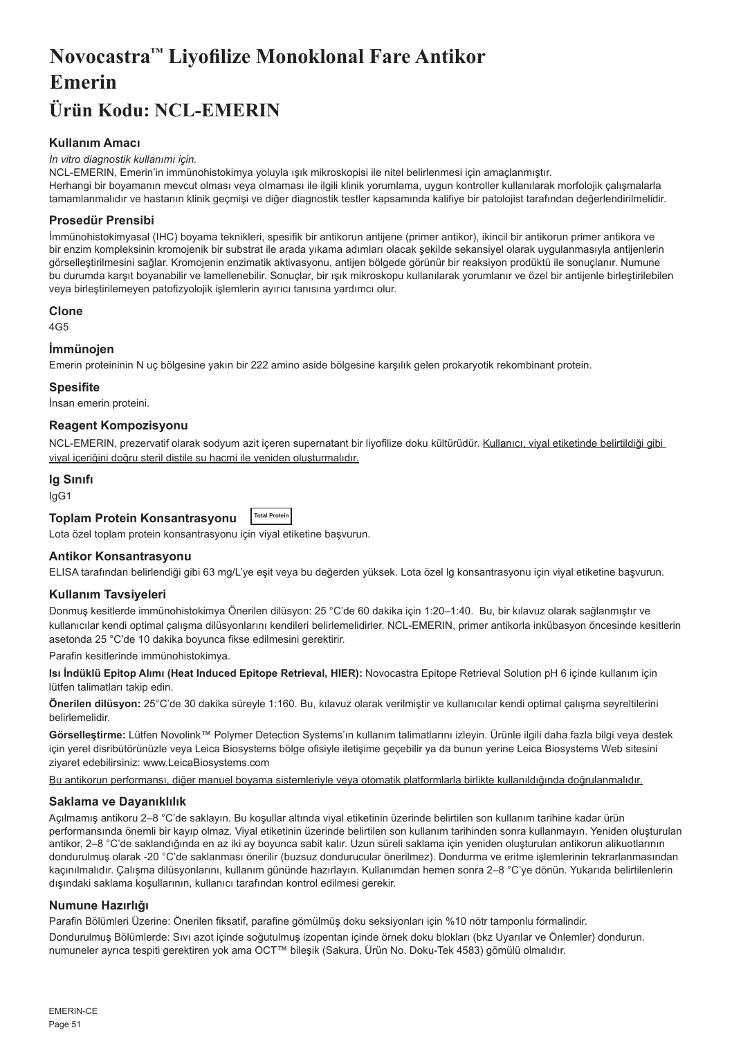# Novocastra™ Liyofilize Monoklonal Fare Antikor Emerin

# Ürün Kodu: NCL-EMERIN

### Kullanım Amacı

*In vitro diagnostik kullanımı için.*

NCL-EMERIN, Emerin'in immünohistokimya yoluyla ışık mikroskopisi ile nitel belirlenmesi için amaçlanmıştır.

Herhangi bir boyamanın mevcut olması veya olmaması ile ilgili klinik yorumlama, uygun kontroller kullanılarak morfolojik çalışmalarla tamamlanmalıdır ve hastanın klinik geçmişi ve diğer diagnostik testler kapsamında kalifiye bir patolojist tarafından değerlendirilmelidir.

### Prosedür Prensibi

İmmünohistokimyasal (IHC) boyama teknikleri, spesifik bir antikorun antijene (primer antikor), ikincil bir antikorun primer antikora ve bir enzim kompleksinin kromojenik bir substrat ile arada yıkama adımları olacak şekilde sekansiyel olarak uygulanmasıyla antijenlerin görselleştirilmesini sağlar. Kromojenin enzimatik aktivasyonu, antijen bölgede görünür bir reaksiyon prodüktü ile sonuçlanır. Numune bu durumda karşıt boyanabilir ve lamellenebilir. Sonuçlar, bir ışık mikroskopu kullanılarak yorumlanır ve özel bir antijenle birleştirilebilen veya birleştirilemeyen patofizyolojik işlemlerin ayırıcı tanısına yardımcı olur.

### Clone

4G5

### İmmünojen

Emerin proteininin N uç bölgesine yakın bir 222 amino aside bölgesine karşılık gelen prokaryotik rekombinant protein.

### Spesifite

İnsan emerin proteini.

### Reagent Kompozisyonu

NCL-EMERIN, prezervatif olarak sodyum azit içeren supernatant bir liyofilize doku kültürüdür. Kullanıcı, viyal etiketinde belirtildiği gibi viyal içeriğini doğru steril distile su hacmi ile yeniden oluşturmalıdır.

### Ig Sınıfı

IgG1

### Toplam Protein Konsantrasyonu

Total Protein

Lota özel toplam protein konsantrasyonu için viyal etiketine başvurun.

### Antikor Konsantrasyonu

ELISA tarafından belirlendiği gibi 63 mg/L'ye eşit veya bu değerden yüksek. Lota özel lg konsantrasyonu için viyal etiketine başvurun.

### Kullanım Tavsiyeleri

Donmuş kesitlerde immünohistokimya Önerilen dilüsyon: 25 °C'de 60 dakika için 1:20–1:40. Bu, bir kılavuz olarak sağlanmıştır ve kullanıcılar kendi optimal çalışma dilüsyonlarını kendileri belirlemelidirler. NCL-EMERIN, primer antikorla inkübasyon öncesinde kesitlerin asetonda 25 °C'de 10 dakika boyunca fikse edilmesini gerektirir.

Parafin kesitlerinde immünohistokimya.

**Isı İndüklü Epitop Alımı (Heat Induced Epitope Retrieval, HIER):** Novocastra Epitope Retrieval Solution pH 6 içinde kullanım için lütfen talimatları takip edin.

**Önerilen dilüsyon:** 25°C'de 30 dakika süreyle 1:160. Bu, kılavuz olarak verilmiştir ve kullanıcılar kendi optimal çalışma seyreltilerini belirlemelidir.

**Görselleştirme:** Lütfen Novolink™ Polymer Detection Systems'ın kullanım talimatlarını izleyin. Ürünle ilgili daha fazla bilgi veya destek için yerel disributörünüzle veya Leica Biosystems bölge ofisiyle iletişime geçebilir ya da bunun yerine Leica Biosystems Web sitesini ziyaret edebilirsiniz: www.LeicaBiosystems.com

Bu antikorun performansı, diğer manuel boyama sistemleriyle veya otomatik platformlarla birlikte kullanıldığında doğrulanmalıdır.

### Saklama ve Dayanıklılık

Açılmamış antikoru 2–8 °C'de saklayın. Bu koşullar altında viyal etiketinin üzerinde belirtilen son kullanım tarihine kadar ürün performansında önemli bir kayıp olmaz. Viyal etiketinin üzerinde belirtilen son kullanım tarihinden sonra kullanmayın. Yeniden oluşturulan antikor, 2–8 °C'de saklandığında en az iki ay boyunca sabit kalır. Uzun süreli saklama için yeniden oluşturulan antikorun alikuotlarının dondurulmuş olarak -20 °C'de saklanması önerilir (buzsuz dondurucular önerilmez). Dondurma ve eritme işlemlerinin tekrarlanmasından kaçınılmalıdır. Çalışma dilüsyonlarını, kullanım gününde hazırlayın. Kullanımdan hemen sonra 2–8 °C'ye dönün. Yukarıda belirtilenlerin dışındaki saklama koşullarının, kullanıcı tarafından kontrol edilmesi gerekir.

### Numune Hazırlığı

Parafin Bölümleri Üzerine: Önerilen fiksatif, parafine gömülmüş doku seksiyonları için %10 nötr tamponlu formalindir.

Dondurulmuş Bölümlerde: Sıvı azot içinde soğutulmuş izopentan içinde örnek doku blokları (bkz Uyarılar ve Önlemler) dondurun. numuneler ayrıca tespiti gerektiren yok ama OCT™ bileşik (Sakura, Ürün No. Doku-Tek 4583) gömülü olmalıdır.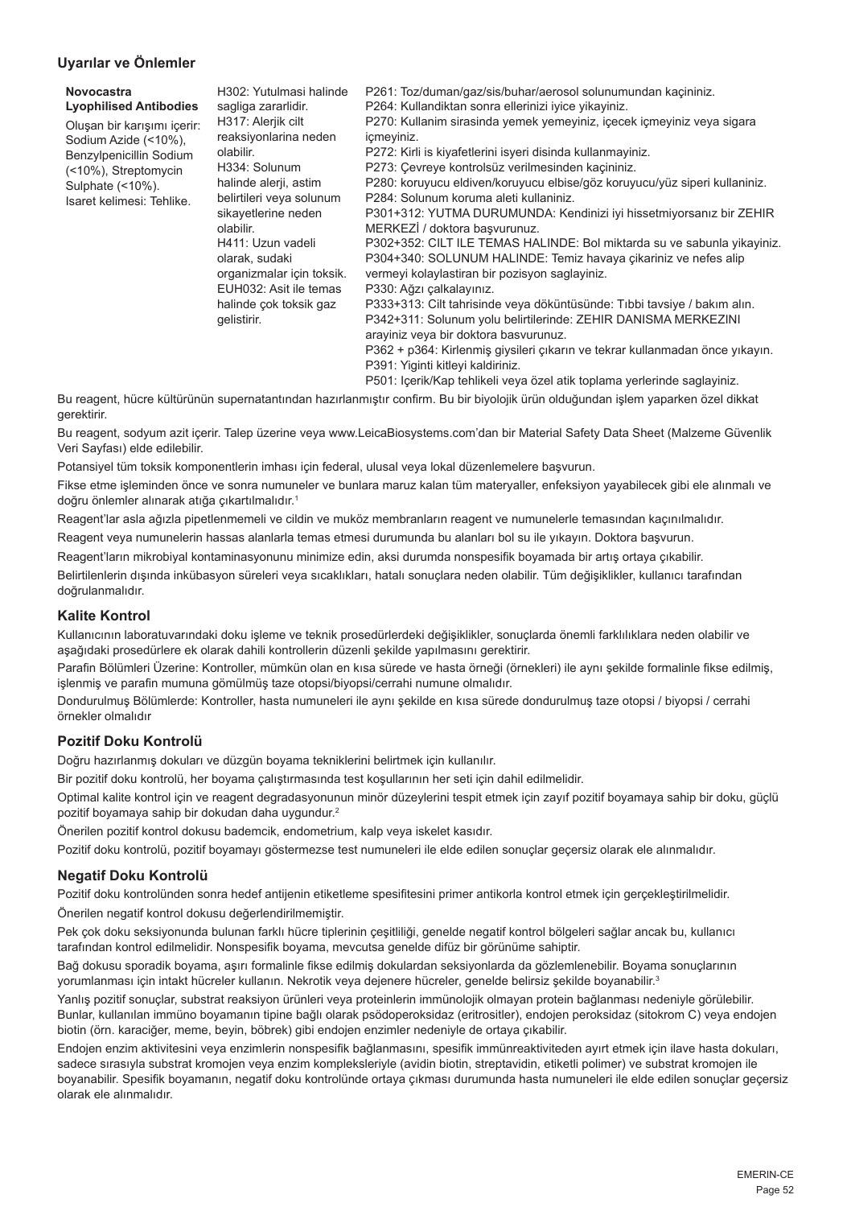## Uyarılar ve Önlemler

| | | |
|---|---|---|
| **Novocastra Lyophilised Antibodies**<br>Oluşan bir karışımı içerir: Sodium Azide (<10%), Benzylpenicillin Sodium (<10%), Streptomycin Sulphate (<10%).<br>Isaret kelimesi: Tehlike. | H302: Yutulmasi halinde sagliga zararlidir.<br>H317: Alerjik cilt reaksiyonlarina neden olabilir.<br>H334: Solunum halinde alerji, astim belirtileri veya solunum sikayetlerine neden olabilir.<br>H411: Uzun vadeli olarak, sudaki organizmalar için toksik.<br>EUH032: Asit ile temas halinde çok toksik gaz gelistirir. | P261: Toz/duman/gaz/sis/buhar/aerosol solunumundan kaçininiz.<br>P264: Kullandiktan sonra ellerinizi iyice yikayiniz.<br>P270: Kullanim sirasinda yemek yemeyiniz, içecek içmeyiniz veya sigara içmeyiniz.<br>P272: Kirli is kiyafetlerini isyeri disinda kullanmayiniz.<br>P273: Çevreye kontrolsüz verilmesinden kaçininiz.<br>P280: koruyucu eldiven/koruyucu elbise/göz koruyucu/yüz siperi kullaniniz.<br>P284: Solunum koruma aleti kullaniniz.<br>P301+312: YUTMA DURUMUNDA: Kendinizi iyi hissetmiyorsanız bir ZEHIR MERKEZİ / doktora başvurunuz.<br>P302+352: CILT ILE TEMAS HALINDE: Bol miktarda su ve sabunla yikayiniz.<br>P304+340: SOLUNUM HALINDE: Temiz havaya çikariniz ve nefes alip vermeyi kolaylastiran bir pozisyon saglayiniz.<br>P330: Ağzı çalkalayınız.<br>P333+313: Cilt tahrisinde veya döküntüsünde: Tıbbi tavsiye / bakım alın.<br>P342+311: Solunum yolu belirtilerinde: ZEHIR DANISMA MERKEZINI arayiniz veya bir doktora basvurunuz.<br>P362 + p364: Kirlenmiş giysileri çıkarın ve tekrar kullanmadan önce yıkayın.<br>P391: Yiginti kitleyi kaldiriniz.<br>P501: Içerik/Kap tehlikeli veya özel atik toplama yerlerinde saglayiniz. |

Bu reagent, hücre kültürünün supernatantından hazırlanmıştır confirm. Bu bir biyolojik ürün olduğundan işlem yaparken özel dikkat gerektirir.

Bu reagent, sodyum azit içerir. Talep üzerine veya www.LeicaBiosystems.com'dan bir Material Safety Data Sheet (Malzeme Güvenlik Veri Sayfası) elde edilebilir.

Potansiyel tüm toksik komponentlerin imhası için federal, ulusal veya lokal düzenlemelere başvurun.

Fikse etme işleminden önce ve sonra numuneler ve bunlara maruz kalan tüm materyaller, enfeksiyon yayabilecek gibi ele alınmalı ve doğru önlemler alınarak atığa çıkartılmalıdır.[1]

Reagent'lar asla ağızla pipetlenmemeli ve cildin ve muköz membranların reagent ve numunelerle temasından kaçınılmalıdır.

Reagent veya numunelerin hassas alanlarla temas etmesi durumunda bu alanları bol su ile yıkayın. Doktora başvurun.

Reagent'ların mikrobiyal kontaminasyonunu minimize edin, aksi durumda nonspesifik boyamada bir artış ortaya çıkabilir.

Belirtilenlerin dışında inkübasyon süreleri veya sıcaklıkları, hatalı sonuçlara neden olabilir. Tüm değişiklikler, kullanıcı tarafından doğrulanmalıdır.

## Kalite Kontrol

Kullanıcının laboratuvarındaki doku işleme ve teknik prosedürlerdeki değişiklikler, sonuçlarda önemli farklılıklara neden olabilir ve aşağıdaki prosedürlere ek olarak dahili kontrollerin düzenli şekilde yapılmasını gerektirir.

Parafin Bölümleri Üzerine: Kontroller, mümkün olan en kısa sürede ve hasta örneği (örnekleri) ile aynı şekilde formalinle fikse edilmiş, işlenmiş ve parafin mumuna gömülmüş taze otopsi/biyopsi/cerrahi numune olmalıdır.

Dondurulmuş Bölümlerde: Kontroller, hasta numuneleri ile aynı şekilde en kısa sürede dondurulmuş taze otopsi / biyopsi / cerrahi örnekler olmalıdır

## Pozitif Doku Kontrolü

Doğru hazırlanmış dokuları ve düzgün boyama tekniklerini belirtmek için kullanılır.

Bir pozitif doku kontrolü, her boyama çalıştırmasında test koşullarının her seti için dahil edilmelidir.

Optimal kalite kontrol için ve reagent degradasyonunun minör düzeylerini tespit etmek için zayıf pozitif boyamaya sahip bir doku, güçlü pozitif boyamaya sahip bir dokudan daha uygundur.[2]

Önerilen pozitif kontrol dokusu bademcik, endometrium, kalp veya iskelet kasıdır.

Pozitif doku kontrolü, pozitif boyamayı göstermezse test numuneleri ile elde edilen sonuçlar geçersiz olarak ele alınmalıdır.

## Negatif Doku Kontrolü

Pozitif doku kontrolünden sonra hedef antijenin etiketleme spesifitesini primer antikorla kontrol etmek için gerçekleştirilmelidir.

Önerilen negatif kontrol dokusu değerlendirilmemiştir.

Pek çok doku seksiyonunda bulunan farklı hücre tiplerinin çeşitliliği, genelde negatif kontrol bölgeleri sağlar ancak bu, kullanıcı tarafından kontrol edilmelidir. Nonspesifik boyama, mevcutsa genelde difüz bir görünüme sahiptir.

Bağ dokusu sporadik boyama, aşırı formalinle fikse edilmiş dokulardan seksiyonlarda da gözlemlenebilir. Boyama sonuçlarının yorumlanması için intakt hücreler kullanın. Nekrotik veya dejenere hücreler, genelde belirsiz şekilde boyanabilir.[3]

Yanlış pozitif sonuçlar, substrat reaksiyon ürünleri veya proteinlerin immünolojik olmayan protein bağlanması nedeniyle görülebilir. Bunlar, kullanılan immüno boyamanın tipine bağlı olarak psödoperoksidaz (eritrositler), endojen peroksidaz (sitokrom C) veya endojen biotin (örn. karaciğer, meme, beyin, böbrek) gibi endojen enzimler nedeniyle de ortaya çıkabilir.

Endojen enzim aktivitesini veya enzimlerin nonspesifik bağlanmasını, spesifik immünreaktiviteden ayırt etmek için ilave hasta dokuları, sadece sırasıyla substrat kromojen veya enzim kompleksleriyle (avidin biotin, streptavidin, etiketli polimer) ve substrat kromojen ile boyanabilir. Spesifik boyamanın, negatif doku kontrolünde ortaya çıkması durumunda hasta numuneleri ile elde edilen sonuçlar geçersiz olarak ele alınmalıdır.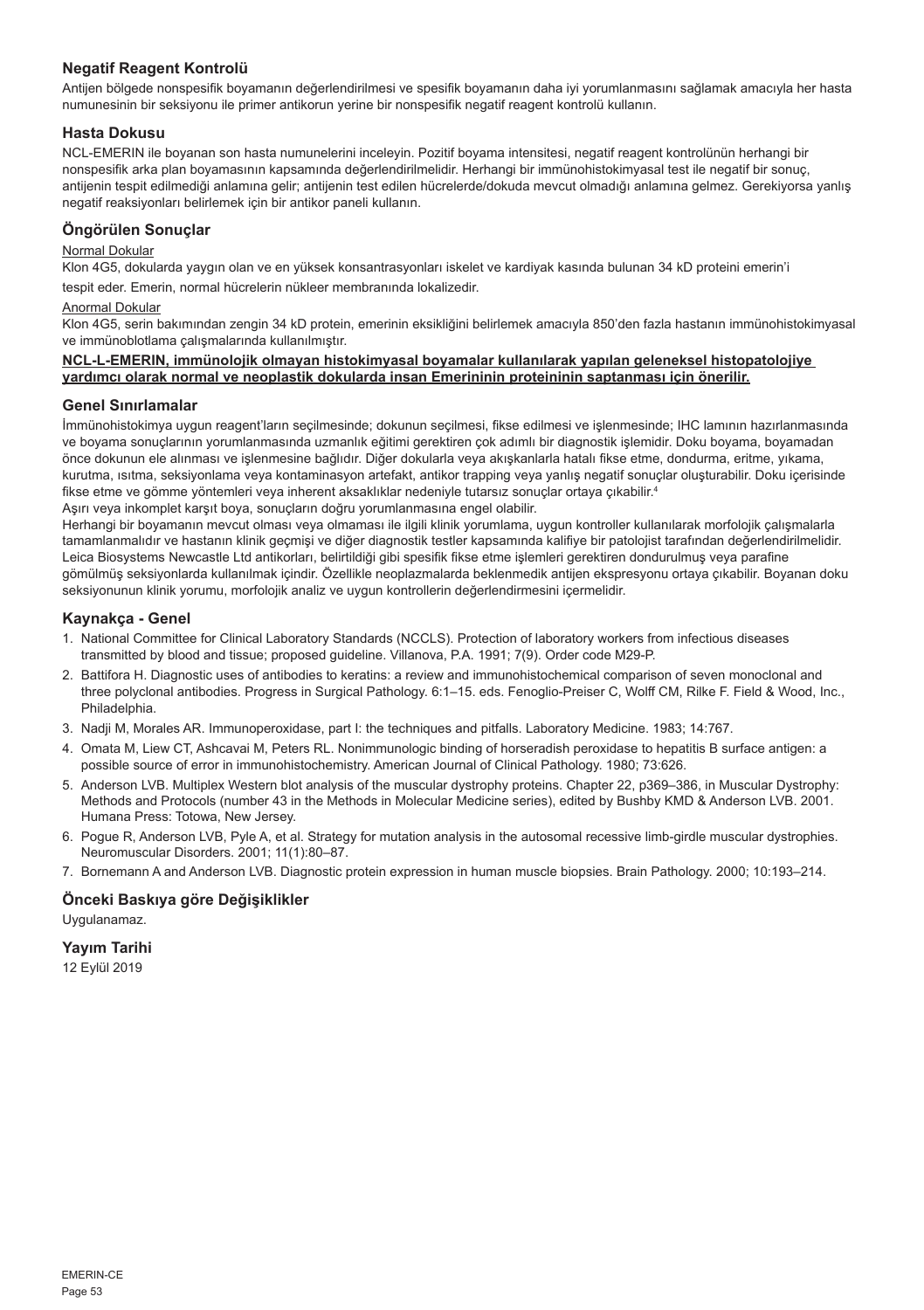## Negatif Reagent Kontrolü

Antijen bölgede nonspesifik boyamanın değerlendirilmesi ve spesifik boyamanın daha iyi yorumlanmasını sağlamak amacıyla her hasta numunesinin bir seksiyonu ile primer antikorun yerine bir nonspesifik negatif reagent kontrolü kullanın.

## Hasta Dokusu

NCL-EMERIN ile boyanan son hasta numunelerini inceleyin. Pozitif boyama intensitesi, negatif reagent kontrolünün herhangi bir nonspesifik arka plan boyamasının kapsamında değerlendirilmelidir. Herhangi bir immünohistokimyasal test ile negatif bir sonuç, antijenin tespit edilmediği anlamına gelir; antijenin test edilen hücrelerde/dokuda mevcut olmadığı anlamına gelmez. Gerekiyorsa yanlış negatif reaksiyonları belirlemek için bir antikor paneli kullanın.

## Öngörülen Sonuçlar

Normal Dokular

Klon 4G5, dokularda yaygın olan ve en yüksek konsantrasyonları iskelet ve kardiyak kasında bulunan 34 kD proteini emerin'i tespit eder. Emerin, normal hücrelerin nükleer membranında lokalizedir.

Anormal Dokular

Klon 4G5, serin bakımından zengin 34 kD protein, emerinin eksikliğini belirlemek amacıyla 850'den fazla hastanın immünohistokimyasal ve immünoblotlama çalışmalarında kullanılmıştır.

**NCL-L-EMERIN, immünolojik olmayan histokimyasal boyamalar kullanılarak yapılan geleneksel histopatolojiye yardımcı olarak normal ve neoplastik dokularda insan Emerininin proteininin saptanması için önerilir.**

## Genel Sınırlamalar

İmmünohistokimya uygun reagent'ların seçilmesinde; dokunun seçilmesi, fikse edilmesi ve işlenmesinde; IHC lamının hazırlanmasında ve boyama sonuçlarının yorumlanmasında uzmanlık eğitimi gerektiren çok adımlı bir diagnostik işlemidir. Doku boyama, boyamadan önce dokunun ele alınması ve işlenmesine bağlıdır. Diğer dokularla veya akışkanlarla hatalı fikse etme, dondurma, eritme, yıkama, kurutma, ısıtma, seksiyonlama veya kontaminasyon artefakt, antikor trapping veya yanlış negatif sonuçlar oluşturabilir. Doku içerisinde fikse etme ve gömme yöntemleri veya inherent aksaklıklar nedeniyle tutarsız sonuçlar ortaya çıkabilir.[4]

Aşırı veya inkomplet karşıt boya, sonuçların doğru yorumlanmasına engel olabilir.

Herhangi bir boyamanın mevcut olması veya olmaması ile ilgili klinik yorumlama, uygun kontroller kullanılarak morfolojik çalışmalarla tamamlanmalıdır ve hastanın klinik geçmişi ve diğer diagnostik testler kapsamında kalifiye bir patolojist tarafından değerlendirilmelidir. Leica Biosystems Newcastle Ltd antikorları, belirtildiği gibi spesifik fikse etme işlemleri gerektiren dondurulmuş veya parafine gömülmüş seksiyonlarda kullanılmak içindir. Özellikle neoplazmalarda beklenmedik antijen ekspresyonu ortaya çıkabilir. Boyanan doku seksiyonunun klinik yorumu, morfolojik analiz ve uygun kontrollerin değerlendirmesini içermelidir.

## Kaynakça - Genel

1. National Committee for Clinical Laboratory Standards (NCCLS). Protection of laboratory workers from infectious diseases transmitted by blood and tissue; proposed guideline. Villanova, P.A. 1991; 7(9). Order code M29-P.
2. Battifora H. Diagnostic uses of antibodies to keratins: a review and immunohistochemical comparison of seven monoclonal and three polyclonal antibodies. Progress in Surgical Pathology. 6:1–15. eds. Fenoglio-Preiser C, Wolff CM, Rilke F. Field & Wood, Inc., Philadelphia.
3. Nadji M, Morales AR. Immunoperoxidase, part I: the techniques and pitfalls. Laboratory Medicine. 1983; 14:767.
4. Omata M, Liew CT, Ashcavai M, Peters RL. Nonimmunologic binding of horseradish peroxidase to hepatitis B surface antigen: a possible source of error in immunohistochemistry. American Journal of Clinical Pathology. 1980; 73:626.
5. Anderson LVB. Multiplex Western blot analysis of the muscular dystrophy proteins. Chapter 22, p369–386, in Muscular Dystrophy: Methods and Protocols (number 43 in the Methods in Molecular Medicine series), edited by Bushby KMD & Anderson LVB. 2001. Humana Press: Totowa, New Jersey.
6. Pogue R, Anderson LVB, Pyle A, et al. Strategy for mutation analysis in the autosomal recessive limb-girdle muscular dystrophies. Neuromuscular Disorders. 2001; 11(1):80–87.
7. Bornemann A and Anderson LVB. Diagnostic protein expression in human muscle biopsies. Brain Pathology. 2000; 10:193–214.

## Önceki Baskıya göre Değişiklikler

Uygulanamaz.

## Yayım Tarihi

12 Eylül 2019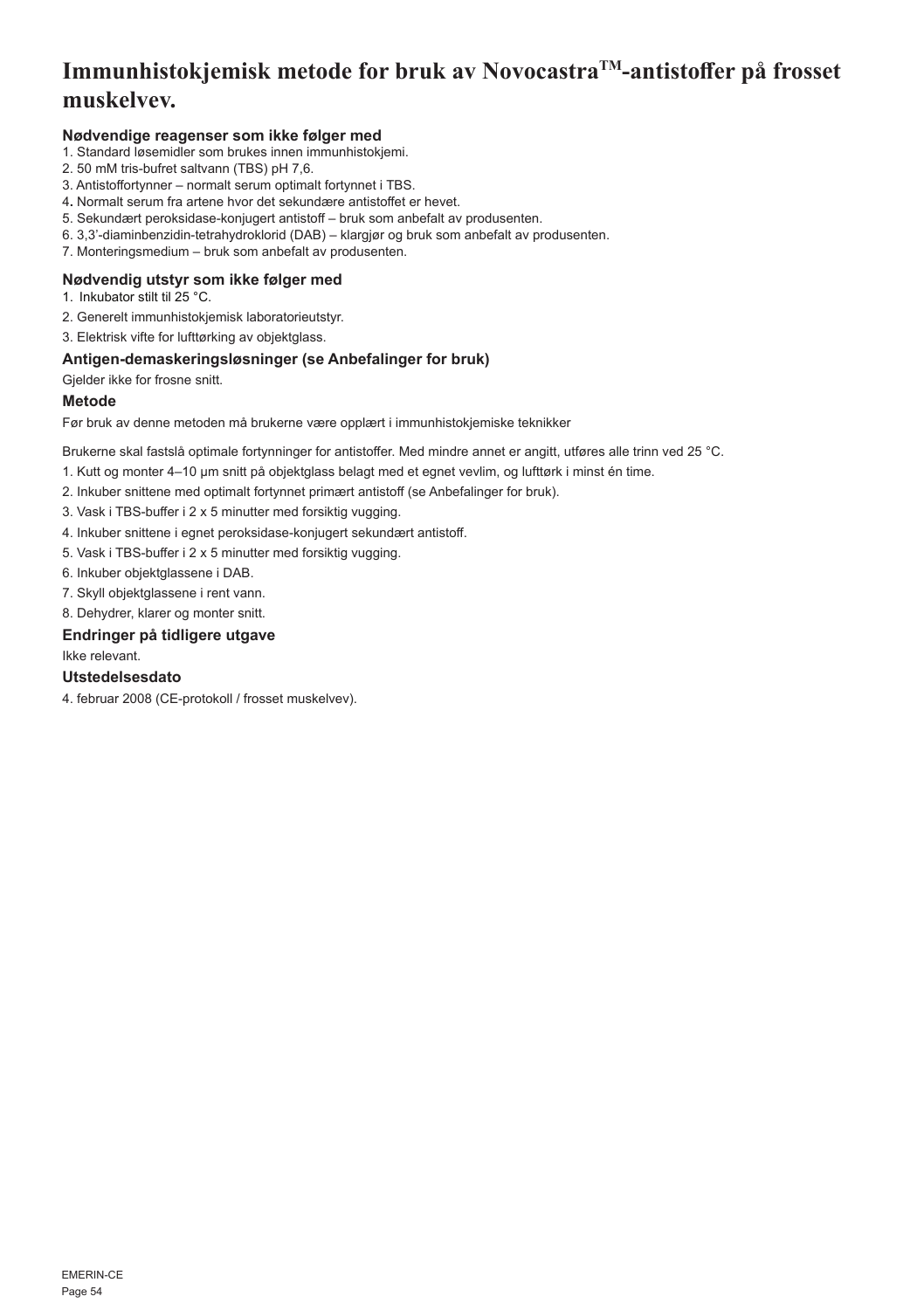# Immunhistokjemisk metode for bruk av Novocastra™-antistoffer på frosset muskelvev.

### Nødvendige reagenser som ikke følger med

1. Standard løsemidler som brukes innen immunhistokjemi.
2. 50 mM tris-bufret saltvann (TBS) pH 7,6.
3. Antistoffortynner – normalt serum optimalt fortynnet i TBS.
4. Normalt serum fra artene hvor det sekundære antistoffet er hevet.
5. Sekundært peroksidase-konjugert antistoff – bruk som anbefalt av produsenten.
6. 3,3'-diaminbenzidin-tetrahydroklorid (DAB) – klargjør og bruk som anbefalt av produsenten.
7. Monteringsmedium – bruk som anbefalt av produsenten.

### Nødvendig utstyr som ikke følger med

1. Inkubator stilt til 25 °C.
2. Generelt immunhistokjemisk laboratorieutstyr.
3. Elektrisk vifte for lufttørking av objektglass.

### Antigen-demaskeringsløsninger (se Anbefalinger for bruk)

Gjelder ikke for frosne snitt.

### Metode

Før bruk av denne metoden må brukerne være opplært i immunhistokjemiske teknikker

Brukerne skal fastslå optimale fortynninger for antistoffer. Med mindre annet er angitt, utføres alle trinn ved 25 °C.

1. Kutt og monter 4–10 µm snitt på objektglass belagt med et egnet vevlim, og lufttørk i minst én time.
2. Inkuber snittene med optimalt fortynnet primært antistoff (se Anbefalinger for bruk).
3. Vask i TBS-buffer i 2 x 5 minutter med forsiktig vugging.
4. Inkuber snittene i egnet peroksidase-konjugert sekundært antistoff.
5. Vask i TBS-buffer i 2 x 5 minutter med forsiktig vugging.
6. Inkuber objektglassene i DAB.
7. Skyll objektglassene i rent vann.
8. Dehydrer, klarer og monter snitt.

### Endringer på tidligere utgave

Ikke relevant.

### Utstedelsesdato

4. februar 2008 (CE-protokoll / frosset muskelvev).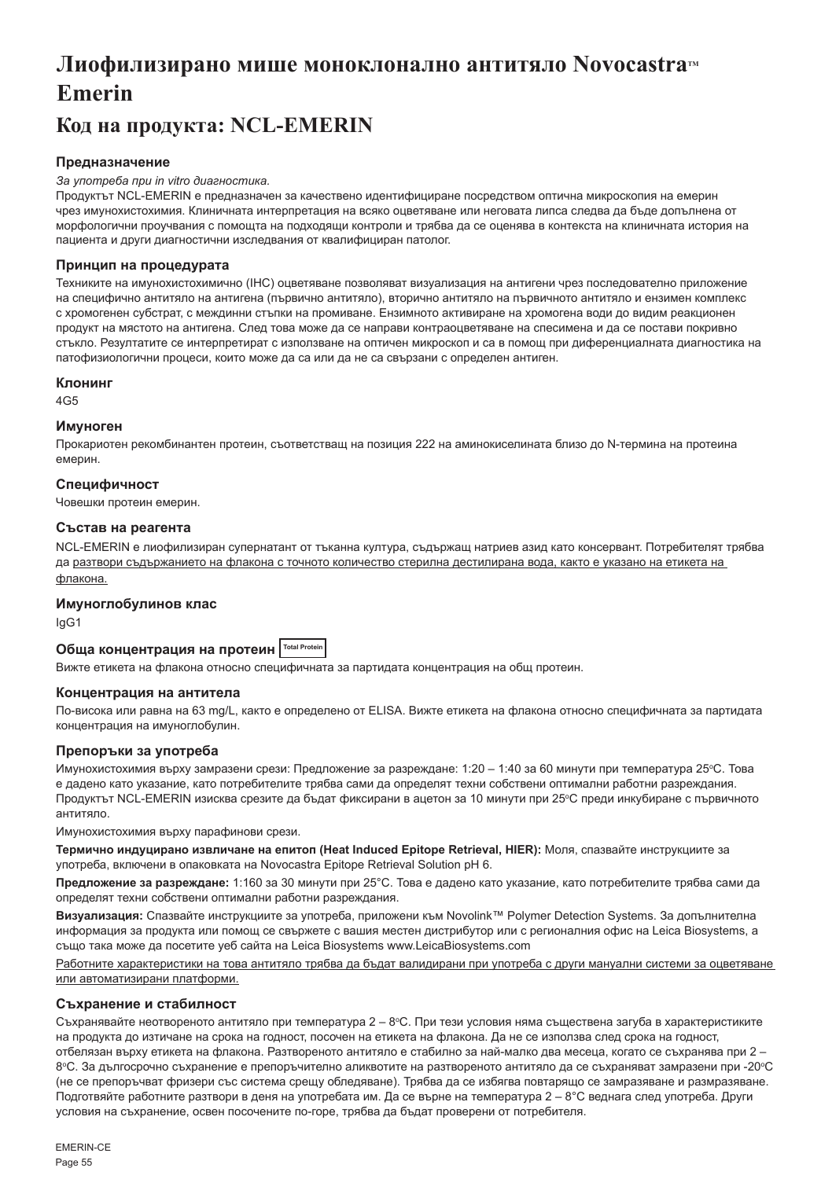# Лиофилизирано мише моноклонално антитяло Novocastra™ Emerin

## Код на продукта: NCL-EMERIN

### Предназначение

*За употреба при in vitro диагностика.*

Продуктът NCL-EMERIN е предназначен за качествено идентифициране посредством оптична микроскопия на емерин чрез имунохистохимия. Клиничната интерпретация на всяко оцветяване или неговата липса следва да бъде допълнена от морфологични проучвания с помощта на подходящи контроли и трябва да се оценява в контекста на клиничната история на пациента и други диагностични изследвания от квалифициран патолог.

### Принцип на процедурата

Техниките на имунохистохимично (IHC) оцветяване позволяват визуализация на антигени чрез последователно приложение на специфично антитяло на антигена (първично антитяло), вторично антитяло на първичното антитяло и ензимен комплекс с хромогенен субстрат, с междинни стъпки на промиване. Ензимното активиране на хромогена води до видим реакционен продукт на мястото на антигена. След това може да се направи контраоцветяване на спесимена и да се постави покривно стъкло. Резултатите се интерпретират с използване на оптичен микроскоп и са в помощ при диференциалната диагностика на патофизиологични процеси, които може да са или да не са свързани с определен антиген.

### Клонинг

4G5

### Имуноген

Прокариотен рекомбинантен протеин, съответстващ на позиция 222 на аминокиселината близо до N-термина на протеина емерин.

### Специфичност

Човешки протеин емерин.

### Състав на реагента

NCL-EMERIN е лиофилизиран супернатант от тъканна култура, съдържащ натриев азид като консервант. Потребителят трябва да разтвори съдържанието на флакона с точното количество стерилна дестилирана вода, както е указано на етикета на флакона.

### Имуноглобулинов клас

IgG1

### Обща концентрация на протеин Total Protein

Вижте етикета на флакона относно специфичната за партидата концентрация на общ протеин.

### Концентрация на антитела

По-висока или равна на 63 mg/L, както е определено от ELISA. Вижте етикета на флакона относно специфичната за партидата концентрация на имуноглобулин.

### Препоръки за употреба

Имунохистохимия върху замразени срези: Предложение за разреждане: 1:20 – 1:40 за 60 минути при температура 25°C. Това е дадено като указание, като потребителите трябва сами да определят техни собствени оптимални работни разреждания. Продуктът NCL-EMERIN изисква срезите да бъдат фиксирани в ацетон за 10 минути при 25°C преди инкубиране с първичното антитяло.

Имунохистохимия върху парафинови срези.

**Термично индуцирано извличане на епитоп (Heat Induced Epitope Retrieval, HIER):** Моля, спазвайте инструкциите за употреба, включени в опаковката на Novocastra Epitope Retrieval Solution pH 6.

**Предложение за разреждане:** 1:160 за 30 минути при 25°C. Това е дадено като указание, като потребителите трябва сами да определят техни собствени оптимални работни разреждания.

**Визуализация:** Спазвайте инструкциите за употреба, приложени към Novolink™ Polymer Detection Systems. За допълнителна информация за продукта или помощ се свържете с вашия местен дистрибутор или с регионалния офис на Leica Biosystems, а също така може да посетите уеб сайта на Leica Biosystems www.LeicaBiosystems.com

Работните характеристики на това антитяло трябва да бъдат валидирани при употреба с други мануални системи за оцветяване или автоматизирани платформи.

### Съхранение и стабилност

Съхранявайте неотвореното антитяло при температура 2 – 8°C. При тези условия няма съществена загуба в характеристиките на продукта до изтичане на срока на годност, посочен на етикета на флакона. Да не се използва след срока на годност, отбелязан върху етикета на флакона. Разтвореното антитяло е стабилно за най-малко два месеца, когато се съхранява при 2 – 8°C. За дългосрочно съхранение е препоръчително аликвотите на разтвореното антитяло да се съхраняват замразени при -20°C (не се препоръчват фризери със система срещу обледяване). Трябва да се избягва повтарящо се замразяване и размразяване. Подготвяйте работните разтвори в деня на употребата им. Да се върне на температура 2 – 8°C веднага след употреба. Други условия на съхранение, освен посочените по-горе, трябва да бъдат проверени от потребителя.

EMERIN-CE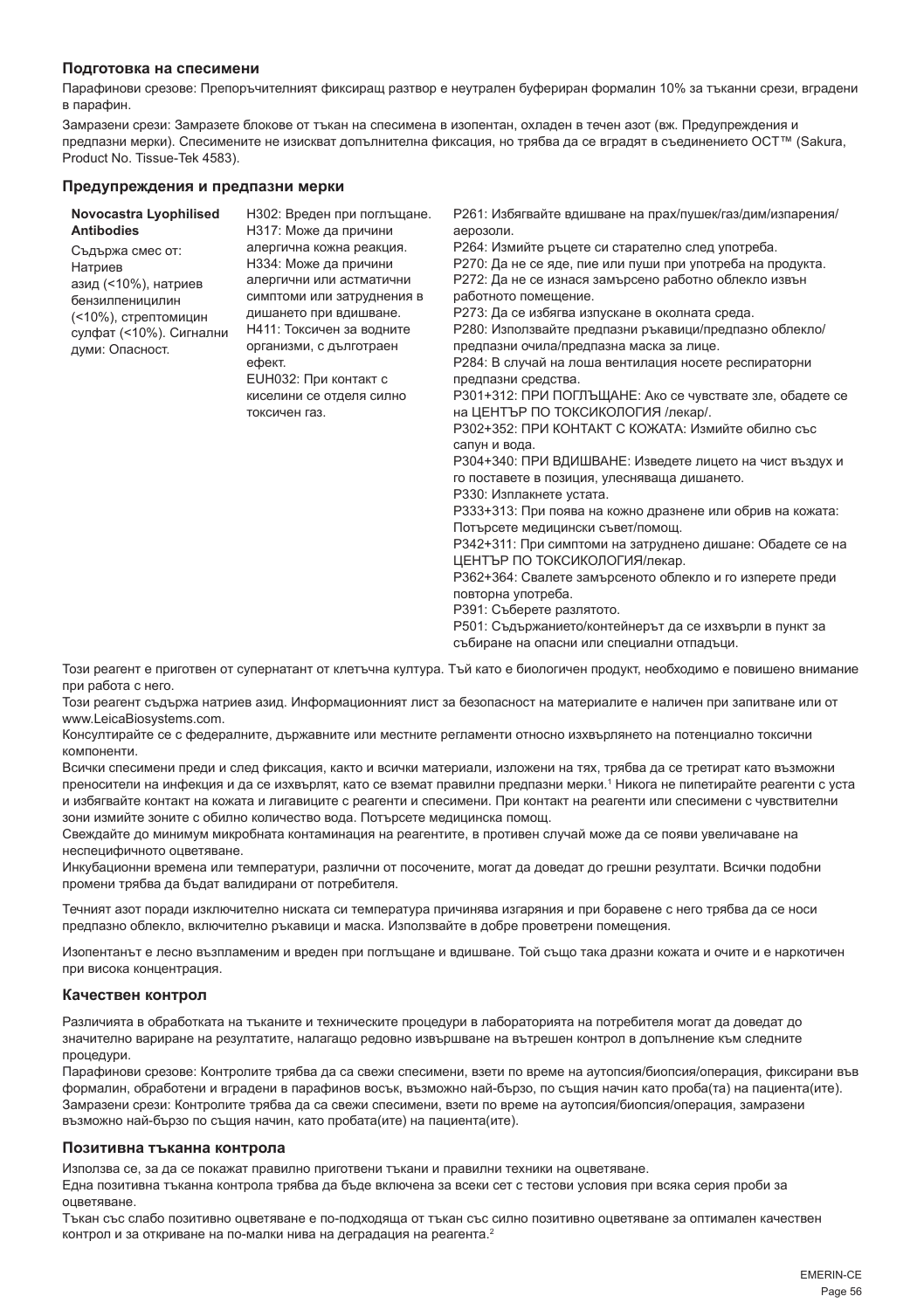### Подготовка на спесимени

Парафинови срезове: Препоръчителният фиксиращ разтвор е неутрален буфериран формалин 10% за тъканни срези, вградени в парафин.

Замразени срези: Замразете блокове от тъкан на спесимена в изопентан, охладен в течен азот (вж. Предупреждения и предпазни мерки). Спесимените не изискват допълнителна фиксация, но трябва да се вградят в съединението OCT™ (Sakura, Product No. Tissue-Tek 4583).

### Предупреждения и предпазни мерки

| | | |
|---|---|---|
| **Novocastra Lyophilised Antibodies**<br>Съдържа смес от: Натриев азид (<10%), натриев бензилпеницилин (<10%), стрептомицин сулфат (<10%). Сигнални думи: Опасност. | H302: Вреден при поглъщане.<br>H317: Може да причини алергична кожна реакция.<br>H334: Може да причини алергични или астматични симптоми или затруднения в дишането при вдишване.<br>H411: Токсичен за водните организми, с дълготраен ефект.<br>EUH032: При контакт с киселини се отделя силно токсичен газ. | P261: Избягвайте вдишване на прах/пушек/газ/дим/изпарения/аерозоли.<br>P264: Измийте ръцете си старателно след употреба.<br>P270: Да не се яде, пие или пуши при употреба на продукта.<br>P272: Да не се изнася замърсено работно облекло извън работното помещение.<br>P273: Да се избягва изпускане в околната среда.<br>P280: Използвайте предпазни ръкавици/предпазно облекло/предпазни очила/предпазна маска за лице.<br>P284: В случай на лоша вентилация носете респираторни предпазни средства.<br>P301+312: ПРИ ПОГЛЪЩАНЕ: Ако се чувствате зле, обадете се на ЦЕНТЪР ПО ТОКСИКОЛОГИЯ /лекар/.<br>P302+352: ПРИ КОНТАКТ С КОЖАТА: Измийте обилно със сапун и вода.<br>P304+340: ПРИ ВДИШВАНЕ: Изведете лицето на чист въздух и го поставете в позиция, улесняваща дишането.<br>P330: Изплакнете устата.<br>P333+313: При поява на кожно дразнене или обрив на кожата: Потърсете медицински съвет/помощ.<br>P342+311: При симптоми на затруднено дишане: Обадете се на ЦЕНТЪР ПО ТОКСИКОЛОГИЯ/лекар.<br>P362+364: Свалете замърсеното облекло и го изперете преди повторна употреба.<br>P391: Съберете разлятото.<br>P501: Съдържанието/контейнерът да се изхвърли в пункт за събиране на опасни или специални отпадъци. |

Този реагент е приготвен от супернатант от клетъчна култура. Тъй като е биологичен продукт, необходимо е повишено внимание при работа с него.

Този реагент съдържа натриев азид. Информационният лист за безопасност на материалите е наличен при запитване или от www.LeicaBiosystems.com.

Консултирайте се с федералните, държавните или местните регламенти относно изхвърлянето на потенциално токсични компоненти.

Всички спесимени преди и след фиксация, както и всички материали, изложени на тях, трябва да се третират като възможни преносители на инфекция и да се изхвърлят, като се вземат правилни предпазни мерки.[1] Никога не пипетирайте реагенти с уста и избягвайте контакт на кожата и лигавиците с реагенти и спесимени. При контакт на реагенти или спесимени с чувствителни зони измийте зоните с обилно количество вода. Потърсете медицинска помощ.

Свеждайте до минимум микробната контаминация на реагентите, в противен случай може да се появи увеличаване на неспецифичното оцветяване.

Инкубационни времена или температури, различни от посочените, могат да доведат до грешни резултати. Всички подобни промени трябва да бъдат валидирани от потребителя.

Течният азот поради изключително ниската си температура причинява изгаряния и при боравене с него трябва да се носи предпазно облекло, включително ръкавици и маска. Използвайте в добре проветрени помещения.

Изопентанът е лесно възпламеним и вреден при поглъщане и вдишване. Той също така дразни кожата и очите и е наркотичен при висока концентрация.

### Качествен контрол

Различията в обработката на тъканите и техническите процедури в лабораторията на потребителя могат да доведат до значително вариране на резултатите, налагащо редовно извършване на вътрешен контрол в допълнение към следните процедури.

Парафинови срезове: Контролите трябва да са свежи спесимени, взети по време на аутопсия/биопсия/операция, фиксирани във формалин, обработени и вградени в парафинов восък, възможно най-бързо, по същия начин като проба(та) на пациента(ите).

Замразени срези: Контролите трябва да са свежи спесимени, взети по време на аутопсия/биопсия/операция, замразени възможно най-бързо по същия начин, като пробата(ите) на пациента(ите).

### Позитивна тъканна контрола

Използва се, за да се покажат правилно приготвени тъкани и правилни техники на оцветяване.

Една позитивна тъканна контрола трябва да бъде включена за всеки сет с тестови условия при всяка серия проби за оцветяване.

Тъкан със слабо позитивно оцветяване е по-подходяща от тъкан със силно позитивно оцветяване за оптимален качествен контрол и за откриване на по-малки нива на деградация на реагента.[2]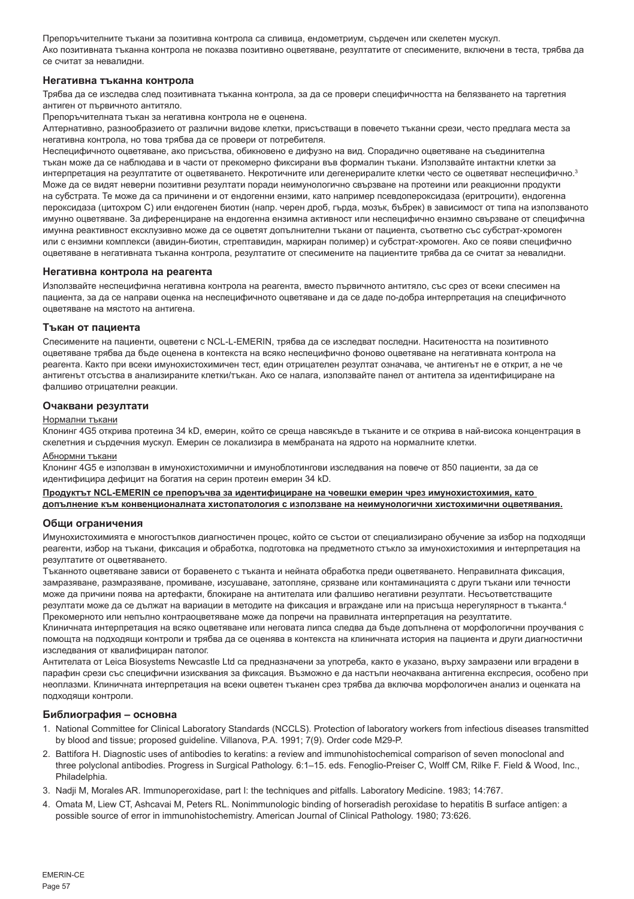Препоръчителните тъкани за позитивна контрола са сливица, ендометриум, сърдечен или скелетен мускул.
Ако позитивната тъканна контрола не показва позитивно оцветяване, резултатите от спесимените, включени в теста, трябва да се считат за невалидни.

### Негативна тъканна контрола

Трябва да се изследва след позитивната тъканна контрола, за да се провери специфичността на белязването на таргетния антиген от първичното антитяло.

Препоръчителната тъкан за негативна контрола не е оценена.

Алтернативно, разнообразието от различни видове клетки, присъстващи в повечето тъканни срези, често предлага места за негативна контрола, но това трябва да се провери от потребителя.

Неспецифичното оцветяване, ако присъства, обикновено е дифузно на вид. Спорадично оцветяване на съединителна тъкан може да се наблюдава и в части от прекомерно фиксирани във формалин тъкани. Използвайте интактни клетки за интерпретация на резултатите от оцветяването. Некротичните или дегенериралите клетки често се оцветяват неспецифично.[3] Може да се видят неверни позитивни резултати поради неимунологично свързване на протеини или реакционни продукти на субстрата. Те може да са причинени и от ендогенни ензими, като например псевдопероксидаза (еритроцити), ендогенна пероксидаза (цитохром C) или ендогенен биотин (напр. черен дроб, гърда, мозък, бъбрек) в зависимост от типа на използваното имунно оцветяване. За диференциране на ендогенна ензимна активност или неспецифично ензимно свързване от специфична имунна реактивност ексклузивно може да се оцветят допълнителни тъкани от пациента, съответно със субстрат-хромоген или с ензимни комплекси (авидин-биотин, стрептавидин, маркиран полимер) и субстрат-хромоген. Ако се появи специфично оцветяване в негативната тъканна контрола, резултатите от спесимените на пациентите трябва да се считат за невалидни.

### Негативна контрола на реагента

Използвайте неспецифична негативна контрола на реагента, вместо първичното антитяло, със срез от всеки спесимен на пациента, за да се направи оценка на неспецифичното оцветяване и да се даде по-добра интерпретация на специфичното оцветяване на мястото на антигена.

### Тъкан от пациента

Спесимените на пациенти, оцветени с NCL-L-EMERIN, трябва да се изследват последни. Наситеността на позитивното оцветяване трябва да бъде оценена в контекста на всяко неспецифично фоново оцветяване на негативната контрола на реагента. Както при всеки имунохистохимичен тест, един отрицателен резултат означава, че антигенът не е открит, а не че антигенът отсъства в анализираните клетки/тъкан. Ако се налага, използвайте панел от антитела за идентифициране на фалшиво отрицателни реакции.

### Очаквани резултати

Нормални тъкани

Клонинг 4G5 открива протеина 34 kD, емерин, който се среща навсякъде в тъканите и се открива в най-висока концентрация в скелетния и сърдечния мускул. Емерин се локализира в мембраната на ядрото на нормалните клетки.

Абнормни тъкани

Клонинг 4G5 е използван в имунохистохимични и имуноблотингови изследвания на повече от 850 пациенти, за да се идентифицира дефицит на богатия на серин протеин емерин 34 kD.

**Продуктът NCL-EMERIN се препоръчва за идентифициране на човешки емерин чрез имунохистохимия, като допълнение към конвенционалната хистопатология с използване на неимунологични хистохимични оцветявания.**

### Общи ограничения

Имунохистохимията е многостъпков диагностичен процес, който се състои от специализирано обучение за избор на подходящи реагенти, избор на тъкани, фиксация и обработка, подготовка на предметното стъкло за имунохистохимия и интерпретация на резултатите от оцветяването.

Тъканното оцветяване зависи от боравенето с тъканта и нейната обработка преди оцветяването. Неправилната фиксация, замразяване, размразяване, промиване, изсушаване, затопляне, срязване или контаминацията с други тъкани или течности може да причини поява на артефакти, блокиране на антителата или фалшиво негативни резултати. Несъответстващите резултати може да се дължат на вариации в методите на фиксация и вграждане или на присъща нерегулярност в тъканта.[4] Прекомерното или непълно контраоцветяване може да попречи на правилната интерпретация на резултатите.

Клиничната интерпретация на всяко оцветяване или неговата липса следва да бъде допълнена от морфологични проучвания с помощта на подходящи контроли и трябва да се оценява в контекста на клиничната история на пациента и други диагностични изследвания от квалифициран патолог.

Антителата от Leica Biosystems Newcastle Ltd са предназначени за употреба, както е указано, върху замразени или вградени в парафин срези със специфични изисквания за фиксация. Възможно е да настъпи неочаквана антигенна експресия, особено при неоплазми. Клиничната интерпретация на всеки оцветен тъканен срез трябва да включва морфологичен анализ и оценката на подходящи контроли.

### Библиография – основна

1. National Committee for Clinical Laboratory Standards (NCCLS). Protection of laboratory workers from infectious diseases transmitted by blood and tissue; proposed guideline. Villanova, P.A. 1991; 7(9). Order code M29-P.
2. Battifora H. Diagnostic uses of antibodies to keratins: a review and immunohistochemical comparison of seven monoclonal and three polyclonal antibodies. Progress in Surgical Pathology. 6:1–15. eds. Fenoglio-Preiser C, Wolff CM, Rilke F. Field & Wood, Inc., Philadelphia.
3. Nadji M, Morales AR. Immunoperoxidase, part I: the techniques and pitfalls. Laboratory Medicine. 1983; 14:767.
4. Omata M, Liew CT, Ashcavai M, Peters RL. Nonimmunologic binding of horseradish peroxidase to hepatitis B surface antigen: a possible source of error in immunohistochemistry. American Journal of Clinical Pathology. 1980; 73:626.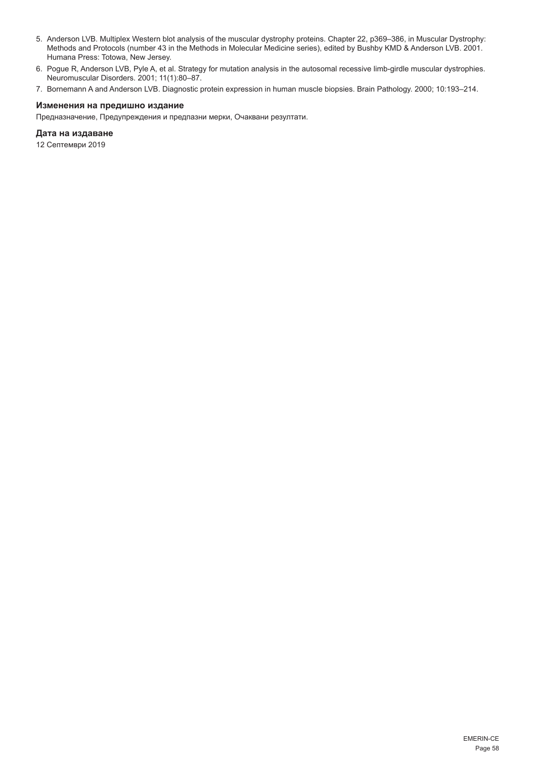5. Anderson LVB. Multiplex Western blot analysis of the muscular dystrophy proteins. Chapter 22, p369–386, in Muscular Dystrophy: Methods and Protocols (number 43 in the Methods in Molecular Medicine series), edited by Bushby KMD & Anderson LVB. 2001. Humana Press: Totowa, New Jersey.
6. Pogue R, Anderson LVB, Pyle A, et al. Strategy for mutation analysis in the autosomal recessive limb-girdle muscular dystrophies. Neuromuscular Disorders. 2001; 11(1):80–87.
7. Bornemann A and Anderson LVB. Diagnostic protein expression in human muscle biopsies. Brain Pathology. 2000; 10:193–214.

### Изменения на предишно издание

Предназначение, Предупреждения и предпазни мерки, Очаквани резултати.

### Дата на издаване

12 Септември 2019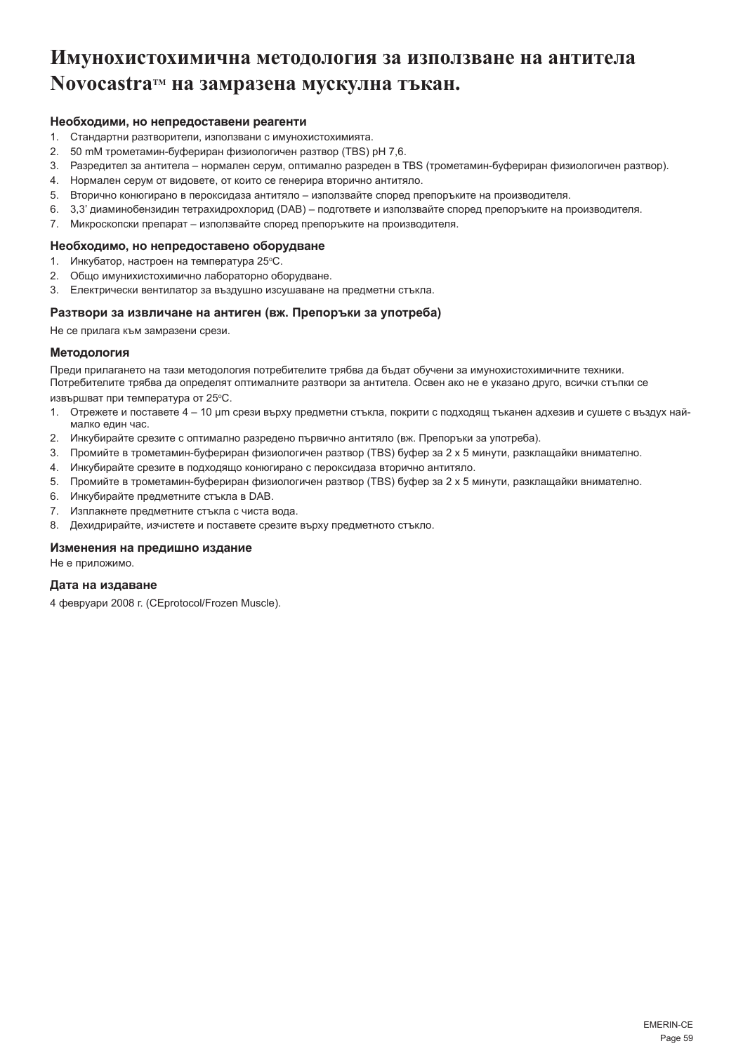# Имунохистохимична методология за използване на антитела Novocastra™ на замразена мускулна тъкан.

### Необходими, но непредоставени реагенти

1. Стандартни разтворители, използвани с имунохистохимията.
2. 50 mM трометамин-буфериран физиологичен разтвор (TBS) pH 7,6.
3. Разредител за антитела – нормален серум, оптимално разреден в TBS (трометамин-буфериран физиологичен разтвор).
4. Нормален серум от видовете, от които се генерира вторично антитяло.
5. Вторично конюгирано в пероксидаза антитяло – използвайте според препоръките на производителя.
6. 3,3' диаминобензидин тетрахидрохлорид (DAB) – подгответе и използвайте според препоръките на производителя.
7. Микроскопски препарат – използвайте според препоръките на производителя.

### Необходимо, но непредоставено оборудване

1. Инкубатор, настроен на температура 25°C.
2. Общо имунихистохимично лабораторно оборудване.
3. Електрически вентилатор за въздушно изсушаване на предметни стъкла.

### Разтвори за извличане на антиген (вж. Препоръки за употреба)

Не се прилага към замразени срези.

### Методология

Преди прилагането на тази методология потребителите трябва да бъдат обучени за имунохистохимичните техники. Потребителите трябва да определят оптималните разтвори за антитела. Освен ако не е указано друго, всички стъпки се извършват при температура от 25°C.

1. Отрежете и поставете 4 – 10 μm срези върху предметни стъкла, покрити с подходящ тъканен адхезив и сушете с въздух най-малко един час.
2. Инкубирайте срезите с оптимално разредено първично антитяло (вж. Препоръки за употреба).
3. Промийте в трометамин-буфериран физиологичен разтвор (TBS) буфер за 2 x 5 минути, разклащайки внимателно.
4. Инкубирайте срезите в подходящо конюгирано с пероксидаза вторично антитяло.
5. Промийте в трометамин-буфериран физиологичен разтвор (TBS) буфер за 2 x 5 минути, разклащайки внимателно.
6. Инкубирайте предметните стъкла в DAB.
7. Изплакнете предметните стъкла с чиста вода.
8. Дехидрирайте, изчистете и поставете срезите върху предметното стъкло.

### Изменения на предишно издание

Не е приложимо.

### Дата на издаване

4 февруари 2008 г. (CEprotocol/Frozen Muscle).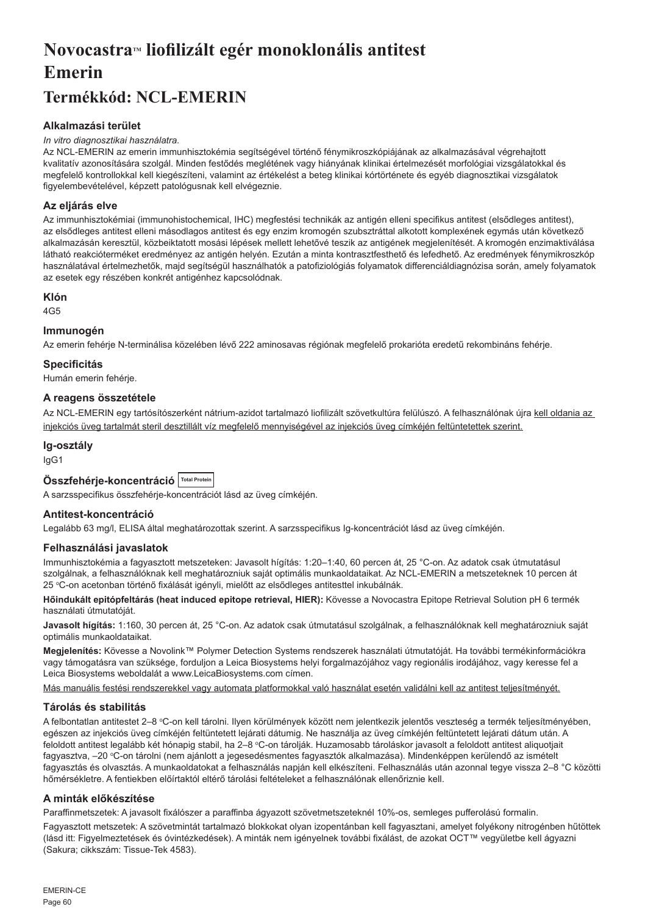# Novocastra™ liofilizált egér monoklonális antitest
# Emerin
# Termékkód: NCL-EMERIN

### Alkalmazási terület

*In vitro diagnosztikai használatra.*

Az NCL-EMERIN az emerin immunhisztokémia segítségével történő fénymikroszkópiájának az alkalmazásával végrehajtott kvalitatív azonosítására szolgál. Minden festődés meglétének vagy hiányának klinikai értelmezését morfológiai vizsgálatokkal és megfelelő kontrollokkal kell kiegészíteni, valamint az értékelést a beteg klinikai kórtörténete és egyéb diagnosztikai vizsgálatok figyelembevételével, képzett patológusnak kell elvégeznie.

### Az eljárás elve

Az immunhisztokémiai (immunohistochemical, IHC) megfestési technikák az antigén elleni specifikus antitest (elsődleges antitest), az elsődleges antitest elleni másodlagos antitest és egy enzim kromogén szubsztráttal alkotott komplexének egymás után következő alkalmazásán keresztül, közbeiktatott mosási lépések mellett lehetővé teszik az antigének megjelenítését. A kromogén enzimaktiválása látható reakcióterméket eredményez az antigén helyén. Ezután a minta kontrasztfesthető és lefedhető. Az eredmények fénymikroszkóp használatával értelmezhetők, majd segítségül használhatók a patofiziológiás folyamatok differenciáldiagnózisa során, amely folyamatok az esetek egy részében konkrét antigénhez kapcsolódnak.

### Klón

4G5

### Immunogén

Az emerin fehérje N-terminálisa közelében lévő 222 aminosavas régiónak megfelelő prokarióta eredetű rekombináns fehérje.

### Specificitás

Humán emerin fehérje.

### A reagens összetétele

Az NCL-EMERIN egy tartósítószerként nátrium-azidot tartalmazó liofilizált szövetkultúra felülúszó. A felhasználónak újra kell oldania az injekciós üveg tartalmát steril desztillált víz megfelelő mennyiségével az injekciós üveg címkéjén feltüntetettek szerint.

### Ig-osztály

IgG1

### Összfehérje-koncentráció Total Protein

A sarzsspecifikus összfehérje-koncentrációt lásd az üveg címkéjén.

### Antitest-koncentráció

Legalább 63 mg/l, ELISA által meghatározottak szerint. A sarzsspecifikus Ig-koncentrációt lásd az üveg címkéjén.

### Felhasználási javaslatok

Immunhisztokémia a fagyasztott metszeteken: Javasolt hígítás: 1:20–1:40, 60 percen át, 25 °C-on. Az adatok csak útmutatásul szolgálnak, a felhasználóknak kell meghatározniuk saját optimális munkaoldataikat. Az NCL-EMERIN a metszeteknek 10 percen át 25 °C-on acetonban történő fixálását igényli, mielőtt az elsődleges antitesttel inkubálnák.

**Hőindukált epitópfeltárás (heat induced epitope retrieval, HIER):** Kövesse a Novocastra Epitope Retrieval Solution pH 6 termék használati útmutatóját.

**Javasolt hígítás:** 1:160, 30 percen át, 25 °C-on. Az adatok csak útmutatásul szolgálnak, a felhasználóknak kell meghatározniuk saját optimális munkaoldataikat.

**Megjelenítés:** Kövesse a Novolink™ Polymer Detection Systems rendszerek használati útmutatóját. Ha további termékinformációkra vagy támogatásra van szüksége, forduljon a Leica Biosystems helyi forgalmazójához vagy regionális irodájához, vagy keresse fel a Leica Biosystems weboldalát a www.LeicaBiosystems.com címen.

Más manuális festési rendszerekkel vagy automata platformokkal való használat esetén validálni kell az antitest teljesítményét.

### Tárolás és stabilitás

A felbontatlan antitestet 2–8 °C-on kell tárolni. Ilyen körülmények között nem jelentkezik jelentős veszteség a termék teljesítményében, egészen az injekciós üveg címkéjén feltüntetett lejárati dátumig. Ne használja az üveg címkéjén feltüntetett lejárati dátum után. A feloldott antitest legalább két hónapig stabil, ha 2–8 °C-on tárolják. Huzamosabb tároláskor javasolt a feloldott antitest aliquotjait fagyasztva, –20 °C-on tárolni (nem ajánlott a jegesedésmentes fagyasztók alkalmazása). Mindenképpen kerülendő az ismételt fagyasztás és olvasztás. A munkaoldatokat a felhasználás napján kell elkészíteni. Felhasználás után azonnal tegye vissza 2–8 °C közötti hőmérsékletre. A fentiekben előírtaktól eltérő tárolási feltételeket a felhasználónak ellenőriznie kell.

### A minták előkészítése

Paraffinmetszetek: A javasolt fixálószer a paraffinba ágyazott szövetmetszeteknél 10%-os, semleges pufferolású formalin.

Fagyasztott metszetek: A szövetmintát tartalmazó blokkokat olyan izopentánban kell fagyasztani, amelyet folyékony nitrogénben hűtöttek (lásd itt: Figyelmeztetések és óvintézkedések). A minták nem igényelnek további fixálást, de azokat OCT™ vegyületbe kell ágyazni (Sakura; cikkszám: Tissue-Tek 4583).

EMERIN-CE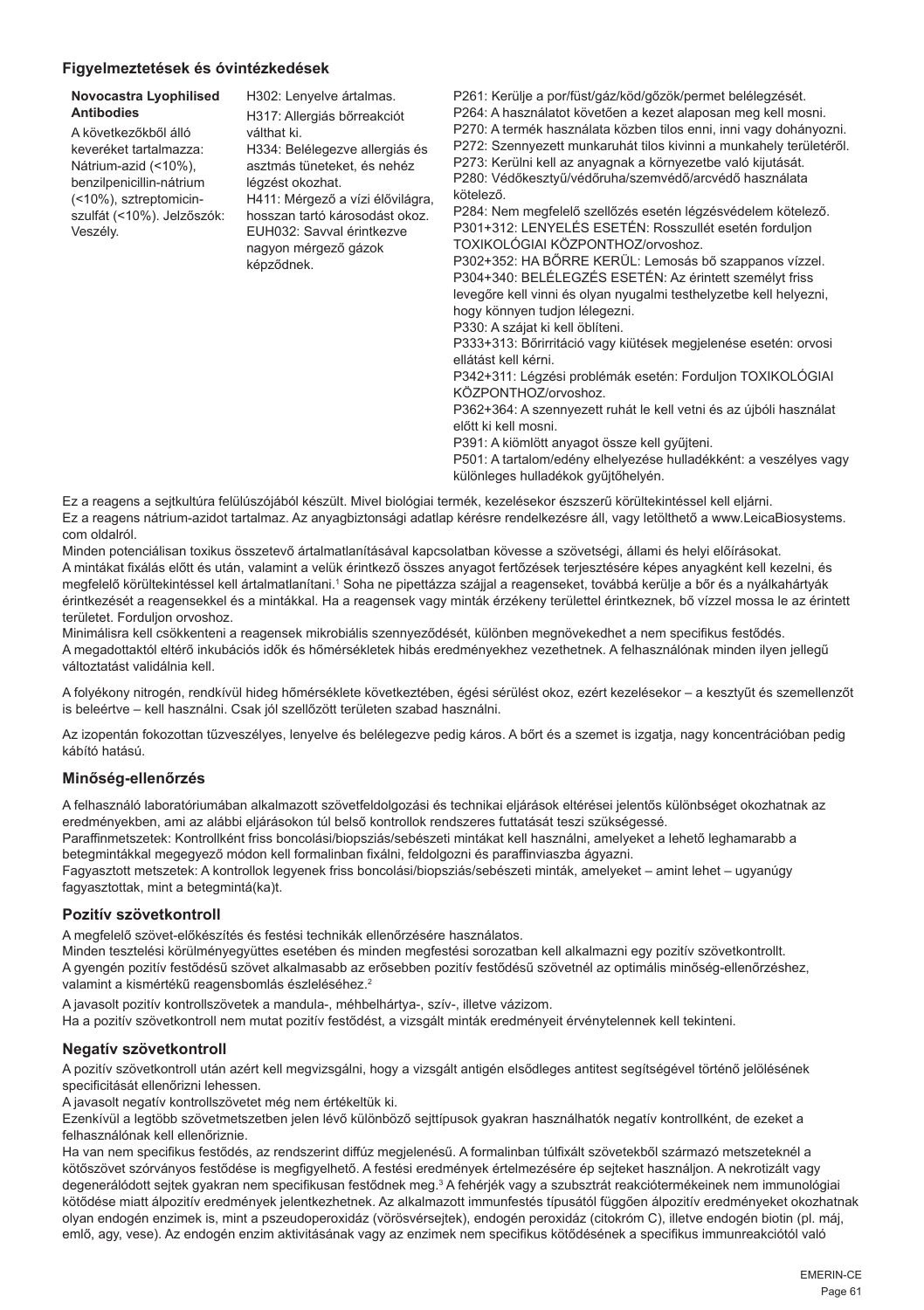## Figyelmeztetések és óvintézkedések

| | | |
|---|---|---|
| **Novocastra Lyophilised Antibodies**<br>A következőkből álló keveréket tartalmazza: Nátrium-azid (<10%), benzilpenicillin-nátrium (<10%), sztreptomicin-szulfát (<10%). Jelzőszók: Veszély. | H302: Lenyelve ártalmas.<br>H317: Allergiás bőrreakciót válthat ki.<br>H334: Belélegezve allergiás és asztmás tüneteket, és nehéz légzést okozhat.<br>H411: Mérgező a vízi élővilágra, hosszan tartó károsodást okoz.<br>EUH032: Savval érintkezve nagyon mérgező gázok képződnek. | P261: Kerülje a por/füst/gáz/köd/gőzök/permet belélegzését.<br>P264: A használatot követően a kezet alaposan meg kell mosni.<br>P270: A termék használata közben tilos enni, inni vagy dohányozni.<br>P272: Szennyezett munkaruhát tilos kivinni a munkahely területéről.<br>P273: Kerülni kell az anyagnak a környezetbe való kijutását.<br>P280: Védőkesztyű/védőruha/szemvédő/arcvédő használata kötelező.<br>P284: Nem megfelelő szellőzés esetén légzésvédelem kötelező.<br>P301+312: LENYELÉS ESETÉN: Rosszullét esetén forduljon TOXIKOLÓGIAI KÖZPONTHOZ/orvoshoz.<br>P302+352: HA BŐRRE KERÜL: Lemosás bő szappanos vízzel.<br>P304+340: BELÉLEGZÉS ESETÉN: Az érintett személyt friss levegőre kell vinni és olyan nyugalmi testhelyzetbe kell helyezni, hogy könnyen tudjon lélegezni.<br>P330: A szájat ki kell öblíteni.<br>P333+313: Bőrirritáció vagy kiütések megjelenése esetén: orvosi ellátást kell kérni.<br>P342+311: Légzési problémák esetén: Forduljon TOXIKOLÓGIAI KÖZPONTHOZ/orvoshoz.<br>P362+364: A szennyezett ruhát le kell vetni és az újbóli használat előtt ki kell mosni.<br>P391: A kiömlött anyagot össze kell gyűjteni.<br>P501: A tartalom/edény elhelyezése hulladékként: a veszélyes vagy különleges hulladékok gyűjtőhelyén. |

Ez a reagens a sejtkultúra felülúszójából készült. Mivel biológiai termék, kezelésekor észszerű körültekintéssel kell eljárni.
Ez a reagens nátrium-azidot tartalmaz. Az anyagbiztonsági adatlap kérésre rendelkezésre áll, vagy letölthető a www.LeicaBiosystems.com oldalról.
Minden potenciálisan toxikus összetevő ártalmatlanításával kapcsolatban kövesse a szövetségi, állami és helyi előírásokat.
A mintákat fixálás előtt és után, valamint a velük érintkező összes anyagot fertőzések terjesztésére képes anyagként kell kezelni, és megfelelő körültekintéssel kell ártalmatlanítani.[1] Soha ne pipettázza szájjal a reagenseket, továbbá kerülje a bőr és a nyálkahártyák érintkezését a reagensekkel és a mintákkal. Ha a reagensek vagy minták érzékeny területtel érintkeznek, bő vízzel mossa le az érintett területet. Forduljon orvoshoz.
Minimálisra kell csökkenteni a reagensek mikrobiális szennyeződését, különben megnövekedhet a nem specifikus festődés.
A megadottaktól eltérő inkubációs idők és hőmérsékletek hibás eredményekhez vezethetnek. A felhasználónak minden ilyen jellegű változtatást validálnia kell.

A folyékony nitrogén, rendkívül hideg hőmérséklete következtében, égési sérülést okoz, ezért kezelésekor – a kesztyűt és szemellenzőt is beleértve – kell használni. Csak jól szellőzött területen szabad használni.

Az izopentán fokozottan tűzveszélyes, lenyelve és belélegezve pedig káros. A bőrt és a szemet is izgatja, nagy koncentrációban pedig kábító hatású.

## Minőség-ellenőrzés

A felhasználó laboratóriumában alkalmazott szövetfeldolgozási és technikai eljárások eltérései jelentős különbséget okozhatnak az eredményekben, ami az alábbi eljárásokon túl belső kontrollok rendszeres futtatását teszi szükségessé.
Paraffinmetszetek: Kontrollként friss boncolási/biopsziás/sebészeti mintákat kell használni, amelyeket a lehető leghamarabb a betegmintákkal megegyező módon kell formalinban fixálni, feldolgozni és paraffinviaszba ágyazni.
Fagyasztott metszetek: A kontrollok legyenek friss boncolási/biopsziás/sebészeti minták, amelyeket – amint lehet – ugyanúgy fagyasztottak, mint a betegmintá(ka)t.

## Pozitív szövetkontroll

A megfelelő szövet-előkészítés és festési technikák ellenőrzésére használatos.
Minden tesztelési körülményegyüttes esetében és minden megfestési sorozatban kell alkalmazni egy pozitív szövetkontrollt.
A gyengén pozitív festődésű szövet alkalmasabb az erősebben pozitív festődésű szövetnél az optimális minőség-ellenőrzéshez, valamint a kismértékű reagensbomlás észleléséhez.[2]
A javasolt pozitív kontrollszövetek a mandula-, méhbelhártya-, szív-, illetve vázizom.
Ha a pozitív szövetkontroll nem mutat pozitív festődést, a vizsgált minták eredményeit érvénytelennek kell tekinteni.

## Negatív szövetkontroll

A pozitív szövetkontroll után azért kell megvizsgálni, hogy a vizsgált antigén elsődleges antitest segítségével történő jelölésének specificitását ellenőrizni lehessen.
A javasolt negatív kontrollszövetet még nem értékeltük ki.
Ezenkívül a legtöbb szövetmetszetben jelen lévő különböző sejttípusok gyakran használhatók negatív kontrollként, de ezeket a felhasználónak kell ellenőriznie.
Ha van nem specifikus festődés, az rendszerint diffúz megjelenésű. A formalinban túlfixált szövetekből származó metszeteknél a kötőszövet szórványos festődése is megfigyelhető. A festési eredmények értelmezésére ép sejteket használjon. A nekrotizált vagy degenerálódott sejtek gyakran nem specifikusan festődnek meg.[3] A fehérjék vagy a szubsztrát reakciótermékeinek nem immunológiai kötődése miatt álpozitív eredmények jelentkezhetnek. Az alkalmazott immunfestés típusától függően álpozitív eredményeket okozhatnak olyan endogén enzimek is, mint a pszeudoperoxidáz (vörösvérsejtek), endogén peroxidáz (citokróm C), illetve endogén biotin (pl. máj, emlő, agy, vese). Az endogén enzim aktivitásának vagy az enzimek nem specifikus kötődésének a specifikus immunreakciótól való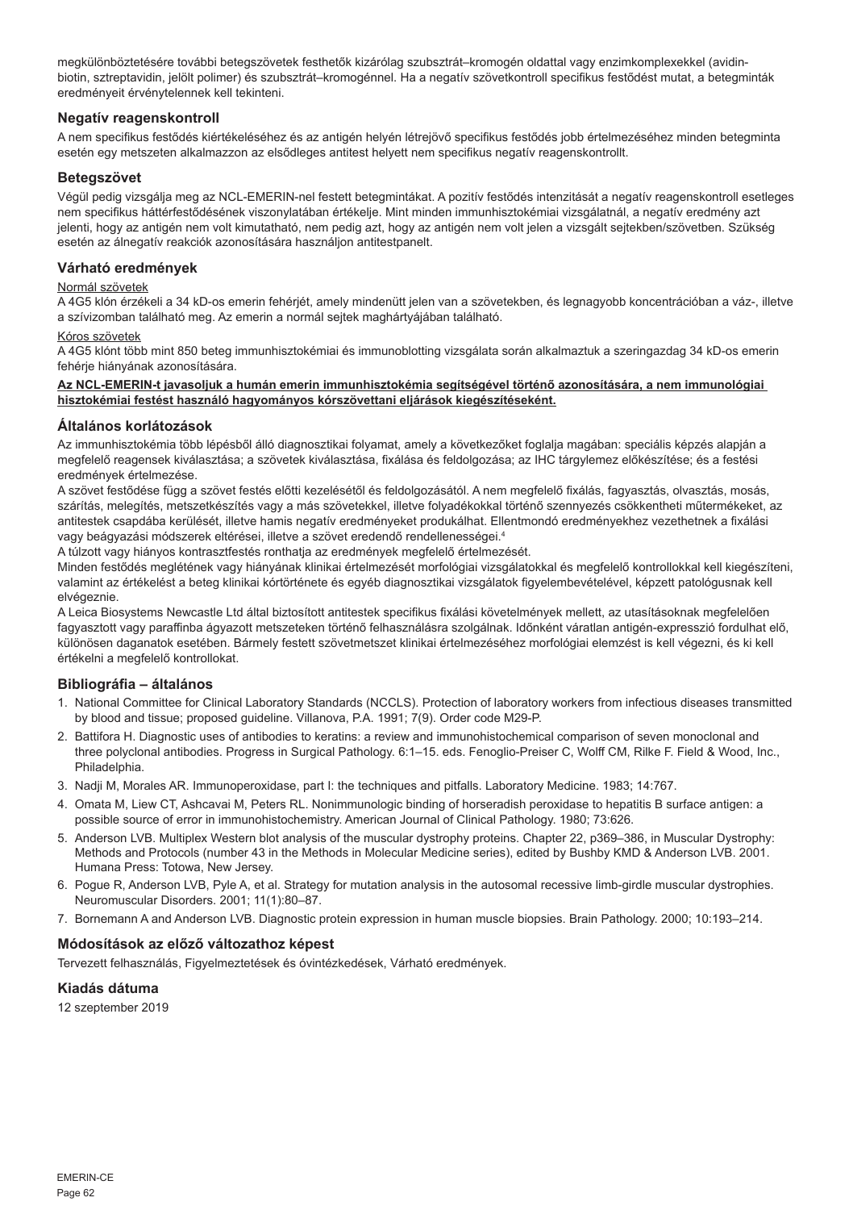megkülönböztetésére további betegszövetek festhetők kizárólag szubsztrát–kromogén oldattal vagy enzimkomplexekkel (avidin-biotin, sztreptavidin, jelölt polimer) és szubsztrát–kromogénnel. Ha a negatív szövetkontroll specifikus festődést mutat, a betegminták eredményeit érvénytelennek kell tekinteni.

### Negatív reagenskontroll

A nem specifikus festődés kiértékeléséhez és az antigén helyén létrejövő specifikus festődés jobb értelmezéséhez minden betegminta esetén egy metszeten alkalmazzon az elsődleges antitest helyett nem specifikus negatív reagenskontrollt.

### Betegszövet

Végül pedig vizsgálja meg az NCL-EMERIN-nel festett betegmintákat. A pozitív festődés intenzitását a negatív reagenskontroll esetleges nem specifikus háttérfestődésének viszonylatában értékelje. Mint minden immunhisztokémiai vizsgálatnál, a negatív eredmény azt jelenti, hogy az antigén nem volt kimutatható, nem pedig azt, hogy az antigén nem volt jelen a vizsgált sejtekben/szövetben. Szükség esetén az álnegatív reakciók azonosítására használjon antitestpanelt.

### Várható eredmények

Normál szövetek

A 4G5 klón érzékeli a 34 kD-os emerin fehérjét, amely mindenütt jelen van a szövetekben, és legnagyobb koncentrációban a váz-, illetve a szívizomban található meg. Az emerin a normál sejtek maghártyájában található.

Kóros szövetek

A 4G5 klónt több mint 850 beteg immunhisztokémiai és immunoblotting vizsgálata során alkalmaztuk a szeringazdag 34 kD-os emerin fehérje hiányának azonosítására.

**Az NCL-EMERIN-t javasoljuk a humán emerin immunhisztokémia segítségével történő azonosítására, a nem immunológiai hisztokémiai festést használó hagyományos kórszövettani eljárások kiegészítéseként.**

### Általános korlátozások

Az immunhisztokémia több lépésből álló diagnosztikai folyamat, amely a következőket foglalja magában: speciális képzés alapján a megfelelő reagensek kiválasztása; a szövetek kiválasztása, fixálása és feldolgozása; az IHC tárgylemez előkészítése; és a festési eredmények értelmezése.

A szövet festődése függ a szövet festés előtti kezelésétől és feldolgozásától. A nem megfelelő fixálás, fagyasztás, olvasztás, mosás, szárítás, melegítés, metszetkészítés vagy a más szövetekkel, illetve folyadékokkal történő szennyeződés csökkentheti műtermékeket, az antitestek csapdába kerülését, illetve hamis negatív eredményeket produkálhat. Ellentmondó eredményekhez vezethetnek a fixálási vagy beágyazási módszerek eltérései, illetve a szövet eredendő rendellenességei.[4]

A túlzott vagy hiányos kontrasztfestés ronthatja az eredmények megfelelő értelmezését.

Minden festődés meglétének vagy hiányának klinikai értelmezését morfológiai vizsgálatokkal és megfelelő kontrollokkal kell kiegészíteni, valamint az értékelést a beteg klinikai kórtörténete és egyéb diagnosztikai vizsgálatok figyelembevételével, képzett patológusnak kell elvégeznie.

A Leica Biosystems Newcastle Ltd által biztosított antitestek specifikus fixálási követelmények mellett, az utasításoknak megfelelően fagyasztott vagy paraffinba ágyazott metszeteken történő felhasználásra szolgálnak. Időnként váratlan antigén-expresszió fordulhat elő, különösen daganatok esetében. Bármely festett szövetmetszet klinikai értelmezéséhez morfológiai elemzést is kell végezni, és ki kell értékelni a megfelelő kontrollokat.

### Bibliográfia – általános

1. National Committee for Clinical Laboratory Standards (NCCLS). Protection of laboratory workers from infectious diseases transmitted by blood and tissue; proposed guideline. Villanova, P.A. 1991; 7(9). Order code M29-P.
2. Battifora H. Diagnostic uses of antibodies to keratins: a review and immunohistochemical comparison of seven monoclonal and three polyclonal antibodies. Progress in Surgical Pathology. 6:1–15. eds. Fenoglio-Preiser C, Wolff CM, Rilke F. Field & Wood, Inc., Philadelphia.
3. Nadji M, Morales AR. Immunoperoxidase, part I: the techniques and pitfalls. Laboratory Medicine. 1983; 14:767.
4. Omata M, Liew CT, Ashcavai M, Peters RL. Nonimmunologic binding of horseradish peroxidase to hepatitis B surface antigen: a possible source of error in immunohistochemistry. American Journal of Clinical Pathology. 1980; 73:626.
5. Anderson LVB. Multiplex Western blot analysis of the muscular dystrophy proteins. Chapter 22, p369–386, in Muscular Dystrophy: Methods and Protocols (number 43 in the Methods in Molecular Medicine series), edited by Bushby KMD & Anderson LVB. 2001. Humana Press: Totowa, New Jersey.
6. Pogue R, Anderson LVB, Pyle A, et al. Strategy for mutation analysis in the autosomal recessive limb-girdle muscular dystrophies. Neuromuscular Disorders. 2001; 11(1):80–87.
7. Bornemann A and Anderson LVB. Diagnostic protein expression in human muscle biopsies. Brain Pathology. 2000; 10:193–214.

### Módosítások az előző változathoz képest

Tervezett felhasználás, Figyelmeztetések és óvintézkedések, Várható eredmények.

### Kiadás dátuma

12 szeptember 2019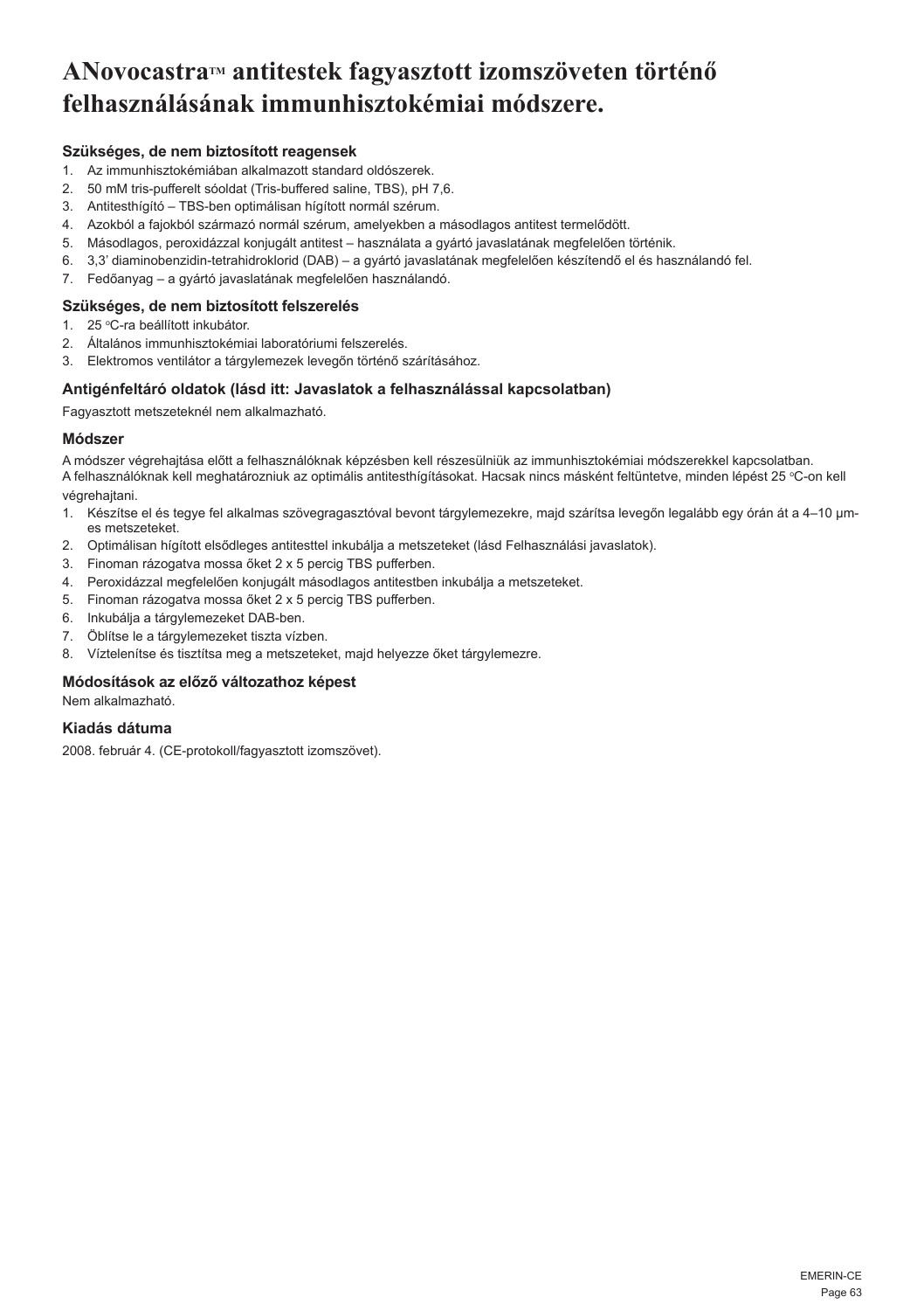# ANovocastra™ antitestek fagyasztott izomszöveten történő felhasználásának immunhisztokémiai módszere.

### Szükséges, de nem biztosított reagensek

1. Az immunhisztokémiában alkalmazott standard oldószerek.
2. 50 mM tris-pufferelt sóoldat (Tris-buffered saline, TBS), pH 7,6.
3. Antitesthígító – TBS-ben optimálisan hígított normál szérum.
4. Azokból a fajokból származó normál szérum, amelyekben a másodlagos antitest termelődött.
5. Másodlagos, peroxidázzal konjugált antitest – használata a gyártó javaslatának megfelelően történik.
6. 3,3' diaminobenzidin-tetrahidroklorid (DAB) – a gyártó javaslatának megfelelően készítendő el és használandó fel.
7. Fedőanyag – a gyártó javaslatának megfelelően használandó.

### Szükséges, de nem biztosított felszerelés

1. 25 °C-ra beállított inkubátor.
2. Általános immunhisztokémiai laboratóriumi felszerelés.
3. Elektromos ventilátor a tárgylemezek levegőn történő szárításához.

### Antigénfeltáró oldatok (lásd itt: Javaslatok a felhasználással kapcsolatban)

Fagyasztott metszeteknél nem alkalmazható.

### Módszer

A módszer végrehajtása előtt a felhasználóknak képzésben kell részesülniük az immunhisztokémiai módszerekkel kapcsolatban.
A felhasználóknak kell meghatározniuk az optimális antitesthígításokat. Hacsak nincs másként feltüntetve, minden lépést 25 °C-on kell végrehajtani.

1. Készítse el és tegye fel alkalmas szövegragasztóval bevont tárgylemezekre, majd szárítsa levegőn legalább egy órán át a 4–10 µm-es metszeteket.
2. Optimálisan hígított elsődleges antitesttel inkubálja a metszeteket (lásd Felhasználási javaslatok).
3. Finoman rázogatva mossa őket 2 x 5 percig TBS pufferben.
4. Peroxidázzal megfelelően konjugált másodlagos antitestben inkubálja a metszeteket.
5. Finoman rázogatva mossa őket 2 x 5 percig TBS pufferben.
6. Inkubálja a tárgylemezeket DAB-ben.
7. Öblítse le a tárgylemezeket tiszta vízben.
8. Víztelenítse és tisztítsa meg a metszeteket, majd helyezze őket tárgylemezre.

### Módosítások az előző változathoz képest

Nem alkalmazható.

### Kiadás dátuma

2008. február 4. (CE-protokoll/fagyasztott izomszövet).

EMERIN-CE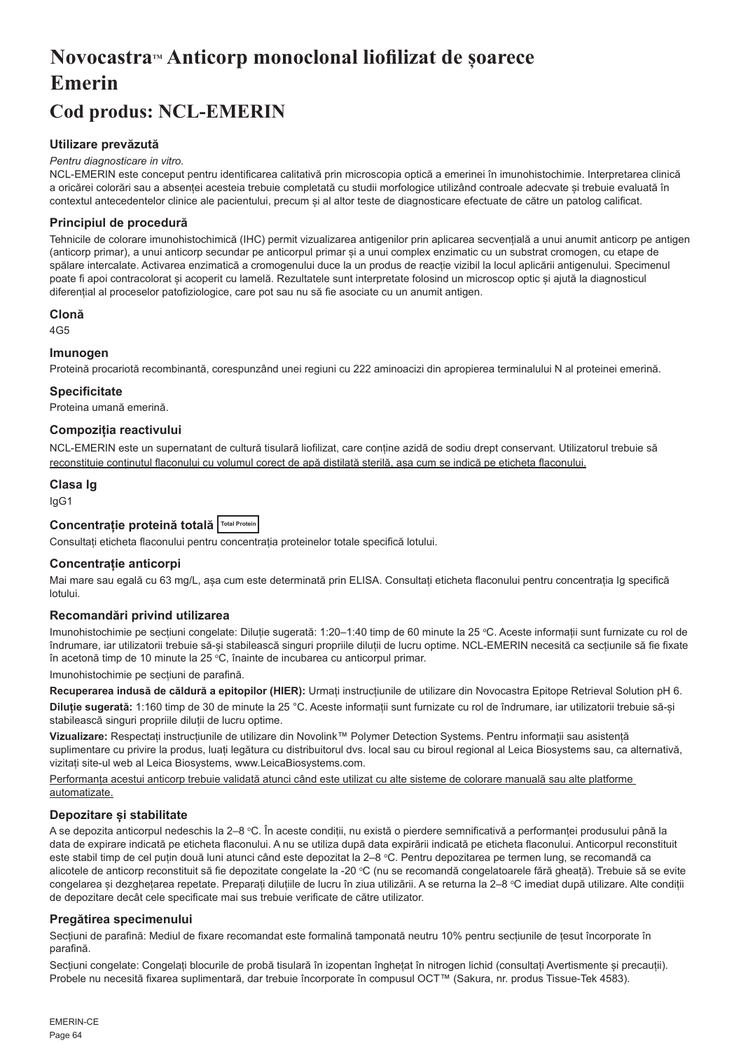# Novocastra™ Anticorp monoclonal liofilizat de șoarece Emerin

# Cod produs: NCL-EMERIN

### Utilizare prevăzută

*Pentru diagnosticare in vitro.*

NCL-EMERIN este conceput pentru identificarea calitativă prin microscopia optică a emerinei în imunohistochimie. Interpretarea clinică a oricărei colorări sau a absenței acesteia trebuie completată cu studii morfologice utilizând controale adecvate și trebuie evaluată în contextul antecedentelor clinice ale pacientului, precum și al altor teste de diagnosticare efectuate de către un patolog calificat.

### Principiul de procedură

Tehnicile de colorare imunohistochimică (IHC) permit vizualizarea antigenilor prin aplicarea secvențială a unui anumit anticorp pe antigen (anticorp primar), a unui anticorp secundar pe anticorpul primar și a unui complex enzimatic cu un substrat cromogen, cu etape de spălare intercalate. Activarea enzimatică a cromogenului duce la un produs de reacție vizibil la locul aplicării antigenului. Specimenul poate fi apoi contracolorat și acoperit cu lamelă. Rezultatele sunt interpretate folosind un microscop optic și ajută la diagnosticul diferențial al proceselor patofiziologice, care pot sau nu să fie asociate cu un anumit antigen.

### Clonă

4G5

### Imunogen

Proteină procariotă recombinantă, corespunzând unei regiuni cu 222 aminoacizi din apropierea terminalului N al proteinei emerină.

### Specificitate

Proteina umană emerină.

### Compoziția reactivului

NCL-EMERIN este un supernatant de cultură tisulară liofilizat, care conține azidă de sodiu drept conservant. Utilizatorul trebuie să reconstituie conținutul flaconului cu volumul corect de apă distilată sterilă, așa cum se indică pe eticheta flaconului.

### Clasa Ig

IgG1

### Concentrație proteină totală Total Protein

Consultați eticheta flaconului pentru concentrația proteinelor totale specifică lotului.

### Concentrație anticorpi

Mai mare sau egală cu 63 mg/L, așa cum este determinată prin ELISA. Consultați eticheta flaconului pentru concentrația Ig specifică lotului.

### Recomandări privind utilizarea

Imunohistochimie pe secțiuni congelate: Diluție sugerată: 1:20–1:40 timp de 60 minute la 25 °C. Aceste informații sunt furnizate cu rol de îndrumare, iar utilizatorii trebuie să-și stabilească singuri propriile diluții de lucru optime. NCL-EMERIN necesită ca secțiunile să fie fixate în acetonă timp de 10 minute la 25 °C, înainte de incubarea cu anticorpul primar.

Imunohistochimie pe secțiuni de parafină.

**Recuperarea indusă de căldură a epitopilor (HIER):** Urmați instrucțiunile de utilizare din Novocastra Epitope Retrieval Solution pH 6.

**Diluție sugerată:** 1:160 timp de 30 de minute la 25 °C. Aceste informații sunt furnizate cu rol de îndrumare, iar utilizatorii trebuie să-și stabilească singuri propriile diluții de lucru optime.

**Vizualizare:** Respectați instrucțiunile de utilizare din Novolink™ Polymer Detection Systems. Pentru informații sau asistență suplimentare cu privire la produs, luați legătura cu distribuitorul dvs. local sau cu biroul regional al Leica Biosystems sau, ca alternativă, vizitați site-ul web al Leica Biosystems, www.LeicaBiosystems.com.

Performanța acestui anticorp trebuie validată atunci când este utilizat cu alte sisteme de colorare manuală sau alte platforme automatizate.

### Depozitare și stabilitate

A se depozita anticorpul nedeschis la 2–8 °C. În aceste condiții, nu există o pierdere semnificativă a performanței produsului până la data de expirare indicată pe eticheta flaconului. A nu se utiliza după data expirării indicată pe eticheta flaconului. Anticorpul reconstituit este stabil timp de cel puțin două luni atunci când este depozitat la 2–8 °C. Pentru depozitarea pe termen lung, se recomandă ca alicotele de anticorp reconstituit să fie depozitate congelate la -20 °C (nu se recomandă congelatoarele fără gheață). Trebuie să se evite congelarea și dezghețarea repetate. Preparați diluțiile de lucru în ziua utilizării. A se returna la 2–8 °C imediat după utilizare. Alte condiții de depozitare decât cele specificate mai sus trebuie verificate de către utilizator.

### Pregătirea specimenului

Secțiuni de parafină: Mediul de fixare recomandat este formalină tamponată neutru 10% pentru secțiunile de țesut încorporate în parafină.

Secțiuni congelate: Congelați blocurile de probă tisulară în izopentan înghețat în nitrogen lichid (consultați Avertismente și precauții). Probele nu necesită fixarea suplimentară, dar trebuie încorporate în compusul OCT™ (Sakura, nr. produs Tissue-Tek 4583).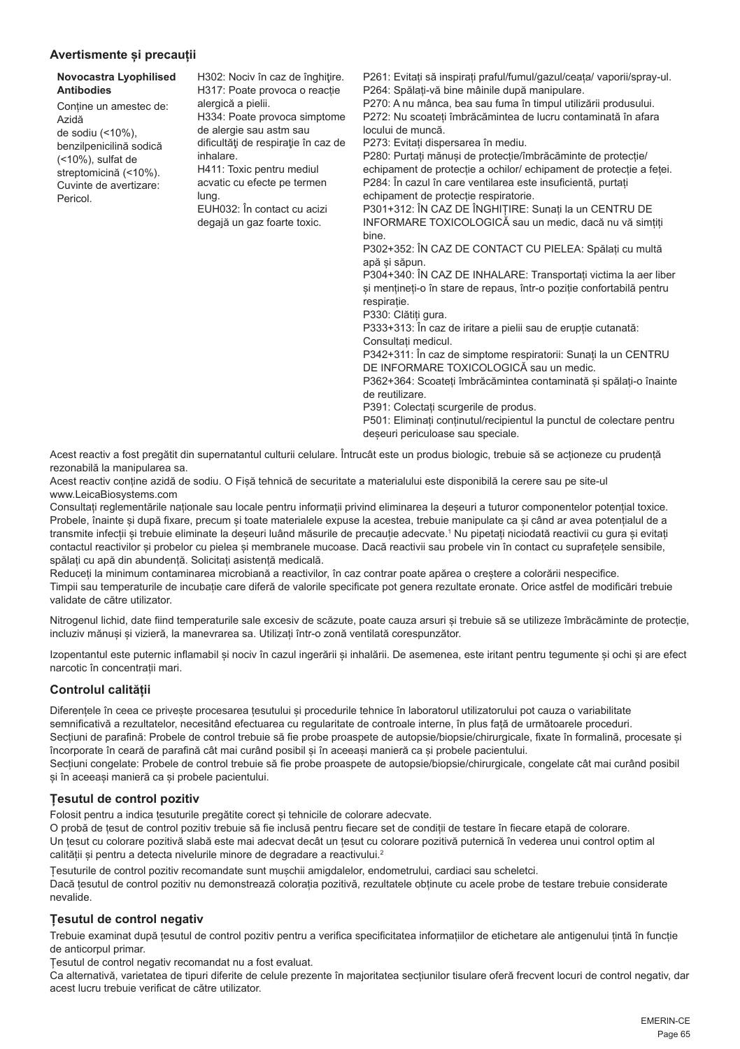## Avertismente și precauții

| | | |
|---|---|---|
| **Novocastra Lyophilised Antibodies**<br>Conține un amestec de: Azidă de sodiu (<10%), benzilpenicilină sodică (<10%), sulfat de streptomicină (<10%).<br>Cuvinte de avertizare: Pericol. | H302: Nociv în caz de înghițire.<br>H317: Poate provoca o reacție alergică a pielii.<br>H334: Poate provoca simptome de alergie sau astm sau dificultăți de respirație în caz de inhalare.<br>H411: Toxic pentru mediul acvatic cu efecte pe termen lung.<br>EUH032: În contact cu acizi degajă un gaz foarte toxic. | P261: Evitați să inspirați praful/fumul/gazul/ceața/ vaporii/spray-ul.<br>P264: Spălați-vă bine mâinile după manipulare.<br>P270: A nu mânca, bea sau fuma în timpul utilizării produsului.<br>P272: Nu scoateți îmbrăcămintea de lucru contaminată în afara locului de muncă.<br>P273: Evitați dispersarea în mediu.<br>P280: Purtați mănuși de protecție/îmbrăcăminte de protecție/ echipament de protecție a ochilor/ echipament de protecție a feței.<br>P284: În cazul în care ventilarea este insuficientă, purtați echipament de protecție respiratorie.<br>P301+312: ÎN CAZ DE ÎNGHIȚIRE: Sunați la un CENTRU DE INFORMARE TOXICOLOGICĂ sau un medic, dacă nu vă simțiți bine.<br>P302+352: ÎN CAZ DE CONTACT CU PIELEA: Spălați cu multă apă și săpun.<br>P304+340: ÎN CAZ DE INHALARE: Transportați victima la aer liber și mențineți-o în stare de repaus, într-o poziție confortabilă pentru respirație.<br>P330: Clătiți gura.<br>P333+313: În caz de iritare a pielii sau de erupție cutanată: Consultați medicul.<br>P342+311: În caz de simptome respiratorii: Sunați la un CENTRU DE INFORMARE TOXICOLOGICĂ sau un medic.<br>P362+364: Scoateți îmbrăcămintea contaminată și spălați-o înainte de reutilizare.<br>P391: Colectați scurgerile de produs.<br>P501: Eliminați conținutul/recipientul la punctul de colectare pentru deșeuri periculoase sau speciale. |

Acest reactiv a fost pregătit din supernatantul culturii celulare. Întrucât este un produs biologic, trebuie să se acționeze cu prudență rezonabilă la manipularea sa.

Acest reactiv conține azidă de sodiu. O Fișă tehnică de securitate a materialului este disponibilă la cerere sau pe site-ul www.LeicaBiosystems.com

Consultați reglementările naționale sau locale pentru informații privind eliminarea la deșeuri a tuturor componentelor potențial toxice.

Probele, înainte și după fixare, precum și toate materialele expuse la acestea, trebuie manipulate ca și când ar avea potențialul de a transmite infecții și trebuie eliminate la deșeuri luând măsurile de precauție adecvate.[1] Nu pipetați niciodată reactivii cu gura și evitați contactul reactivilor și probelor cu pielea și membranele mucoase. Dacă reactivii sau probele vin în contact cu suprafețele sensibile, spălați cu apă din abundență. Solicitați asistență medicală.

Reduceți la minimum contaminarea microbiană a reactivilor, în caz contrar poate apărea o creștere a colorării nespecifice.

Timpii sau temperaturile de incubație care diferă de valorile specificate pot genera rezultate eronate. Orice astfel de modificări trebuie validate de către utilizator.

Nitrogenul lichid, date fiind temperaturile sale excesiv de scăzute, poate cauza arsuri și trebuie să se utilizeze îmbrăcăminte de protecție, inclusiv mănuși și vizieră, la manevrarea sa. Utilizați într-o zonă ventilată corespunzător.

Izopentanul este puternic inflamabil și nociv în cazul ingerării și inhalării. De asemenea, este iritant pentru tegumente și ochi și are efect narcotic în concentrații mari.

## Controlul calității

Diferențele în ceea ce privește procesarea țesutului și procedurile tehnice în laboratorul utilizatorului pot cauza o variabilitate semnificativă a rezultatelor, necesitând efectuarea cu regularitate de controale interne, în plus față de următoarele proceduri.

Secțiuni de parafină: Probele de control trebuie să fie probe proaspete de autopsie/biopsie/chirurgicale, fixate în formalină, procesate și încorporate în ceară de parafină cât mai curând posibil și în aceeași manieră ca și probele pacientului.

Secțiuni congelate: Probele de control trebuie să fie probe proaspete de autopsie/biopsie/chirurgicale, congelate cât mai curând posibil și în aceeași manieră ca și probele pacientului.

### Țesutul de control pozitiv

Folosit pentru a indica țesuturile pregătite corect și tehnicile de colorare adecvate.

O probă de țesut de control pozitiv trebuie să fie inclusă pentru fiecare set de condiții de testare în fiecare etapă de colorare.

Un țesut cu colorare pozitivă slabă este mai adecvat decât un țesut cu colorare pozitivă puternică în vederea unui control optim al calității și pentru a detecta nivelurile minore de degradare a reactivului.[2]

Țesuturile de control pozitiv recomandate sunt mușchii amigdalelor, endometrului, cardiaci sau scheletci.

Dacă țesutul de control pozitiv nu demonstrează colorația pozitivă, rezultatele obținute cu acele probe de testare trebuie considerate nevalide.

### Țesutul de control negativ

Trebuie examinat după țesutul de control pozitiv pentru a verifica specificitatea informațiilor de etichetare ale antigenului țintă în funcție de anticorpul primar.

Țesutul de control negativ recomandat nu a fost evaluat.

Ca alternativă, varietatea de tipuri diferite de celule prezente în majoritatea secțiunilor tisulare oferă frecvent locuri de control negativ, dar acest lucru trebuie verificat de către utilizator.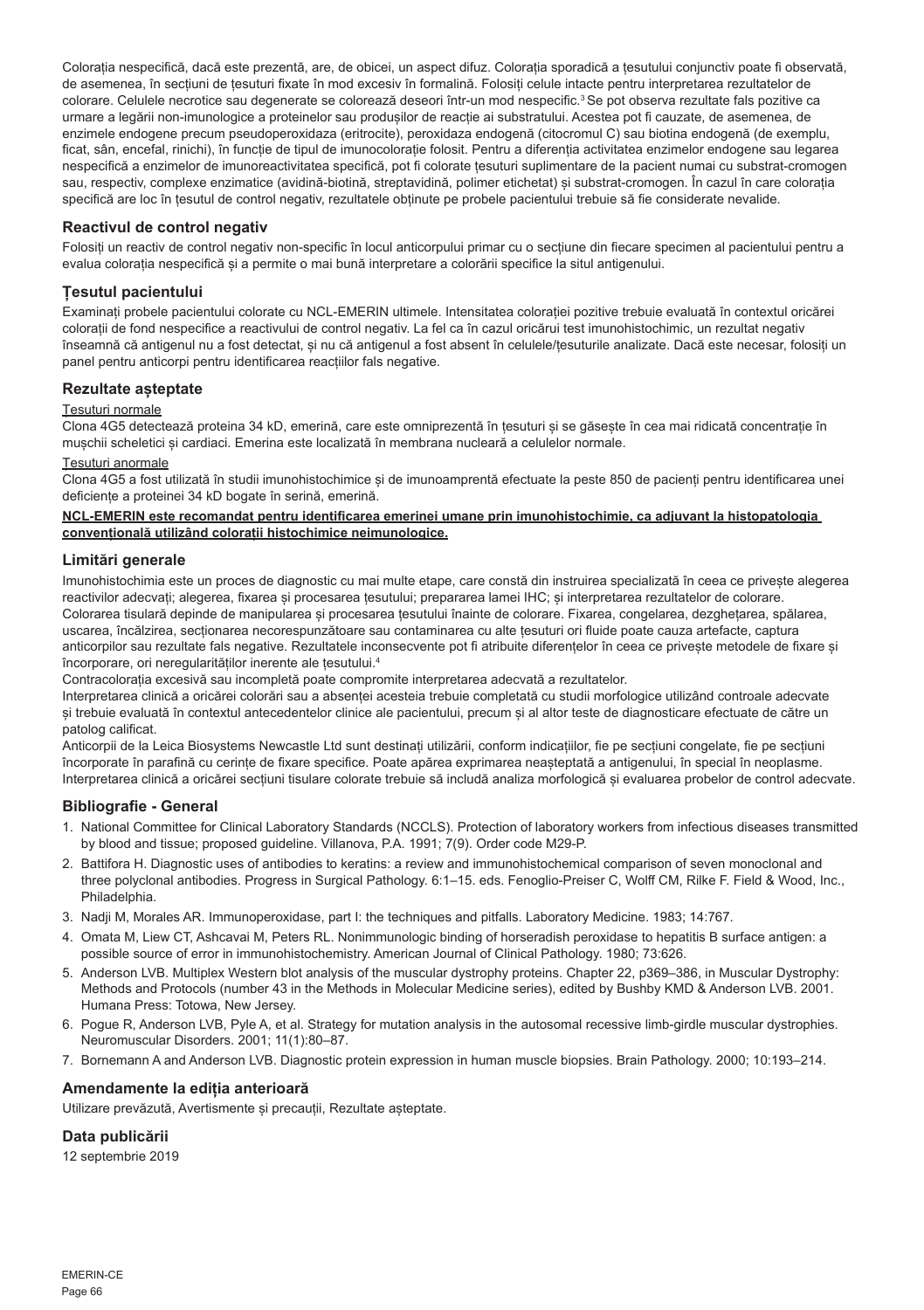Colorația nespecifică, dacă este prezentă, are, de obicei, un aspect difuz. Colorația sporadică a țesutului conjunctiv poate fi observată, de asemenea, în secțiuni de țesuturi fixate în mod excesiv în formalină. Folosiți celule intacte pentru interpretarea rezultatelor de colorare. Celulele necrotice sau degenerate se colorează deseori într-un mod nespecific.[3] Se pot observa rezultate fals pozitive ca urmare a legării non-imunologice a proteinelor sau produșilor de reacție ai substratului. Acestea pot fi cauzate, de asemenea, de enzimele endogene precum pseudoperoxidaza (eritrocite), peroxidaza endogenă (citocromul C) sau biotina endogenă (de exemplu, ficat, sân, encefal, rinichi), în funcție de tipul de imunocolorație folosit. Pentru a diferenția activitatea enzimelor endogene sau legarea nespecifică a enzimelor de imunoreactivitatea specifică, pot fi colorate țesuturi suplimentare de la pacient numai cu substrat-cromogen sau, respectiv, complexe enzimatice (avidină-biotină, streptavidină, polimer etichetat) și substrat-cromogen. În cazul în care colorația specifică are loc în țesutul de control negativ, rezultatele obținute pe probele pacientului trebuie să fie considerate nevalide.

## Reactivul de control negativ

Folosiți un reactiv de control negativ non-specific în locul anticorpului primar cu o secțiune din fiecare specimen al pacientului pentru a evalua colorația nespecifică și a permite o mai bună interpretare a colorării specifice la situl antigenului.

## Țesutul pacientului

Examinați probele pacientului colorate cu NCL-EMERIN ultimele. Intensitatea colorației pozitive trebuie evaluată în contextul oricărei colorații de fond nespecifice a reactivului de control negativ. La fel ca în cazul oricărui test imunohistochimic, un rezultat negativ înseamnă că antigenul nu a fost detectat, și nu că antigenul a fost absent în celulele/țesuturile analizate. Dacă este necesar, folosiți un panel pentru anticorpi pentru identificarea reacțiilor fals negative.

## Rezultate așteptate

Țesuturi normale

Clona 4G5 detectează proteina 34 kD, emerină, care este omniprezentă în țesuturi și se găsește în cea mai ridicată concentrație în mușchii scheletici și cardiaci. Emerina este localizată în membrana nucleară a celulelor normale.

Țesuturi anormale

Clona 4G5 a fost utilizată în studii imunohistochimice și de imunoamprentă efectuate la peste 850 de pacienți pentru identificarea unei deficiențe a proteinei 34 kD bogate în serină, emerină.

**NCL-EMERIN este recomandat pentru identificarea emerinei umane prin imunohistochimie, ca adjuvant la histopatologia convențională utilizând colorații histochimice neimunologice.**

## Limitări generale

Imunohistochimia este un proces de diagnostic cu mai multe etape, care constă din instruirea specializată în ceea ce privește alegerea reactivilor adecvați; alegerea, fixarea și procesarea țesutului; prepararea lamei IHC; și interpretarea rezultatelor de colorare. Colorarea tisulară depinde de manipularea și procesarea țesutului înainte de colorare. Fixarea, congelarea, dezghețarea, spălarea, uscarea, încălzirea, secționarea necorespunzătoare sau contaminarea cu alte țesuturi ori fluide poate cauza artefacte, captura anticorpilor sau rezultate fals negative. Rezultatele inconsecvente pot fi atribuite diferențelor în ceea ce privește metodele de fixare și încorporare, ori neregularităților inerente ale țesutului.[4]

Contracolorația excesivă sau incompletă poate compromite interpretarea adecvată a rezultatelor.

Interpretarea clinică a oricărei colorări sau a absenței acesteia trebuie completată cu studii morfologice utilizând controale adecvate și trebuie evaluată în contextul antecedentelor clinice ale pacientului, precum și al altor teste de diagnosticare efectuate de către un patolog calificat.

Anticorpii de la Leica Biosystems Newcastle Ltd sunt destinați utilizării, conform indicațiilor, fie pe secțiuni congelate, fie pe secțiuni încorporate în parafină cu cerințe de fixare specifice. Poate apărea exprimarea neașteptată a antigenului, în special în neoplasme. Interpretarea clinică a oricărei secțiuni tisulare colorate trebuie să includă analiza morfologică și evaluarea probelor de control adecvate.

## Bibliografie - General

1. National Committee for Clinical Laboratory Standards (NCCLS). Protection of laboratory workers from infectious diseases transmitted by blood and tissue; proposed guideline. Villanova, P.A. 1991; 7(9). Order code M29-P.
2. Battifora H. Diagnostic uses of antibodies to keratins: a review and immunohistochemical comparison of seven monoclonal and three polyclonal antibodies. Progress in Surgical Pathology. 6:1–15. eds. Fenoglio-Preiser C, Wolff CM, Rilke F. Field & Wood, Inc., Philadelphia.
3. Nadji M, Morales AR. Immunoperoxidase, part I: the techniques and pitfalls. Laboratory Medicine. 1983; 14:767.
4. Omata M, Liew CT, Ashcavai M, Peters RL. Nonimmunologic binding of horseradish peroxidase to hepatitis B surface antigen: a possible source of error in immunohistochemistry. American Journal of Clinical Pathology. 1980; 73:626.
5. Anderson LVB. Multiplex Western blot analysis of the muscular dystrophy proteins. Chapter 22, p369–386, in Muscular Dystrophy: Methods and Protocols (number 43 in the Methods in Molecular Medicine series), edited by Bushby KMD & Anderson LVB. 2001. Humana Press: Totowa, New Jersey.
6. Pogue R, Anderson LVB, Pyle A, et al. Strategy for mutation analysis in the autosomal recessive limb-girdle muscular dystrophies. Neuromuscular Disorders. 2001; 11(1):80–87.
7. Bornemann A and Anderson LVB. Diagnostic protein expression in human muscle biopsies. Brain Pathology. 2000; 10:193–214.

## Amendamente la ediția anterioară

Utilizare prevăzută, Avertismente și precauții, Rezultate așteptate.

## Data publicării

12 septembrie 2019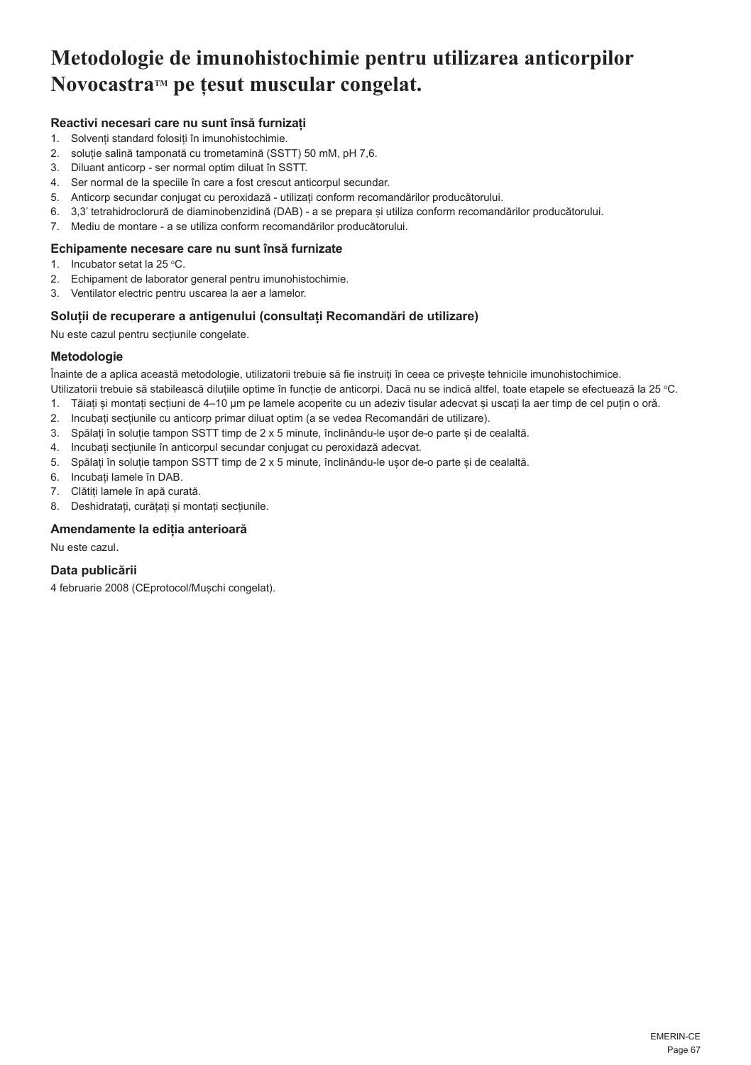# Metodologie de imunohistochimie pentru utilizarea anticorpilor Novocastra™ pe țesut muscular congelat.

### Reactivi necesari care nu sunt însă furnizați

1. Solvenți standard folosiți în imunohistochimie.
2. soluție salină tamponată cu trometamină (SSTT) 50 mM, pH 7,6.
3. Diluant anticorp - ser normal optim diluat în SSTT.
4. Ser normal de la speciile în care a fost crescut anticorpul secundar.
5. Anticorp secundar conjugat cu peroxidază - utilizați conform recomandărilor producătorului.
6. 3,3' tetrahidroclorură de diaminobenzidină (DAB) - a se prepara și utiliza conform recomandărilor producătorului.
7. Mediu de montare - a se utiliza conform recomandărilor producătorului.

### Echipamente necesare care nu sunt însă furnizate

1. Incubator setat la 25 °C.
2. Echipament de laborator general pentru imunohistochimie.
3. Ventilator electric pentru uscarea la aer a lamelor.

### Soluții de recuperare a antigenului (consultați Recomandări de utilizare)

Nu este cazul pentru secțiunile congelate.

### Metodologie

Înainte de a aplica această metodologie, utilizatorii trebuie să fie instruiți în ceea ce privește tehnicile imunohistochimice.
Utilizatorii trebuie să stabilească diluțiile optime în funcție de anticorpi. Dacă nu se indică altfel, toate etapele se efectuează la 25 °C.

1. Tăiați și montați secțiuni de 4–10 µm pe lamele acoperite cu un adeziv tisular adecvat și uscați la aer timp de cel puțin o oră.
2. Incubați secțiunile cu anticorp primar diluat optim (a se vedea Recomandări de utilizare).
3. Spălați în soluție tampon SSTT timp de 2 x 5 minute, înclinându-le ușor de-o parte și de cealaltă.
4. Incubați secțiunile în anticorpul secundar conjugat cu peroxidază adecvat.
5. Spălați în soluție tampon SSTT timp de 2 x 5 minute, înclinându-le ușor de-o parte și de cealaltă.
6. Incubați lamele în DAB.
7. Clătiți lamele în apă curată.
8. Deshidratați, curățați și montați secțiunile.

### Amendamente la ediția anterioară

Nu este cazul.

### Data publicării

4 februarie 2008 (CEprotocol/Mușchi congelat).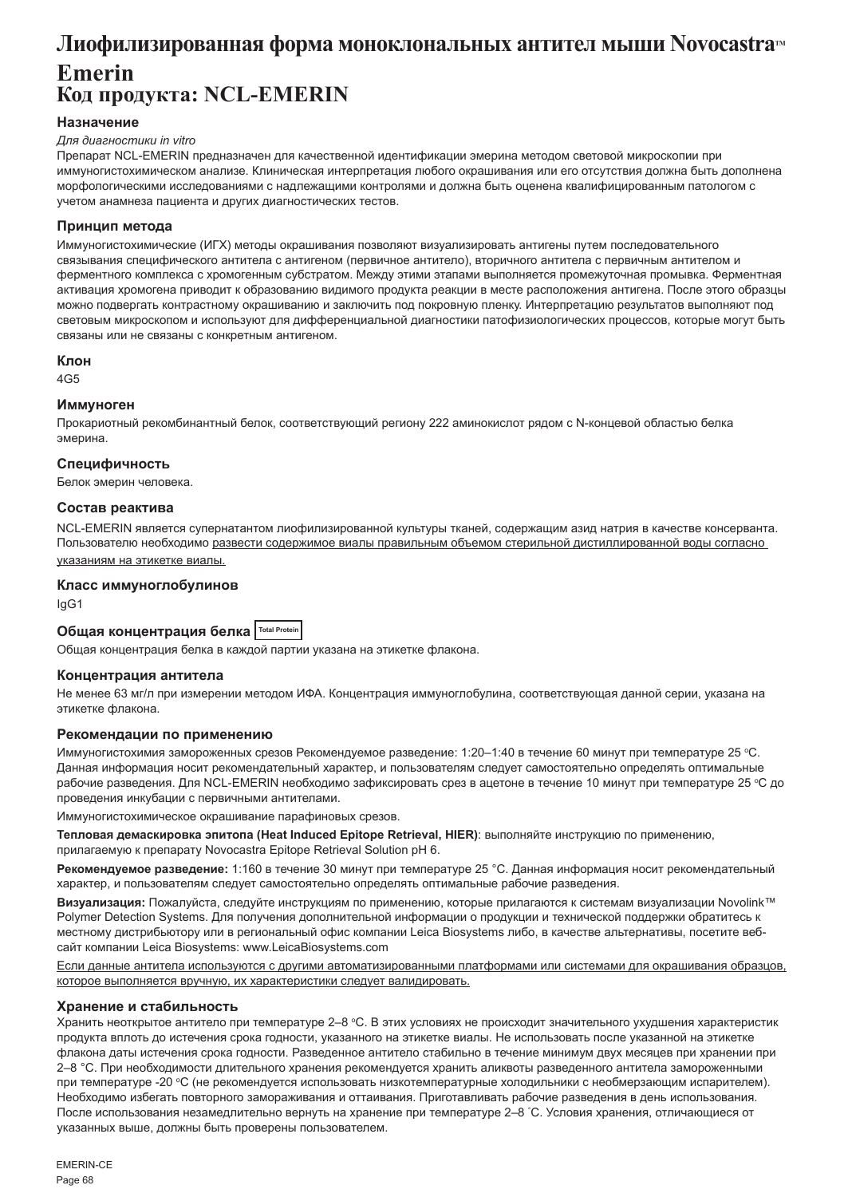# Лиофилизированная форма моноклональных антител мыши Novocastra™ Emerin
# Код продукта: NCL-EMERIN

### Назначение

*Для диагностики in vitro*

Препарат NCL-EMERIN предназначен для качественной идентификации эмерина методом световой микроскопии при иммуногистохимическом анализе. Клиническая интерпретация любого окрашивания или его отсутствия должна быть дополнена морфологическими исследованиями с надлежащими контролями и должна быть оценена квалифицированным патологом с учетом анамнеза пациента и других диагностических тестов.

### Принцип метода

Иммуногистохимические (ИГХ) методы окрашивания позволяют визуализировать антигены путем последовательного связывания специфического антитела с антигеном (первичное антитело), вторичного антитела с первичным антителом и ферментного комплекса с хромогенным субстратом. Между этими этапами выполняется промежуточная промывка. Ферментная активация хромогена приводит к образованию видимого продукта реакции в месте расположения антигена. После этого образцы можно подвергать контрастному окрашиванию и заключить под покровную пленку. Интерпретацию результатов выполняют под световым микроскопом и используют для дифференциальной диагностики патофизиологических процессов, которые могут быть связаны или не связаны с конкретным антигеном.

### Клон

4G5

### Иммуноген

Прокариотный рекомбинантный белок, соответствующий региону 222 аминокислот рядом с N-концевой областью белка эмерина.

### Специфичность

Белок эмерин человека.

### Состав реактива

NCL-EMERIN является супернатантом лиофилизированной культуры тканей, содержащим азид натрия в качестве консерванта. Пользователю необходимо разведи содержимое виалы правильным объемом стерильной дистиллированной воды согласно указаниям на этикетке виалы.

### Класс иммуноглобулинов

IgG1

### Общая концентрация белка Total Protein

Общая концентрация белка в каждой партии указана на этикетке флакона.

### Концентрация антитела

Не менее 63 мг/л при измерении методом ИФА. Концентрация иммуноглобулина, соответствующая данной серии, указана на этикетке флакона.

### Рекомендации по применению

Иммуногистохимия замороженных срезов Рекомендуемое разведение: 1:20–1:40 в течение 60 минут при температуре 25 °C. Данная информация носит рекомендательный характер, и пользователям следует самостоятельно определять оптимальные рабочие разведения. Для NCL-EMERIN необходимо зафиксировать срез в ацетоне в течение 10 минут при температуре 25 °C до проведения инкубации с первичными антителами.

Иммуногистохимическое окрашивание парафиновых срезов.

**Тепловая демаскировка эпитопа (Heat Induced Epitope Retrieval, HIER)**: выполняйте инструкцию по применению, прилагаемую к препарату Novocastra Epitope Retrieval Solution pH 6.

**Рекомендуемое разведение:** 1:160 в течение 30 минут при температуре 25 °C. Данная информация носит рекомендательный характер, и пользователям следует самостоятельно определять оптимальные рабочие разведения.

**Визуализация:** Пожалуйста, следуйте инструкциям по применению, которые прилагаются к системам визуализации Novolink™ Polymer Detection Systems. Для получения дополнительной информации о продукции и технической поддержки обратитесь к местному дистрибьютору или в региональный офис компании Leica Biosystems либо, в качестве альтернативы, посетите веб-сайт компании Leica Biosystems: www.LeicaBiosystems.com

Если данные антитела используются с другими автоматизированными платформами или системами для окрашивания образцов, которое выполняется вручную, их характеристики следует валидировать.

### Хранение и стабильность

Хранить неоткрытое антитело при температуре 2–8 °C. В этих условиях не происходит значительного ухудшения характеристик продукта вплоть до истечения срока годности, указанного на этикетке виалы. Не использовать после указанной на этикетке флакона даты истечения срока годности. Разведенное антитело стабильно в течение минимум двух месяцев при хранении при 2–8 °C. При необходимости длительного хранения рекомендуется хранить аликвоты разведенного антитела замороженными при температуре -20 °C (не рекомендуется использовать низкотемпературные холодильники с необмерзающим испарителем). Необходимо избегать повторного замораживания и оттаивания. Приготавливать рабочие разведения в день использования. После использования незамедлительно вернуть на хранение при температуре 2–8 °C. Условия хранения, отличающиеся от указанных выше, должны быть проверены пользователем.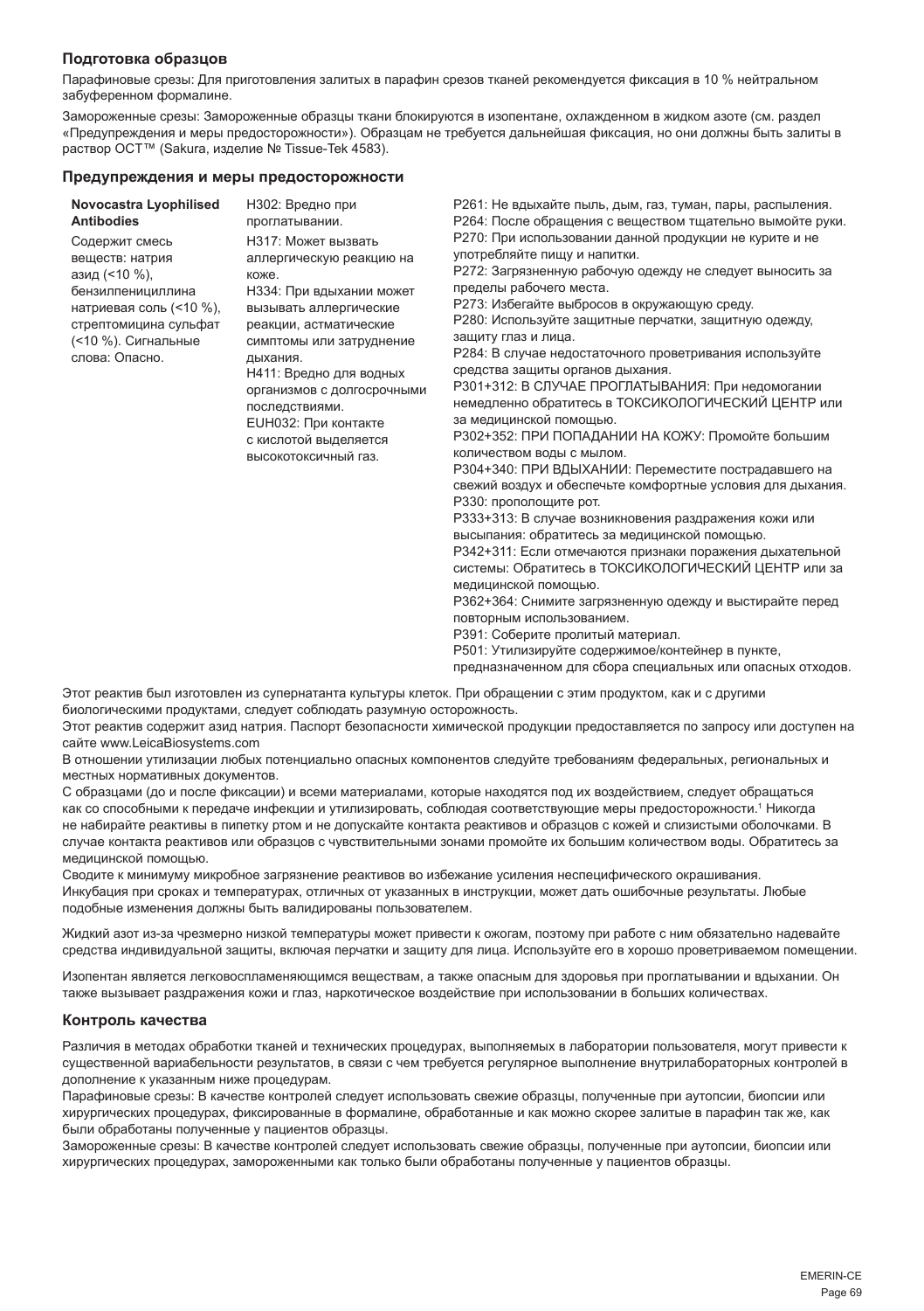### Подготовка образцов

Парафиновые срезы: Для приготовления залитых в парафин срезов тканей рекомендуется фиксация в 10 % нейтральном забуференном формалине.

Замороженные срезы: Замороженные образцы ткани блокируются в изопентане, охлажденном в жидком азоте (см. раздел «Предупреждения и меры предосторожности»). Образцам не требуется дальнейшая фиксация, но они должны быть залиты в раствор OCT™ (Sakura, изделие № Tissue-Tek 4583).

### Предупреждения и меры предосторожности

| | | |
|---|---|---|
| **Novocastra Lyophilised Antibodies**<br>Содержит смесь веществ: натрия азид (<10 %), бензилпенициллина натриевая соль (<10 %), стрептомицина сульфат (<10 %). Сигнальные слова: Опасно. | H302: Вредно при проглатывании.<br>H317: Может вызвать аллергическую реакцию на коже.<br>H334: При вдыхании может вызывать аллергические реакции, астматические симптомы или затруднение дыхания.<br>H411: Вредно для водных организмов с долгосрочными последствиями.<br>EUH032: При контакте с кислотой выделяется высокотоксичный газ. | P261: Не вдыхайте пыль, дым, газ, туман, пары, распыления.<br>P264: После обращения с веществом тщательно вымойте руки.<br>P270: При использовании данной продукции не курите и не употребляйте пищу и напитки.<br>P272: Загрязненную рабочую одежду не следует выносить за пределы рабочего места.<br>P273: Избегайте выбросов в окружающую среду.<br>P280: Используйте защитные перчатки, защитную одежду, защиту глаз и лица.<br>P284: В случае недостаточного проветривания используйте средства защиты органов дыхания.<br>P301+312: В СЛУЧАЕ ПРОГЛАТЫВАНИЯ: При недомогании немедленно обратитесь в ТОКСИКОЛОГИЧЕСКИЙ ЦЕНТР или за медицинской помощью.<br>P302+352: ПРИ ПОПАДАНИИ НА КОЖУ: Промойте большим количеством воды с мылом.<br>P304+340: ПРИ ВДЫХАНИИ: Переместите пострадавшего на свежий воздух и обеспечьте комфортные условия для дыхания.<br>P330: прополощите рот.<br>P333+313: В случае возникновения раздражения кожи или высыпания: обратитесь за медицинской помощью.<br>P342+311: Если отмечаются признаки поражения дыхательной системы: Обратитесь в ТОКСИКОЛОГИЧЕСКИЙ ЦЕНТР или за медицинской помощью.<br>P362+364: Снимите загрязненную одежду и выстирайте перед повторным использованием.<br>P391: Соберите пролитый материал.<br>P501: Утилизируйте содержимое/контейнер в пункте, предназначенном для сбора специальных или опасных отходов. |

Этот реактив был изготовлен из супернатанта культуры клеток. При обращении с этим продуктом, как и с другими биологическими продуктами, следует соблюдать разумную осторожность.
Этот реактив содержит азид натрия. Паспорт безопасности химической продукции предоставляется по запросу или доступен на сайте www.LeicaBiosystems.com
В отношении утилизации любых потенциально опасных компонентов следуйте требованиям федеральных, региональных и местных нормативных документов.
С образцами (до и после фиксации) и всеми материалами, которые находятся под их воздействием, следует обращаться как со способными к передаче инфекции и утилизировать, соблюдая соответствующие меры предосторожности.[1] Никогда не набирайте реактивы в пипетку ртом и не допускайте контакта реактивов и образцов с кожей и слизистыми оболочками. В случае контакта реактивов или образцов с чувствительными зонами промойте их большим количеством воды. Обратитесь за медицинской помощью.
Сводите к минимуму микробное загрязнение реактивов во избежание усиления неспецифического окрашивания.
Инкубация при сроках и температурах, отличных от указанных в инструкции, может дать ошибочные результаты. Любые подобные изменения должны быть валидированы пользователем.

Жидкий азот из-за чрезмерно низкой температуры может привести к ожогам, поэтому при работе с ним обязательно надевайте средства индивидуальной защиты, включая перчатки и защиту для лица. Используйте его в хорошо проветриваемом помещении.

Изопентан является легковоспламеняющимся веществам, а также опасным для здоровья при проглатывании и вдыхании. Он также вызывает раздражения кожи и глаз, наркотическое воздействие при использовании в больших количествах.

### Контроль качества

Различия в методах обработки тканей и технических процедурах, выполняемых в лаборатории пользователя, могут привести к существенной вариабельности результатов, в связи с чем требуется регулярное выполнение внутрилабораторных контролей в дополнение к указанным ниже процедурам.
Парафиновые срезы: В качестве контролей следует использовать свежие образцы, полученные при аутопсии, биопсии или хирургических процедурах, фиксированные в формалине, обработанные и как можно скорее залитые в парафин так же, как были обработаны полученные у пациентов образцы.
Замороженные срезы: В качестве контролей следует использовать свежие образцы, полученные при аутопсии, биопсии или хирургических процедурах, замороженными как только были обработаны полученные у пациентов образцы.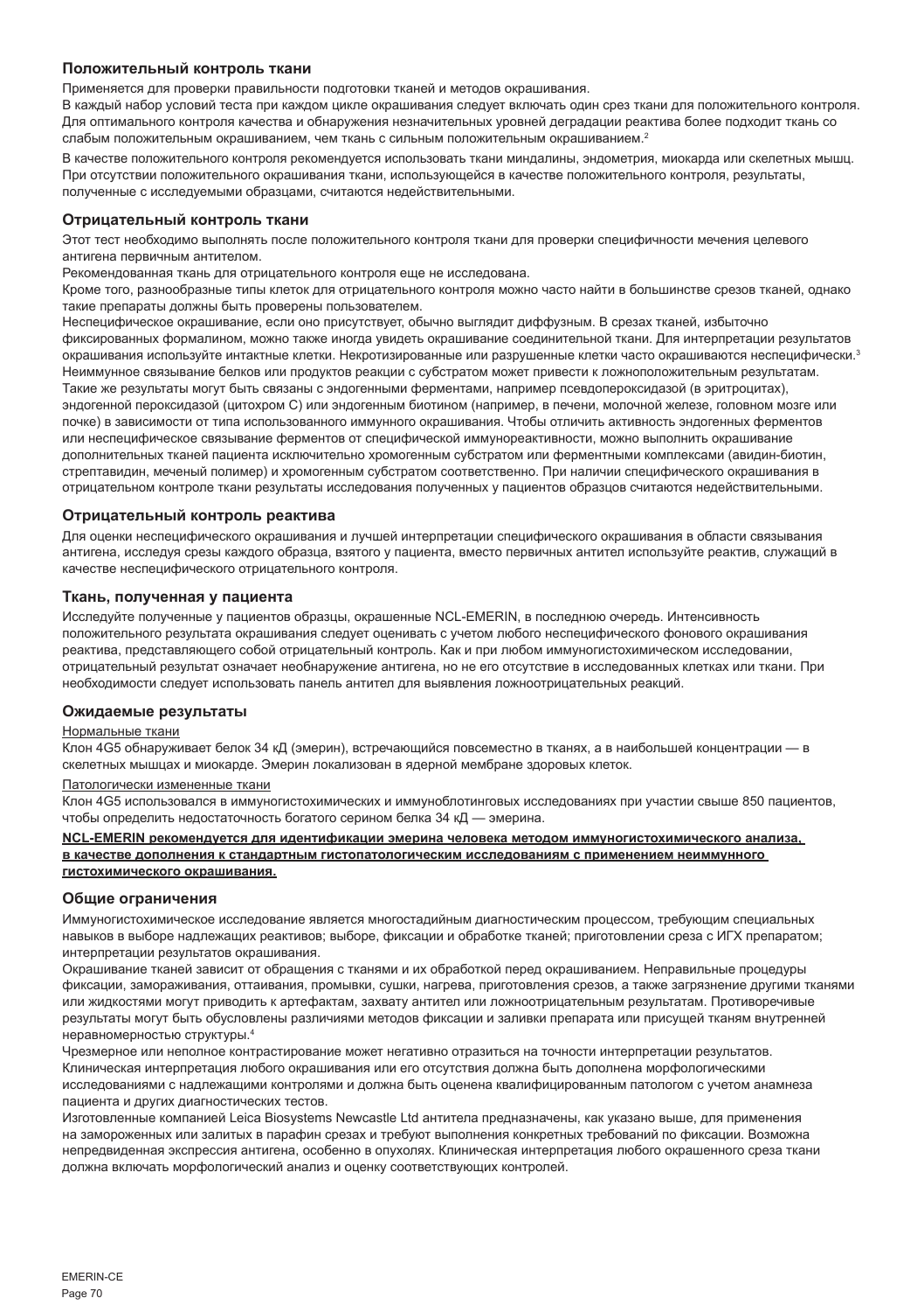### Положительный контроль ткани

Применяется для проверки правильности подготовки тканей и методов окрашивания.

В каждый набор условий теста при каждом цикле окрашивания следует включать один срез ткани для положительного контроля. Для оптимального контроля качества и обнаружения незначительных уровней деградации реактива более подходит ткань со слабым положительным окрашиванием, чем ткань с сильным положительным окрашиванием.[2]

В качестве положительного контроля рекомендуется использовать ткани миндалины, эндометрия, миокарда или скелетных мышц. При отсутствии положительного окрашивания ткани, использующейся в качестве положительного контроля, результаты, полученные с исследуемыми образцами, считаются недействительными.

### Отрицательный контроль ткани

Этот тест необходимо выполнять после положительного контроля ткани для проверки специфичности мечения целевого антигена первичным антителом.

Рекомендованная ткань для отрицательного контроля еще не исследована.

Кроме того, разнообразные типы клеток для отрицательного контроля можно часто найти в большинстве срезов тканей, однако такие препараты должны быть проверены пользователем.

Неспецифическое окрашивание, если оно присутствует, обычно выглядит диффузным. В срезах тканей, избыточно фиксированных формалином, можно также иногда увидеть окрашивание соединительной ткани. Для интерпретации результатов окрашивания используйте интактные клетки. Некротизированные или разрушенные клетки часто окрашиваются неспецифически.[3] Неиммунное связывание белков или продуктов реакции с субстратом может привести к ложноположительным результатам. Такие же результаты могут быть связаны с эндогенными ферментами, например псевдопероксидазой (в эритроцитах), эндогенной пероксидазой (цитохром C) или эндогенным биотином (например, в печени, молочной железе, головном мозге или почке) в зависимости от типа использованного иммунного окрашивания. Чтобы отличить активность эндогенных ферментов или неспецифическое связывание ферментов от специфической иммунореактивности, можно выполнить окрашивание дополнительных тканей пациента исключительно хромогенным субстратом или ферментными комплексами (авидин-биотин, стрептавидин, меченый полимер) и хромогенным субстратом соответственно. При наличии специфического окрашивания в отрицательном контроле ткани результаты исследования полученных у пациентов образцов считаются недействительными.

### Отрицательный контроль реактива

Для оценки неспецифического окрашивания и лучшей интерпретации специфического окрашивания в области связывания антигена, исследуя срезы каждого образца, взятого у пациента, вместо первичных антител используйте реактив, служащий в качестве неспецифического отрицательного контроля.

### Ткань, полученная у пациента

Исследуйте полученные у пациентов образцы, окрашенные NCL-EMERIN, в последнюю очередь. Интенсивность положительного результата окрашивания следует оценивать с учетом любого неспецифического фонового окрашивания реактива, представляющего собой отрицательный контроль. Как и при любом иммуногистохимическом исследовании, отрицательный результат означает необнаружение антигена, но не его отсутствие в исследованных клетках или ткани. При необходимости следует использовать панель антител для выявления ложноотрицательных реакций.

### Ожидаемые результаты

Нормальные ткани

Клон 4G5 обнаруживает белок 34 кД (эмерин), встречающийся повсеместно в тканях, а в наибольшей концентрации — в скелетных мышцах и миокарде. Эмерин локализован в ядерной мембране здоровых клеток.

Патологически измененные ткани

Клон 4G5 использовался в иммуногистохимических и иммуноблотинговых исследованиях при участии свыше 850 пациентов, чтобы определить недостаточность богатого серином белка 34 кД — эмерина.

**NCL-EMERIN рекомендуется для идентификации эмерина человека методом иммуногистохимического анализа, в качестве дополнения к стандартным гистопатологическим исследованиям с применением неиммунного гистохимического окрашивания.**

### Общие ограничения

Иммуногистохимическое исследование является многостадийным диагностическим процессом, требующим специальных навыков в выборе надлежащих реактивов; выборе, фиксации и обработке тканей; приготовлении среза с ИГХ препаратом; интерпретации результатов окрашивания.

Окрашивание тканей зависит от обращения с тканями и их обработкой перед окрашиванием. Неправильные процедуры фиксации, замораживания, оттаивания, промывки, сушки, нагрева, приготовления срезов, а также загрязнение другими тканями или жидкостями могут приводить к артефактам, захвату антител или ложноотрицательным результатам. Противоречивые результаты могут быть обусловлены различиями методов фиксации и заливки препарата или присущей тканям внутренней неравномерностью структуры.[4]

Чрезмерное или неполное контрастирование может негативно отразиться на точности интерпретации результатов. Клиническая интерпретация любого окрашивания или его отсутствия должна быть дополнена морфологическими исследованиями с надлежащими контролями и должна быть оценена квалифицированным патологом с учетом анамнеза пациента и других диагностических тестов.

Изготовленные компанией Leica Biosystems Newcastle Ltd антитела предназначены, как указано выше, для применения на замороженных или залитых в парафин срезах и требуют выполнения конкретных требований по фиксации. Возможна непредвиденная экспрессия антигена, особенно в опухолях. Клиническая интерпретация любого окрашенного среза ткани должна включать морфологический анализ и оценку соответствующих контролей.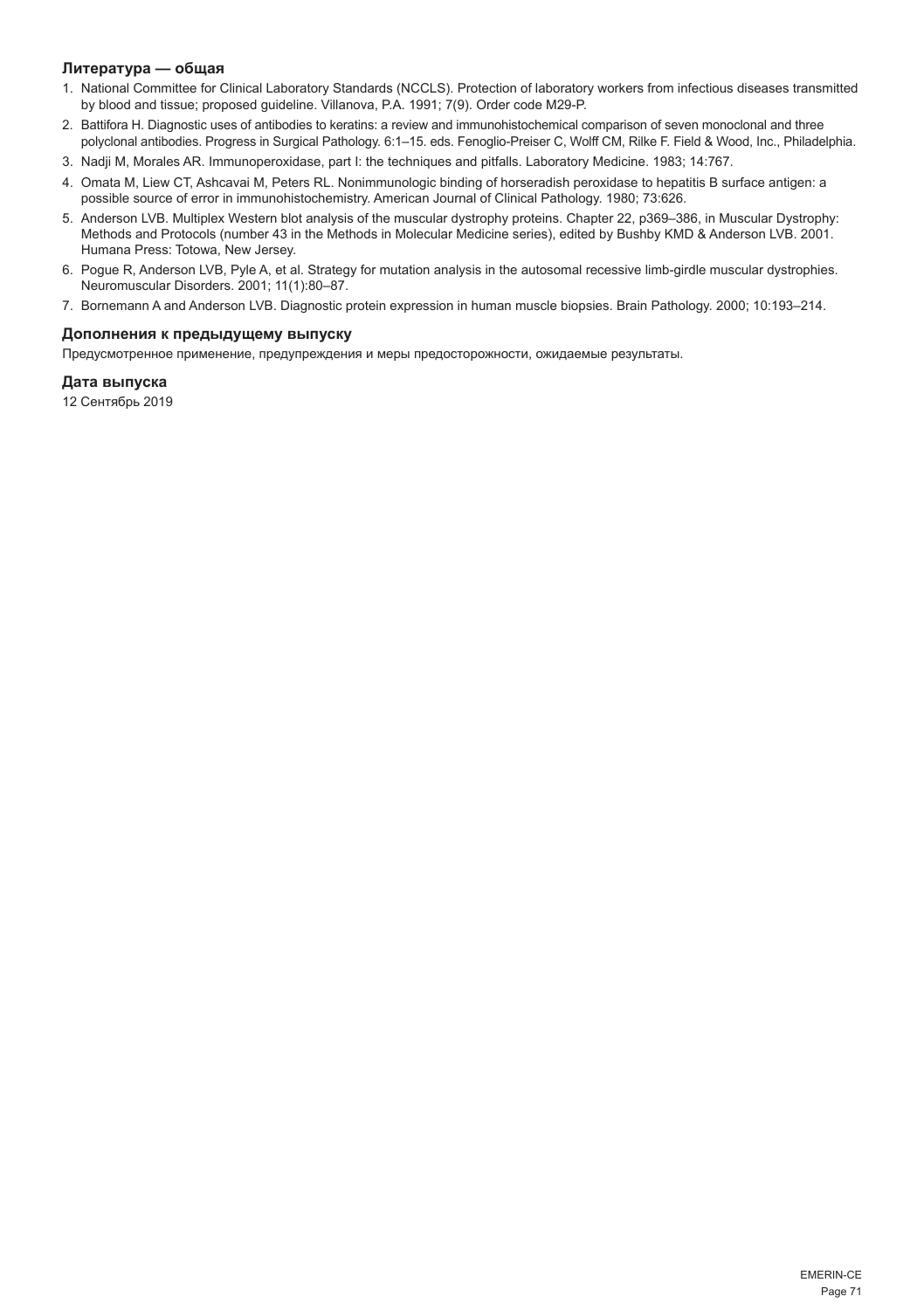## Литература — общая

1. National Committee for Clinical Laboratory Standards (NCCLS). Protection of laboratory workers from infectious diseases transmitted by blood and tissue; proposed guideline. Villanova, P.A. 1991; 7(9). Order code M29-P.
2. Battifora H. Diagnostic uses of antibodies to keratins: a review and immunohistochemical comparison of seven monoclonal and three polyclonal antibodies. Progress in Surgical Pathology. 6:1–15. eds. Fenoglio-Preiser C, Wolff CM, Rilke F. Field & Wood, Inc., Philadelphia.
3. Nadji M, Morales AR. Immunoperoxidase, part I: the techniques and pitfalls. Laboratory Medicine. 1983; 14:767.
4. Omata M, Liew CT, Ashcavai M, Peters RL. Nonimmunologic binding of horseradish peroxidase to hepatitis B surface antigen: a possible source of error in immunohistochemistry. American Journal of Clinical Pathology. 1980; 73:626.
5. Anderson LVB. Multiplex Western blot analysis of the muscular dystrophy proteins. Chapter 22, p369–386, in Muscular Dystrophy: Methods and Protocols (number 43 in the Methods in Molecular Medicine series), edited by Bushby KMD & Anderson LVB. 2001. Humana Press: Totowa, New Jersey.
6. Pogue R, Anderson LVB, Pyle A, et al. Strategy for mutation analysis in the autosomal recessive limb-girdle muscular dystrophies. Neuromuscular Disorders. 2001; 11(1):80–87.
7. Bornemann A and Anderson LVB. Diagnostic protein expression in human muscle biopsies. Brain Pathology. 2000; 10:193–214.

## Дополнения к предыдущему выпуску

Предусмотренное применение, предупреждения и меры предосторожности, ожидаемые результаты.

## Дата выпуска

12 Сентябрь 2019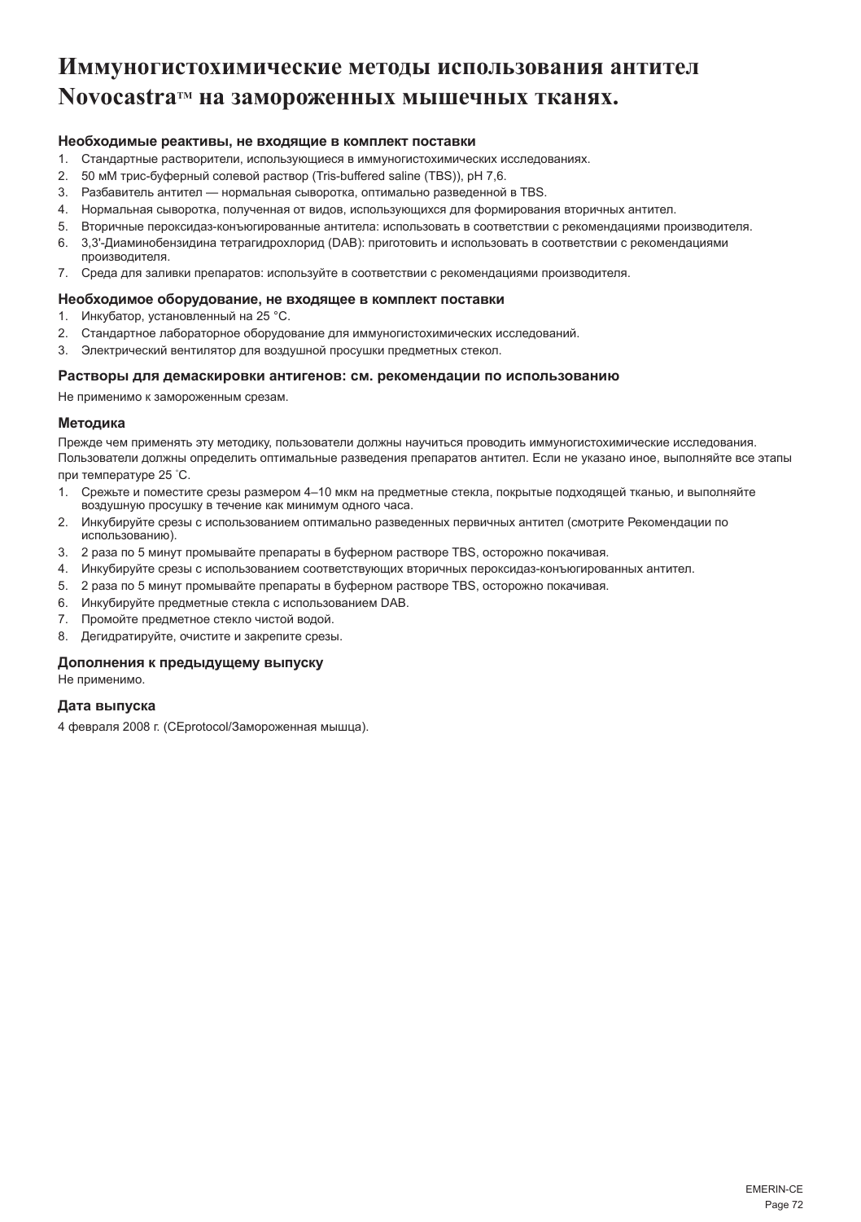# Иммуногистохимические методы использования антител Novocastra™ на замороженных мышечных тканях.

### Необходимые реактивы, не входящие в комплект поставки

1. Стандартные растворители, использующиеся в иммуногистохимических исследованиях.
2. 50 мМ трис-буферный солевой раствор (Tris-buffered saline (TBS)), pH 7,6.
3. Разбавитель антител — нормальная сыворотка, оптимально разведенной в TBS.
4. Нормальная сыворотка, полученная от видов, использующихся для формирования вторичных антител.
5. Вторичные пероксидаз-конъюгированные антитела: использовать в соответствии с рекомендациями производителя.
6. 3,3'-Диаминобензидина тетрагидрохлорид (DAB): приготовить и использовать в соответствии с рекомендациями производителя.
7. Среда для заливки препаратов: используйте в соответствии с рекомендациями производителя.

### Необходимое оборудование, не входящее в комплект поставки

1. Инкубатор, установленный на 25 °C.
2. Стандартное лабораторное оборудование для иммуногистохимических исследований.
3. Электрический вентилятор для воздушной просушки предметных стекол.

### Растворы для демаскировки антигенов: см. рекомендации по использованию

Не применимо к замороженным срезам.

### Методика

Прежде чем применять эту методику, пользователи должны научиться проводить иммуногистохимические исследования. Пользователи должны определить оптимальные разведения препаратов антител. Если не указано иное, выполняйте все этапы при температуре 25 ˚C.

1. Срежьте и поместите срезы размером 4–10 мкм на предметные стекла, покрытые подходящей тканью, и выполняйте воздушную просушку в течение как минимум одного часа.
2. Инкубируйте срезы с использованием оптимально разведенных первичных антител (смотрите Рекомендации по использованию).
3. 2 раза по 5 минут промывайте препараты в буферном растворе TBS, осторожно покачивая.
4. Инкубируйте срезы с использованием соответствующих вторичных пероксидаз-конъюгированных антител.
5. 2 раза по 5 минут промывайте препараты в буферном растворе TBS, осторожно покачивая.
6. Инкубируйте предметные стекла с использованием DAB.
7. Промойте предметное стекло чистой водой.
8. Дегидратируйте, очистите и закрепите срезы.

### Дополнения к предыдущему выпуску

Не применимо.

### Дата выпуска

4 февраля 2008 г. (CEprotocol/Замороженная мышца).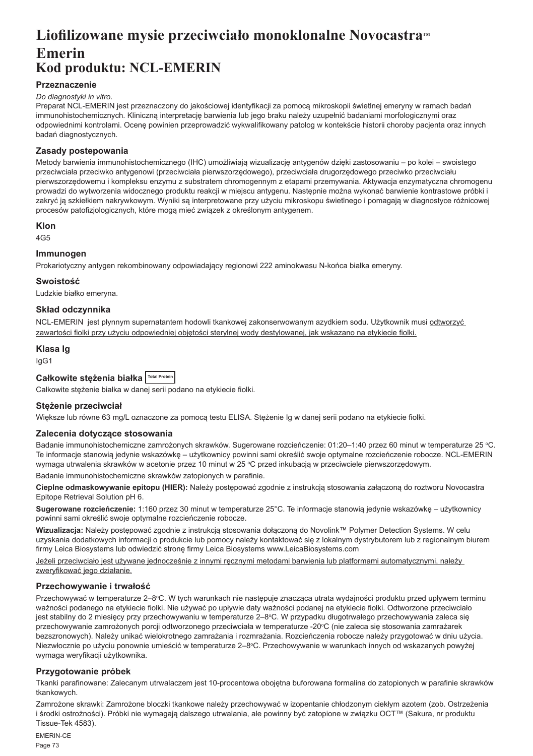# Liofilizowane mysie przeciwciało monoklonalne Novocastra™ Emerin
# Kod produktu: NCL-EMERIN

## Przeznaczenie

*Do diagnostyki in vitro.*

Preparat NCL-EMERIN jest przeznaczony do jakościowej identyfikacji za pomocą mikroskopii świetlnej emeryny w ramach badań immunohistochemicznych. Kliniczną interpretację barwienia lub jego braku należy uzupełnić badaniami morfologicznymi oraz odpowiednimi kontrolami. Ocenę powinien przeprowadzić wykwalifikowany patolog w kontekście historii choroby pacjenta oraz innych badań diagnostycznych.

## Zasady postepowania

Metody barwienia immunohistochemicznego (IHC) umożliwiają wizualizację antygenów dzięki zastosowaniu – po kolei – swoistego przeciwciała przeciwko antygenowi (przeciwciała pierwszorzędowego), przeciwciała drugorzędowego przeciwko przeciwciału pierwszorzędowemu i kompleksu enzymu z substratem chromogennym z etapami przemywania. Aktywacja enzymatyczna chromogenu prowadzi do wytworzenia widocznego produktu reakcji w miejscu antygenu. Następnie można wykonać barwienie kontrastowe próbki i zakryć ją szkiełkiem nakrywkowym. Wyniki są interpretowane przy użyciu mikroskopu świetlnego i pomagają w diagnostyce różnicowej procesów patofizjologicznych, które mogą mieć związek z określonym antygenem.

## Klon

4G5

## Immunogen

Prokariotyczny antygen rekombinowany odpowiadający regionowi 222 aminokwasu N-końca białka emeryny.

## Swoistość

Ludzkie białko emeryna.

## Skład odczynnika

NCL-EMERIN jest płynnym supernatantem hodowli tkankowej zakonserwowanym azydkiem sodu. Użytkownik musi odtworzyć zawartości fiolki przy użyciu odpowiedniej objętości sterylnej wody destylowanej, jak wskazano na etykiecie fiolki.

## Klasa Ig

IgG1

## Całkowite stężenia białka Total Protein

Całkowite stężenie białka w danej serii podano na etykiecie fiolki.

## Stężenie przeciwciał

Większe lub równe 63 mg/L oznaczone za pomocą testu ELISA. Stężenie Ig w danej serii podano na etykiecie fiolki.

## Zalecenia dotyczące stosowania

Badanie immunohistochemiczne zamrożonych skrawków. Sugerowane rozcieńczenie: 01:20–1:40 przez 60 minut w temperaturze 25 °C. Te informacje stanowią jedynie wskazówkę – użytkownicy powinni sami określić swoje optymalne rozcieńczenie robocze. NCL-EMERIN wymaga utrwalenia skrawków w acetonie przez 10 minut w 25 °C przed inkubacją w przeciwciele pierwszorzędowym.

Badanie immunohistochemiczne skrawków zatopionych w parafinie.

**Cieplne odmaskowywanie epitopu (HIER):** Należy postępować zgodnie z instrukcją stosowania załączoną do roztworu Novocastra Epitope Retrieval Solution pH 6.

**Sugerowane rozcieńczenie:** 1:160 przez 30 minut w temperaturze 25°C. Te informacje stanowią jedynie wskazówkę – użytkownicy powinni sami określić swoje optymalne rozcieńczenie robocze.

**Wizualizacja:** Należy postępować zgodnie z instrukcją stosowania dołączoną do Novolink™ Polymer Detection Systems. W celu uzyskania dodatkowych informacji o produkcie lub pomocy należy kontaktować się z lokalnym dystrybutorem lub z regionalnym biurem firmy Leica Biosystems lub odwiedzić stronę firmy Leica Biosystems www.LeicaBiosystems.com

Jeżeli przeciwciało jest używane jednocześnie z innymi ręcznymi metodami barwienia lub platformami automatycznymi, należy zweryfikować jego działanie.

## Przechowywanie i trwałość

Przechowywać w temperaturze 2–8°C. W tych warunkach nie następuje znacząca utrata wydajności produktu przed upływem terminu ważności podanego na etykiecie fiolki. Nie używać po upływie daty ważności podanej na etykiecie fiolki. Odtworzone przeciwciało jest stabilny do 2 miesięcy przy przechowywaniu w temperaturze 2–8°C. W przypadku długotrwałego przechowywania zaleca się przechowywanie zamrożonych porcji odtworzonego przeciwciała w temperaturze -20°C (nie zaleca się stosowania zamrażarek bezszronowych). Należy unikać wielokrotnego zamrażania i rozmrażania. Rozcieńczenia robocze należy przygotować w dniu użycia. Niezwłocznie po użyciu ponownie umieścić w temperaturze 2–8°C. Przechowywanie w warunkach innych od wskazanych powyżej wymaga weryfikacji użytkownika.

## Przygotowanie próbek

Tkanki parafinowane: Zalecanym utrwalaczem jest 10-procentowa obojętna buforowana formalina do zatopionych w parafinie skrawków tkankowych.

Zamrożone skrawki: Zamrożone bloczki tkankowe należy przechowywać w izopentanie chłodzonym ciekłym azotem (zob. Ostrzeżenia i środki ostrożności). Próbki nie wymagają dalszego utrwalania, ale powinny być zatopione w związku OCT™ (Sakura, nr produktu Tissue-Tek 4583).

EMERIN-CE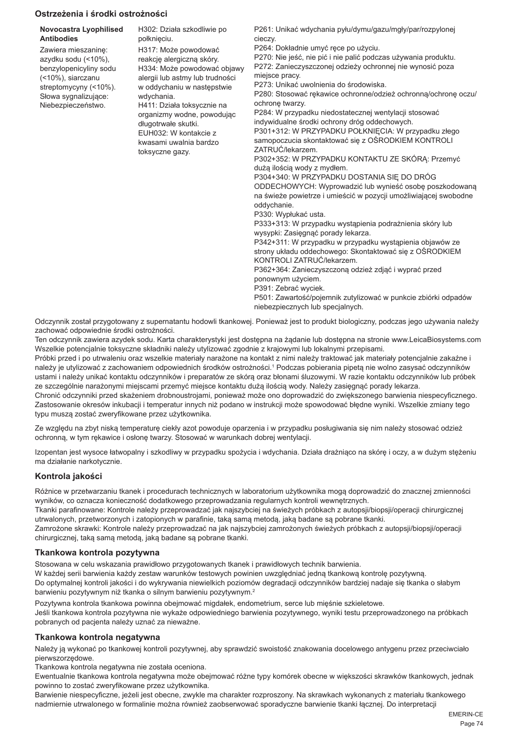## Ostrzeżenia i środki ostrożności

| | | |
|---|---|---|
| **Novocastra Lyophilised Antibodies**<br>Zawiera mieszaninę: azydku sodu (<10%), benzylopenicyliny sodu (<10%), siarczanu streptomycyny (<10%).<br>Słowa sygnalizujące: Niebezpieczeństwo. | H302: Działa szkodliwie po połknięciu.<br>H317: Może powodować reakcję alergiczną skóry.<br>H334: Może powodować objawy alergii lub astmy lub trudności w oddychaniu w następstwie wdychania.<br>H411: Działa toksycznie na organizmy wodne, powodując długotrwałe skutki.<br>EUH032: W kontakcie z kwasami uwalnia bardzo toksyczne gazy. | P261: Unikać wdychania pyłu/dymu/gazu/mgły/par/rozpylonej cieczy.<br>P264: Dokładnie umyć ręce po użyciu.<br>P270: Nie jeść, nie pić i nie palić podczas używania produktu.<br>P272: Zanieczyszczonej odzieży ochronnej nie wynosić poza miejsce pracy.<br>P273: Unikać uwolnienia do środowiska.<br>P280: Stosować rękawice ochronne/odzież ochronną/ochronę oczu/ochronę twarzy.<br>P284: W przypadku niedostatecznej wentylacji stosować indywidualne środki ochrony dróg oddechowych.<br>P301+312: W PRZYPADKU POŁKNIĘCIA: W przypadku złego samopoczucia skontaktować się z OŚRODKIEM KONTROLI ZATRUĆ/lekarzem.<br>P302+352: W PRZYPADKU KONTAKTU ZE SKÓRĄ: Przemyć dużą ilością wody z mydłem.<br>P304+340: W PRZYPADKU DOSTANIA SIĘ DO DRÓG ODDECHOWYCH: Wyprowadzić lub wynieść osobę poszkodowaną na świeże powietrze i umieścić w pozycji umożliwiającej swobodne oddychanie.<br>P330: Wypłukać usta.<br>P333+313: W przypadku wystąpienia podrażnienia skóry lub wysypki: Zasięgnąć porady lekarza.<br>P342+311: W przypadku w przypadku wystąpienia objawów ze strony układu oddechowego: Skontaktować się z OŚRODKIEM KONTROLI ZATRUĆ/lekarzem.<br>P362+364: Zanieczyszczoną odzież zdjąć i wyprać przed ponownym użyciem.<br>P391: Zebrać wyciek.<br>P501: Zawartość/pojemnik zutylizować w punkcie zbiórki odpadów niebezpiecznych lub specjalnych. |

Odczynnik został przygotowany z supernatantu hodowli tkankowej. Ponieważ jest to produkt biologiczny, podczas jego używania należy zachować odpowiednie środki ostrożności.
Ten odczynnik zawiera azydek sodu. Karta charakterystyki jest dostępna na żądanie lub dostępna na stronie www.LeicaBiosystems.com
Wszelkie potencjalnie toksyczne składniki należy utylizować zgodnie z krajowymi lub lokalnymi przepisami.
Próbki przed i po utrwaleniu oraz wszelkie materiały narażone na kontakt z nimi należy traktować jak materiały potencjalnie zakaźne i należy je utylizować z zachowaniem odpowiednich środków ostrożności.[1] Podczas pobierania pipetą nie wolno zasysać odczynników ustami i należy unikać kontaktu odczynników i preparatów ze skórą oraz błonami śluzowymi. W razie kontaktu odczynników lub próbek ze szczególnie narażonymi miejscami przemyć miejsce kontaktu dużą ilością wody. Należy zasięgnąć porady lekarza.
Chronić odczynniki przed skażeniem drobnoustrojami, ponieważ może ono doprowadzić do zwiększonego barwienia niespecyficznego.
Zastosowanie okresów inkubacji i temperatur innych niż podano w instrukcji może spowodować błędne wyniki. Wszelkie zmiany tego typu muszą zostać zweryfikowane przez użytkownika.

Ze względu na zbyt niską temperaturę ciekły azot powoduje oparzenia i w przypadku posługiwania się nim należy stosować odzież ochronną, w tym rękawice i osłonę twarzy. Stosować w warunkach dobrej wentylacji.

Izopentan jest wysoce łatwopalny i szkodliwy w przypadku spożycia i wdychania. Działa drażniąco na skórę i oczy, a w dużym stężeniu ma działanie narkotycznie.

## Kontrola jakości

Różnice w przetwarzaniu tkanek i procedurach technicznych w laboratorium użytkownika mogą doprowadzić do znacznej zmienności wyników, co oznacza konieczność dodatkowego przeprowadzania regularnych kontroli wewnętrznych.
Tkanki parafinowane: Kontrole należy przeprowadzać jak najszybciej na świeżych próbkach z autopsji/biopsji/operacji chirurgicznej utrwalonych, przetworzonych i zatopionych w parafinie, taką samą metodą, jaką badane są pobrane tkanki.
Zamrożone skrawki: Kontrole należy przeprowadzać na jak najszybciej zamrożonych świeżych próbkach z autopsji/biopsji/operacji chirurgicznej, taką samą metodą, jaką badane są pobrane tkanki.

## Tkankowa kontrola pozytywna

Stosowana w celu wskazania prawidłowo przygotowanych tkanek i prawidłowych technik barwienia.
W każdej serii barwienia każdy zestaw warunków testowych powinien uwzględniać jedną tkankową kontrolę pozytywną.
Do optymalnej kontroli jakości i do wykrywania niewielkich poziomów degradacji odczynników bardziej nadaje się tkanka o słabym barwieniu pozytywnym niż tkanka o silnym barwieniu pozytywnym.[2]

Pozytywna kontrola tkankowa powinna obejmować migdałek, endometrium, serce lub mięśnie szkieletowe.
Jeśli tkankowa kontrola pozytywna nie wykaże odpowiedniego barwienia pozytywnego, wyniki testu przeprowadzonego na próbkach pobranych od pacjenta należy uznać za nieważne.

## Tkankowa kontrola negatywna

Należy ją wykonać po tkankowej kontroli pozytywnej, aby sprawdzić swoistość znakowania docelowego antygenu przez przeciwciało pierwszorzędowe.
Tkankowa kontrola negatywna nie została oceniona.
Ewentualnie tkankowa kontrola negatywna może obejmować różne typy komórek obecne w większości skrawków tkankowych, jednak powinno to zostać zweryfikowane przez użytkownika.
Barwienie niespecyficzne, jeżeli jest obecne, zwykle ma charakter rozproszony. Na skrawkach wykonanych z materiału tkankowego nadmiernie utrwalonego w formalinie można również zaobserwować sporadyczne barwienie tkanki łącznej. Do interpretacji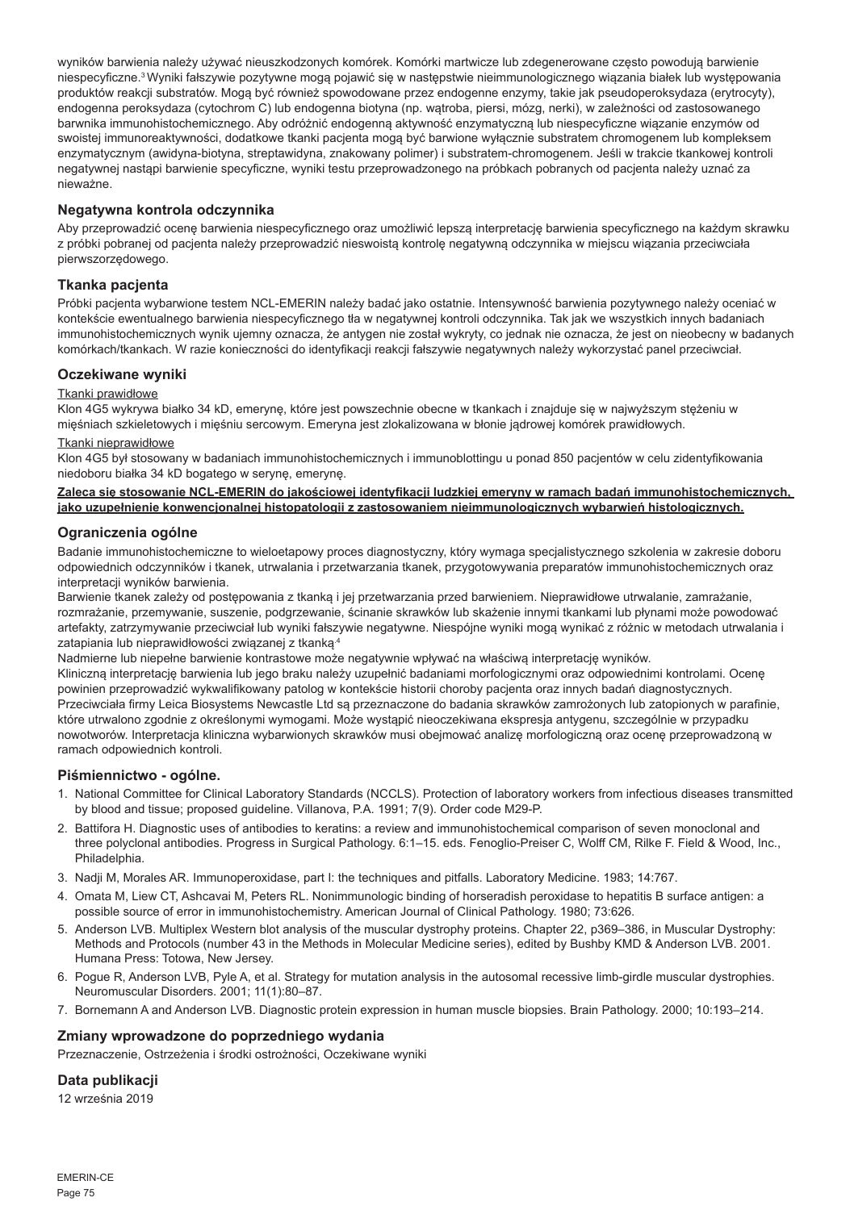wyników barwienia należy używać nieuszkodzonych komórek. Komórki martwicze lub zdegenerowane często powodują barwienie niespecyficzne.[3] Wyniki fałszywie pozytywne mogą pojawić się w następstwie nieimmunologicznego wiązania białek lub występowania produktów reakcji substratów. Mogą być również spowodowane przez endogenne enzymy, takie jak pseudoperoksydaza (erytrocyty), endogenna peroksydaza (cytochrom C) lub endogenna biotyna (np. wątroba, piersi, mózg, nerki), w zależności od zastosowanego barwnika immunohistochemicznego. Aby odróżnić endogenną aktywność enzymatyczną lub niespecyficzne wiązanie enzymów od swoistej immunoreaktywności, dodatkowe tkanki pacjenta mogą być barwione wyłącznie substratem chromogenem lub kompleksem enzymatycznym (awidyna-biotyna, streptawidyna, znakowany polimer) i substratem-chromogenem. Jeśli w trakcie tkankowej kontroli negatywnej nastąpi barwienie specyficzne, wyniki testu przeprowadzonego na próbkach pobranych od pacjenta należy uznać za nieważne.

## Negatywna kontrola odczynnika

Aby przeprowadzić ocenę barwienia niespecyficznego oraz umożliwić lepszą interpretację barwienia specyficznego na każdym skrawku z próbki pobranej od pacjenta należy przeprowadzić nieswoistą kontrolę negatywną odczynnika w miejscu wiązania przeciwciała pierwszorzędowego.

## Tkanka pacjenta

Próbki pacjenta wybarwione testem NCL-EMERIN należy badać jako ostatnie. Intensywność barwienia pozytywnego należy oceniać w kontekście ewentualnego barwienia niespecyficznego tła w negatywnej kontroli odczynnika. Tak jak we wszystkich innych badaniach immunohistochemicznych wynik ujemny oznacza, że antygen nie został wykryty, co jednak nie oznacza, że jest on nieobecny w badanych komórkach/tkankach. W razie konieczności do identyfikacji reakcji fałszywie negatywnych należy wykorzystać panel przeciwciał.

## Oczekiwane wyniki

Tkanki prawidłowe

Klon 4G5 wykrywa białko 34 kD, emerynę, które jest powszechnie obecne w tkankach i znajduje się w najwyższym stężeniu w mięśniach szkieletowych i mięśniu sercowym. Emeryna jest zlokalizowana w błonie jądrowej komórek prawidłowych.

Tkanki nieprawidłowe

Klon 4G5 był stosowany w badaniach immunohistochemicznych i immunoblottingu u ponad 850 pacjentów w celu zidentyfikowania niedoboru białka 34 kD bogatego w serynę, emerynę.

**Zaleca się stosowanie NCL-EMERIN do jakościowej identyfikacji ludzkiej emeryny w ramach badań immunohistochemicznych, jako uzupełnienie konwencjonalnej histopatologii z zastosowaniem nieimmunologicznych wybarwień histologicznych.**

## Ograniczenia ogólne

Badanie immunohistochemiczne to wieloetapowy proces diagnostyczny, który wymaga specjalistycznego szkolenia w zakresie doboru odpowiednich odczynników i tkanek, utrwalania i przetwarzania tkanek, przygotowywania preparatów immunohistochemicznych oraz interpretacji wyników barwienia.

Barwienie tkanek zależy od postępowania z tkanką i jej przetwarzania przed barwieniem. Nieprawidłowe utrwalanie, zamrażanie, rozmrażanie, przemywanie, suszenie, podgrzewanie, ścinanie skrawków lub skażenie innymi tkankami lub płynami może powodować artefakty, zatrzymywanie przeciwciał lub wyniki fałszywie negatywne. Niespójne wyniki mogą wynikać z różnic w metodach utrwalania i zatapiania lub nieprawidłowości związanej z tkanką.[4]

Nadmierne lub niepełne barwienie kontrastowe może negatywnie wpływać na właściwą interpretację wyników.

Kliniczną interpretację barwienia lub jego braku należy uzupełnić badaniami morfologicznymi oraz odpowiednimi kontrolami. Ocenę powinien przeprowadzić wykwalifikowany patolog w kontekście historii choroby pacjenta oraz innych badań diagnostycznych.

Przeciwciała firmy Leica Biosystems Newcastle Ltd są przeznaczone do badania skrawków zamrożonych lub zatopionych w parafinie, które utrwalono zgodnie z określonymi wymogami. Może wystąpić nieoczekiwana ekspresja antygenu, szczególnie w przypadku nowotworów. Interpretacja kliniczna wybarwionych skrawków musi obejmować analizę morfologiczną oraz ocenę przeprowadzoną w ramach odpowiednich kontroli.

## Piśmiennictwo - ogólne.

1. National Committee for Clinical Laboratory Standards (NCCLS). Protection of laboratory workers from infectious diseases transmitted by blood and tissue; proposed guideline. Villanova, P.A. 1991; 7(9). Order code M29-P.
2. Battifora H. Diagnostic uses of antibodies to keratins: a review and immunohistochemical comparison of seven monoclonal and three polyclonal antibodies. Progress in Surgical Pathology. 6:1–15. eds. Fenoglio-Preiser C, Wolff CM, Rilke F. Field & Wood, Inc., Philadelphia.
3. Nadji M, Morales AR. Immunoperoxidase, part I: the techniques and pitfalls. Laboratory Medicine. 1983; 14:767.
4. Omata M, Liew CT, Ashcavai M, Peters RL. Nonimmunologic binding of horseradish peroxidase to hepatitis B surface antigen: a possible source of error in immunohistochemistry. American Journal of Clinical Pathology. 1980; 73:626.
5. Anderson LVB. Multiplex Western blot analysis of the muscular dystrophy proteins. Chapter 22, p369–386, in Muscular Dystrophy: Methods and Protocols (number 43 in the Methods in Molecular Medicine series), edited by Bushby KMD & Anderson LVB. 2001. Humana Press: Totowa, New Jersey.
6. Pogue R, Anderson LVB, Pyle A, et al. Strategy for mutation analysis in the autosomal recessive limb-girdle muscular dystrophies. Neuromuscular Disorders. 2001; 11(1):80–87.
7. Bornemann A and Anderson LVB. Diagnostic protein expression in human muscle biopsies. Brain Pathology. 2000; 10:193–214.

## Zmiany wprowadzone do poprzedniego wydania

Przeznaczenie, Ostrzeżenia i środki ostrożności, Oczekiwane wyniki

## Data publikacji

12 września 2019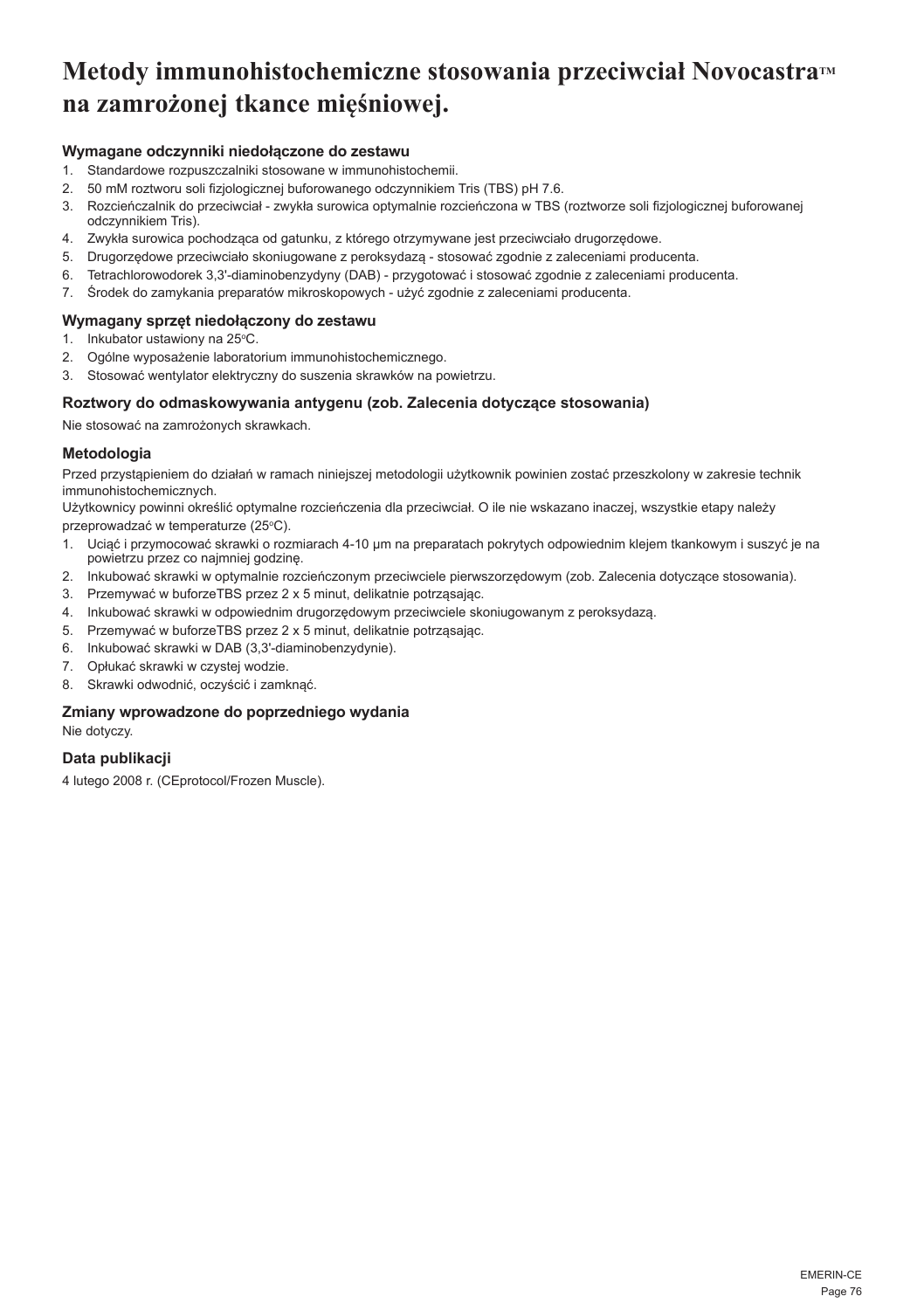# Metody immunohistochemiczne stosowania przeciwciał Novocastra™ na zamrożonej tkance mięśniowej.

### Wymagane odczynniki niedołączone do zestawu

1. Standardowe rozpuszczalniki stosowane w immunohistochemii.
2. 50 mM roztworu soli fizjologicznej buforowanego odczynnikiem Tris (TBS) pH 7.6.
3. Rozcieńczalnik do przeciwciał - zwykła surowica optymalnie rozcieńczona w TBS (roztworze soli fizjologicznej buforowanej odczynnikiem Tris).
4. Zwykła surowica pochodząca od gatunku, z którego otrzymywane jest przeciwciało drugorzędowe.
5. Drugorzędowe przeciwciało skoniugowane z peroksydazą - stosować zgodnie z zaleceniami producenta.
6. Tetrachlorowodorek 3,3'-diaminobenzydyny (DAB) - przygotować i stosować zgodnie z zaleceniami producenta.
7. Środek do zamykania preparatów mikroskopowych - użyć zgodnie z zaleceniami producenta.

### Wymagany sprzęt niedołączony do zestawu

1. Inkubator ustawiony na 25°C.
2. Ogólne wyposażenie laboratorium immunohistochemicznego.
3. Stosować wentylator elektryczny do suszenia skrawków na powietrzu.

### Roztwory do odmaskowywania antygenu (zob. Zalecenia dotyczące stosowania)

Nie stosować na zamrożonych skrawkach.

### Metodologia

Przed przystąpieniem do działań w ramach niniejszej metodologii użytkownik powinien zostać przeszkolony w zakresie technik immunohistochemicznych.

Użytkownicy powinni określić optymalne rozcieńczenia dla przeciwciał. O ile nie wskazano inaczej, wszystkie etapy należy przeprowadzać w temperaturze (25°C).

1. Uciąć i przymocować skrawki o rozmiarach 4-10 µm na preparatach pokrytych odpowiednim klejem tkankowym i suszyć je na powietrzu przez co najmniej godzinę.
2. Inkubować skrawki w optymalnie rozcieńczonym przeciwciele pierwszorzędowym (zob. Zalecenia dotyczące stosowania).
3. Przemywać w buforzeTBS przez 2 x 5 minut, delikatnie potrząsając.
4. Inkubować skrawki w odpowiednim drugorzędowym przeciwciele skoniugowanym z peroksydazą.
5. Przemywać w buforzeTBS przez 2 x 5 minut, delikatnie potrząsając.
6. Inkubować skrawki w DAB (3,3'-diaminobenzydynie).
7. Opłukać skrawki w czystej wodzie.
8. Skrawki odwodnić, oczyścić i zamknąć.

### Zmiany wprowadzone do poprzedniego wydania

Nie dotyczy.

### Data publikacji

4 lutego 2008 r. (CEprotocol/Frozen Muscle).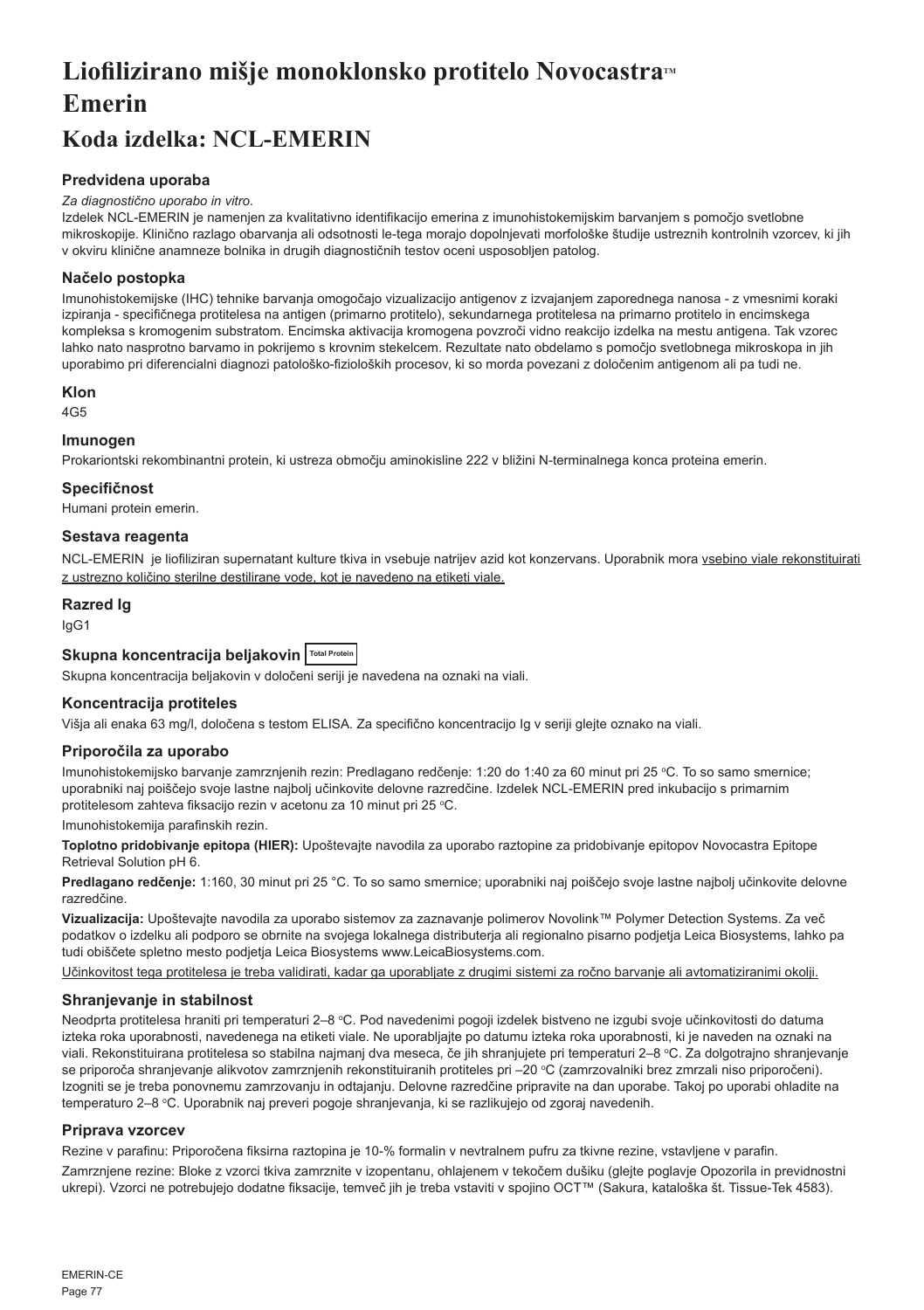# Liofilizirano mišje monoklonsko protitelo Novocastra™ Emerin

## Koda izdelka: NCL-EMERIN

### Predvidena uporaba

*Za diagnostično uporabo in vitro.*

Izdelek NCL-EMERIN je namenjen za kvalitativno identifikacijo emerina z imunohistokemijskim barvanjem s pomočjo svetlobne mikroskopije. Klinično razlago obarvanja ali odsotnosti le-tega morajo dopolnjevati morfološke študije ustreznih kontrolnih vzorcev, ki jih v okviru klinične anamneze bolnika in drugih diagnostičnih testov oceni usposobljen patolog.

### Načelo postopka

Imunohistokemijske (IHC) tehnike barvanja omogočajo vizualizacijo antigenov z izvajanjem zaporednega nanosa - z vmesnimi koraki izpiranja - specifičnega protitelesa na antigen (primarno protitelo), sekundarnega protitelesa na primarno protitelo in encimskega kompleksa s kromogenim substratom. Encimska aktivacija kromogena povzroči vidno reakcijo izdelka na mestu antigena. Tak vzorec lahko nato nasprotno barvamo in pokrijemo s krovnim stekelcem. Rezultate nato obdelamo s pomočjo svetlobnega mikroskopa in jih uporabimo pri diferencialni diagnozi patološko-fizioloških procesov, ki so morda povezani z določenim antigenom ali pa tudi ne.

### Klon

4G5

### Imunogen

Prokariontski rekombinantni protein, ki ustreza območju aminokisline 222 v bližini N-terminalnega konca proteina emerin.

### Specifičnost

Humani protein emerin.

### Sestava reagenta

NCL-EMERIN je liofiliziran supernatant kulture tkiva in vsebuje natrijev azid kot konzervans. Uporabnik mora vsebino viale rekonstituirati z ustrezno količino sterilne destilirane vode, kot je navedeno na etiketi viale.

### Razred Ig

IgG1

### Skupna koncentracija beljakovin Total Protein

Skupna koncentracija beljakovin v določeni seriji je navedena na oznaki na viali.

### Koncentracija protiteles

Višja ali enaka 63 mg/l, določena s testom ELISA. Za specifično koncentracijo Ig v seriji glejte oznako na viali.

### Priporočila za uporabo

Imunohistokemijsko barvanje zamrznjenih rezin: Predlagano redčenje: 1:20 do 1:40 za 60 minut pri 25 °C. To so samo smernice; uporabniki naj poiščejo svoje lastne najbolj učinkovite delovne razredčine. Izdelek NCL-EMERIN pred inkubacijo s primarnim protitelesom zahteva fiksacijo rezin v acetonu za 10 minut pri 25 °C.

Imunohistokemija parafinskih rezin.

**Toplotno pridobivanje epitopa (HIER):** Upoštevajte navodila za uporabo raztopine za pridobivanje epitopov Novocastra Epitope Retrieval Solution pH 6.

**Predlagano redčenje:** 1:160, 30 minut pri 25 °C. To so samo smernice; uporabniki naj poiščejo svoje lastne najbolj učinkovite delovne razredčine.

**Vizualizacija:** Upoštevajte navodila za uporabo sistemov za zaznavanje polimerov Novolink™ Polymer Detection Systems. Za več podatkov o izdelku ali podporo se obrnite na svojega lokalnega distributerja ali regionalno pisarno podjetja Leica Biosystems, lahko pa tudi obiščete spletno mesto podjetja Leica Biosystems www.LeicaBiosystems.com.

Učinkovitost tega protitelesa je treba validirati, kadar ga uporabljate z drugimi sistemi za ročno barvanje ali avtomatiziranimi okolji.

### Shranjevanje in stabilnost

Neodprta protitelesa hraniti pri temperaturi 2–8 °C. Pod navedenimi pogoji izdelek bistveno ne izgubi svoje učinkovitosti do datuma izteka roka uporabnosti, navedenega na etiketi viale. Ne uporabljajte po datumu izteka roka uporabnosti, ki je naveden na oznaki na viali. Rekonstituirana protitelesa so stabilna najmanj dva meseca, če jih shranjujete pri temperaturi 2–8 °C. Za dolgotrajno shranjevanje se priporoča shranjevanje alikvotov zamrznjenih rekonstituiranih protiteles pri –20 °C (zamrzovalniki brez zmrzali niso priporočeni). Izogniti se je treba ponovnemu zamrzovanju in odtajanju. Delovne razredčine pripravite na dan uporabe. Takoj po uporabi ohladite na temperaturo 2–8 °C. Uporabnik naj preveri pogoje shranjevanja, ki se razlikujejo od zgoraj navedenih.

### Priprava vzorcev

Rezine v parafinu: Priporočena fiksirna raztopina je 10-% formalin v nevtralnem pufru za tkivne rezine, vstavljene v parafin.

Zamrznjene rezine: Bloke z vzorci tkiva zamrznite v izopentanu, ohlajenem v tekočem dušiku (glejte poglavje Opozorila in previdnostni ukrepi). Vzorci ne potrebujejo dodatne fiksacije, temveč jih je treba vstaviti v spojino OCT™ (Sakura, kataloška št. Tissue-Tek 4583).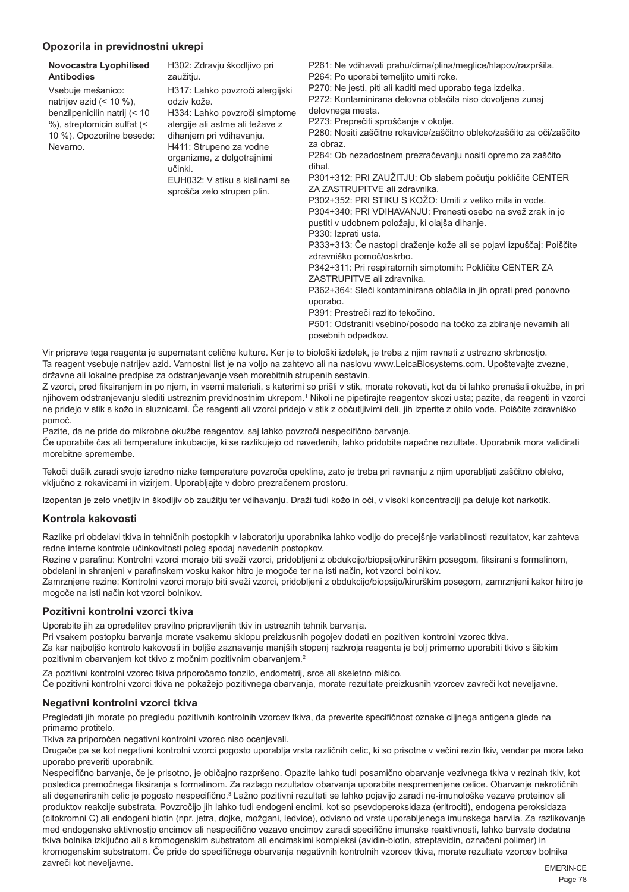### Opozorila in previdnostni ukrepi

| | | |
|---|---|---|
| **Novocastra Lyophilised Antibodies**<br><br>Vsebuje mešanico: natrijev azid (< 10 %), benzilpenicilin natrij (< 10 %), streptomicin sulfat (< 10 %). Opozorilne besede: Nevarno. | H302: Zdravju škodljivo pri zaužitju.<br>H317: Lahko povzroči alergijski odziv kože.<br>H334: Lahko povzroči simptome alergije ali astme ali težave z dihanjem pri vdihavanju.<br>H411: Strupeno za vodne organizme, z dolgotrajnimi učinki.<br>EUH032: V stiku s kislinami se sprošča zelo strupen plin. | P261: Ne vdihavati prahu/dima/plina/meglice/hlapov/razpršila.<br>P264: Po uporabi temeljito umiti roke.<br>P270: Ne jesti, piti ali kaditi med uporabo tega izdelka.<br>P272: Kontaminirana delovna oblačila niso dovoljena zunaj delovnega mesta.<br>P273: Preprečiti sproščanje v okolje.<br>P280: Nositi zaščitne rokavice/zaščitno obleko/zaščito za oči/zaščito za obraz.<br>P284: Ob nezadostnem prezračevanju nositi opremo za zaščito dihal.<br>P301+312: PRI ZAUŽITJU: Ob slabem počutju pokličite CENTER ZA ZASTRUPITVE ali zdravnika.<br>P302+352: PRI STIKU S KOŽO: Umiti z veliko mila in vode.<br>P304+340: PRI VDIHAVANJU: Prenesti osebo na svež zrak in jo pustiti v udobnem položaju, ki olajša dihanje.<br>P330: Izprati usta.<br>P333+313: Če nastopi draženje kože ali se pojavi izpuščaj: Poiščite zdravniško pomoč/oskrbo.<br>P342+311: Pri respiratornih simptomih: Pokličite CENTER ZA ZASTRUPITVE ali zdravnika.<br>P362+364: Sleči kontaminirana oblačila in jih oprati pred ponovno uporabo.<br>P391: Prestreči razlito tekočino.<br>P501: Odstraniti vsebino/posodo na točko za zbiranje nevarnih ali posebnih odpadkov. |

Vir priprave tega reagenta je supernatant celične kulture. Ker je to biološki izdelek, je treba z njim ravnati z ustrezno skrbnostjo.
Ta reagent vsebuje natrijev azid. Varnostni list je na voljo na zahtevo ali na naslovu www.LeicaBiosystems.com. Upoštevajte zvezne, državne ali lokalne predpise za odstranjevanje vseh morebitnih strupenih sestavin.
Z vzorci, pred fiksiranjem in po njem, in vsemi materiali, s katerimi so prišli v stik, morate rokovati, kot da bi lahko prenašali okužbe, in pri njihovem odstranjevanju slediti ustreznim previdnostnim ukrepom.[1] Nikoli ne pipetirajte reagentov skozi usta; pazite, da reagenti in vzorci ne pridejo v stik s kožo in sluznicami. Če reagenti ali vzorci pridejo v stik z občutljivimi deli, jih izperite z obilo vode. Poiščite zdravniško pomoč.
Pazite, da ne pride do mikrobne okužbe reagentov, saj lahko povzroči nespecifično barvanje.
Če uporabite čas ali temperature inkubacije, ki se razlikujejo od navedenih, lahko pridobite napačne rezultate. Uporabnik mora validirati morebitne spremembe.

Tekoči dušik zaradi svoje izredno nizke temperature povzroča opekline, zato je treba pri ravnanju z njim uporabljati zaščitno obleko, vključno z rokavicami in vizirjem. Uporabljajte v dobro prezračenem prostoru.

Izopentan je zelo vnetljiv in škodljiv ob zaužitju ter vdihavanju. Draži tudi kožo in oči, v visoki koncentraciji pa deluje kot narkotik.

### Kontrola kakovosti

Razlike pri obdelavi tkiva in tehničnih postopkih v laboratoriju uporabnika lahko vodijo do precejšnje variabilnosti rezultatov, kar zahteva redne interne kontrole učinkovitosti poleg spodaj navedenih postopkov.
Rezine v parafinu: Kontrolni vzorci morajo biti sveži vzorci, pridobljeni z obdukcijo/biopsijo/kirurškim posegom, fiksirani s formalinom, obdelani in shranjeni v parafinskem vosku kakor hitro je mogoče ter na isti način, kot vzorci bolnikov.
Zamrznjene rezine: Kontrolni vzorci morajo biti sveži vzorci, pridobljeni z obdukcijo/biopsijo/kirurškim posegom, zamrznjeni kakor hitro je mogoče na isti način kot vzorci bolnikov.

### Pozitivni kontrolni vzorci tkiva

Uporabite jih za opredelitev pravilno pripravljenih tkiv in ustreznih tehnik barvanja.
Pri vsakem postopku barvanja morate vsakemu sklopu preizkusnih pogojev dodati en pozitiven kontrolni vzorec tkiva.
Za kar najboljšo kontrolo kakovosti in boljše zaznavanje manjših stopenj razkroja reagenta je bolj primerno uporabiti tkivo s šibkim pozitivnim obarvanjem kot tkivo z močnim pozitivnim obarvanjem.[2]

Za pozitivni kontrolni vzorec tkiva priporočamo tonzilo, endometrij, srce ali skeletno mišico.
Če pozitivni kontrolni vzorci tkiva ne pokažejo pozitivnega obarvanja, morate rezultate preizkusnih vzorcev zavreči kot neveljavne.

### Negativni kontrolni vzorci tkiva

Pregledati jih morate po pregledu pozitivnih kontrolnih vzorcev tkiva, da preverite specifičnost oznake ciljnega antigena glede na primarno protitelo.
Tkiva za priporočen negativni kontrolni vzorec niso ocenjevali.
Drugače pa se kot negativni kontrolni vzorci pogosto uporablja vrsta različnih celic, ki so prisotne v večini rezin tkiv, vendar pa mora tako uporabo preveriti uporabnik.
Nespecifično barvanje, če je prisotno, je običajno razpršeno. Opazite lahko tudi posamično obarvanje vezivnega tkiva v rezinah tkiv, kot posledica premočnega fiksiranja s formalinom. Za razlago rezultatov obarvanja uporabite nespremenjene celice. Obarvanje nekrotičnih ali degeneriranih celic je pogosto nespecifično.[3] Lažno pozitivni rezultati se lahko pojavijo zaradi ne-imunološke vezave proteinov ali produktov reakcije substrata. Povzročijo jih lahko tudi endogeni encimi, kot so psevdoperoksidaza (eritrociti), endogena peroksidaza (citokromni C) ali endogeni biotin (npr. jetra, dojke, možgani, ledvice), odvisno od vrste uporabljenega imunskega barvila. Za razlikovanje med endogensko aktivnostjo encimov ali nespecifično vezavo encimov zaradi specifične imunske reaktivnosti, lahko barvate dodatna tkiva bolnika izključno ali s kromogenskim substratom ali encimskimi kompleksi (avidin-biotin, streptavidin, označeni polimer) in kromogenskim substratom. Če pride do specifičnega obarvanja negativnih kontrolnih vzorcev tkiva, morate rezultate vzorcev bolnika zavreči kot neveljavne.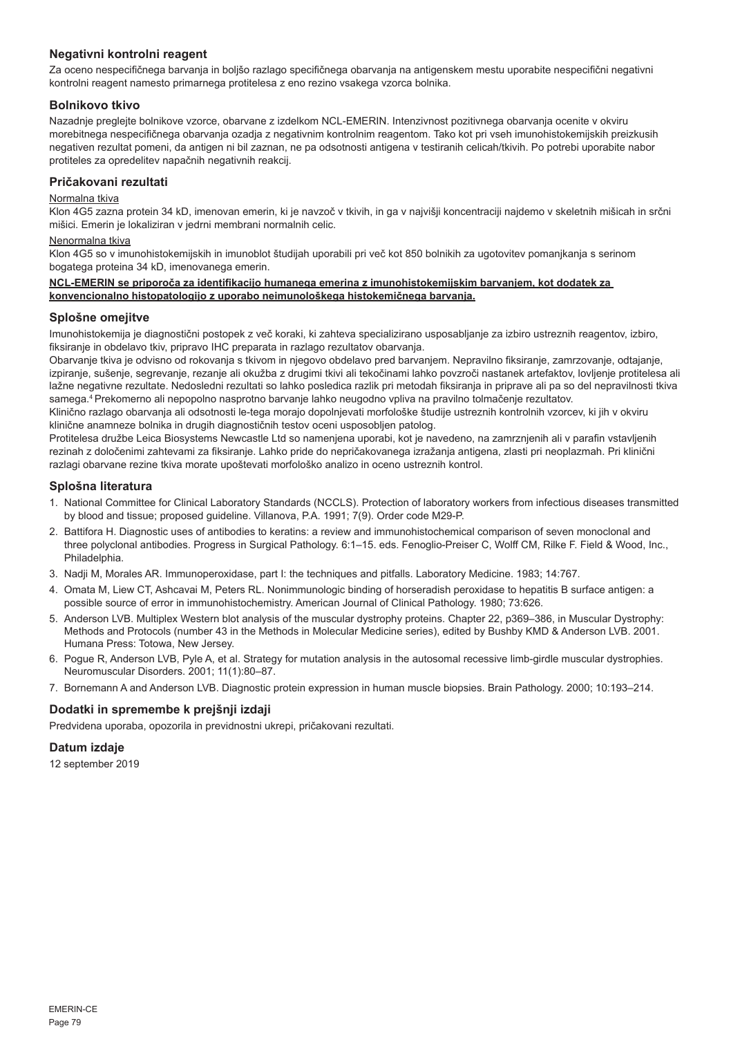### Negativni kontrolni reagent

Za oceno nespecifičnega barvanja in boljšo razlago specifičnega obarvanja na antigenskem mestu uporabite nespecifični negativni kontrolni reagent namesto primarnega protitelesa z eno rezino vsakega vzorca bolnika.

### Bolnikovo tkivo

Nazadnje preglejte bolnikove vzorce, obarvane z izdelkom NCL-EMERIN. Intenzivnost pozitivnega obarvanja ocenite v okviru morebitnega nespecifičnega obarvanja ozadja z negativnim kontrolnim reagentom. Tako kot pri vseh imunohistokemijskih preizkusih negativen rezultat pomeni, da antigen ni bil zaznan, ne pa odsotnosti antigena v testiranih celicah/tkivih. Po potrebi uporabite nabor protiteles za opredelitev napačnih negativnih reakcij.

### Pričakovani rezultati

Normalna tkiva

Klon 4G5 zazna protein 34 kD, imenovan emerin, ki je navzoč v tkivih, in ga v najvišji koncentraciji najdemo v skeletnih mišicah in srčni mišici. Emerin je lokaliziran v jedrni membrani normalnih celic.

Nenormalna tkiva

Klon 4G5 so v imunohistokemijskih in imunoblot študijah uporabili pri več kot 850 bolnikih za ugotovitev pomanjkanja s serinom bogatega proteina 34 kD, imenovanega emerin.

**NCL-EMERIN se priporoča za identifikacijo humanega emerina z imunohistokemijskim barvanjem, kot dodatek za konvencionalno histopatologijo z uporabo neimunološkega histokemičnega barvanja.**

### Splošne omejitve

Imunohistokemija je diagnostični postopek z več koraki, ki zahteva specializirano usposabljanje za izbiro ustreznih reagentov, izbiro, fiksiranje in obdelavo tkiv, pripravo IHC preparata in razlago rezultatov obarvanja.

Obarvanje tkiva je odvisno od rokovanja s tkivom in njegovo obdelavo pred barvanjem. Nepravilno fiksiranje, zamrzovanje, odtajanje, izpiranje, sušenje, segrevanje, rezanje ali okužba z drugimi tkivi ali tekočinami lahko povzroči nastanek artefaktov, lovljenje protitelesa ali lažne negativne rezultate. Nedosledni rezultati so lahko posledica razlik pri metodah fiksiranja in priprave ali pa so del nepravilnosti tkiva samega.[4] Prekomerno ali nepopolno nasprotno barvanje lahko neugodno vpliva na pravilno tolmačenje rezultatov.

Klinično razlago obarvanja ali odsotnosti le-tega morajo dopolnjevati morfološke študije ustreznih kontrolnih vzorcev, ki jih v okviru klinične anamneze bolnika in drugih diagnostičnih testov oceni usposobljen patolog.

Protitelesa družbe Leica Biosystems Newcastle Ltd so namenjena uporabi, kot je navedeno, na zamrznjenih ali v parafin vstavljenih rezinah z določenimi zahtevami za fiksiranje. Lahko pride do nepričakovanega izražanja antigena, zlasti pri neoplazmah. Pri klinični razlagi obarvane rezine tkiva morate upoštevati morfološko analizo in oceno ustreznih kontrol.

### Splošna literatura

1. National Committee for Clinical Laboratory Standards (NCCLS). Protection of laboratory workers from infectious diseases transmitted by blood and tissue; proposed guideline. Villanova, P.A. 1991; 7(9). Order code M29-P.
2. Battifora H. Diagnostic uses of antibodies to keratins: a review and immunohistochemical comparison of seven monoclonal and three polyclonal antibodies. Progress in Surgical Pathology. 6:1–15. eds. Fenoglio-Preiser C, Wolff CM, Rilke F. Field & Wood, Inc., Philadelphia.
3. Nadji M, Morales AR. Immunoperoxidase, part I: the techniques and pitfalls. Laboratory Medicine. 1983; 14:767.
4. Omata M, Liew CT, Ashcavai M, Peters RL. Nonimmunologic binding of horseradish peroxidase to hepatitis B surface antigen: a possible source of error in immunohistochemistry. American Journal of Clinical Pathology. 1980; 73:626.
5. Anderson LVB. Multiplex Western blot analysis of the muscular dystrophy proteins. Chapter 22, p369–386, in Muscular Dystrophy: Methods and Protocols (number 43 in the Methods in Molecular Medicine series), edited by Bushby KMD & Anderson LVB. 2001. Humana Press: Totowa, New Jersey.
6. Pogue R, Anderson LVB, Pyle A, et al. Strategy for mutation analysis in the autosomal recessive limb-girdle muscular dystrophies. Neuromuscular Disorders. 2001; 11(1):80–87.
7. Bornemann A and Anderson LVB. Diagnostic protein expression in human muscle biopsies. Brain Pathology. 2000; 10:193–214.

### Dodatki in spremembe k prejšnji izdaji

Predvidena uporaba, opozorila in previdnostni ukrepi, pričakovani rezultati.

### Datum izdaje

12 september 2019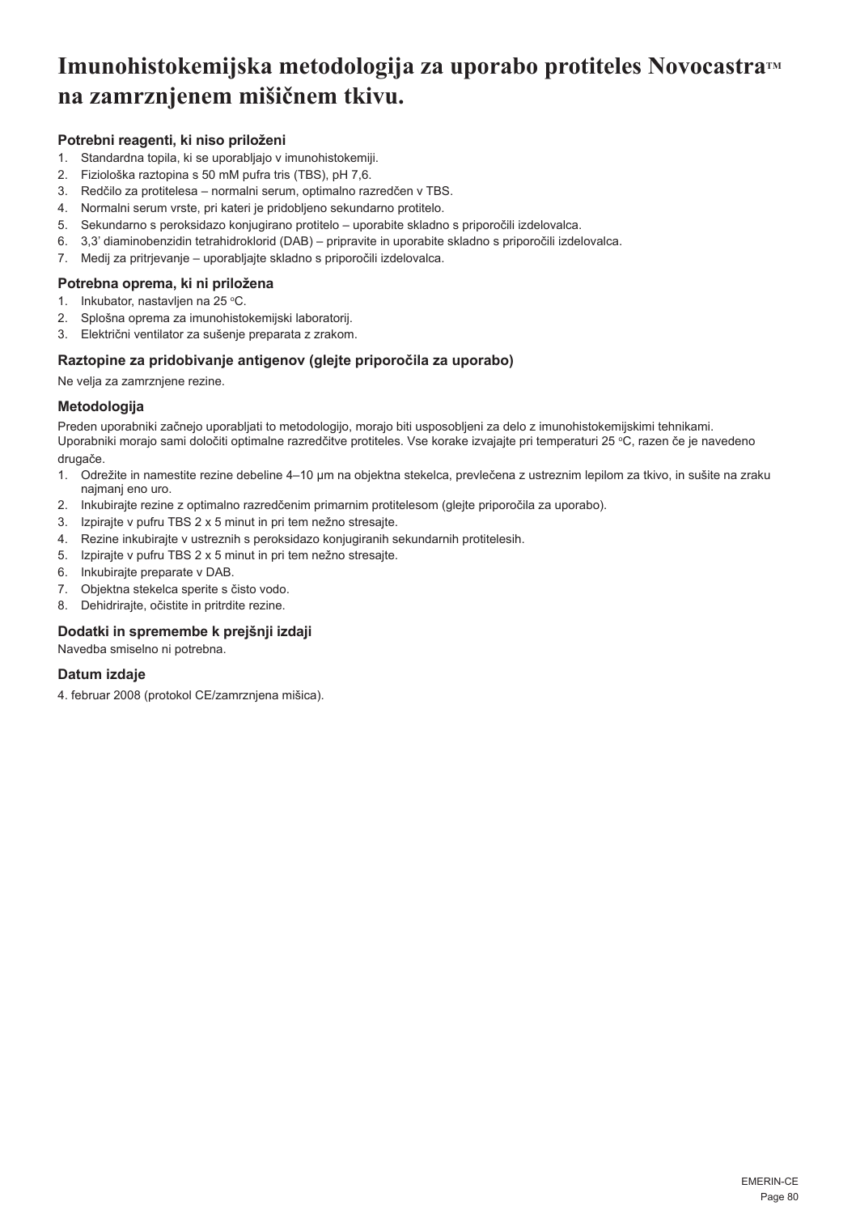# Imunohistokemijska metodologija za uporabo protiteles Novocastra™ na zamrznjenem mišičnem tkivu.

### Potrebni reagenti, ki niso priloženi

1. Standardna topila, ki se uporabljajo v imunohistokemiji.
2. Fiziološka raztopina s 50 mM pufra tris (TBS), pH 7,6.
3. Redčilo za protitelesa – normalni serum, optimalno razredčen v TBS.
4. Normalni serum vrste, pri kateri je pridobljeno sekundarno protitelo.
5. Sekundarno s peroksidazo konjugirano protitelo – uporabite skladno s priporočili izdelovalca.
6. 3,3' diaminobenzidin tetrahidroklorid (DAB) – pripravite in uporabite skladno s priporočili izdelovalca.
7. Medij za pritrjevanje – uporabljajte skladno s priporočili izdelovalca.

### Potrebna oprema, ki ni priložena

1. Inkubator, nastavljen na 25 °C.
2. Splošna oprema za imunohistokemijski laboratorij.
3. Električni ventilator za sušenje preparata z zrakom.

### Raztopine za pridobivanje antigenov (glejte priporočila za uporabo)

Ne velja za zamrznjene rezine.

### Metodologija

Preden uporabniki začnejo uporabljati to metodologijo, morajo biti usposobljeni za delo z imunohistokemijskimi tehnikami. Uporabniki morajo sami določiti optimalne razredčitve protiteles. Vse korake izvajajte pri temperaturi 25 °C, razen če je navedeno drugače.

1. Odrežite in namestite rezine debeline 4–10 µm na objektna stekelca, prevlečena z ustreznim lepilom za tkivo, in sušite na zraku najmanj eno uro.
2. Inkubirajte rezine z optimalno razredčenim primarnim protitelesom (glejte priporočila za uporabo).
3. Izpirajte v pufru TBS 2 x 5 minut in pri tem nežno stresajte.
4. Rezine inkubirajte v ustreznih s peroksidazo konjugiranih sekundarnih protitelesih.
5. Izpirajte v pufru TBS 2 x 5 minut in pri tem nežno stresajte.
6. Inkubirajte preparate v DAB.
7. Objektna stekelca sperite s čisto vodo.
8. Dehidrirajte, očistite in pritrdite rezine.

### Dodatki in spremembe k prejšnji izdaji

Navedba smiselno ni potrebna.

### Datum izdaje

4. februar 2008 (protokol CE/zamrznjena mišica).

EMERIN-CE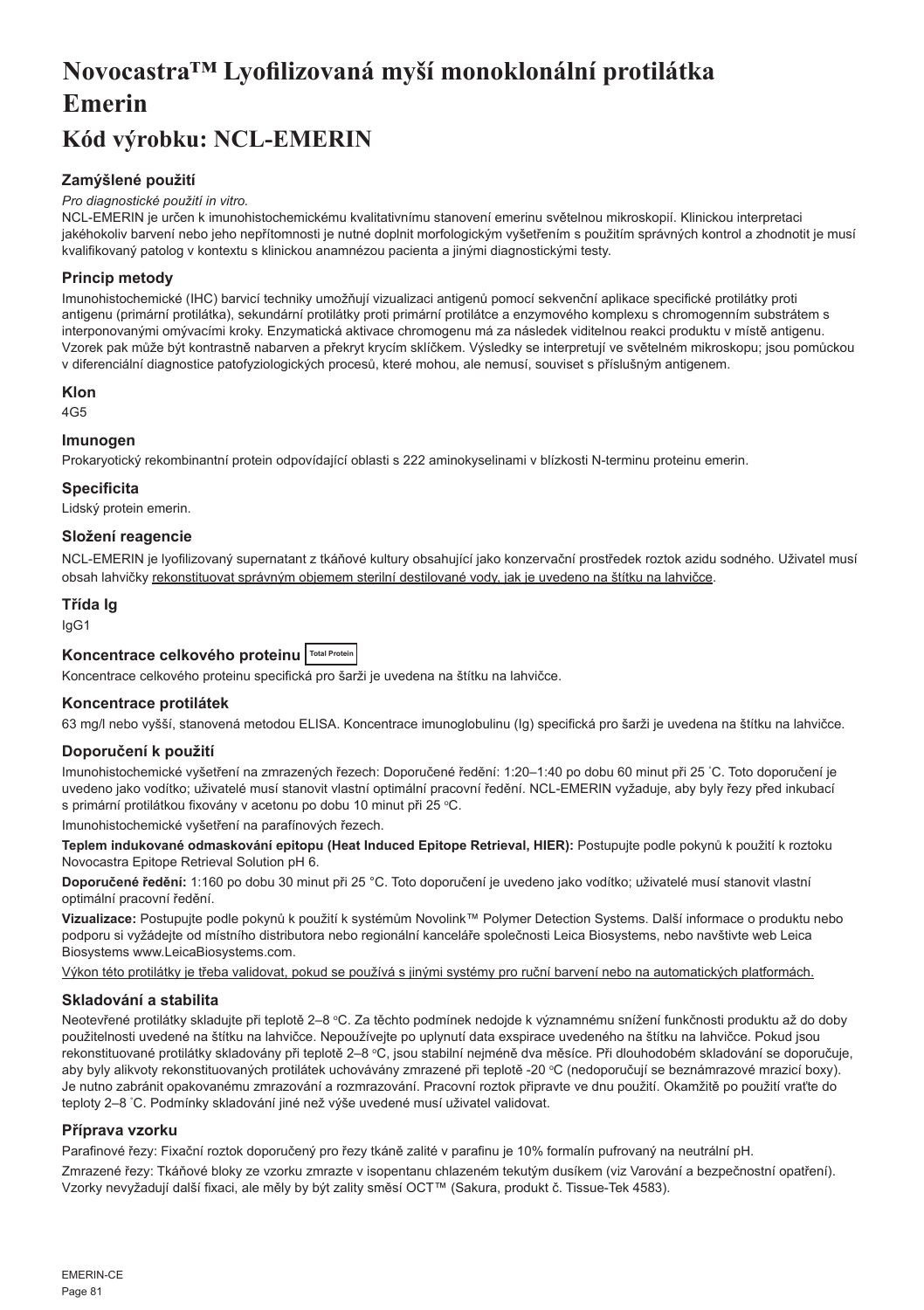# Novocastra™ Lyofilizovaná myší monoklonální protilátka Emerin

## Kód výrobku: NCL-EMERIN

### Zamýšlené použití

*Pro diagnostické použití in vitro.*

NCL-EMERIN je určen k imunohistochemickému kvalitativnímu stanovení emerinu světelnou mikroskopií. Klinickou interpretaci jakéhokoliv barvení nebo jeho nepřítomnosti je nutné doplnit morfologickým vyšetřením s použitím správných kontrol a zhodnotit je musí kvalifikovaný patolog v kontextu s klinickou anamnézou pacienta a jinými diagnostickými testy.

### Princip metody

Imunohistochemické (IHC) barvicí techniky umožňují vizualizaci antigenů pomocí sekvenční aplikace specifické protilátky proti antigenu (primární protilátka), sekundární protilátky proti primární protilátce a enzymového komplexu s chromogenním substrátem s interponovanými omývacími kroky. Enzymatická aktivace chromogenu má za následek viditelnou reakci produktu v místě antigenu. Vzorek pak může být kontrastně nabarven a překryt krycím sklíčkem. Výsledky se interpretují ve světelném mikroskopu; jsou pomůckou v diferenciální diagnostice patofyziologických procesů, které mohou, ale nemusí, souviset s příslušným antigenem.

### Klon

4G5

### Imunogen

Prokaryotický rekombinantní protein odpovídající oblasti s 222 aminokyselinami v blízkosti N-terminu proteinu emerin.

### Specificita

Lidský protein emerin.

### Složení reagencie

NCL-EMERIN je lyofilizovaný supernatant z tkáňové kultury obsahující jako konzervační prostředek roztok azidu sodného. Uživatel musí obsah lahvičky rekonstituovat správným objemem sterilní destilované vody, jak je uvedeno na štítku na lahvičce.

### Třída Ig

IgG1

### Koncentrace celkového proteinu Total Protein

Koncentrace celkového proteinu specifická pro šarži je uvedena na štítku na lahvičce.

### Koncentrace protilátek

63 mg/l nebo vyšší, stanovená metodou ELISA. Koncentrace imunoglobulinu (Ig) specifická pro šarži je uvedena na štítku na lahvičce.

### Doporučení k použití

Imunohistochemické vyšetření na zmrazených řezech: Doporučené ředění: 1:20–1:40 po dobu 60 minut při 25 ˚C. Toto doporučení je uvedeno jako vodítko; uživatelé musí stanovit vlastní optimální pracovní ředění. NCL-EMERIN vyžaduje, aby byly řezy před inkubací s primární protilátkou fixovány v acetonu po dobu 10 minut při 25 °C.

Imunohistochemické vyšetření na parafínových řezech.

**Teplem indukované odmaskování epitopu (Heat Induced Epitope Retrieval, HIER):** Postupujte podle pokynů k použití k roztoku Novocastra Epitope Retrieval Solution pH 6.

**Doporučené ředění:** 1:160 po dobu 30 minut při 25 °C. Toto doporučení je uvedeno jako vodítko; uživatelé musí stanovit vlastní optimální pracovní ředění.

**Vizualizace:** Postupujte podle pokynů k použití k systémům Novolink™ Polymer Detection Systems. Další informace o produktu nebo podporu si vyžádejte od místního distributora nebo regionální kanceláře společnosti Leica Biosystems, nebo navštivte web Leica Biosystems www.LeicaBiosystems.com.

Výkon této protilátky je třeba validovat, pokud se používá s jinými systémy pro ruční barvení nebo na automatických platformách.

### Skladování a stabilita

Neotevřené protilátky skladujte při teplotě 2–8 °C. Za těchto podmínek nedojde k významnému snížení funkčnosti produktu až do doby použitelnosti uvedené na štítku na lahvičce. Nepoužívejte po uplynutí data exspirace uvedeného na štítku na lahvičce. Pokud jsou rekonstituované protilátky skladovány při teplotě 2–8 °C, jsou stabilní nejméně dva měsíce. Při dlouhodobém skladování se doporučuje, aby byly alikvoty rekonstituovaných protilátek uchovávány zmrazené při teplotě -20 °C (nedoporučují se beznámrazové mrazicí boxy). Je nutno zabránit opakovanému zmrazování a rozmrazování. Pracovní roztok připravte ve dnu použití. Okamžitě po použití vraťte do teploty 2–8 ˚C. Podmínky skladování jiné než výše uvedené musí uživatel validovat.

### Příprava vzorku

Parafinové řezy: Fixační roztok doporučený pro řezy tkáně zalité v parafinu je 10% formalín pufrovaný na neutrální pH.

Zmrazené řezy: Tkáňové bloky ze vzorku zmrazte v isopentanu chlazeném tekutým dusíkem (viz Varování a bezpečnostní opatření). Vzorky nevyžadují další fixaci, ale měly by být zality směsí OCT™ (Sakura, produkt č. Tissue-Tek 4583).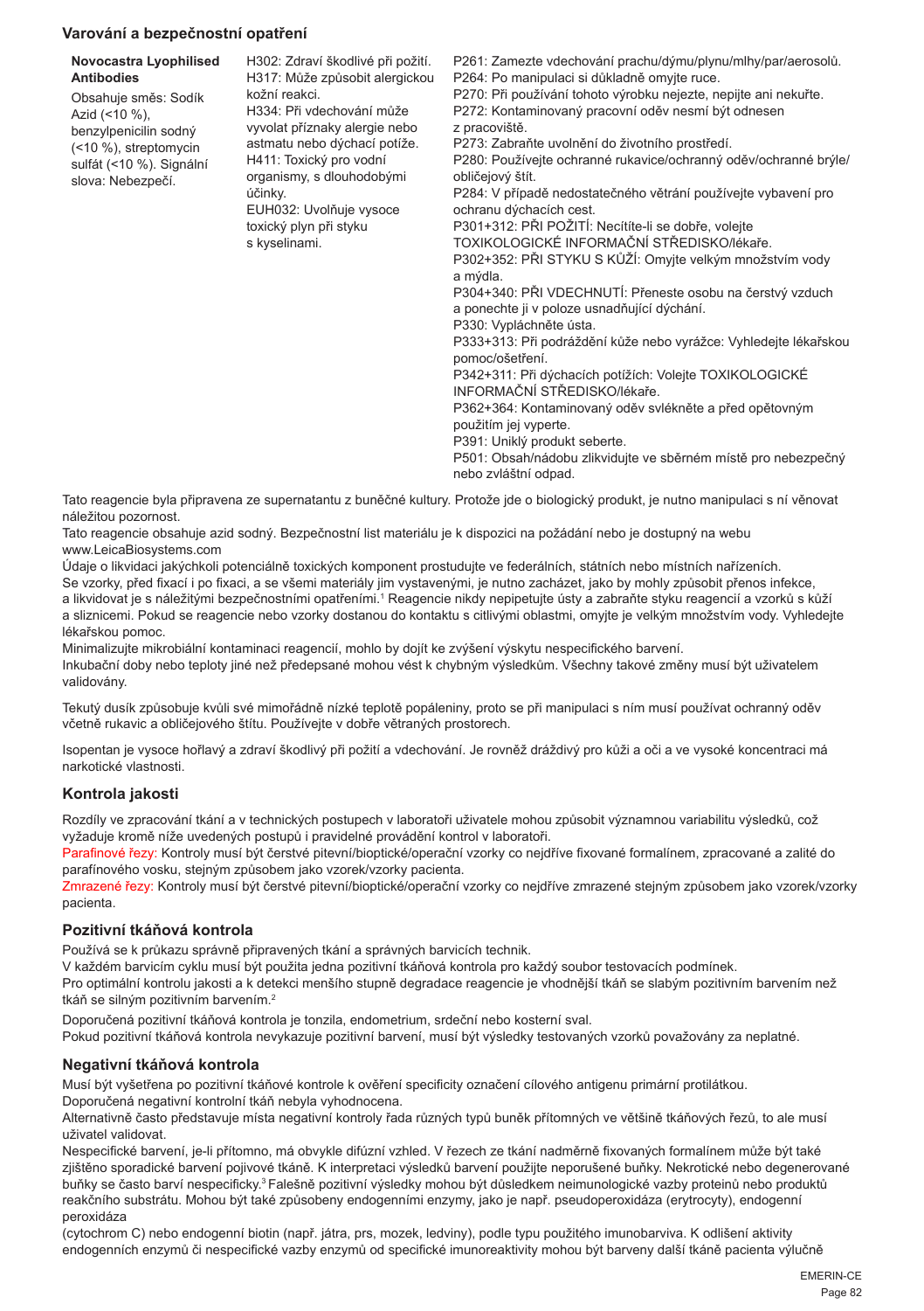## Varování a bezpečnostní opatření

| | | |
|---|---|---|
| **Novocastra Lyophilised Antibodies**<br><br>Obsahuje směs: Sodík Azid (<10 %), benzylpenicilin sodný (<10 %), streptomycin sulfát (<10 %). Signální slova: Nebezpečí. | H302: Zdraví škodlivé při požití.<br>H317: Může způsobit alergickou kožní reakci.<br>H334: Při vdechování může vyvolat příznaky alergie nebo astmatu nebo dýchací potíže.<br>H411: Toxický pro vodní organismy, s dlouhodobými účinky.<br>EUH032: Uvolňuje vysoce toxický plyn při styku s kyselinami. | P261: Zamezte vdechování prachu/dýmu/plynu/mlhy/par/aerosolů.<br>P264: Po manipulaci si důkladně omyjte ruce.<br>P270: Při používání tohoto výrobku nejezte, nepijte ani nekuřte.<br>P272: Kontaminovaný pracovní oděv nesmí být odnesen z pracoviště.<br>P273: Zabraňte uvolnění do životního prostředí.<br>P280: Používejte ochranné rukavice/ochranný oděv/ochranné brýle/obličejový štít.<br>P284: V případě nedostatečného větrání používejte vybavení pro ochranu dýchacích cest.<br>P301+312: PŘI POŽITÍ: Necítíte-li se dobře, volejte TOXIKOLOGICKÉ INFORMAČNÍ STŘEDISKO/lékaře.<br>P302+352: PŘI STYKU S KŮŽÍ: Omyjte velkým množstvím vody a mýdla.<br>P304+340: PŘI VDECHNUTÍ: Přeneste osobu na čerstvý vzduch a ponechte ji v poloze usnadňující dýchání.<br>P330: Vypláchněte ústa.<br>P333+313: Při podráždění kůže nebo vyrážce: Vyhledejte lékařskou pomoc/ošetření.<br>P342+311: Při dýchacích potížích: Volejte TOXIKOLOGICKÉ INFORMAČNÍ STŘEDISKO/lékaře.<br>P362+364: Kontaminovaný oděv svlékněte a před opětovným použitím jej vyperte.<br>P391: Uniklý produkt seberte.<br>P501: Obsah/nádobu zlikvidujte ve sběrném místě pro nebezpečný nebo zvláštní odpad. |

Tato reagencie byla připravena ze supernatantu z buněčné kultury. Protože jde o biologický produkt, je nutno manipulaci s ní věnovat náležitou pozornost.

Tato reagencie obsahuje azid sodný. Bezpečnostní list materiálu je k dispozici na požádání nebo je dostupný na webu www.LeicaBiosystems.com

Údaje o likvidaci jakýchkoli potenciálně toxických komponent prostudujte ve federálních, státních nebo místních nařízeních.

Se vzorky, před fixací i po fixaci, a se všemi materiály jim vystavenými, je nutno zacházet, jako by mohly způsobit přenos infekce, a likvidovat je s náležitými bezpečnostními opatřeními.[1] Reagencie nikdy nepipetujte ústy a zabraňte styku reagencií a vzorků s kůží a sliznicemi. Pokud se reagencie nebo vzorky dostanou do kontaktu s citlivými oblastmi, omyjte je velkým množstvím vody. Vyhledejte lékařskou pomoc.

Minimalizujte mikrobiální kontaminaci reagencií, mohlo by dojít ke zvýšení výskytu nespecifického barvení.

Inkubační doby nebo teploty jiné než předepsané mohou vést k chybným výsledkům. Všechny takové změny musí být uživatelem validovány.

Tekutý dusík způsobuje kvůli své mimořádně nízké teplotě popáleniny, proto se při manipulaci s ním musí používat ochranný oděv včetně rukavic a obličejového štítu. Používejte v dobře větraných prostorech.

Isopentan je vysoce hořlavý a zdraví škodlivý při požití a vdechování. Je rovněž dráždivý pro kůži a oči a ve vysoké koncentraci má narkotické vlastnosti.

## Kontrola jakosti

Rozdíly ve zpracování tkání a v technických postupech v laboratoři uživatele mohou způsobit významnou variabilitu výsledků, což vyžaduje kromě níže uvedených postupů i pravidelné provádění kontrol v laboratoři.

Parafinové řezy: Kontroly musí být čerstvé pitevní/bioptické/operační vzorky co nejdříve fixované formalínem, zpracované a zalité do parafínového vosku, stejným způsobem jako vzorek/vzorky pacienta.

Zmrazené řezy: Kontroly musí být čerstvé pitevní/bioptické/operační vzorky co nejdříve zmrazené stejným způsobem jako vzorek/vzorky pacienta.

## Pozitivní tkáňová kontrola

Používá se k průkazu správně připravených tkání a správných barvicích technik.

V každém barvicím cyklu musí být použita jedna pozitivní tkáňová kontrola pro každý soubor testovacích podmínek.

Pro optimální kontrolu jakosti a k detekci menšího stupně degradace reagencie je vhodnější tkáň se slabým pozitivním barvením než tkáň se silným pozitivním barvením.[2]

Doporučená pozitivní tkáňová kontrola je tonzila, endometrium, srdeční nebo kosterní sval.

Pokud pozitivní tkáňová kontrola nevykazuje pozitivní barvení, musí být výsledky testovaných vzorků považovány za neplatné.

## Negativní tkáňová kontrola

Musí být vyšetřena po pozitivní tkáňové kontrole k ověření specificity označení cílového antigenu primární protilátkou.

Doporučená negativní kontrolní tkáň nebyla vyhodnocena.

Alternativně často představuje místa negativní kontroly řada různých typů buněk přítomných ve většině tkáňových řezů, to ale musí uživatel validovat.

Nespecifické barvení, je-li přítomno, má obvykle difúzní vzhled. V řezech ze tkání nadměrně fixovaných formalínem může být také zjištěno sporadické barvení pojivové tkáně. K interpretaci výsledků barvení použijte neporušené buňky. Nekrotické nebo degenerované buňky se často barví nespecificky.[3] Falešně pozitivní výsledky mohou být důsledkem neimunologické vazby proteinů nebo produktů reakčního substrátu. Mohou být také způsobeny endogenními enzymy, jako je např. pseudoperoxidáza (erytrocyty), endogenní peroxidáza (cytochrom C) nebo endogenní biotin (např. játra, prs, mozek, ledviny), podle typu použitého imunobarviva. K odlišení aktivity endogenních enzymů či nespecifické vazby enzymů od specifické imunoreaktivity mohou být barveny další tkáně pacienta výlučně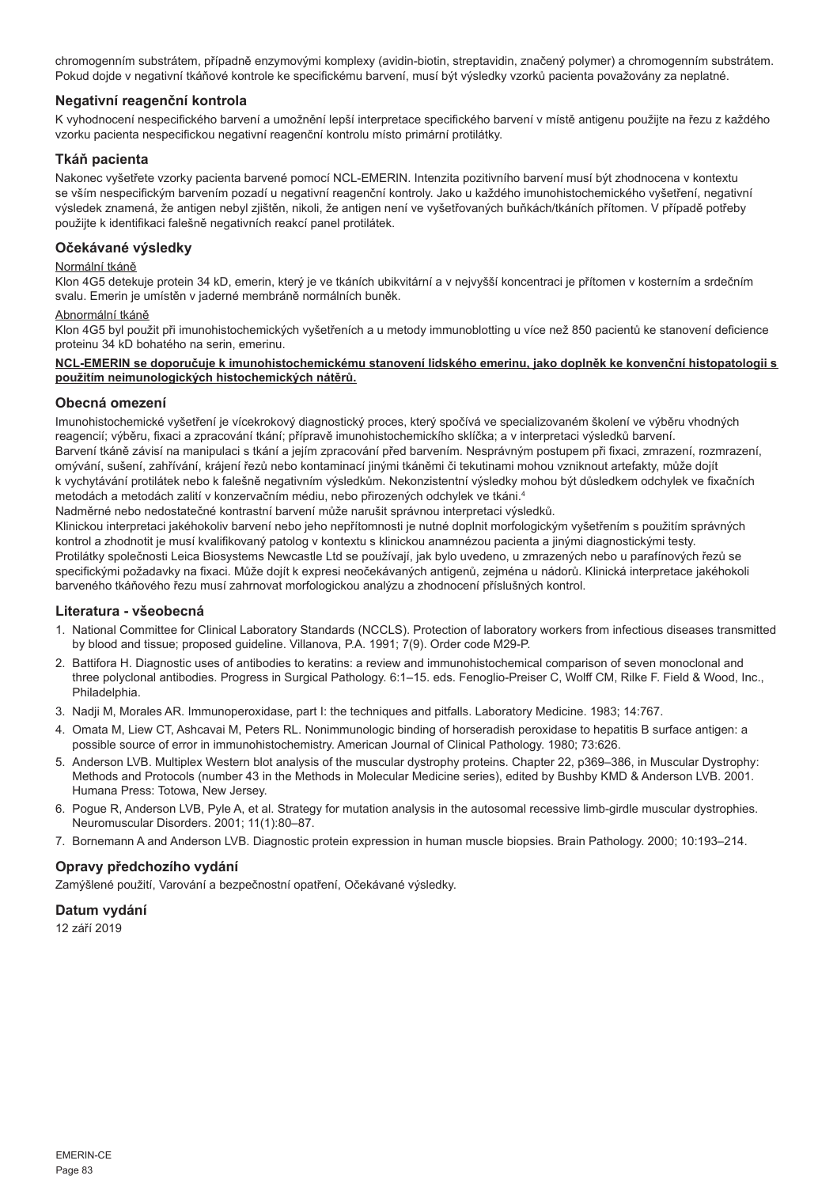chromogenním substrátem, případně enzymovými komplexy (avidin-biotin, streptavidin, značený polymer) a chromogenním substrátem. Pokud dojde v negativní tkáňové kontrole ke specifickému barvení, musí být výsledky vzorků pacienta považovány za neplatné.

## Negativní reagenční kontrola

K vyhodnocení nespecifického barvení a umožnění lepší interpretace specifického barvení v místě antigenu použijte na řezu z každého vzorku pacienta nespecifickou negativní reagenční kontrolu místo primární protilátky.

## Tkáň pacienta

Nakonec vyšetřete vzorky pacienta barvené pomocí NCL-EMERIN. Intenzita pozitivního barvení musí být zhodnocena v kontextu se vším nespecifickým barvením pozadí u negativní reagenční kontroly. Jako u každého imunohistochemického vyšetření, negativní výsledek znamená, že antigen nebyl zjištěn, nikoli, že antigen není ve vyšetřovaných buňkách/tkáních přítomen. V případě potřeby použijte k identifikaci falešně negativních reakcí panel protilátek.

## Očekávané výsledky

Normální tkáně

Klon 4G5 detekuje protein 34 kD, emerin, který je ve tkáních ubikvitární a v nejvyšší koncentraci je přítomen v kosterním a srdečním svalu. Emerin je umístěn v jaderné membráně normálních buněk.

Abnormální tkáně

Klon 4G5 byl použit při imunohistochemických vyšetřeních a u metody immunoblotting u více než 850 pacientů ke stanovení deficience proteinu 34 kD bohatého na serin, emerinu.

**NCL-EMERIN se doporučuje k imunohistochemickému stanovení lidského emerinu, jako doplněk ke konvenční histopatologii s použitím neimunologických histochemických nátěrů.**

## Obecná omezení

Imunohistochemické vyšetření je vícekrokový diagnostický proces, který spočívá ve specializovaném školení ve výběru vhodných reagencií; výběru, fixaci a zpracování tkání; přípravě imunohistochemickího sklíčka; a v interpretaci výsledků barvení.

Barvení tkáně závisí na manipulaci s tkání a jejím zpracování před barvením. Nesprávným postupem při fixaci, zmrazení, rozmrazení, omývání, sušení, zahřívání, krájení řezů nebo kontaminací jinými tkáněmi či tekutinami mohou vzniknout artefakty, může dojít k vychytávání protilátek nebo k falešně negativním výsledkům. Nekonzistentní výsledky mohou být důsledkem odchylek ve fixačních metodách a metodách zalití v konzervačním médiu, nebo přirozených odchylek ve tkáni.[4]

Nadměrné nebo nedostatečné kontrastní barvení může narušit správnou interpretaci výsledků.

Klinickou interpretaci jakéhokoliv barvení nebo jeho nepřítomnosti je nutné doplnit morfologickým vyšetřením s použitím správných kontrol a zhodnotit je musí kvalifikovaný patolog v kontextu s klinickou anamnézou pacienta a jinými diagnostickými testy.

Protilátky společnosti Leica Biosystems Newcastle Ltd se používají, jak bylo uvedeno, u zmrazených nebo parafínových řezů se specifickými požadavky na fixaci. Může dojít k expresi neočekávaných antigenů, zejména u nádorů. Klinická interpretace jakéhokoli barveného tkáňového řezu musí zahrnovat morfologickou analýzu a zhodnocení příslušných kontrol.

## Literatura - všeobecná

1. National Committee for Clinical Laboratory Standards (NCCLS). Protection of laboratory workers from infectious diseases transmitted by blood and tissue; proposed guideline. Villanova, P.A. 1991; 7(9). Order code M29-P.
2. Battifora H. Diagnostic uses of antibodies to keratins: a review and immunohistochemical comparison of seven monoclonal and three polyclonal antibodies. Progress in Surgical Pathology. 6:1–15. eds. Fenoglio-Preiser C, Wolff CM, Rilke F. Field & Wood, Inc., Philadelphia.
3. Nadji M, Morales AR. Immunoperoxidase, part I: the techniques and pitfalls. Laboratory Medicine. 1983; 14:767.
4. Omata M, Liew CT, Ashcavai M, Peters RL. Nonimmunologic binding of horseradish peroxidase to hepatitis B surface antigen: a possible source of error in immunohistochemistry. American Journal of Clinical Pathology. 1980; 73:626.
5. Anderson LVB. Multiplex Western blot analysis of the muscular dystrophy proteins. Chapter 22, p369–386, in Muscular Dystrophy: Methods and Protocols (number 43 in the Methods in Molecular Medicine series), edited by Bushby KMD & Anderson LVB. 2001. Humana Press: Totowa, New Jersey.
6. Pogue R, Anderson LVB, Pyle A, et al. Strategy for mutation analysis in the autosomal recessive limb-girdle muscular dystrophies. Neuromuscular Disorders. 2001; 11(1):80–87.
7. Bornemann A and Anderson LVB. Diagnostic protein expression in human muscle biopsies. Brain Pathology. 2000; 10:193–214.

## Opravy předchozího vydání

Zamýšlené použití, Varování a bezpečnostní opatření, Očekávané výsledky.

## Datum vydání

12 září 2019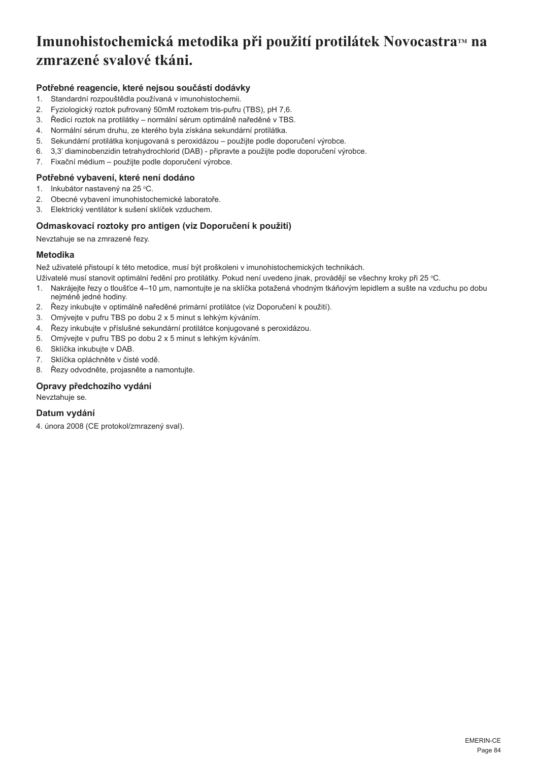# Imunohistochemická metodika při použití protilátek Novocastra™ na zmrazené svalové tkáni.

### Potřebné reagencie, které nejsou součástí dodávky

1. Standardní rozpouštědla používaná v imunohistochemii.
2. Fyziologický roztok pufrovaný 50mM roztokem tris-pufru (TBS), pH 7,6.
3. Ředicí roztok na protilátky – normální sérum optimálně naředěné v TBS.
4. Normální sérum druhu, ze kterého byla získána sekundární protilátka.
5. Sekundární protilátka konjugovaná s peroxidázou – použijte podle doporučení výrobce.
6. 3,3' diaminobenzidin tetrahydrochlorid (DAB) - připravte a použijte podle doporučení výrobce.
7. Fixační médium – použijte podle doporučení výrobce.

### Potřebné vybavení, které není dodáno

1. Inkubátor nastavený na 25 °C.
2. Obecné vybavení imunohistochemické laboratoře.
3. Elektrický ventilátor k sušení sklíček vzduchem.

### Odmaskovací roztoky pro antigen (viz Doporučení k použití)

Nevztahuje se na zmrazené řezy.

### Metodika

Než uživatelé přistoupí k této metodice, musí být proškoleni v imunohistochemických technikách.

Uživatelé musí stanovit optimální ředění pro protilátky. Pokud není uvedeno jinak, provádějí se všechny kroky při 25 °C.

1. Nakrájejte řezy o tloušťce 4–10 µm, namontujte je na sklíčka potažená vhodným tkáňovým lepidlem a sušte na vzduchu po dobu nejméně jedné hodiny.
2. Řezy inkubujte v optimálně naředěné primární protilátce (viz Doporučení k použití).
3. Omývejte v pufru TBS po dobu 2 x 5 minut s lehkým kýváním.
4. Řezy inkubujte v příslušné sekundární protilátce konjugované s peroxidázou.
5. Omývejte v pufru TBS po dobu 2 x 5 minut s lehkým kýváním.
6. Sklíčka inkubujte v DAB.
7. Sklíčka opláchněte v čisté vodě.
8. Řezy odvodněte, projasněte a namontujte.

### Opravy předchozího vydání

Nevztahuje se.

### Datum vydání

4. února 2008 (CE protokol/zmrazený sval).

EMERIN-CE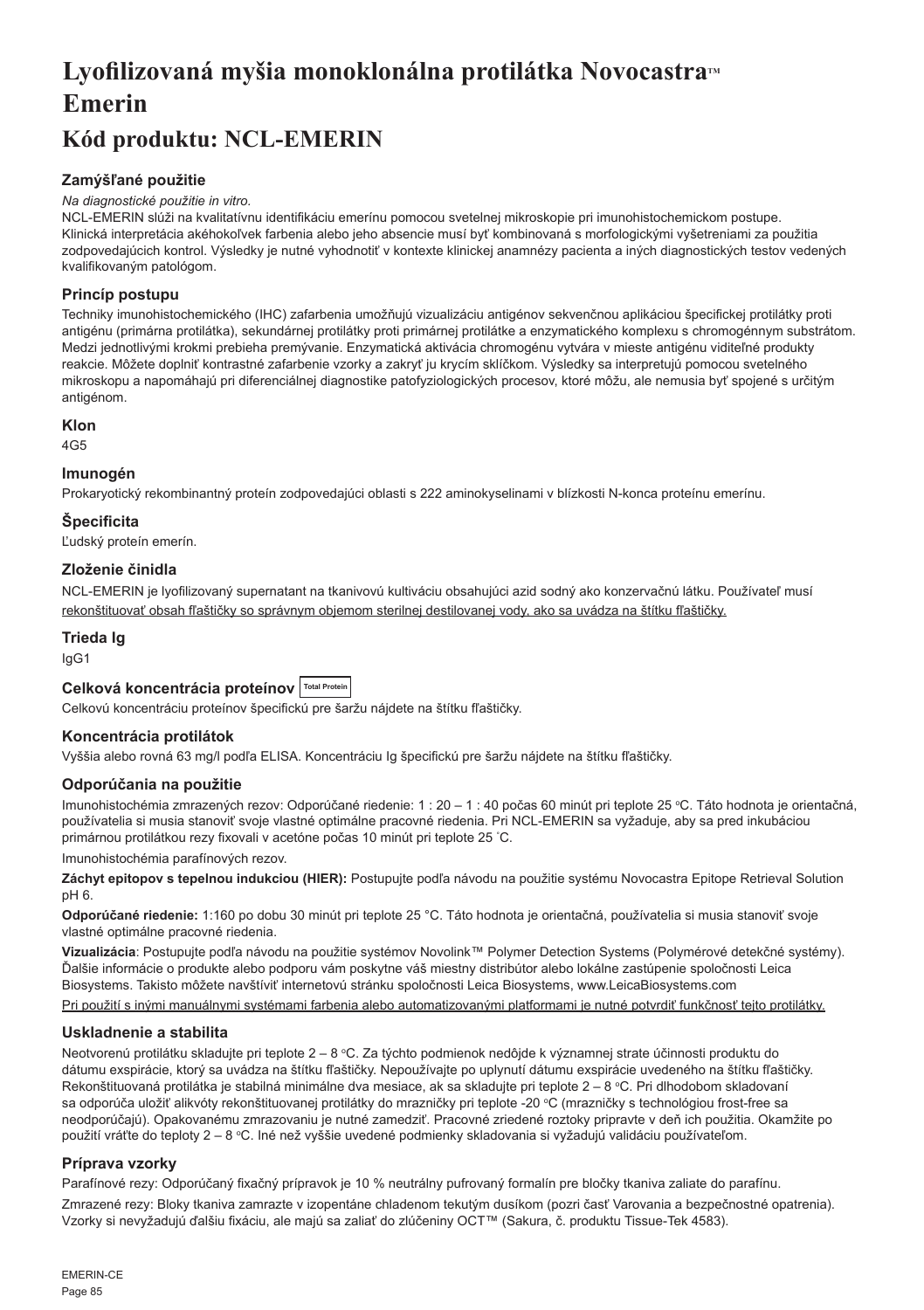# Lyofilizovaná myšia monoklonálna protilátka Novocastra™ Emerin

# Kód produktu: NCL-EMERIN

### Zamýšľané použitie

*Na diagnostické použitie in vitro.*

NCL-EMERIN slúži na kvalitatívnu identifikáciu emerínu pomocou svetelnej mikroskopie pri imunohistochemickom postupe. Klinická interpretácia akéhokoľvek farbenia alebo jeho absencie musí byť kombinovaná s morfologickými vyšetreniami za použitia zodpovedajúcich kontrol. Výsledky je nutné vyhodnotiť v kontexte klinickej anamnézy pacienta a iných diagnostických testov vedených kvalifikovaným patológom.

### Princíp postupu

Techniky imunohistochemického (IHC) zafarbenia umožňujú vizualizáciu antigénov sekvenčnou aplikáciou špecifickej protilátky proti antigénu (primárna protilátka), sekundárnej protilátky proti primárnej protilátke a enzymatického komplexu s chromogénnym substrátom. Medzi jednotlivými krokmi prebieha premývanie. Enzymatická aktivácia chromogénu vytvára v mieste antigénu viditeľné produkty reakcie. Môžete doplniť kontrastné zafarbenie vzorky a zakryť ju krycím sklíčkom. Výsledky sa interpretujú pomocou svetelného mikroskopu a napomáhajú pri diferenciálnej diagnostike patofyziologických procesov, ktoré môžu, ale nemusia byť spojené s určitým antigénom.

### Klon

4G5

### Imunogén

Prokaryotický rekombinantný proteín zodpovedajúci oblasti s 222 aminokyselinami v blízkosti N-konca proteínu emerínu.

### Špecificita

Ľudský proteín emerín.

### Zloženie činidla

NCL-EMERIN je lyofilizovaný supernatant na tkanivovú kultiváciu obsahujúci azid sodný ako konzervačnú látku. Používateľ musí rekonštituovať obsah fľaštičky so správnym objemom sterilnej destilovanej vody, ako sa uvádza na štítku fľaštičky.

### Trieda Ig

IgG1

### Celková koncentrácia proteínov Total Protein

Celkovú koncentráciu proteínov špecifickú pre šaržu nájdete na štítku fľaštičky.

### Koncentrácia protilátok

Vyššia alebo rovná 63 mg/l podľa ELISA. Koncentráciu Ig špecifickú pre šaržu nájdete na štítku fľaštičky.

### Odporúčania na použitie

Imunohistochémia zmrazených rezov: Odporúčané riedenie: 1 : 20 – 1 : 40 počas 60 minút pri teplote 25 °C. Táto hodnota je orientačná, používatelia si musia stanoviť svoje vlastné optimálne pracovné riedenia. Pri NCL-EMERIN sa vyžaduje, aby sa pred inkubáciou primárnou protilátkou rezy fixovali v acetóne počas 10 minút pri teplote 25 °C.

Imunohistochémia parafínových rezov.

**Záchyt epitopov s tepelnou indukciou (HIER):** Postupujte podľa návodu na použitie systému Novocastra Epitope Retrieval Solution pH 6.

**Odporúčané riedenie:** 1:160 po dobu 30 minút pri teplote 25 °C. Táto hodnota je orientačná, používatelia si musia stanoviť svoje vlastné optimálne pracovné riedenia.

**Vizualizácia**: Postupujte podľa návodu na použitie systémov Novolink™ Polymer Detection Systems (Polymérové detekčné systémy). Ďalšie informácie o produkte alebo podporu vám poskytne váš miestny distribútor alebo lokálne zastúpenie spoločnosti Leica Biosystems. Takisto môžete navštíviť internetovú stránku spoločnosti Leica Biosystems, www.LeicaBiosystems.com

Pri použití s inými manuálnymi systémami farbenia alebo automatizovanými platformami je nutné potvrdiť funkčnosť tejto protilátky.

### Uskladnenie a stabilita

Neotvorenú protilátku skladujte pri teplote 2 – 8 °C. Za týchto podmienok nedôjde k významnej strate účinnosti produktu do dátumu exspirácie, ktorý sa uvádza na štítku fľaštičky. Nepoužívajte po uplynutí dátumu exspirácie uvedeného na štítku fľaštičky. Rekonštituovaná protilátka je stabilná minimálne dva mesiace, ak sa skladujte pri teplote 2 – 8 °C. Pri dlhodobom skladovaní sa odporúča uložiť alikvóty rekonštituovanej protilátky do mrazničky pri teplote -20 °C (mrazničky s technológiou frost-free sa neodporúčajú). Opakovanému zmrazovaniu je nutné zamedziť. Pracovné zriedené roztoky pripravte v deň ich použitia. Okamžite po použití vráťte do teploty 2 – 8 °C. Iné než vyššie uvedené podmienky skladovania si vyžadujú validáciu používateľom.

### Príprava vzorky

Parafínové rezy: Odporúčaný fixačný prípravok je 10 % neutrálny pufrovaný formalín pre bločky tkaniva zaliate do parafínu.

Zmrazené rezy: Bloky tkaniva zamrazte v izopentáne chladenom tekutým dusíkom (pozri časť Varovania a bezpečnostné opatrenia). Vzorky si nevyžadujú ďalšiu fixáciu, ale majú sa zaliať do zlúčeniny OCT™ (Sakura, č. produktu Tissue-Tek 4583).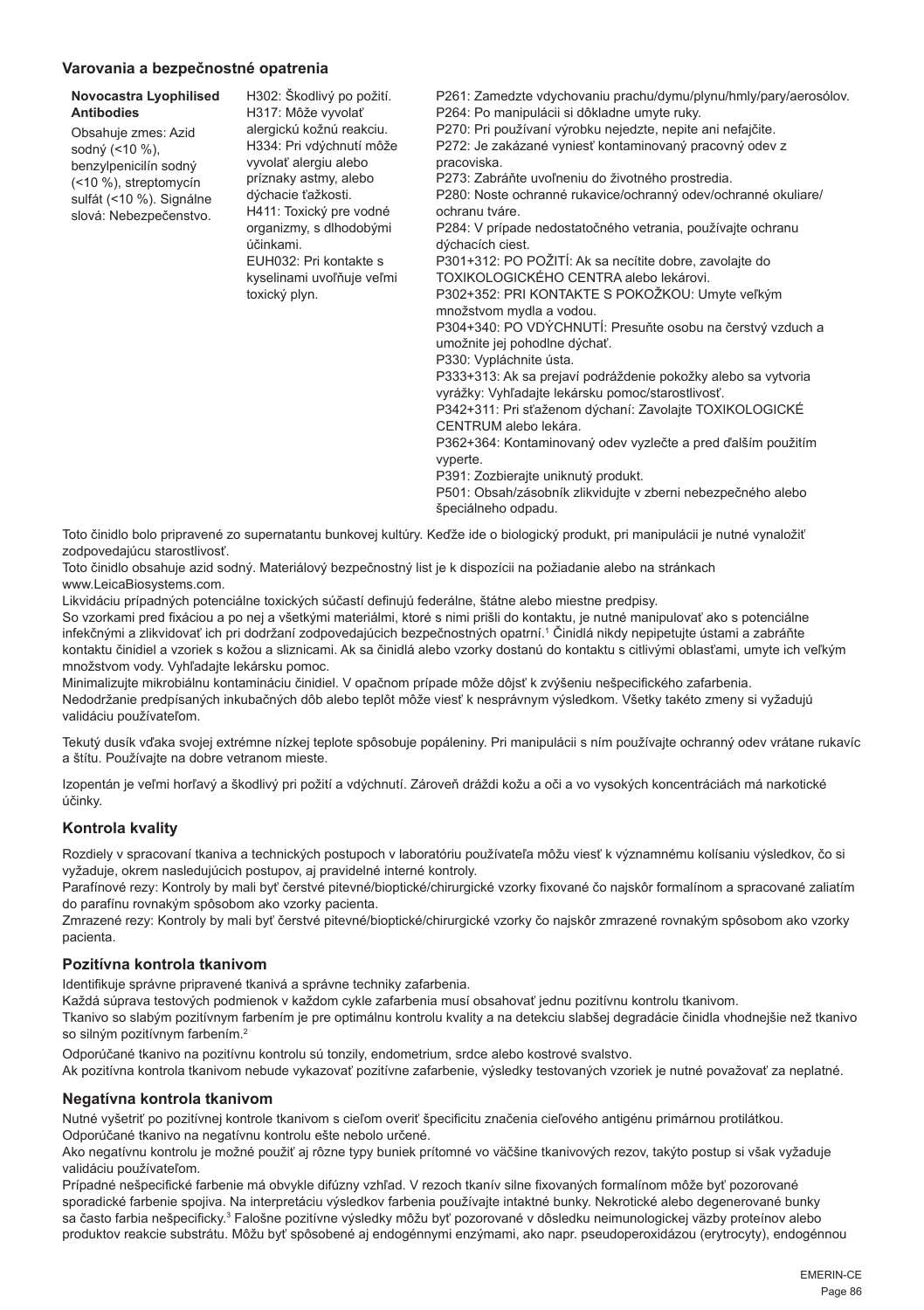### Varovania a bezpečnostné opatrenia

| | | |
|---|---|---|
| **Novocastra Lyophilised Antibodies**<br>Obsahuje zmes: Azid sodný (<10 %), benzylpenicilín sodný (<10 %), streptomycín sulfát (<10 %). Signálne slová: Nebezpečenstvo. | H302: Škodlivý po požití.<br>H317: Môže vyvolať alergickú kožnú reakciu.<br>H334: Pri vdýchnutí môže vyvolať alergiu alebo príznaky astmy, alebo dýchacie ťažkosti.<br>H411: Toxický pre vodné organizmy, s dlhodobými účinkami.<br>EUH032: Pri kontakte s kyselinami uvoľňuje veľmi toxický plyn. | P261: Zamedzte vdychovaniu prachu/dymu/plynu/hmly/pary/aerosólov.<br>P264: Po manipulácii si dôkladne umyte ruky.<br>P270: Pri používaní výrobku nejedzte, nepite ani nefajčite.<br>P272: Je zakázané vyniesť kontaminovaný pracovný odev z pracoviska.<br>P273: Zabráňte uvoľneniu do životného prostredia.<br>P280: Noste ochranné rukavice/ochranný odev/ochranné okuliare/ochranu tváre.<br>P284: V prípade nedostatočného vetrania, používajte ochranu dýchacích ciest.<br>P301+312: PO POŽITÍ: Ak sa necítite dobre, zavolajte do TOXIKOLOGICKÉHO CENTRA alebo lekárovi.<br>P302+352: PRI KONTAKTE S POKOŽKOU: Umyte veľkým množstvom mydla a vodou.<br>P304+340: PO VDÝCHNUTÍ: Presuňte osobu na čerstvý vzduch a umožnite jej pohodlne dýchať.<br>P330: Vypláchnite ústa.<br>P333+313: Ak sa prejaví podráždenie pokožky alebo sa vytvoria vyrážky: Vyhľadajte lekársku pomoc/starostlivosť.<br>P342+311: Pri sťaženom dýchaní: Zavolajte TOXIKOLOGICKÉ CENTRUM alebo lekára.<br>P362+364: Kontaminovaný odev vyzlečte a pred ďalším použitím vyperte.<br>P391: Zozbierajte uniknutý produkt.<br>P501: Obsah/zásobník zlikvidujte v zberni nebezpečného alebo špeciálneho odpadu. |

Toto činidlo bolo pripravené zo supernatantu bunkovej kultúry. Keďže ide o biologický produkt, pri manipulácii je nutné vynaložiť zodpovedajúcu starostlivosť.

Toto činidlo obsahuje azid sodný. Materiálový bezpečnostný list je k dispozícii na požiadanie alebo na stránkach www.LeicaBiosystems.com.

Likvidáciu prípadných potenciálne toxických súčastí definujú federálne, štátne alebo miestne predpisy.

So vzorkami pred fixáciou a po nej a všetkými materiálmi, ktoré s nimi prišli do kontaktu, je nutné manipulovať ako s potenciálne infekčnými a zlikvidovať ich pri dodržaní zodpovedajúcich bezpečnostných opatrení.[1] Činidlá nikdy nepipetujte ústami a zabráňte kontaktu činidiel a vzoriek s kožou a sliznicami. Ak sa činidlá alebo vzorky dostanú do kontaktu s citlivými oblasťami, umyte ich veľkým množstvom vody. Vyhľadajte lekársku pomoc.

Minimalizujte mikrobiálnu kontamináciu činidiel. V opačnom prípade môže dôjsť k zvýšeniu nešpecifického zafarbenia.

Nedodržanie predpísaných inkubačných dôb alebo teplôt môže viesť k nesprávnym výsledkom. Všetky takéto zmeny si vyžadujú validáciu používateľom.

Tekutý dusík vďaka svojej extrémne nízkej teplote spôsobuje popáleniny. Pri manipulácii s ním používajte ochranný odev vrátane rukavíc a štítu. Používajte na dobre vetranom mieste.

Izopentán je veľmi horľavý a škodlivý pri požití a vdýchnutí. Zároveň dráždi kožu a oči a vo vysokých koncentráciách má narkotické účinky.

### Kontrola kvality

Rozdiely v spracovaní tkaniva a technických postupoch v laboratóriu používateľa môžu viesť k významnému kolísaniu výsledkov, čo si vyžaduje, okrem nasledujúcich postupov, aj pravidelné interné kontroly.

Parafínové rezy: Kontroly by mali byť čerstvé pitevné/bioptické/chirurgické vzorky fixované čo najskôr formalínom a spracované zaliatím do parafínu rovnakým spôsobom ako vzorky pacienta.

Zmrazené rezy: Kontroly by mali byť čerstvé pitevné/bioptické/chirurgické vzorky čo najskôr zmrazené rovnakým spôsobom ako vzorky pacienta.

### Pozitívna kontrola tkanivom

Identifikuje správne pripravené tkanivá a správne techniky zafarbenia.

Každá súprava testových podmienok v každom cykle zafarbenia musí obsahovať jednu pozitívnu kontrolu tkanivom.

Tkanivo so slabým pozitívnym farbením je pre optimálnu kontrolu kvality a na detekciu slabšej degradácie činidla vhodnejšie než tkanivo so silným pozitívnym farbením.[2]

Odporúčané tkanivo na pozitívnu kontrolu sú tonzily, endometrium, srdce alebo kostrové svalstvo.

Ak pozitívna kontrola tkanivom nebude vykazovať pozitívne zafarbenie, výsledky testovaných vzoriek je nutné považovať za neplatné.

### Negatívna kontrola tkanivom

Nutné vyšetriť po pozitívnej kontrole tkanivom s cieľom overiť špecificitu značenia cieľového antigénu primárnou protilátkou.

Odporúčané tkanivo na negatívnu kontrolu ešte nebolo určené.

Ako negatívnu kontrolu je možné použiť aj rôzne typy buniek prítomné vo väčšine tkanivových rezov, takýto postup si však vyžaduje validáciu používateľom.

Prípadné nešpecifické farbenie má obvykle difúzny vzhľad. V rezoch tkanív silne fixovaných formalínom môže byť pozorované sporadické farbenie spojiva. Na interpretáciu výsledkov farbenia používajte intaktné bunky. Nekrotické alebo degenerované bunky sa často farbia nešpecificky.[3] Falošne pozitívne výsledky môžu byť pozorované v dôsledku neimunologickej väzby proteínov alebo produktov reakcie substrátu. Môžu byť spôsobené aj endogénnymi enzýmami, ako napr. pseudoperoxidázou (erytrocyty), endogénnou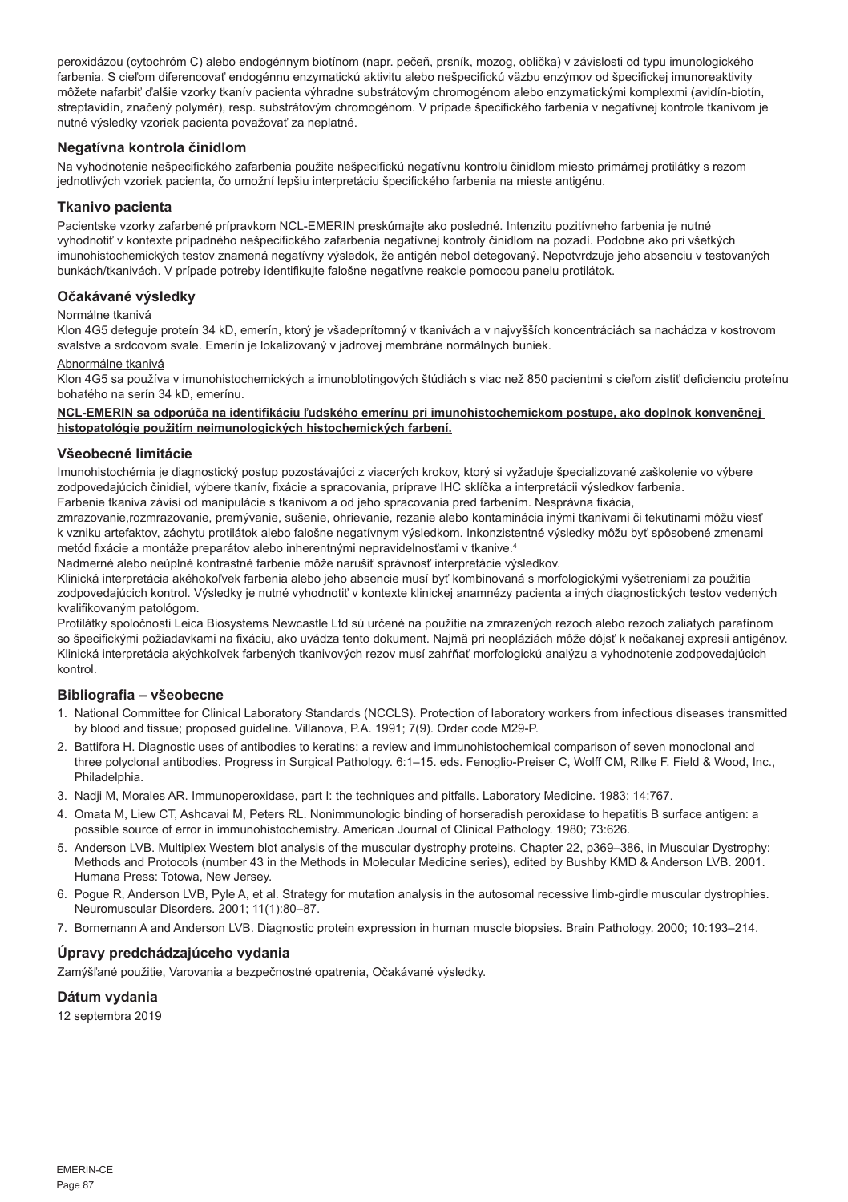peroxidázou (cytochróm C) alebo endogénnym biotínom (napr. pečeň, prsník, mozog, oblička) v závislosti od typu imunologického farbenia. S cieľom diferencovať endogénnu enzymatickú aktivitu alebo nešpecifickú väzbu enzýmov od špecifickej imunoreaktivity môžete nafarbiť ďalšie vzorky tkanív pacienta výhradne substrátovým chromogénom alebo enzymatickými komplexmi (avidín-biotín, streptavidín, značený polymér), resp. substrátovým chromogénom. V prípade špecifického farbenia v negatívnej kontrole tkanivom je nutné výsledky vzoriek pacienta považovať za neplatné.

## Negatívna kontrola činidlom

Na vyhodnotenie nešpecifického zafarbenia použite nešpecifickú negatívnu kontrolu činidlom miesto primárnej protilátky s rezom jednotlivých vzoriek pacienta, čo umožní lepšiu interpretáciu špecifického farbenia na mieste antigénu.

## Tkanivo pacienta

Pacientske vzorky zafarbené prípravkom NCL-EMERIN preskúmajte ako posledné. Intenzitu pozitívneho farbenia je nutné vyhodnotiť v kontexte prípadného nešpecifického zafarbenia negatívnej kontroly činidlom na pozadí. Podobne ako pri všetkých imunohistochemických testov znamená negatívny výsledok, že antigén nebol detegovaný. Nepotvrdzuje jeho absenciu v testovaných bunkách/tkanivách. V prípade potreby identifikujte falošne negatívne reakcie pomocou panelu protilátok.

## Očakávané výsledky

Normálne tkanivá

Klon 4G5 deteguje proteín 34 kD, emerín, ktorý je všadeprítomný v tkanivách a v najvyšších koncentráciách sa nachádza v kostrovom svalstve a srdcovom svale. Emerín je lokalizovaný v jadrovej membráne normálnych buniek.

Abnormálne tkanivá

Klon 4G5 sa používa v imunohistochemických a imunoblotingových štúdiách s viac než 850 pacientmi s cieľom zistiť deficienciu proteínu bohatého na serín 34 kD, emerínu.

**NCL-EMERIN sa odporúča na identifikáciu ľudského emerínu pri imunohistochemickom postupe, ako doplnok konvenčnej histopatológie použitím neimunologických histochemických farbení.**

## Všeobecné limitácie

Imunohistochémia je diagnostický postup pozostávajúci z viacerých krokov, ktorý si vyžaduje špecializované zaškolenie vo výbere zodpovedajúcich činidiel, výbere tkanív, fixácie a spracovania, príprave IHC sklíčka a interpretácii výsledkov farbenia.
Farbenie tkaniva závisí od manipulácie s tkanivom a od jeho spracovania pred farbením. Nesprávna fixácia, zmrazovanie,rozmrazovanie, premývanie, sušenie, ohrievanie, rezanie alebo kontaminácia inými tkanivami či tekutinami môžu viesť k vzniku artefaktov, záchytu protilátok alebo falošne negatívnym výsledkom. Inkonzistentné výsledky môžu byť spôsobené zmenami metód fixácie a montáže preparátov alebo inherentnými nepravidelnosťami v tkanive.[4]
Nadmerné alebo neúplné kontrastné farbenie môže narušiť správnosť interpretácie výsledkov.
Klinická interpretácia akéhokoľvek farbenia alebo jeho absencie musí byť kombinovaná s morfologickými vyšetreniami za použitia zodpovedajúcich kontrol. Výsledky je nutné vyhodnotiť v kontexte klinickej anamnézy pacienta a iných diagnostických testov vedených kvalifikovaným patológom.
Protilátky spoločnosti Leica Biosystems Newcastle Ltd sú určené na použitie na zmrazených rezoch alebo rezoch zaliatych parafínom so špecifickými požiadavkami na fixáciu, ako uvádza tento dokument. Najmä pri neopláziách môže dôjsť k nečakanej expresii antigénov. Klinická interpretácia akýchkoľvek farbených tkanivových rezov musí zahŕňať morfologickú analýzu a vyhodnotenie zodpovedajúcich kontrol.

## Bibliografia – všeobecne

1. National Committee for Clinical Laboratory Standards (NCCLS). Protection of laboratory workers from infectious diseases transmitted by blood and tissue; proposed guideline. Villanova, P.A. 1991; 7(9). Order code M29-P.
2. Battifora H. Diagnostic uses of antibodies to keratins: a review and immunohistochemical comparison of seven monoclonal and three polyclonal antibodies. Progress in Surgical Pathology. 6:1–15. eds. Fenoglio-Preiser C, Wolff CM, Rilke F. Field & Wood, Inc., Philadelphia.
3. Nadji M, Morales AR. Immunoperoxidase, part I: the techniques and pitfalls. Laboratory Medicine. 1983; 14:767.
4. Omata M, Liew CT, Ashcavai M, Peters RL. Nonimmunologic binding of horseradish peroxidase to hepatitis B surface antigen: a possible source of error in immunohistochemistry. American Journal of Clinical Pathology. 1980; 73:626.
5. Anderson LVB. Multiplex Western blot analysis of the muscular dystrophy proteins. Chapter 22, p369–386, in Muscular Dystrophy: Methods and Protocols (number 43 in the Methods in Molecular Medicine series), edited by Bushby KMD & Anderson LVB. 2001. Humana Press: Totowa, New Jersey.
6. Pogue R, Anderson LVB, Pyle A, et al. Strategy for mutation analysis in the autosomal recessive limb-girdle muscular dystrophies. Neuromuscular Disorders. 2001; 11(1):80–87.
7. Bornemann A and Anderson LVB. Diagnostic protein expression in human muscle biopsies. Brain Pathology. 2000; 10:193–214.

## Úpravy predchádzajúceho vydania

Zamýšľané použitie, Varovania a bezpečnostné opatrenia, Očakávané výsledky.

## Dátum vydania

12 septembra 2019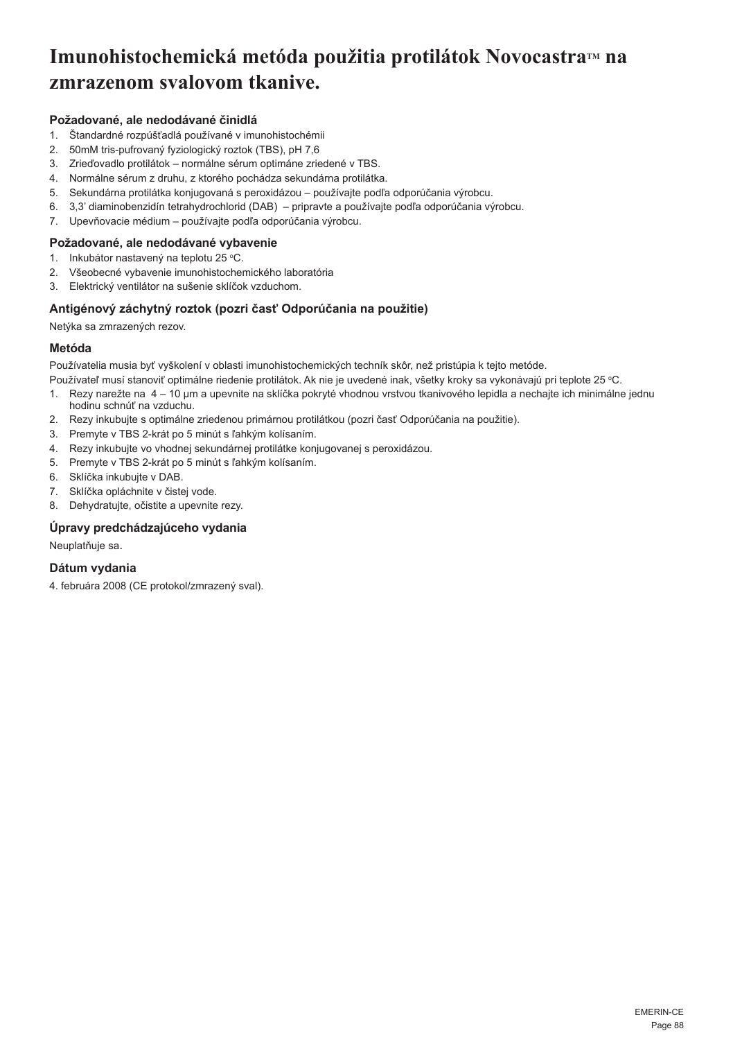# Imunohistochemická metóda použitia protilátok Novocastra™ na zmrazenom svalovom tkanive.

### Požadované, ale nedodávané činidlá

1. Štandardné rozpúšťadlá používané v imunohistochémii
2. 50mM tris-pufrovaný fyziologický roztok (TBS), pH 7,6
3. Zrieďovadlo protilátok – normálne sérum optimáne zriedené v TBS.
4. Normálne sérum z druhu, z ktorého pochádza sekundárna protilátka.
5. Sekundárna protilátka konjugovaná s peroxidázou – používajte podľa odporúčania výrobcu.
6. 3,3' diaminobenzidín tetrahydrochlorid (DAB) – pripravte a používajte podľa odporúčania výrobcu.
7. Upevňovacie médium – používajte podľa odporúčania výrobcu.

### Požadované, ale nedodávané vybavenie

1. Inkubátor nastavený na teplotu 25 °C.
2. Všeobecné vybavenie imunohistochemického laboratória
3. Elektrický ventilátor na sušenie sklíčok vzduchom.

### Antigénový záchytný roztok (pozri časť Odporúčania na použitie)

Netýka sa zmrazených rezov.

### Metóda

Používatelia musia byť vyškolení v oblasti imunohistochemických techník skôr, než pristúpia k tejto metóde.

Používateľ musí stanoviť optimálne riedenie protilátok. Ak nie je uvedené inak, všetky kroky sa vykonávajú pri teplote 25 °C.

1. Rezy narežte na 4 – 10 µm a upevnite na sklíčka pokryté vhodnou vrstvou tkanivového lepidla a nechajte ich minimálne jednu hodinu schnúť na vzduchu.
2. Rezy inkubujte s optimálne zriedenou primárnou protilátkou (pozri časť Odporúčania na použitie).
3. Premyte v TBS 2-krát po 5 minút s ľahkým kolísaním.
4. Rezy inkubujte vo vhodnej sekundárnej protilátke konjugovanej s peroxidázou.
5. Premyte v TBS 2-krát po 5 minút s ľahkým kolísaním.
6. Sklíčka inkubujte v DAB.
7. Sklíčka opláchnite v čistej vode.
8. Dehydratujte, očistite a upevnite rezy.

### Úpravy predchádzajúceho vydania

Neuplatňuje sa.

### Dátum vydania

4. februára 2008 (CE protokol/zmrazený sval).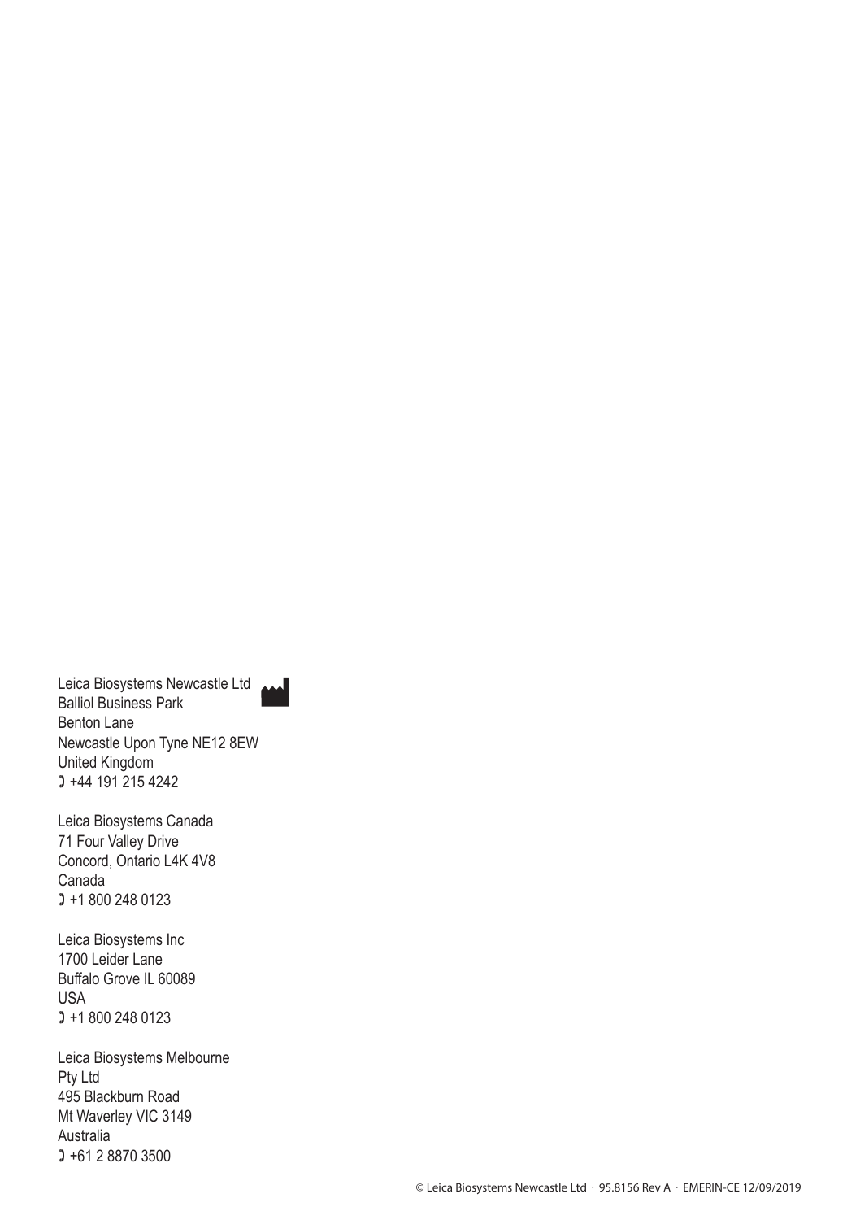Leica Biosystems Newcastle Ltd
Balliol Business Park
Benton Lane
Newcastle Upon Tyne NE12 8EW
United Kingdom
+44 191 215 4242

Leica Biosystems Canada
71 Four Valley Drive
Concord, Ontario L4K 4V8
Canada
+1 800 248 0123

Leica Biosystems Inc
1700 Leider Lane
Buffalo Grove IL 60089
USA
+1 800 248 0123

Leica Biosystems Melbourne
Pty Ltd
495 Blackburn Road
Mt Waverley VIC 3149
Australia
+61 2 8870 3500

© Leica Biosystems Newcastle Ltd · 95.8156 Rev A · EMERIN-CE 12/09/2019